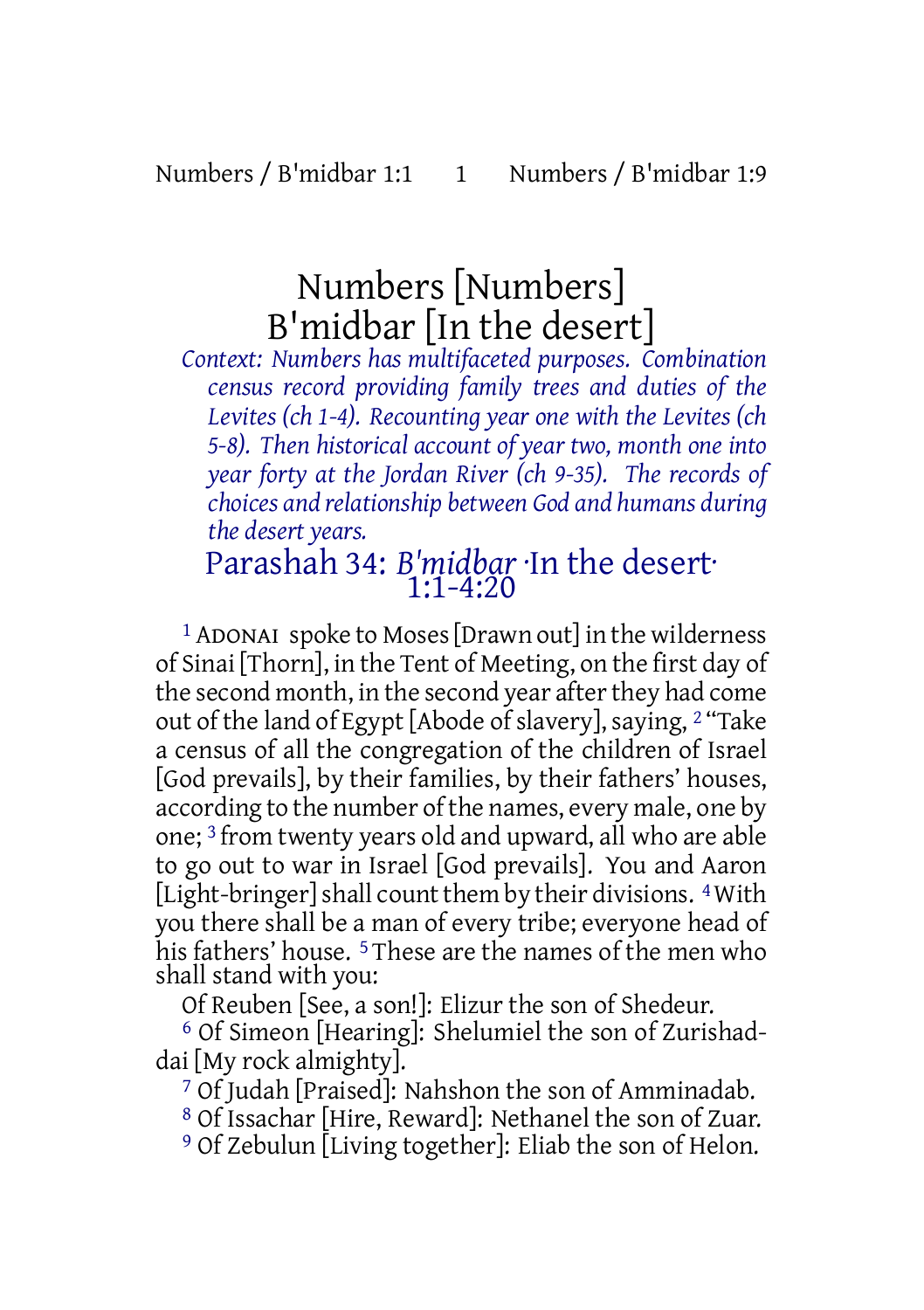# Numbers [Numbers]
# B'midbar [In the desert]

*Context: Numbers has multifaceted purposes. Combination census record providing family trees and duties of the Levites (ch 1-4). Recounting year one with the Levites (ch 5-8). Then historical account of year two, month one into year forty at the Jordan River (ch 9-35). The records of choices and relationship between God and humans during the desert years.*

## Parashah 34: *B'midbar* ·In the desert· 1:1-4:20

[1] ADONAI spoke to Moses [Drawn out] in the wilderness of Sinai [Thorn], in the Tent of Meeting, on the first day of the second month, in the second year after they had come out of the land of Egypt [Abode of slavery], saying, [2] "Take a census of all the congregation of the children of Israel [God prevails], by their families, by their fathers' houses, according to the number of the names, every male, one by one; [3] from twenty years old and upward, all who are able to go out to war in Israel [God prevails]. You and Aaron [Light-bringer] shall count them by their divisions. [4] With you there shall be a man of every tribe; everyone head of his fathers' house. [5] These are the names of the men who shall stand with you:

Of Reuben [See, a son!]: Elizur the son of Shedeur.

[6] Of Simeon [Hearing]: Shelumiel the son of Zurishaddai [My rock almighty].

[7] Of Judah [Praised]: Nahshon the son of Amminadab.

[8] Of Issachar [Hire, Reward]: Nethanel the son of Zuar.

[9] Of Zebulun [Living together]: Eliab the son of Helon.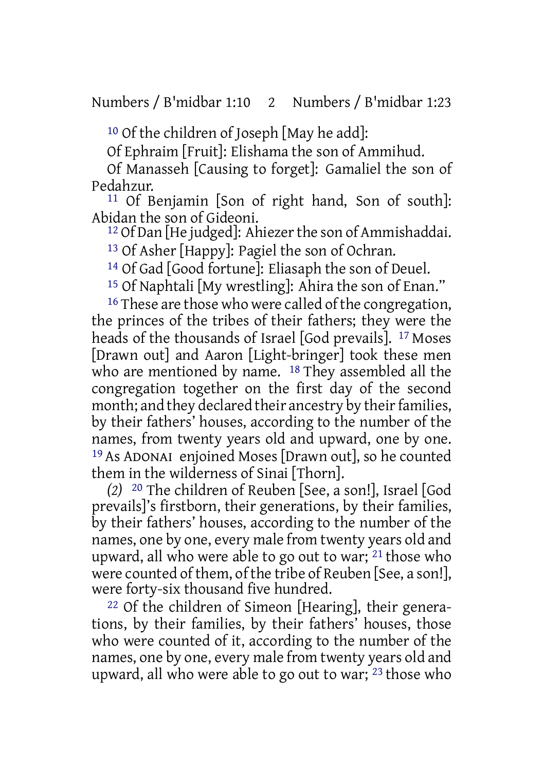[10] Of the children of Joseph [May he add]:

Of Ephraim [Fruit]: Elishama the son of Ammihud.

Of Manasseh [Causing to forget]: Gamaliel the son of Pedahzur.

[11] Of Benjamin [Son of right hand, Son of south]: Abidan the son of Gideoni.

[12] Of Dan [He judged]: Ahiezer the son of Ammishaddai.

[13] Of Asher [Happy]: Pagiel the son of Ochran.

[14] Of Gad [Good fortune]: Eliasaph the son of Deuel.

[15] Of Naphtali [My wrestling]: Ahira the son of Enan."

[16] These are those who were called of the congregation, the princes of the tribes of their fathers; they were the heads of the thousands of Israel [God prevails]. [17] Moses [Drawn out] and Aaron [Light-bringer] took these men who are mentioned by name. [18] They assembled all the congregation together on the first day of the second month; and they declared their ancestry by their families, by their fathers' houses, according to the number of the names, from twenty years old and upward, one by one. [19] As ADONAI enjoined Moses [Drawn out], so he counted them in the wilderness of Sinai [Thorn].

*(2)* [20] The children of Reuben [See, a son!], Israel [God prevails]'s firstborn, their generations, by their families, by their fathers' houses, according to the number of the names, one by one, every male from twenty years old and upward, all who were able to go out to war; [21] those who were counted of them, of the tribe of Reuben [See, a son!], were forty-six thousand five hundred.

[22] Of the children of Simeon [Hearing], their generations, by their families, by their fathers' houses, those who were counted of it, according to the number of the names, one by one, every male from twenty years old and upward, all who were able to go out to war; [23] those who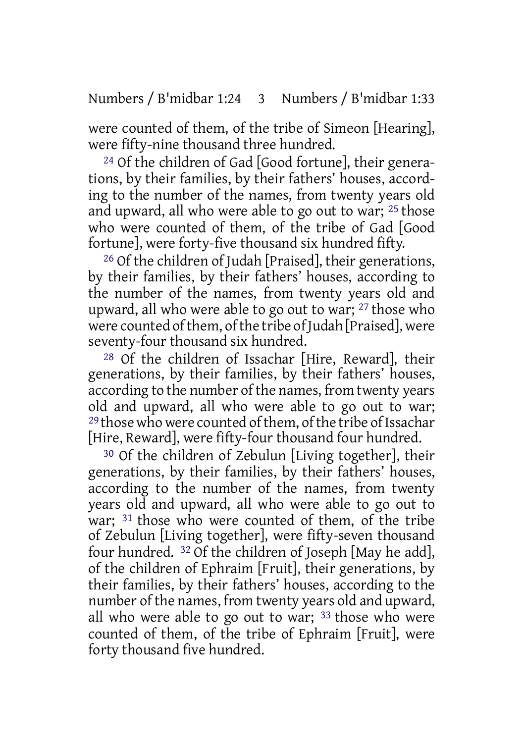were counted of them, of the tribe of Simeon [Hearing], were fifty-nine thousand three hundred.

24 Of the children of Gad [Good fortune], their generations, by their families, by their fathers' houses, according to the number of the names, from twenty years old and upward, all who were able to go out to war; 25 those who were counted of them, of the tribe of Gad [Good fortune], were forty-five thousand six hundred fifty.

26 Of the children of Judah [Praised], their generations, by their families, by their fathers' houses, according to the number of the names, from twenty years old and upward, all who were able to go out to war; 27 those who were counted of them, of the tribe of Judah [Praised], were seventy-four thousand six hundred.

28 Of the children of Issachar [Hire, Reward], their generations, by their families, by their fathers' houses, according to the number of the names, from twenty years old and upward, all who were able to go out to war; 29 those who were counted of them, of the tribe of Issachar [Hire, Reward], were fifty-four thousand four hundred.

30 Of the children of Zebulun [Living together], their generations, by their families, by their fathers' houses, according to the number of the names, from twenty years old and upward, all who were able to go out to war; 31 those who were counted of them, of the tribe of Zebulun [Living together], were fifty-seven thousand four hundred. 32 Of the children of Joseph [May he add], of the children of Ephraim [Fruit], their generations, by their families, by their fathers' houses, according to the number of the names, from twenty years old and upward, all who were able to go out to war; 33 those who were counted of them, of the tribe of Ephraim [Fruit], were forty thousand five hundred.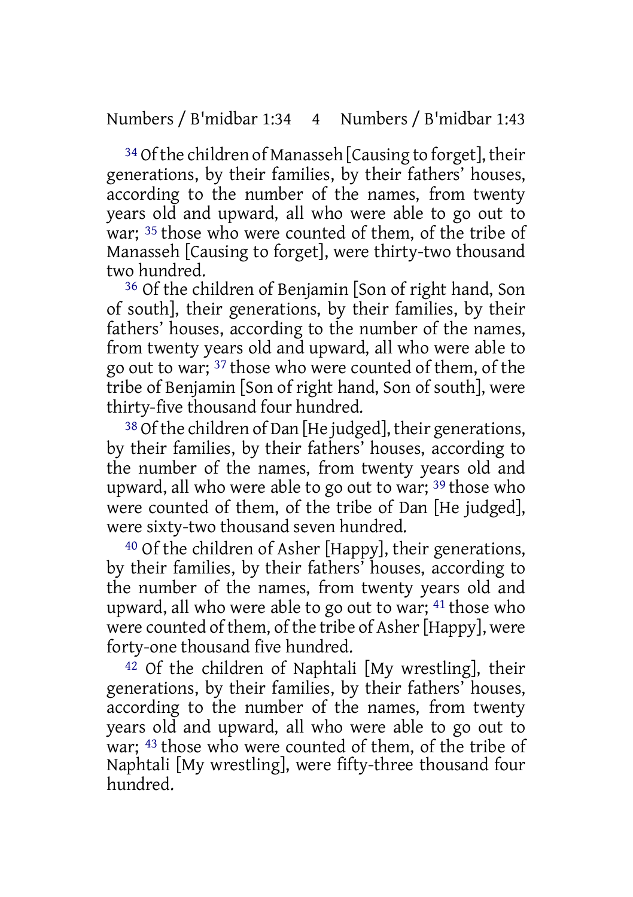[34] Of the children of Manasseh [Causing to forget], their generations, by their families, by their fathers' houses, according to the number of the names, from twenty years old and upward, all who were able to go out to war; [35] those who were counted of them, of the tribe of Manasseh [Causing to forget], were thirty-two thousand two hundred.

[36] Of the children of Benjamin [Son of right hand, Son of south], their generations, by their families, by their fathers' houses, according to the number of the names, from twenty years old and upward, all who were able to go out to war; [37] those who were counted of them, of the tribe of Benjamin [Son of right hand, Son of south], were thirty-five thousand four hundred.

[38] Of the children of Dan [He judged], their generations, by their families, by their fathers' houses, according to the number of the names, from twenty years old and upward, all who were able to go out to war; [39] those who were counted of them, of the tribe of Dan [He judged], were sixty-two thousand seven hundred.

[40] Of the children of Asher [Happy], their generations, by their families, by their fathers' houses, according to the number of the names, from twenty years old and upward, all who were able to go out to war; [41] those who were counted of them, of the tribe of Asher [Happy], were forty-one thousand five hundred.

[42] Of the children of Naphtali [My wrestling], their generations, by their families, by their fathers' houses, according to the number of the names, from twenty years old and upward, all who were able to go out to war; [43] those who were counted of them, of the tribe of Naphtali [My wrestling], were fifty-three thousand four hundred.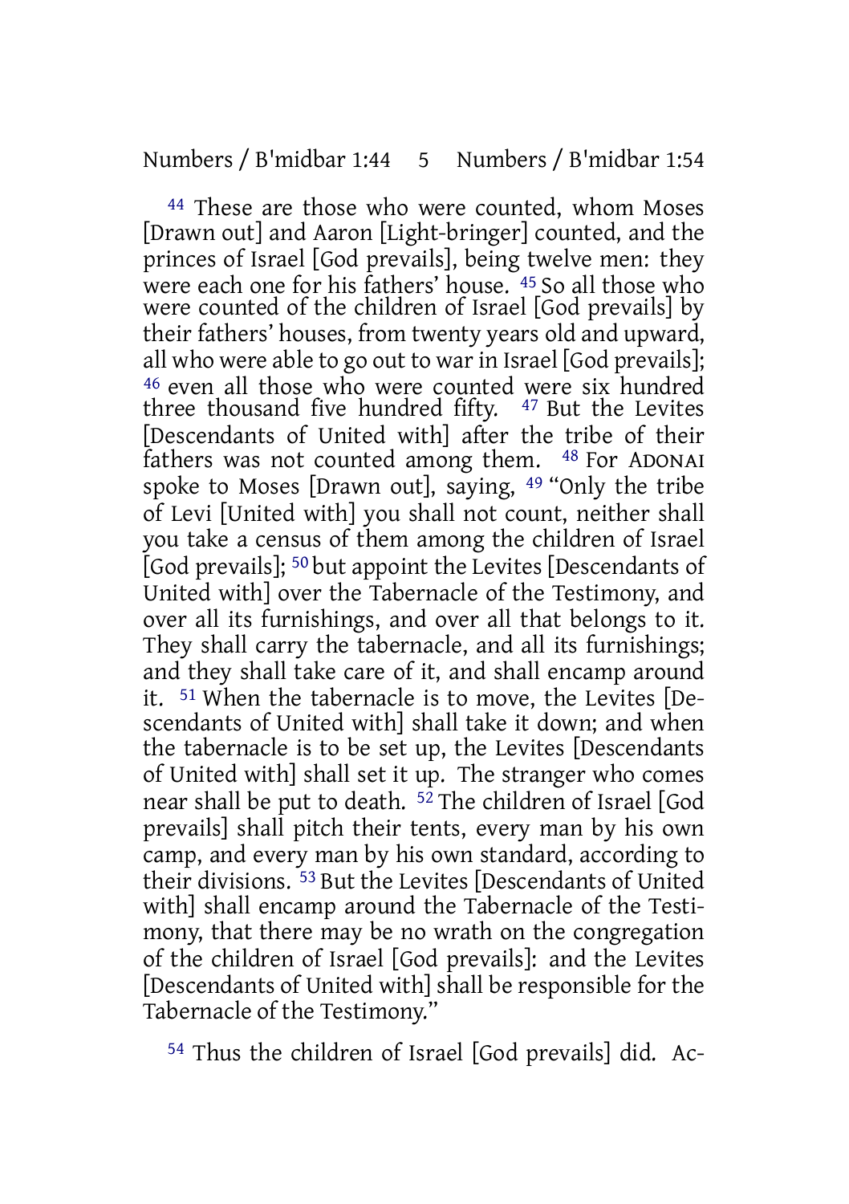44 These are those who were counted, whom Moses [Drawn out] and Aaron [Light-bringer] counted, and the princes of Israel [God prevails], being twelve men: they were each one for his fathers' house. 45 So all those who were counted of the children of Israel [God prevails] by their fathers' houses, from twenty years old and upward, all who were able to go out to war in Israel [God prevails]; 46 even all those who were counted were six hundred three thousand five hundred fifty. 47 But the Levites [Descendants of United with] after the tribe of their fathers was not counted among them. 48 For ADONAI spoke to Moses [Drawn out], saying, 49 "Only the tribe of Levi [United with] you shall not count, neither shall you take a census of them among the children of Israel [God prevails]; 50 but appoint the Levites [Descendants of United with] over the Tabernacle of the Testimony, and over all its furnishings, and over all that belongs to it. They shall carry the tabernacle, and all its furnishings; and they shall take care of it, and shall encamp around it. 51 When the tabernacle is to move, the Levites [Descendants of United with] shall take it down; and when the tabernacle is to be set up, the Levites [Descendants of United with] shall set it up. The stranger who comes near shall be put to death. 52 The children of Israel [God prevails] shall pitch their tents, every man by his own camp, and every man by his own standard, according to their divisions. 53 But the Levites [Descendants of United with] shall encamp around the Tabernacle of the Testimony, that there may be no wrath on the congregation of the children of Israel [God prevails]: and the Levites [Descendants of United with] shall be responsible for the Tabernacle of the Testimony."

54 Thus the children of Israel [God prevails] did. Ac-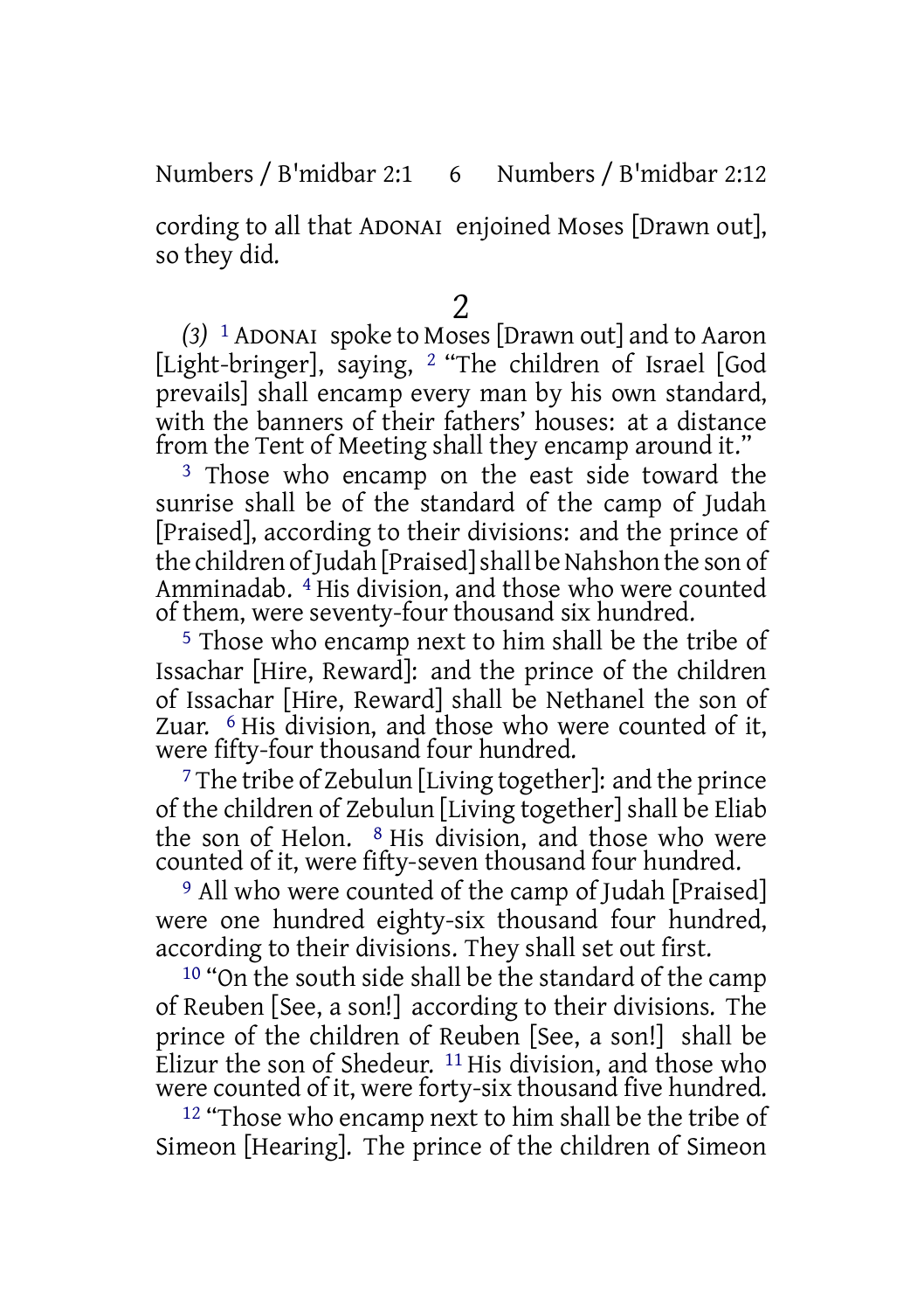cording to all that ADONAI enjoined Moses [Drawn out], so they did.

## 2

*(3)* 1 ADONAI spoke to Moses [Drawn out] and to Aaron [Light-bringer], saying, 2 "The children of Israel [God prevails] shall encamp every man by his own standard, with the banners of their fathers' houses: at a distance from the Tent of Meeting shall they encamp around it."

3 Those who encamp on the east side toward the sunrise shall be of the standard of the camp of Judah [Praised], according to their divisions: and the prince of the children of Judah [Praised] shall be Nahshon the son of Amminadab. 4 His division, and those who were counted of them, were seventy-four thousand six hundred.

5 Those who encamp next to him shall be the tribe of Issachar [Hire, Reward]: and the prince of the children of Issachar [Hire, Reward] shall be Nethanel the son of Zuar. 6 His division, and those who were counted of it, were fifty-four thousand four hundred.

7 The tribe of Zebulun [Living together]: and the prince of the children of Zebulun [Living together] shall be Eliab the son of Helon. 8 His division, and those who were counted of it, were fifty-seven thousand four hundred.

9 All who were counted of the camp of Judah [Praised] were one hundred eighty-six thousand four hundred, according to their divisions. They shall set out first.

10 "On the south side shall be the standard of the camp of Reuben [See, a son!] according to their divisions. The prince of the children of Reuben [See, a son!] shall be Elizur the son of Shedeur. 11 His division, and those who were counted of it, were forty-six thousand five hundred.

12 "Those who encamp next to him shall be the tribe of Simeon [Hearing]. The prince of the children of Simeon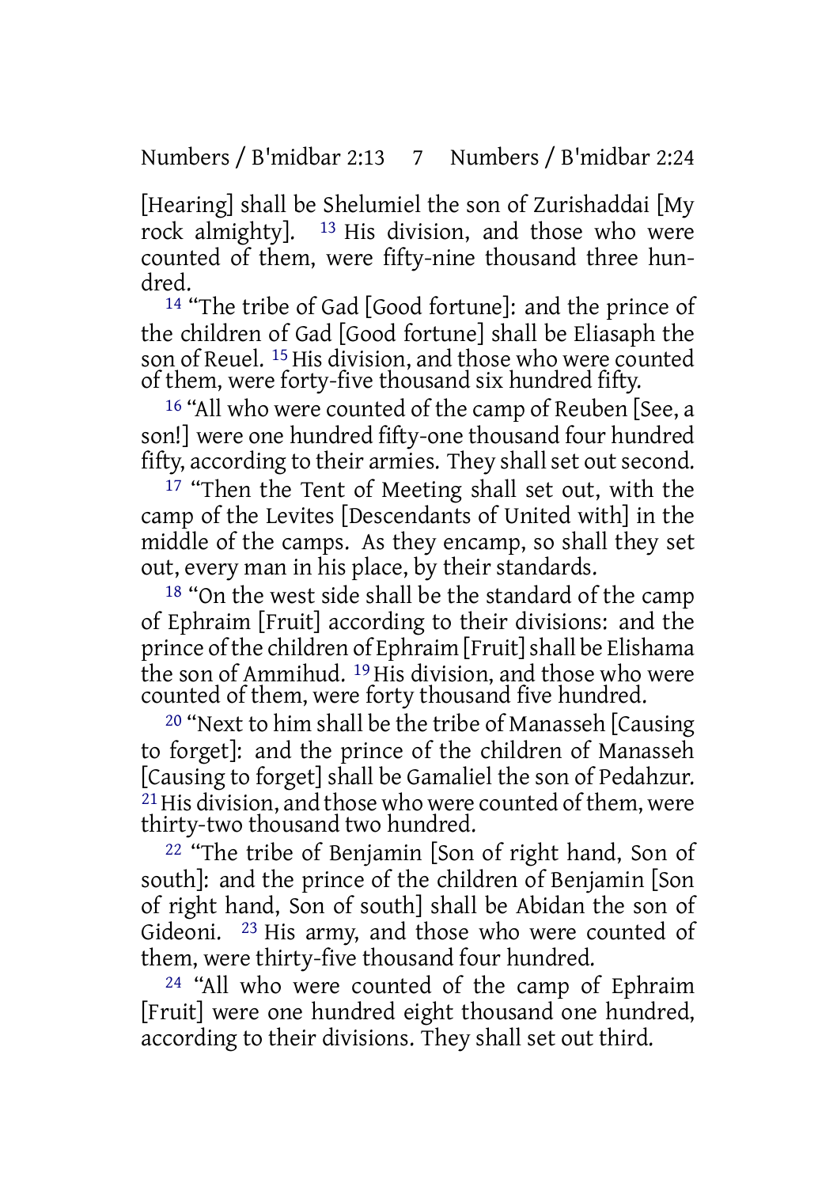[Hearing] shall be Shelumiel the son of Zurishaddai [My rock almighty]. [13] His division, and those who were counted of them, were fifty-nine thousand three hundred.

[14] "The tribe of Gad [Good fortune]: and the prince of the children of Gad [Good fortune] shall be Eliasaph the son of Reuel. [15] His division, and those who were counted of them, were forty-five thousand six hundred fifty.

[16] "All who were counted of the camp of Reuben [See, a son!] were one hundred fifty-one thousand four hundred fifty, according to their armies. They shall set out second.

[17] "Then the Tent of Meeting shall set out, with the camp of the Levites [Descendants of United with] in the middle of the camps. As they encamp, so shall they set out, every man in his place, by their standards.

[18] "On the west side shall be the standard of the camp of Ephraim [Fruit] according to their divisions: and the prince of the children of Ephraim [Fruit] shall be Elishama the son of Ammihud. [19] His division, and those who were counted of them, were forty thousand five hundred.

[20] "Next to him shall be the tribe of Manasseh [Causing to forget]: and the prince of the children of Manasseh [Causing to forget] shall be Gamaliel the son of Pedahzur. [21] His division, and those who were counted of them, were thirty-two thousand two hundred.

[22] "The tribe of Benjamin [Son of right hand, Son of south]: and the prince of the children of Benjamin [Son of right hand, Son of south] shall be Abidan the son of Gideoni. [23] His army, and those who were counted of them, were thirty-five thousand four hundred.

[24] "All who were counted of the camp of Ephraim [Fruit] were one hundred eight thousand one hundred, according to their divisions. They shall set out third.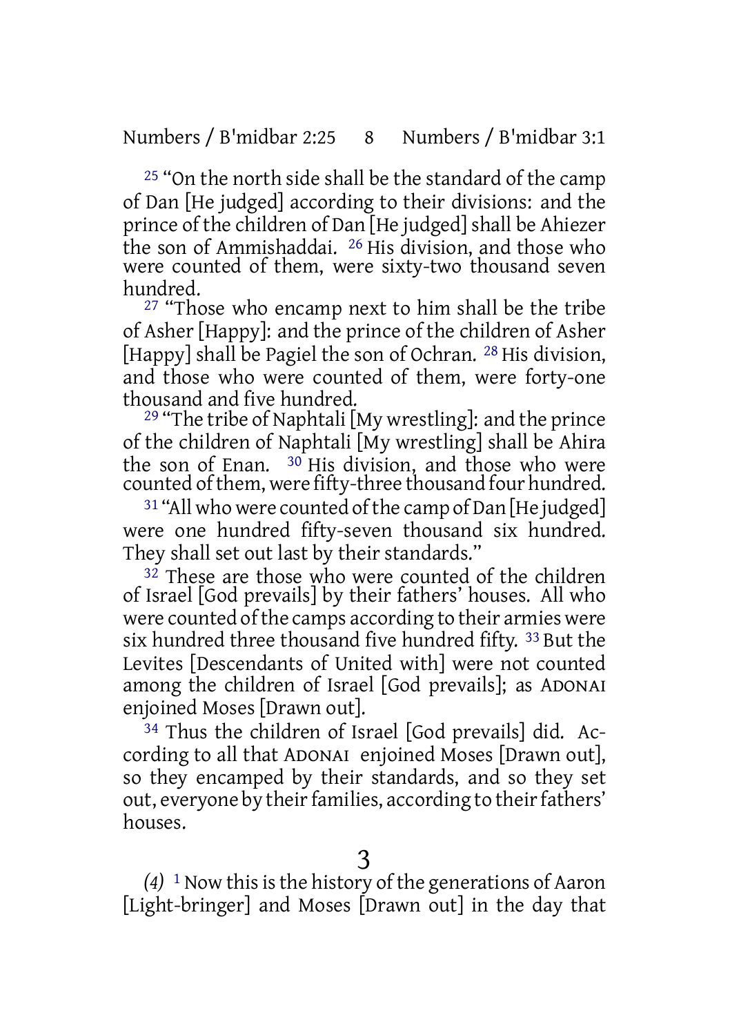[25] "On the north side shall be the standard of the camp of Dan [He judged] according to their divisions: and the prince of the children of Dan [He judged] shall be Ahiezer the son of Ammishaddai. [26] His division, and those who were counted of them, were sixty-two thousand seven hundred.

[27] "Those who encamp next to him shall be the tribe of Asher [Happy]: and the prince of the children of Asher [Happy] shall be Pagiel the son of Ochran. [28] His division, and those who were counted of them, were forty-one thousand and five hundred.

[29] "The tribe of Naphtali [My wrestling]: and the prince of the children of Naphtali [My wrestling] shall be Ahira the son of Enan. [30] His division, and those who were counted of them, were fifty-three thousand four hundred.

[31] "All who were counted of the camp of Dan [He judged] were one hundred fifty-seven thousand six hundred. They shall set out last by their standards."

[32] These are those who were counted of the children of Israel [God prevails] by their fathers' houses. All who were counted of the camps according to their armies were six hundred three thousand five hundred fifty. [33] But the Levites [Descendants of United with] were not counted among the children of Israel [God prevails]; as ADONAI enjoined Moses [Drawn out].

[34] Thus the children of Israel [God prevails] did. According to all that ADONAI enjoined Moses [Drawn out], so they encamped by their standards, and so they set out, everyone by their families, according to their fathers' houses.

# 3

*(4)* [1] Now this is the history of the generations of Aaron [Light-bringer] and Moses [Drawn out] in the day that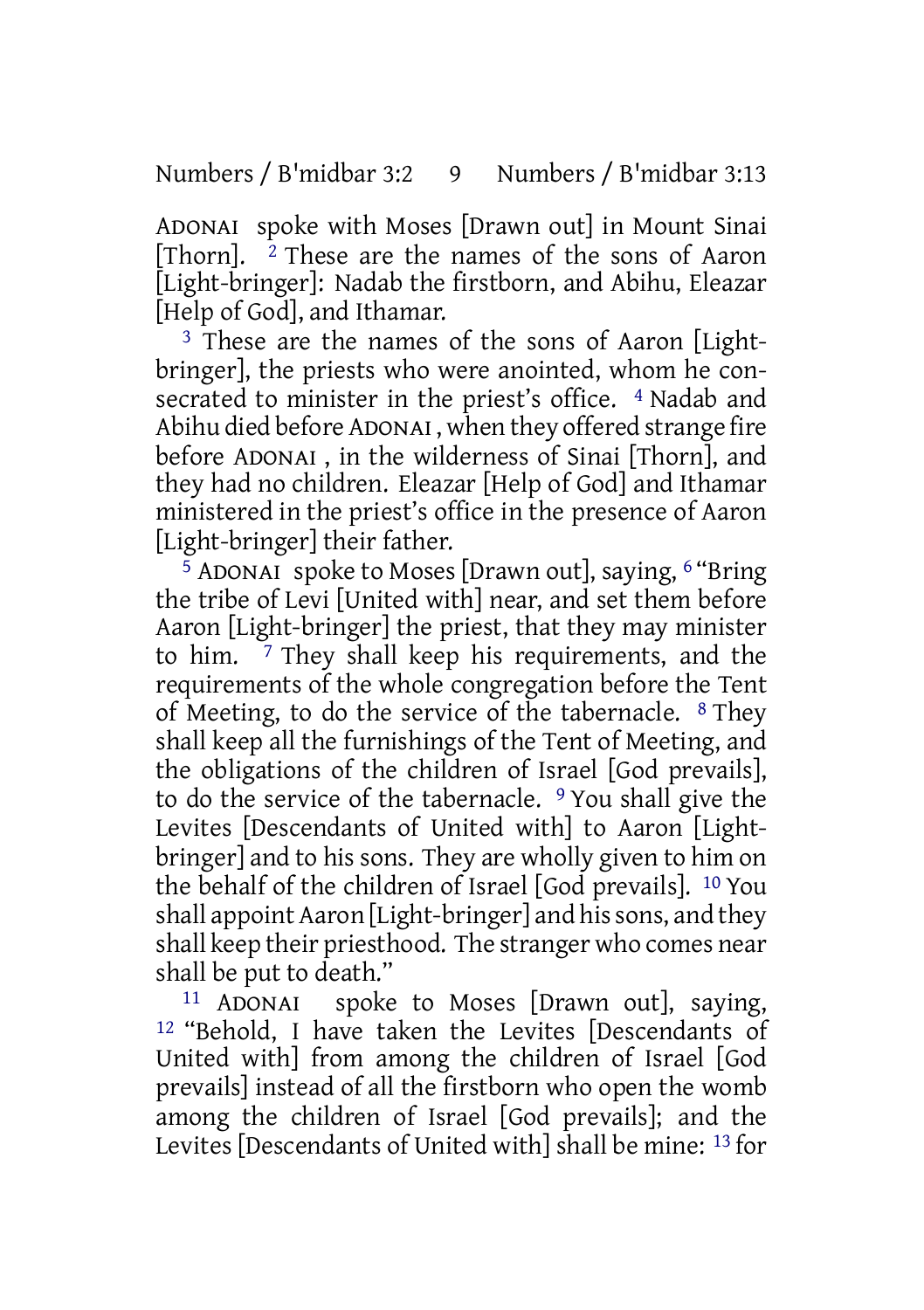ADONAI spoke with Moses [Drawn out] in Mount Sinai [Thorn]. [2] These are the names of the sons of Aaron [Light-bringer]: Nadab the firstborn, and Abihu, Eleazar [Help of God], and Ithamar.

[3] These are the names of the sons of Aaron [Light-bringer], the priests who were anointed, whom he consecrated to minister in the priest's office. [4] Nadab and Abihu died before ADONAI, when they offered strange fire before ADONAI, in the wilderness of Sinai [Thorn], and they had no children. Eleazar [Help of God] and Ithamar ministered in the priest's office in the presence of Aaron [Light-bringer] their father.

[5] ADONAI spoke to Moses [Drawn out], saying, [6] "Bring the tribe of Levi [United with] near, and set them before Aaron [Light-bringer] the priest, that they may minister to him. [7] They shall keep his requirements, and the requirements of the whole congregation before the Tent of Meeting, to do the service of the tabernacle. [8] They shall keep all the furnishings of the Tent of Meeting, and the obligations of the children of Israel [God prevails], to do the service of the tabernacle. [9] You shall give the Levites [Descendants of United with] to Aaron [Light-bringer] and to his sons. They are wholly given to him on the behalf of the children of Israel [God prevails]. [10] You shall appoint Aaron [Light-bringer] and his sons, and they shall keep their priesthood. The stranger who comes near shall be put to death."

[11] ADONAI spoke to Moses [Drawn out], saying, [12] "Behold, I have taken the Levites [Descendants of United with] from among the children of Israel [God prevails] instead of all the firstborn who open the womb among the children of Israel [God prevails]; and the Levites [Descendants of United with] shall be mine: [13] for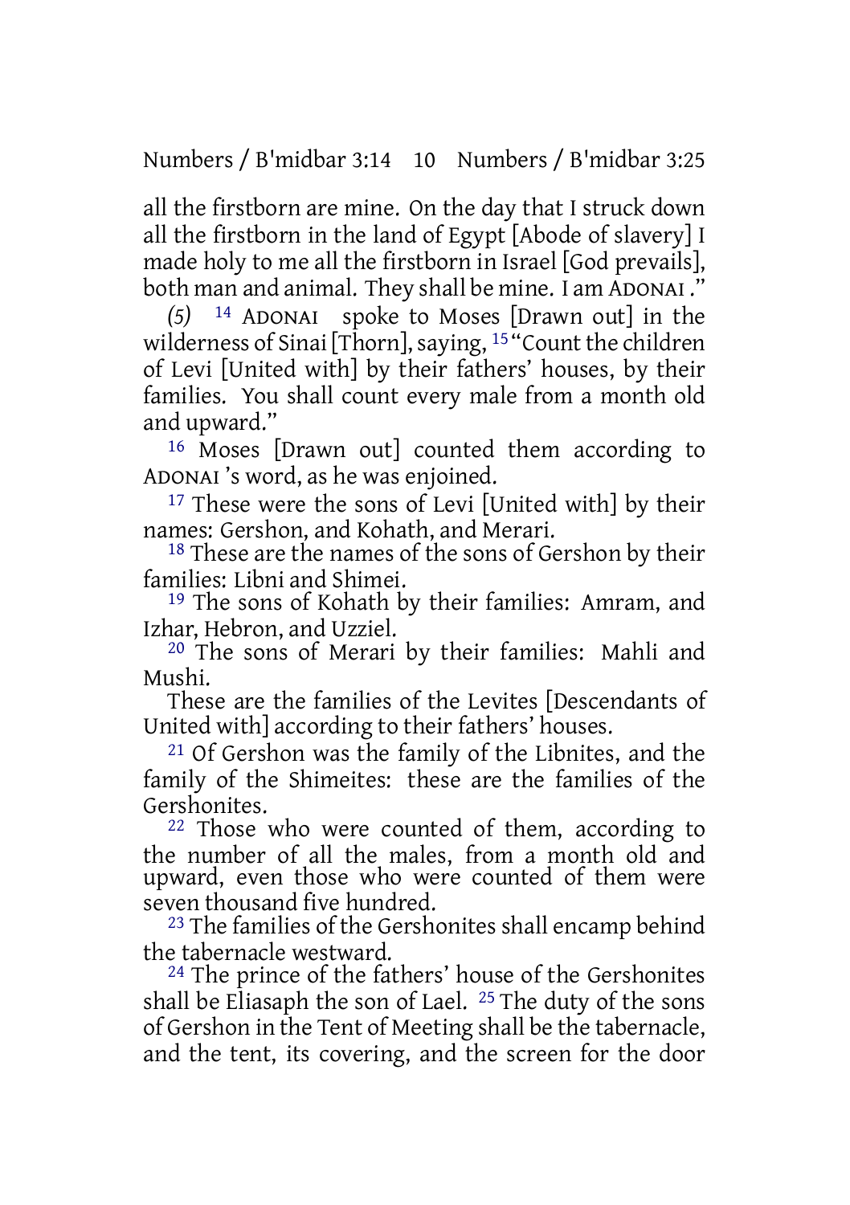all the firstborn are mine. On the day that I struck down all the firstborn in the land of Egypt [Abode of slavery] I made holy to me all the firstborn in Israel [God prevails], both man and animal. They shall be mine. I am ADONAI ."

*(5)* [14] ADONAI spoke to Moses [Drawn out] in the wilderness of Sinai [Thorn], saying, [15] "Count the children of Levi [United with] by their fathers' houses, by their families. You shall count every male from a month old and upward."

[16] Moses [Drawn out] counted them according to ADONAI 's word, as he was enjoined.

[17] These were the sons of Levi [United with] by their names: Gershon, and Kohath, and Merari.

[18] These are the names of the sons of Gershon by their families: Libni and Shimei.

[19] The sons of Kohath by their families: Amram, and Izhar, Hebron, and Uzziel.

[20] The sons of Merari by their families: Mahli and Mushi.

These are the families of the Levites [Descendants of United with] according to their fathers' houses.

[21] Of Gershon was the family of the Libnites, and the family of the Shimeites: these are the families of the Gershonites.

[22] Those who were counted of them, according to the number of all the males, from a month old and upward, even those who were counted of them were seven thousand five hundred.

[23] The families of the Gershonites shall encamp behind the tabernacle westward.

[24] The prince of the fathers' house of the Gershonites shall be Eliasaph the son of Lael. [25] The duty of the sons of Gershon in the Tent of Meeting shall be the tabernacle, and the tent, its covering, and the screen for the door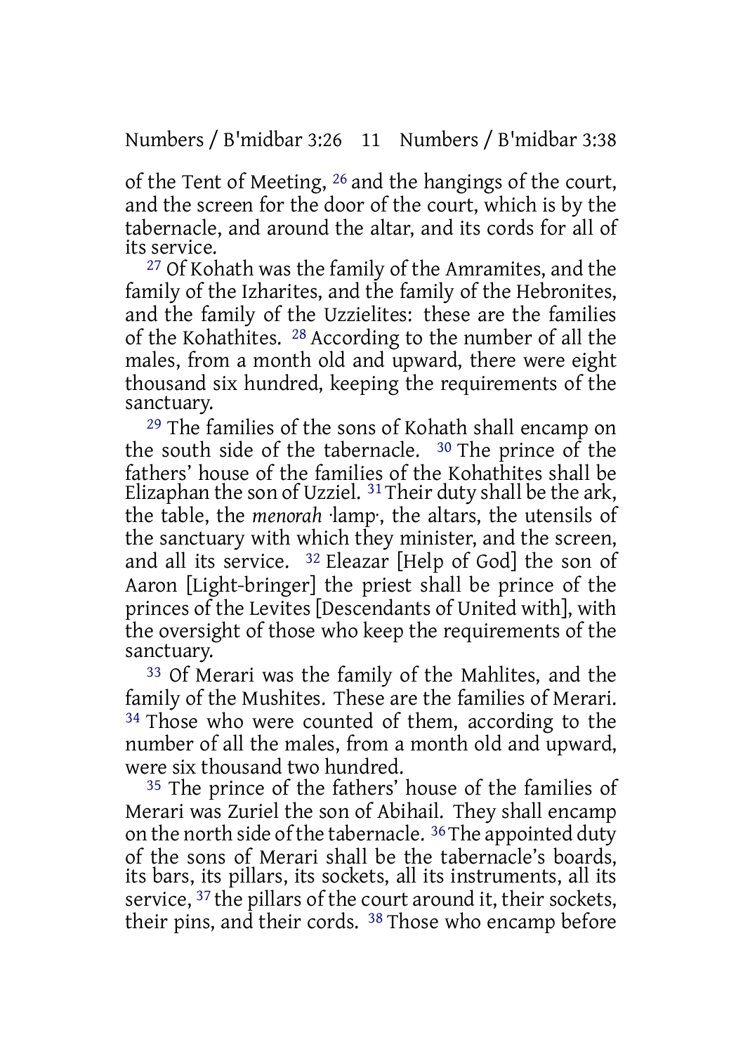of the Tent of Meeting, [26] and the hangings of the court, and the screen for the door of the court, which is by the tabernacle, and around the altar, and its cords for all of its service.

[27] Of Kohath was the family of the Amramites, and the family of the Izharites, and the family of the Hebronites, and the family of the Uzzielites: these are the families of the Kohathites. [28] According to the number of all the males, from a month old and upward, there were eight thousand six hundred, keeping the requirements of the sanctuary.

[29] The families of the sons of Kohath shall encamp on the south side of the tabernacle. [30] The prince of the fathers' house of the families of the Kohathites shall be Elizaphan the son of Uzziel. [31] Their duty shall be the ark, the table, the *menorah* ·lamp·, the altars, the utensils of the sanctuary with which they minister, and the screen, and all its service. [32] Eleazar [Help of God] the son of Aaron [Light-bringer] the priest shall be prince of the princes of the Levites [Descendants of United with], with the oversight of those who keep the requirements of the sanctuary.

[33] Of Merari was the family of the Mahlites, and the family of the Mushites. These are the families of Merari. [34] Those who were counted of them, according to the number of all the males, from a month old and upward, were six thousand two hundred.

[35] The prince of the fathers' house of the families of Merari was Zuriel the son of Abihail. They shall encamp on the north side of the tabernacle. [36] The appointed duty of the sons of Merari shall be the tabernacle's boards, its bars, its pillars, its sockets, all its instruments, all its service, [37] the pillars of the court around it, their sockets, their pins, and their cords. [38] Those who encamp before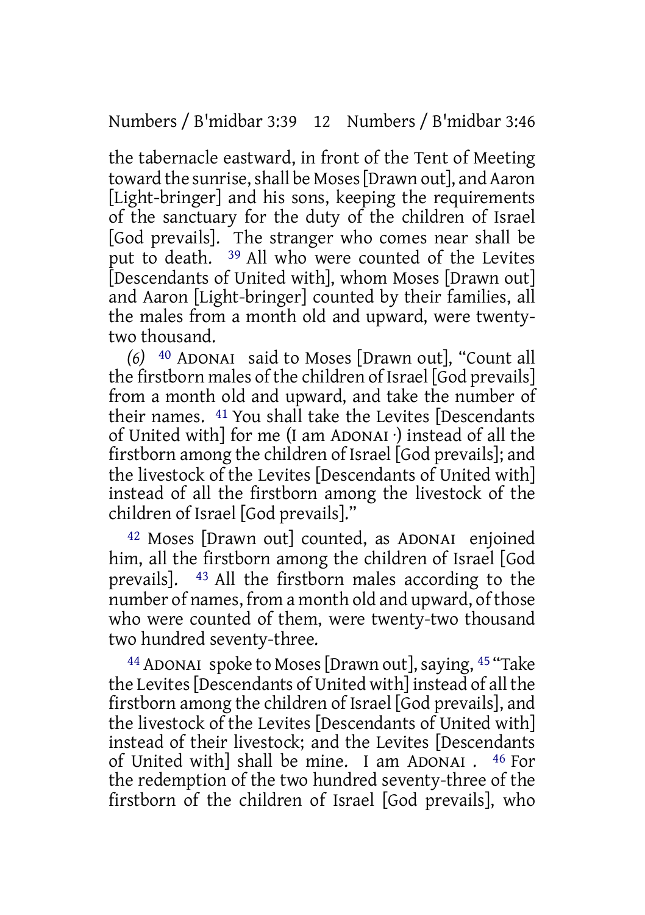the tabernacle eastward, in front of the Tent of Meeting toward the sunrise, shall be Moses [Drawn out], and Aaron [Light-bringer] and his sons, keeping the requirements of the sanctuary for the duty of the children of Israel [God prevails]. The stranger who comes near shall be put to death. [39] All who were counted of the Levites [Descendants of United with], whom Moses [Drawn out] and Aaron [Light-bringer] counted by their families, all the males from a month old and upward, were twenty-two thousand.

*(6)* [40] ADONAI said to Moses [Drawn out], "Count all the firstborn males of the children of Israel [God prevails] from a month old and upward, and take the number of their names. [41] You shall take the Levites [Descendants of United with] for me (I am ADONAI ·) instead of all the firstborn among the children of Israel [God prevails]; and the livestock of the Levites [Descendants of United with] instead of all the firstborn among the livestock of the children of Israel [God prevails]."

[42] Moses [Drawn out] counted, as ADONAI enjoined him, all the firstborn among the children of Israel [God prevails]. [43] All the firstborn males according to the number of names, from a month old and upward, of those who were counted of them, were twenty-two thousand two hundred seventy-three.

[44] ADONAI spoke to Moses [Drawn out], saying, [45] "Take the Levites [Descendants of United with] instead of all the firstborn among the children of Israel [God prevails], and the livestock of the Levites [Descendants of United with] instead of their livestock; and the Levites [Descendants of United with] shall be mine. I am ADONAI . [46] For the redemption of the two hundred seventy-three of the firstborn of the children of Israel [God prevails], who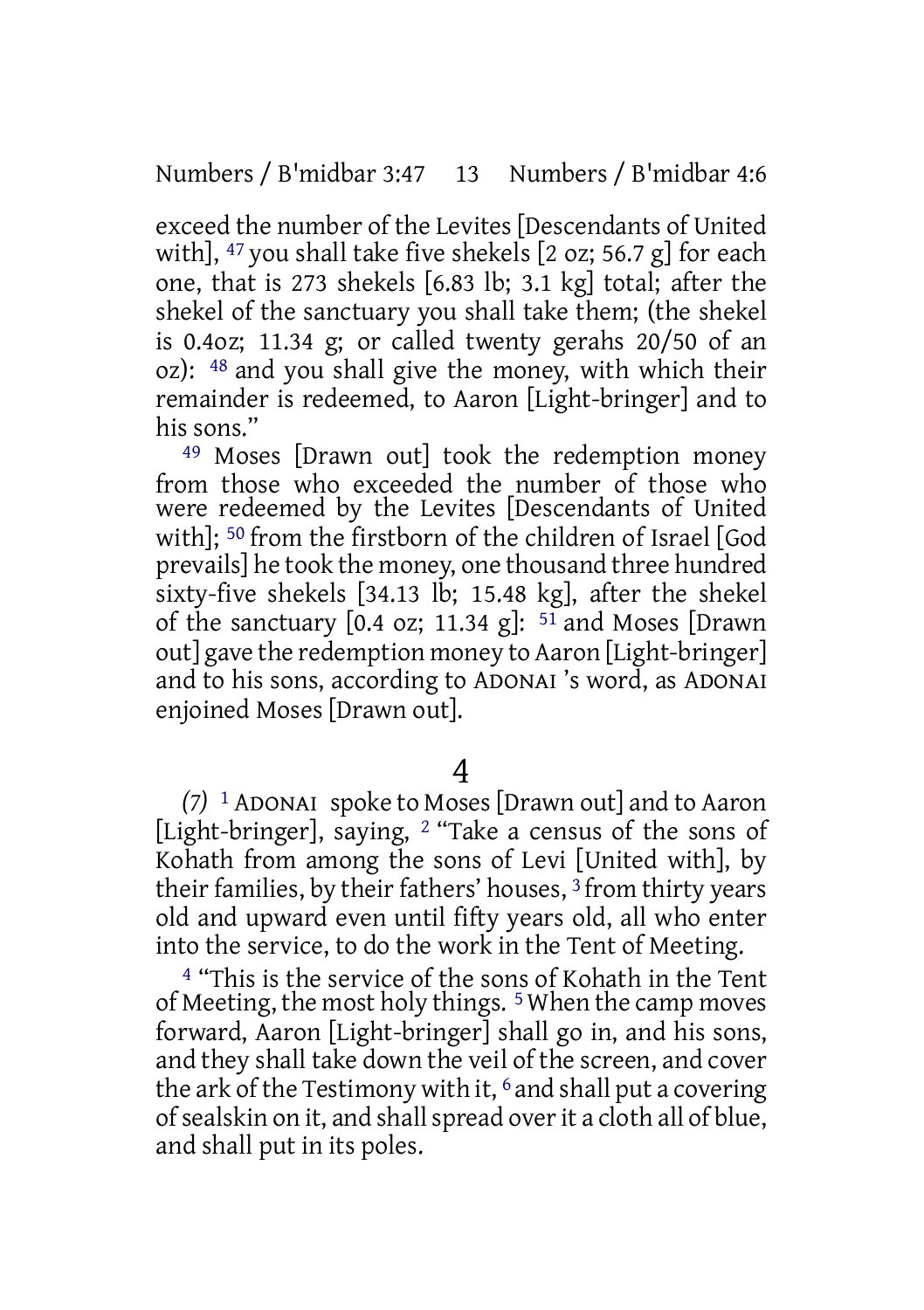exceed the number of the Levites [Descendants of United with], [47] you shall take five shekels [2 oz; 56.7 g] for each one, that is 273 shekels [6.83 lb; 3.1 kg] total; after the shekel of the sanctuary you shall take them; (the shekel is 0.4oz; 11.34 g; or called twenty gerahs 20/50 of an oz): [48] and you shall give the money, with which their remainder is redeemed, to Aaron [Light-bringer] and to his sons."

[49] Moses [Drawn out] took the redemption money from those who exceeded the number of those who were redeemed by the Levites [Descendants of United with]; [50] from the firstborn of the children of Israel [God prevails] he took the money, one thousand three hundred sixty-five shekels [34.13 lb; 15.48 kg], after the shekel of the sanctuary [0.4 oz; 11.34 g]: [51] and Moses [Drawn out] gave the redemption money to Aaron [Light-bringer] and to his sons, according to ADONAI 's word, as ADONAI enjoined Moses [Drawn out].

# 4

*(7)* [1] ADONAI spoke to Moses [Drawn out] and to Aaron [Light-bringer], saying, [2] "Take a census of the sons of Kohath from among the sons of Levi [United with], by their families, by their fathers' houses, [3] from thirty years old and upward even until fifty years old, all who enter into the service, to do the work in the Tent of Meeting.

[4] "This is the service of the sons of Kohath in the Tent of Meeting, the most holy things. [5] When the camp moves forward, Aaron [Light-bringer] shall go in, and his sons, and they shall take down the veil of the screen, and cover the ark of the Testimony with it, [6] and shall put a covering of sealskin on it, and shall spread over it a cloth all of blue, and shall put in its poles.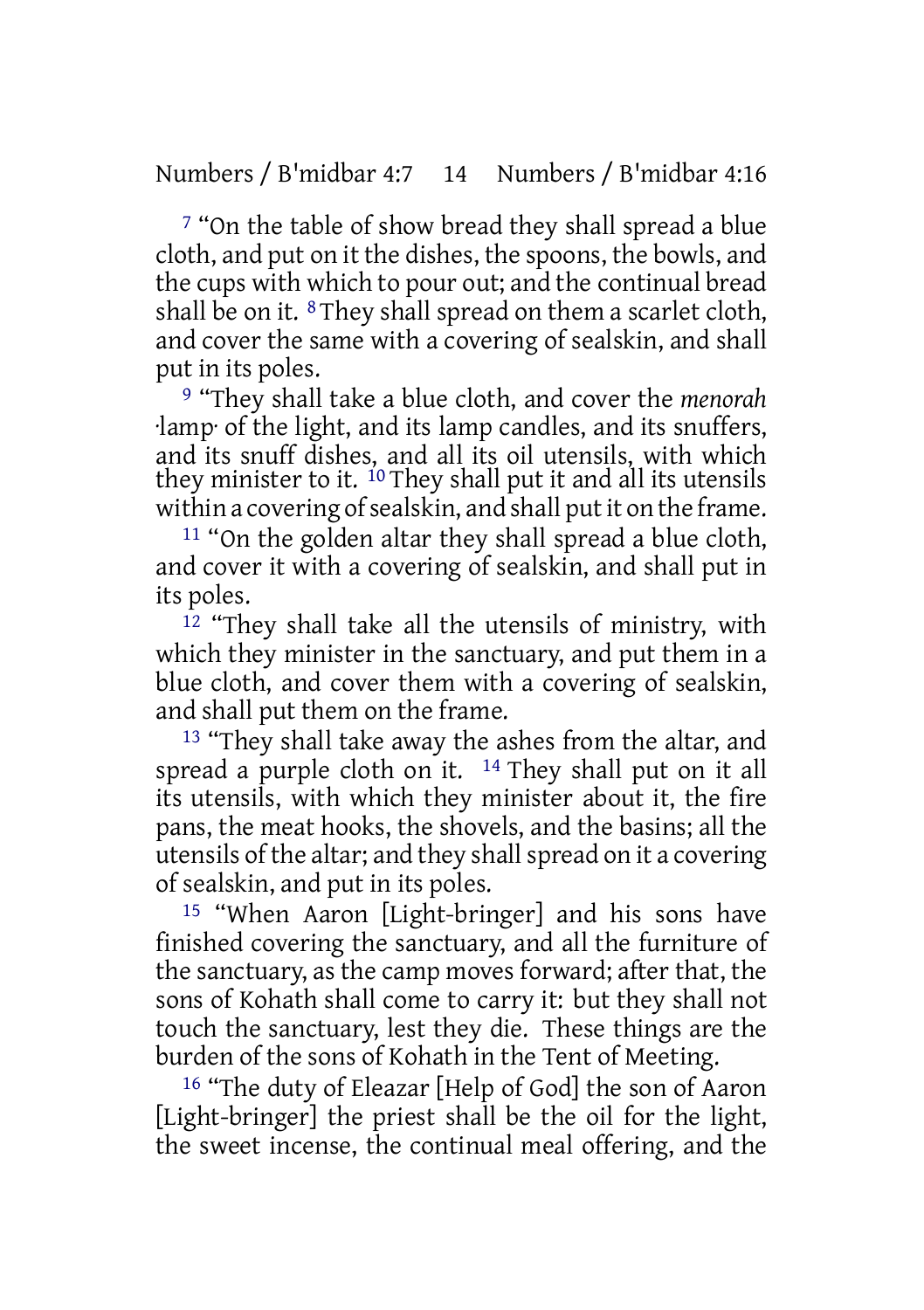[7] "On the table of show bread they shall spread a blue cloth, and put on it the dishes, the spoons, the bowls, and the cups with which to pour out; and the continual bread shall be on it. [8] They shall spread on them a scarlet cloth, and cover the same with a covering of sealskin, and shall put in its poles.

[9] "They shall take a blue cloth, and cover the *menorah* ·lamp· of the light, and its lamp candles, and its snuffers, and its snuff dishes, and all its oil utensils, with which they minister to it. [10] They shall put it and all its utensils within a covering of sealskin, and shall put it on the frame.

[11] "On the golden altar they shall spread a blue cloth, and cover it with a covering of sealskin, and shall put in its poles.

[12] "They shall take all the utensils of ministry, with which they minister in the sanctuary, and put them in a blue cloth, and cover them with a covering of sealskin, and shall put them on the frame.

[13] "They shall take away the ashes from the altar, and spread a purple cloth on it. [14] They shall put on it all its utensils, with which they minister about it, the fire pans, the meat hooks, the shovels, and the basins; all the utensils of the altar; and they shall spread on it a covering of sealskin, and put in its poles.

[15] "When Aaron [Light-bringer] and his sons have finished covering the sanctuary, and all the furniture of the sanctuary, as the camp moves forward; after that, the sons of Kohath shall come to carry it: but they shall not touch the sanctuary, lest they die. These things are the burden of the sons of Kohath in the Tent of Meeting.

[16] "The duty of Eleazar [Help of God] the son of Aaron [Light-bringer] the priest shall be the oil for the light, the sweet incense, the continual meal offering, and the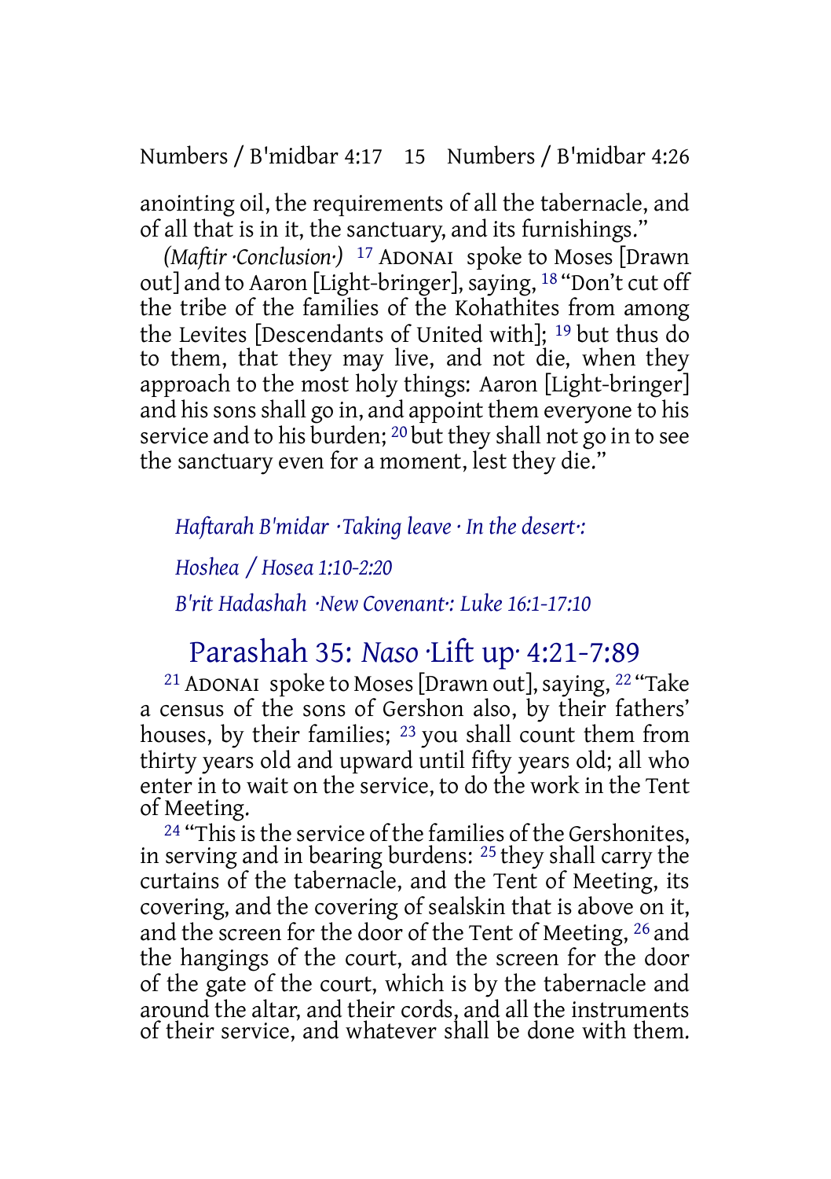anointing oil, the requirements of all the tabernacle, and of all that is in it, the sanctuary, and its furnishings."

*(Maftir ·Conclusion·)* [17] ADONAI spoke to Moses [Drawn out] and to Aaron [Light-bringer], saying, [18] "Don't cut off the tribe of the families of the Kohathites from among the Levites [Descendants of United with]; [19] but thus do to them, that they may live, and not die, when they approach to the most holy things: Aaron [Light-bringer] and his sons shall go in, and appoint them everyone to his service and to his burden; [20] but they shall not go in to see the sanctuary even for a moment, lest they die."

*Haftarah B'midar ·Taking leave · In the desert·:*

*Hoshea / Hosea 1:10-2:20*

*B'rit Hadashah ·New Covenant·: Luke 16:1-17:10*

## Parashah 35: *Naso* ·Lift up· 4:21-7:89

[21] ADONAI spoke to Moses [Drawn out], saying, [22] "Take a census of the sons of Gershon also, by their fathers' houses, by their families; [23] you shall count them from thirty years old and upward until fifty years old; all who enter in to wait on the service, to do the work in the Tent of Meeting.

[24] "This is the service of the families of the Gershonites, in serving and in bearing burdens: [25] they shall carry the curtains of the tabernacle, and the Tent of Meeting, its covering, and the covering of sealskin that is above on it, and the screen for the door of the Tent of Meeting, [26] and the hangings of the court, and the screen for the door of the gate of the court, which is by the tabernacle and around the altar, and their cords, and all the instruments of their service, and whatever shall be done with them.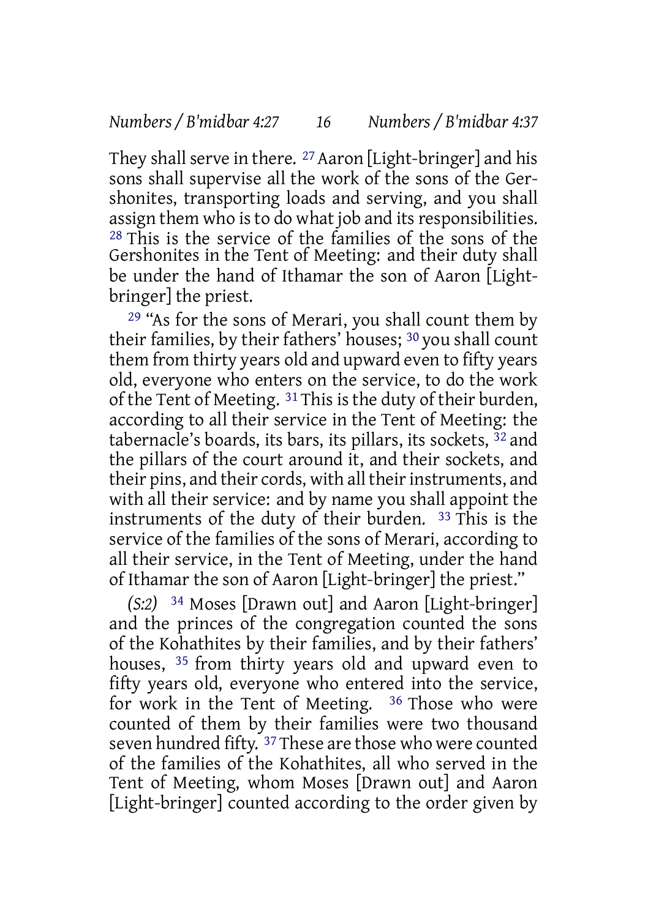They shall serve in there. [27] Aaron [Light-bringer] and his sons shall supervise all the work of the sons of the Gershonites, transporting loads and serving, and you shall assign them who is to do what job and its responsibilities. [28] This is the service of the families of the sons of the Gershonites in the Tent of Meeting: and their duty shall be under the hand of Ithamar the son of Aaron [Light-bringer] the priest.

[29] "As for the sons of Merari, you shall count them by their families, by their fathers' houses; [30] you shall count them from thirty years old and upward even to fifty years old, everyone who enters on the service, to do the work of the Tent of Meeting. [31] This is the duty of their burden, according to all their service in the Tent of Meeting: the tabernacle's boards, its bars, its pillars, its sockets, [32] and the pillars of the court around it, and their sockets, and their pins, and their cords, with all their instruments, and with all their service: and by name you shall appoint the instruments of the duty of their burden. [33] This is the service of the families of the sons of Merari, according to all their service, in the Tent of Meeting, under the hand of Ithamar the son of Aaron [Light-bringer] the priest."

*(S:2)* [34] Moses [Drawn out] and Aaron [Light-bringer] and the princes of the congregation counted the sons of the Kohathites by their families, and by their fathers' houses, [35] from thirty years old and upward even to fifty years old, everyone who entered into the service, for work in the Tent of Meeting. [36] Those who were counted of them by their families were two thousand seven hundred fifty. [37] These are those who were counted of the families of the Kohathites, all who served in the Tent of Meeting, whom Moses [Drawn out] and Aaron [Light-bringer] counted according to the order given by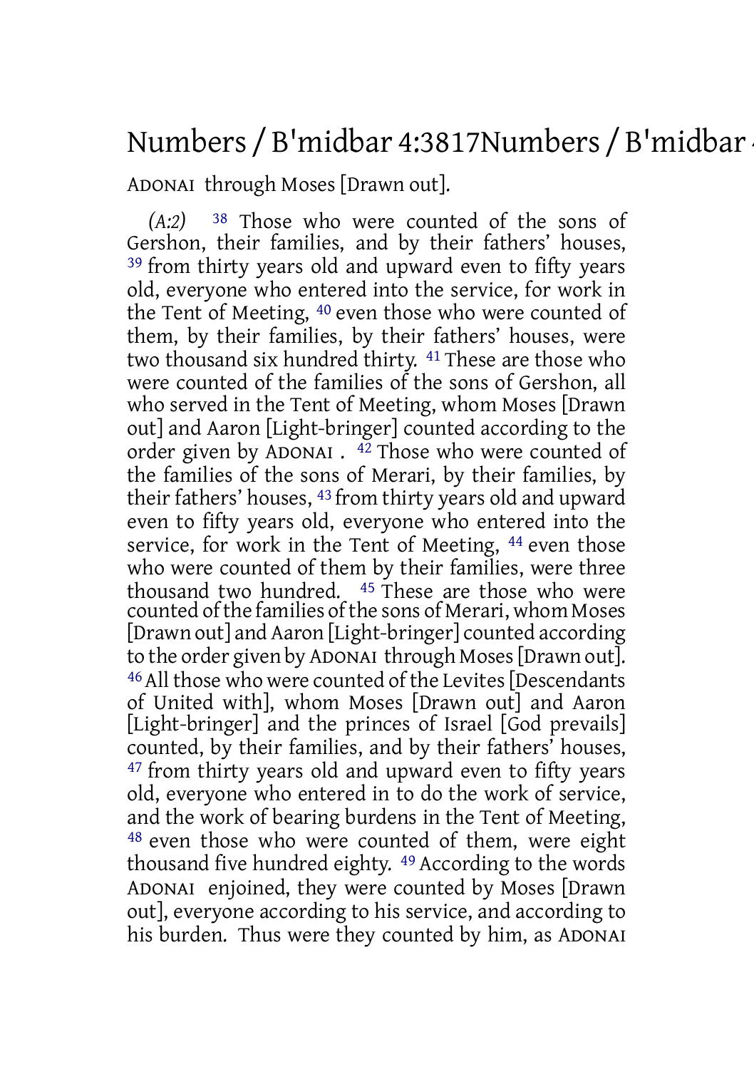ADONAI through Moses [Drawn out].

*(A:2)* 38 Those who were counted of the sons of Gershon, their families, and by their fathers' houses, 39 from thirty years old and upward even to fifty years old, everyone who entered into the service, for work in the Tent of Meeting, 40 even those who were counted of them, by their families, by their fathers' houses, were two thousand six hundred thirty. 41 These are those who were counted of the families of the sons of Gershon, all who served in the Tent of Meeting, whom Moses [Drawn out] and Aaron [Light-bringer] counted according to the order given by ADONAI . 42 Those who were counted of the families of the sons of Merari, by their families, by their fathers' houses, 43 from thirty years old and upward even to fifty years old, everyone who entered into the service, for work in the Tent of Meeting, 44 even those who were counted of them by their families, were three thousand two hundred. 45 These are those who were counted of the families of the sons of Merari, whom Moses [Drawn out] and Aaron [Light-bringer] counted according to the order given by ADONAI through Moses [Drawn out]. 46 All those who were counted of the Levites [Descendants of United with], whom Moses [Drawn out] and Aaron [Light-bringer] and the princes of Israel [God prevails] counted, by their families, and by their fathers' houses, 47 from thirty years old and upward even to fifty years old, everyone who entered in to do the work of service, and the work of bearing burdens in the Tent of Meeting, 48 even those who were counted of them, were eight thousand five hundred eighty. 49 According to the words ADONAI enjoined, they were counted by Moses [Drawn out], everyone according to his service, and according to his burden. Thus were they counted by him, as ADONAI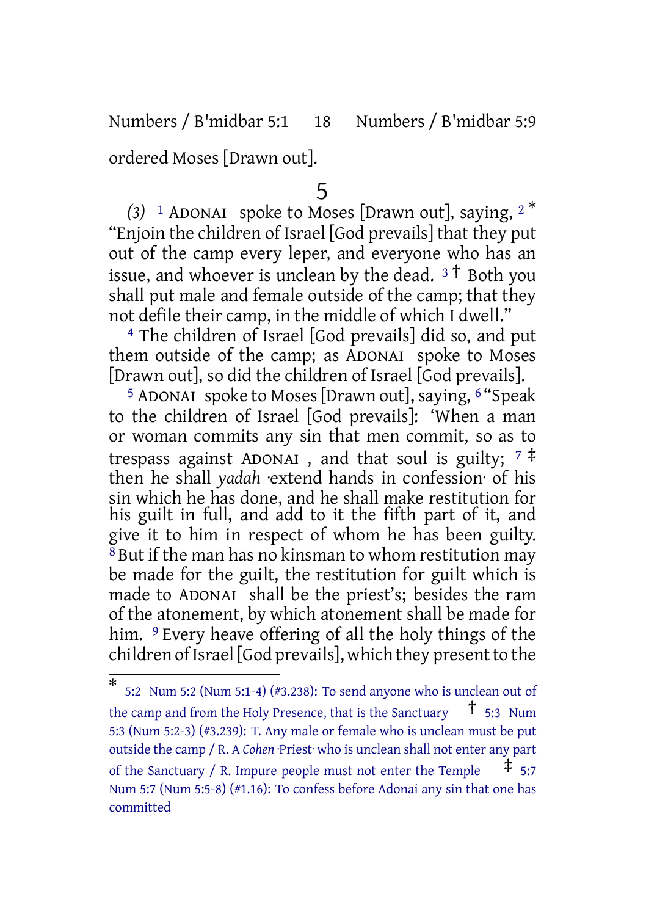ordered Moses [Drawn out].

# 5

*(3)* [1] ADONAI spoke to Moses [Drawn out], saying, [2] * "Enjoin the children of Israel [God prevails] that they put out of the camp every leper, and everyone who has an issue, and whoever is unclean by the dead. [3] † Both you shall put male and female outside of the camp; that they not defile their camp, in the middle of which I dwell."

[4] The children of Israel [God prevails] did so, and put them outside of the camp; as ADONAI spoke to Moses [Drawn out], so did the children of Israel [God prevails].

[5] ADONAI spoke to Moses [Drawn out], saying, [6] "Speak to the children of Israel [God prevails]: 'When a man or woman commits any sin that men commit, so as to trespass against ADONAI , and that soul is guilty; [7] ‡ then he shall *yadah* ·extend hands in confession· of his sin which he has done, and he shall make restitution for his guilt in full, and add to it the fifth part of it, and give it to him in respect of whom he has been guilty. [8] But if the man has no kinsman to whom restitution may be made for the guilt, the restitution for guilt which is made to ADONAI shall be the priest's; besides the ram of the atonement, by which atonement shall be made for him. [9] Every heave offering of all the holy things of the children of Israel [God prevails], which they present to the

---

* 5:2 Num 5:2 (Num 5:1-4) (#3.238): To send anyone who is unclean out of the camp and from the Holy Presence, that is the Sanctuary † 5:3 Num 5:3 (Num 5:2-3) (#3.239): T. Any male or female who is unclean must be put outside the camp / R. A *Cohen* ·Priest· who is unclean shall not enter any part of the Sanctuary / R. Impure people must not enter the Temple ‡ 5:7 Num 5:7 (Num 5:5-8) (#1.16): To confess before Adonai any sin that one has committed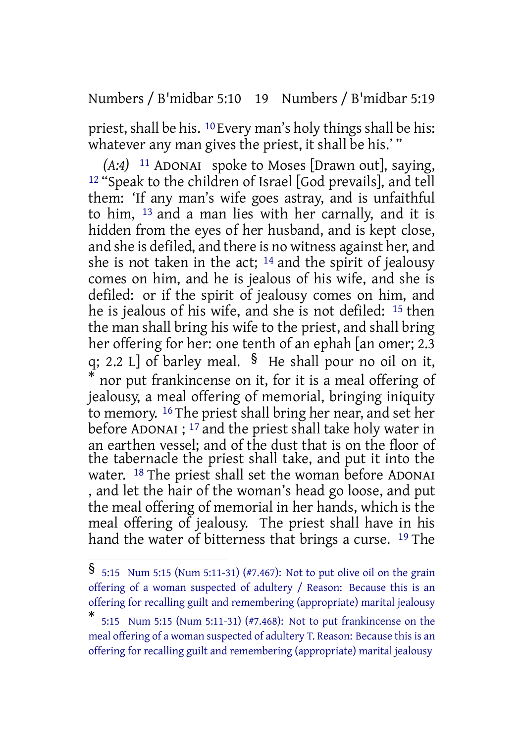priest, shall be his. [10] Every man's holy things shall be his: whatever any man gives the priest, it shall be his.' "

*(A:4)* [11] ADONAI spoke to Moses [Drawn out], saying, [12] "Speak to the children of Israel [God prevails], and tell them: 'If any man's wife goes astray, and is unfaithful to him, [13] and a man lies with her carnally, and it is hidden from the eyes of her husband, and is kept close, and she is defiled, and there is no witness against her, and she is not taken in the act; [14] and the spirit of jealousy comes on him, and he is jealous of his wife, and she is defiled: or if the spirit of jealousy comes on him, and he is jealous of his wife, and she is not defiled: [15] then the man shall bring his wife to the priest, and shall bring her offering for her: one tenth of an ephah [an omer; 2.3 q; 2.2 L] of barley meal. § He shall pour no oil on it, * nor put frankincense on it, for it is a meal offering of jealousy, a meal offering of memorial, bringing iniquity to memory. [16] The priest shall bring her near, and set her before ADONAI ; [17] and the priest shall take holy water in an earthen vessel; and of the dust that is on the floor of the tabernacle the priest shall take, and put it into the water. [18] The priest shall set the woman before ADONAI , and let the hair of the woman's head go loose, and put the meal offering of memorial in her hands, which is the meal offering of jealousy. The priest shall have in his hand the water of bitterness that brings a curse. [19] The

---

§ 5:15 Num 5:15 (Num 5:11-31) (#7.467): Not to put olive oil on the grain offering of a woman suspected of adultery / Reason: Because this is an offering for recalling guilt and remembering (appropriate) marital jealousy

* 5:15 Num 5:15 (Num 5:11-31) (#7.468): Not to put frankincense on the meal offering of a woman suspected of adultery T. Reason: Because this is an offering for recalling guilt and remembering (appropriate) marital jealousy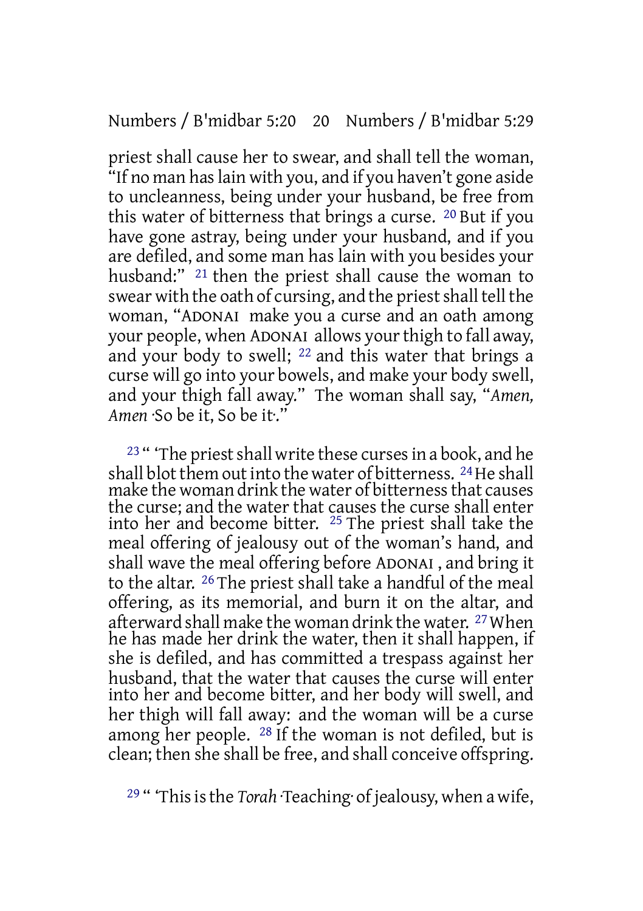priest shall cause her to swear, and shall tell the woman, "If no man has lain with you, and if you haven't gone aside to uncleanness, being under your husband, be free from this water of bitterness that brings a curse. [20] But if you have gone astray, being under your husband, and if you are defiled, and some man has lain with you besides your husband:" [21] then the priest shall cause the woman to swear with the oath of cursing, and the priest shall tell the woman, "ADONAI make you a curse and an oath among your people, when ADONAI allows your thigh to fall away, and your body to swell; [22] and this water that brings a curse will go into your bowels, and make your body swell, and your thigh fall away." The woman shall say, "*Amen, Amen* ·So be it, So be it·."

[23] " 'The priest shall write these curses in a book, and he shall blot them out into the water of bitterness. [24] He shall make the woman drink the water of bitterness that causes the curse; and the water that causes the curse shall enter into her and become bitter. [25] The priest shall take the meal offering of jealousy out of the woman's hand, and shall wave the meal offering before ADONAI , and bring it to the altar. [26] The priest shall take a handful of the meal offering, as its memorial, and burn it on the altar, and afterward shall make the woman drink the water. [27] When he has made her drink the water, then it shall happen, if she is defiled, and has committed a trespass against her husband, that the water that causes the curse will enter into her and become bitter, and her body will swell, and her thigh will fall away: and the woman will be a curse among her people. [28] If the woman is not defiled, but is clean; then she shall be free, and shall conceive offspring.

[29] " 'This is the *Torah* ·Teaching· of jealousy, when a wife,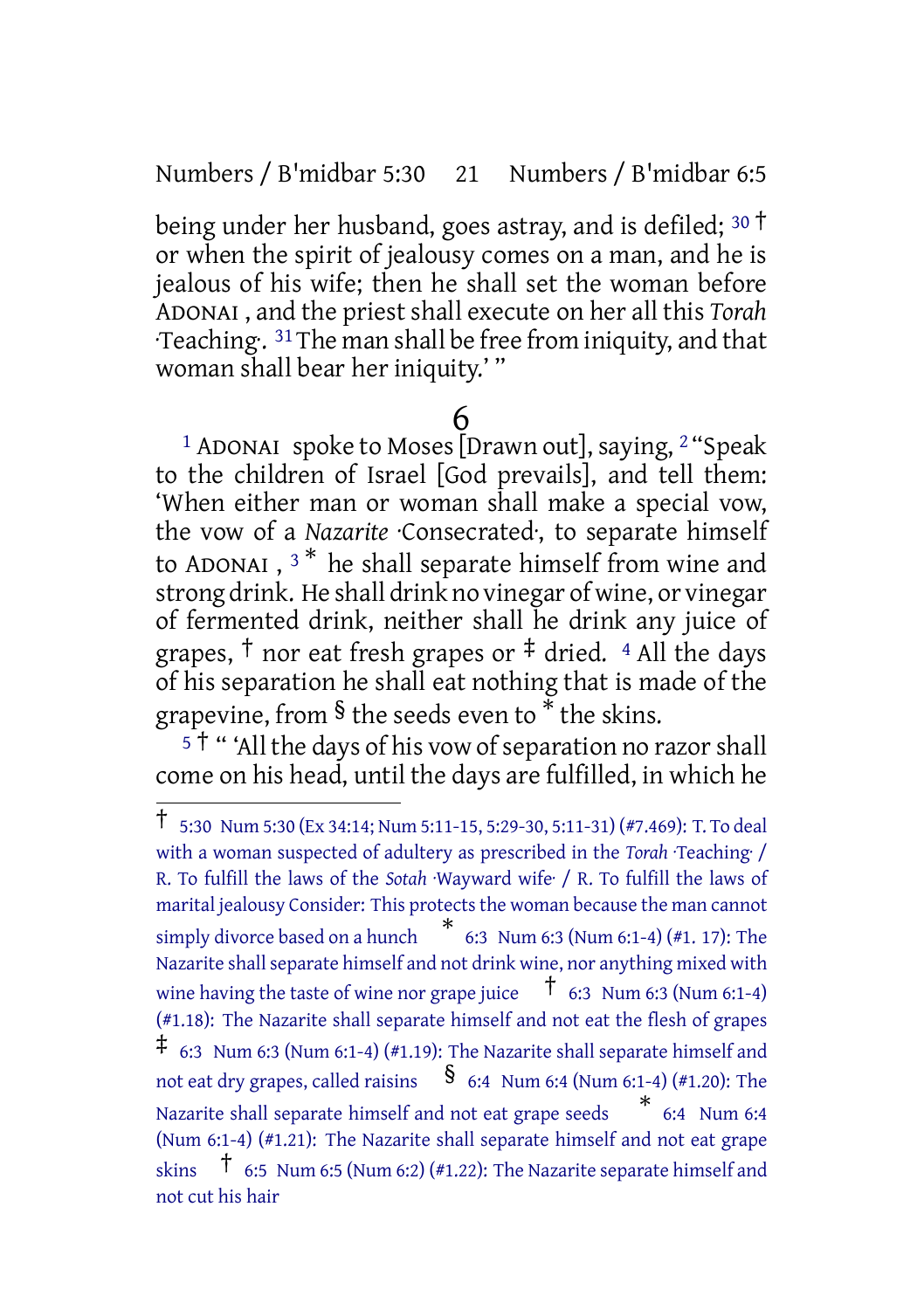being under her husband, goes astray, and is defiled; [30] † or when the spirit of jealousy comes on a man, and he is jealous of his wife; then he shall set the woman before ADONAI , and the priest shall execute on her all this *Torah* ·Teaching·. [31] The man shall be free from iniquity, and that woman shall bear her iniquity.' "

# 6

[1] ADONAI spoke to Moses [Drawn out], saying, [2] "Speak to the children of Israel [God prevails], and tell them: 'When either man or woman shall make a special vow, the vow of a *Nazarite* ·Consecrated·, to separate himself to ADONAI , [3] * he shall separate himself from wine and strong drink. He shall drink no vinegar of wine, or vinegar of fermented drink, neither shall he drink any juice of grapes, † nor eat fresh grapes or ‡ dried. [4] All the days of his separation he shall eat nothing that is made of the grapevine, from § the seeds even to * the skins.

[5] † " 'All the days of his vow of separation no razor shall come on his head, until the days are fulfilled, in which he

---

† 5:30 Num 5:30 (Ex 34:14; Num 5:11-15, 5:29-30, 5:11-31) (#7.469): T. To deal with a woman suspected of adultery as prescribed in the *Torah* ·Teaching· / R. To fulfill the laws of the *Sotah* ·Wayward wife· / R. To fulfill the laws of marital jealousy Consider: This protects the woman because the man cannot simply divorce based on a hunch * 6:3 Num 6:3 (Num 6:1-4) (#1. 17): The Nazarite shall separate himself and not drink wine, nor anything mixed with wine having the taste of wine nor grape juice † 6:3 Num 6:3 (Num 6:1-4) (#1.18): The Nazarite shall separate himself and not eat the flesh of grapes ‡ 6:3 Num 6:3 (Num 6:1-4) (#1.19): The Nazarite shall separate himself and not eat dry grapes, called raisins § 6:4 Num 6:4 (Num 6:1-4) (#1.20): The Nazarite shall separate himself and not eat grape seeds * 6:4 Num 6:4 (Num 6:1-4) (#1.21): The Nazarite shall separate himself and not eat grape skins † 6:5 Num 6:5 (Num 6:2) (#1.22): The Nazarite separate himself and not cut his hair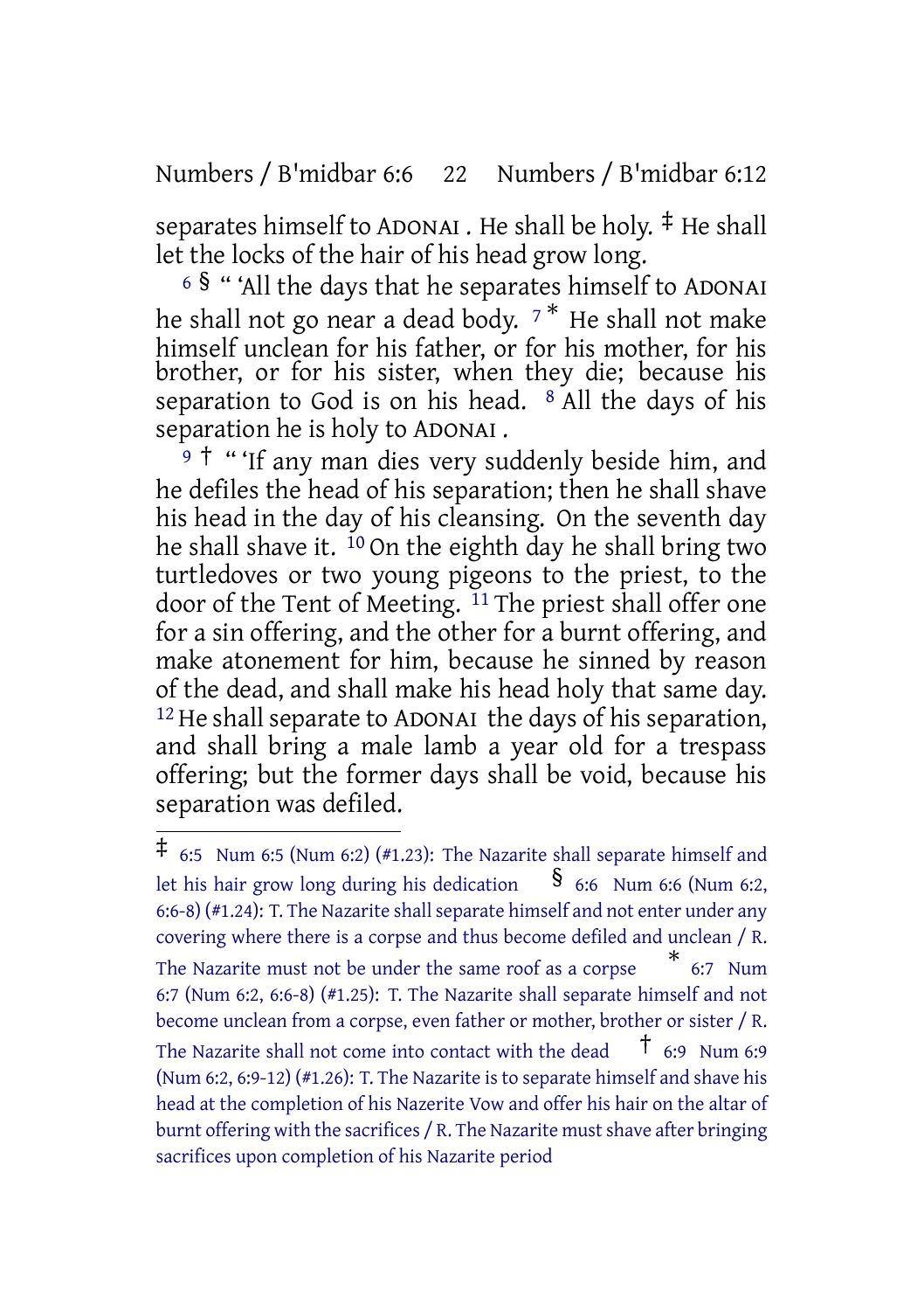separates himself to ADONAI . He shall be holy. ‡ He shall let the locks of the hair of his head grow long.

6 § " 'All the days that he separates himself to ADONAI he shall not go near a dead body. 7 * He shall not make himself unclean for his father, or for his mother, for his brother, or for his sister, when they die; because his separation to God is on his head. 8 All the days of his separation he is holy to ADONAI .

9 † " 'If any man dies very suddenly beside him, and he defiles the head of his separation; then he shall shave his head in the day of his cleansing. On the seventh day he shall shave it. 10 On the eighth day he shall bring two turtledoves or two young pigeons to the priest, to the door of the Tent of Meeting. 11 The priest shall offer one for a sin offering, and the other for a burnt offering, and make atonement for him, because he sinned by reason of the dead, and shall make his head holy that same day. 12 He shall separate to ADONAI the days of his separation, and shall bring a male lamb a year old for a trespass offering; but the former days shall be void, because his separation was defiled.

---

‡ 6:5 Num 6:5 (Num 6:2) (#1.23): The Nazarite shall separate himself and let his hair grow long during his dedication § 6:6 Num 6:6 (Num 6:2, 6:6-8) (#1.24): T. The Nazarite shall separate himself and not enter under any covering where there is a corpse and thus become defiled and unclean / R. The Nazarite must not be under the same roof as a corpse * 6:7 Num 6:7 (Num 6:2, 6:6-8) (#1.25): T. The Nazarite shall separate himself and not become unclean from a corpse, even father or mother, brother or sister / R. The Nazarite shall not come into contact with the dead † 6:9 Num 6:9 (Num 6:2, 6:9-12) (#1.26): T. The Nazarite is to separate himself and shave his head at the completion of his Nazerite Vow and offer his hair on the altar of burnt offering with the sacrifices / R. The Nazarite must shave after bringing sacrifices upon completion of his Nazarite period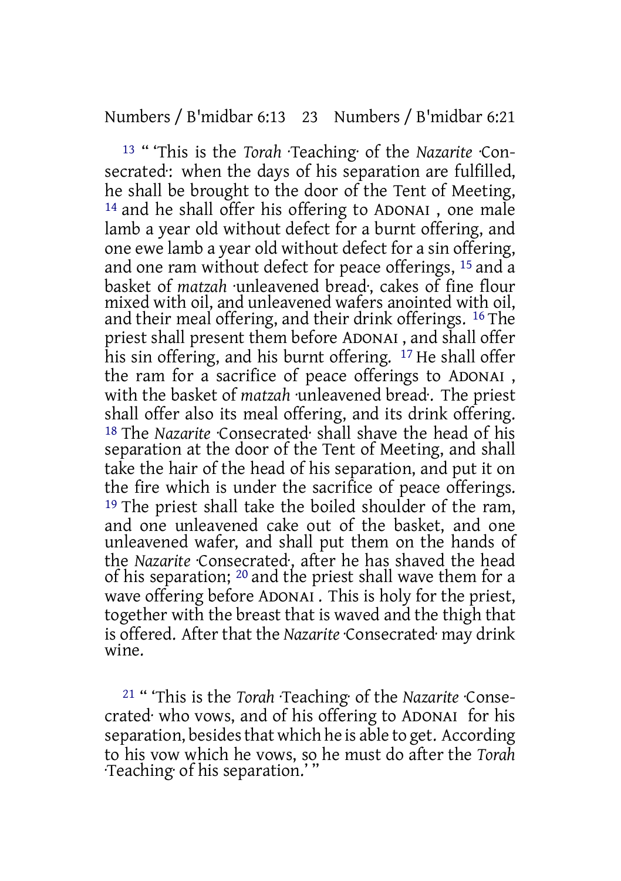[13] " 'This is the *Torah* ·Teaching· of the *Nazarite* ·Consecrated·: when the days of his separation are fulfilled, he shall be brought to the door of the Tent of Meeting, [14] and he shall offer his offering to ADONAI , one male lamb a year old without defect for a burnt offering, and one ewe lamb a year old without defect for a sin offering, and one ram without defect for peace offerings, [15] and a basket of *matzah* ·unleavened bread·, cakes of fine flour mixed with oil, and unleavened wafers anointed with oil, and their meal offering, and their drink offerings. [16] The priest shall present them before ADONAI , and shall offer his sin offering, and his burnt offering. [17] He shall offer the ram for a sacrifice of peace offerings to ADONAI , with the basket of *matzah* ·unleavened bread·. The priest shall offer also its meal offering, and its drink offering. [18] The *Nazarite* ·Consecrated· shall shave the head of his separation at the door of the Tent of Meeting, and shall take the hair of the head of his separation, and put it on the fire which is under the sacrifice of peace offerings. [19] The priest shall take the boiled shoulder of the ram, and one unleavened cake out of the basket, and one unleavened wafer, and shall put them on the hands of the *Nazarite* ·Consecrated·, after he has shaved the head of his separation; [20] and the priest shall wave them for a wave offering before ADONAI . This is holy for the priest, together with the breast that is waved and the thigh that is offered. After that the *Nazarite* ·Consecrated· may drink wine.

[21] " 'This is the *Torah* ·Teaching· of the *Nazarite* ·Consecrated· who vows, and of his offering to ADONAI for his separation, besides that which he is able to get. According to his vow which he vows, so he must do after the *Torah* ·Teaching· of his separation.' "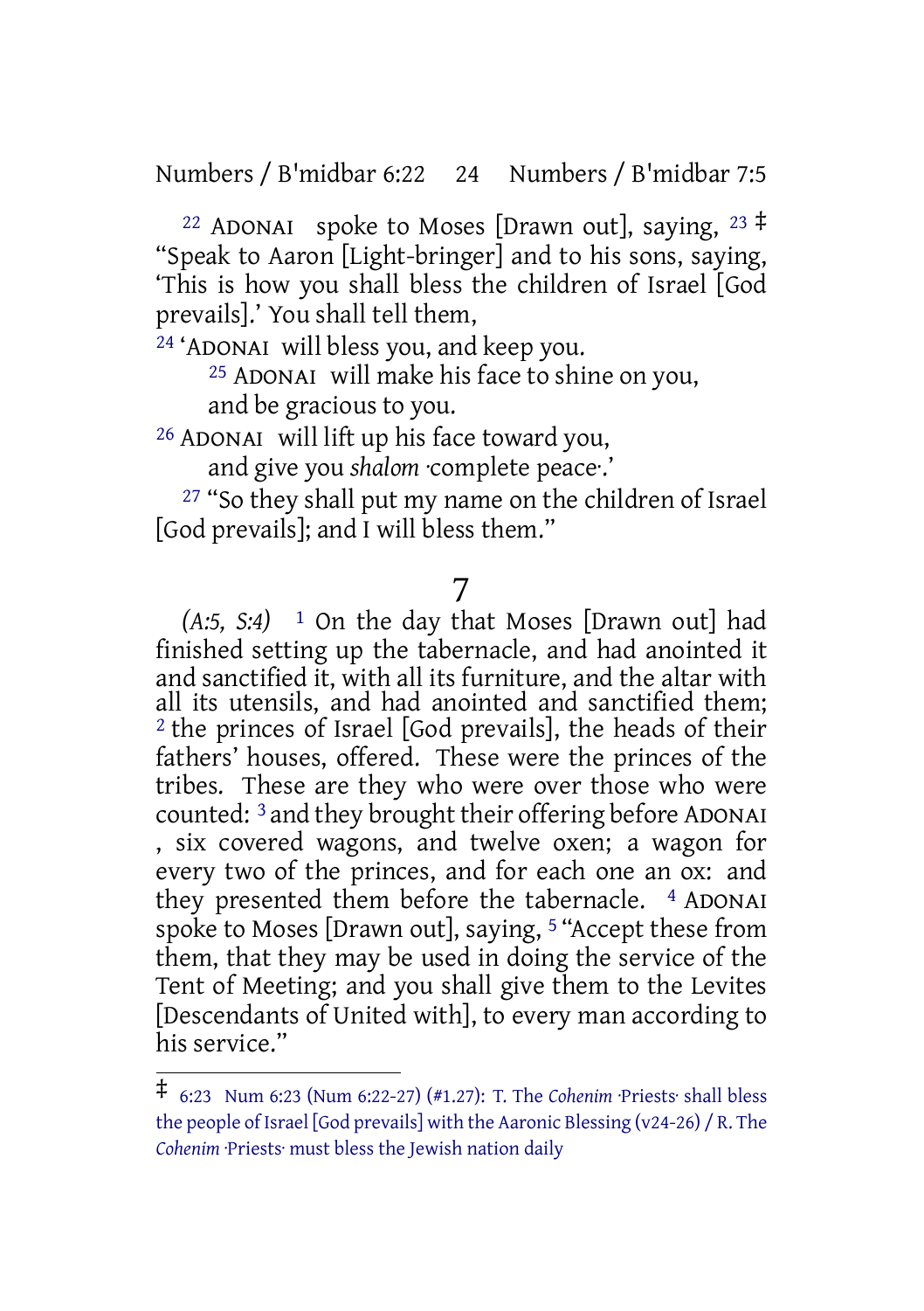[22] ADONAI spoke to Moses [Drawn out], saying, [23] ‡ “Speak to Aaron [Light-bringer] and to his sons, saying, ‘This is how you shall bless the children of Israel [God prevails].’ You shall tell them,

[24] ‘ADONAI will bless you, and keep you.
[25] ADONAI will make his face to shine on you,
and be gracious to you.
[26] ADONAI will lift up his face toward you,
and give you *shalom* ·complete peace·.’

[27] “So they shall put my name on the children of Israel [God prevails]; and I will bless them.”

# 7

*(A:5, S:4)* [1] On the day that Moses [Drawn out] had finished setting up the tabernacle, and had anointed it and sanctified it, with all its furniture, and the altar with all its utensils, and had anointed and sanctified them; [2] the princes of Israel [God prevails], the heads of their fathers’ houses, offered. These were the princes of the tribes. These are they who were over those who were counted: [3] and they brought their offering before ADONAI, six covered wagons, and twelve oxen; a wagon for every two of the princes, and for each one an ox: and they presented them before the tabernacle. [4] ADONAI spoke to Moses [Drawn out], saying, [5] “Accept these from them, that they may be used in doing the service of the Tent of Meeting; and you shall give them to the Levites [Descendants of United with], to every man according to his service.”

---

‡ 6:23 Num 6:23 (Num 6:22-27) (#1.27): T. The *Cohenim* ·Priests· shall bless the people of Israel [God prevails] with the Aaronic Blessing (v24-26) / R. The *Cohenim* ·Priests· must bless the Jewish nation daily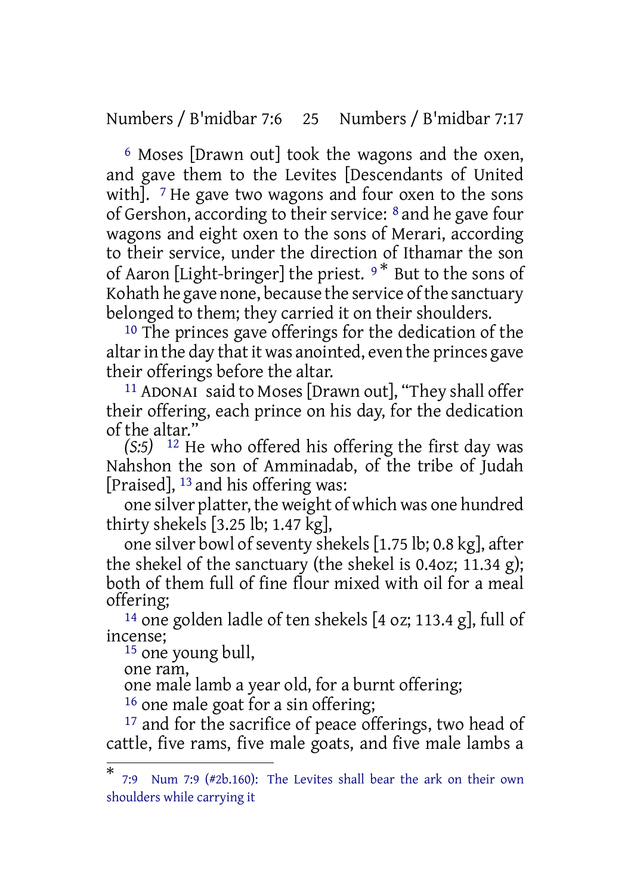[6] Moses [Drawn out] took the wagons and the oxen, and gave them to the Levites [Descendants of United with]. [7] He gave two wagons and four oxen to the sons of Gershon, according to their service: [8] and he gave four wagons and eight oxen to the sons of Merari, according to their service, under the direction of Ithamar the son of Aaron [Light-bringer] the priest. [9]* But to the sons of Kohath he gave none, because the service of the sanctuary belonged to them; they carried it on their shoulders.

[10] The princes gave offerings for the dedication of the altar in the day that it was anointed, even the princes gave their offerings before the altar.

[11] ADONAI said to Moses [Drawn out], "They shall offer their offering, each prince on his day, for the dedication of the altar."

*(S:5)* [12] He who offered his offering the first day was Nahshon the son of Amminadab, of the tribe of Judah [Praised], [13] and his offering was:

one silver platter, the weight of which was one hundred thirty shekels [3.25 lb; 1.47 kg],

one silver bowl of seventy shekels [1.75 lb; 0.8 kg], after the shekel of the sanctuary (the shekel is 0.4oz; 11.34 g); both of them full of fine flour mixed with oil for a meal offering;

[14] one golden ladle of ten shekels [4 oz; 113.4 g], full of incense;

[15] one young bull,

one ram,

one male lamb a year old, for a burnt offering;

[16] one male goat for a sin offering;

[17] and for the sacrifice of peace offerings, two head of cattle, five rams, five male goats, and five male lambs a

---

* 7:9 Num 7:9 (#2b.160): The Levites shall bear the ark on their own shoulders while carrying it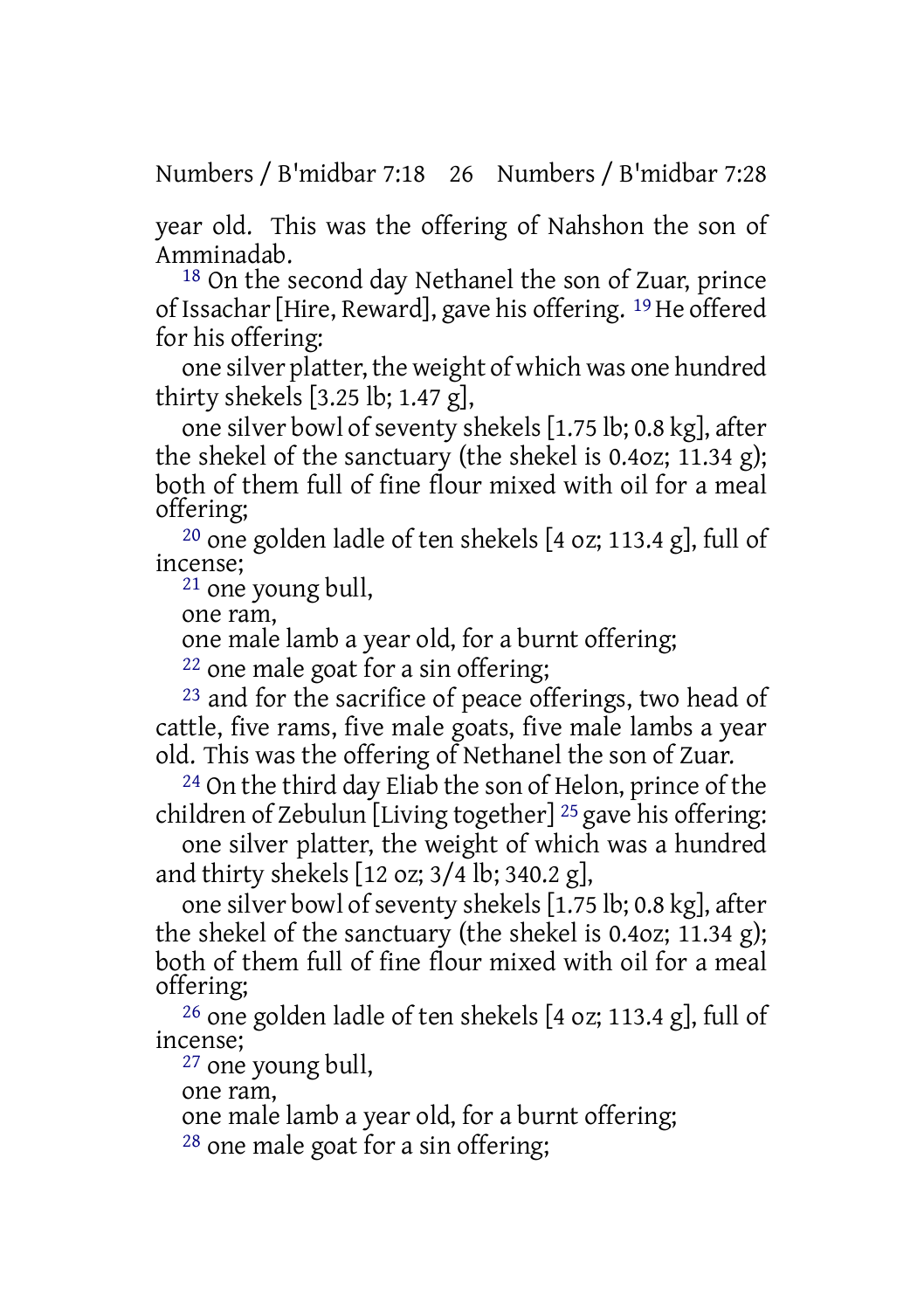year old. This was the offering of Nahshon the son of Amminadab.

18 On the second day Nethanel the son of Zuar, prince of Issachar [Hire, Reward], gave his offering. 19 He offered for his offering:

one silver platter, the weight of which was one hundred thirty shekels [3.25 lb; 1.47 g],

one silver bowl of seventy shekels [1.75 lb; 0.8 kg], after the shekel of the sanctuary (the shekel is 0.4oz; 11.34 g); both of them full of fine flour mixed with oil for a meal offering;

20 one golden ladle of ten shekels [4 oz; 113.4 g], full of incense;

21 one young bull,

one ram,

one male lamb a year old, for a burnt offering;

22 one male goat for a sin offering;

23 and for the sacrifice of peace offerings, two head of cattle, five rams, five male goats, five male lambs a year old. This was the offering of Nethanel the son of Zuar.

24 On the third day Eliab the son of Helon, prince of the children of Zebulun [Living together] 25 gave his offering:

one silver platter, the weight of which was a hundred and thirty shekels [12 oz; 3/4 lb; 340.2 g],

one silver bowl of seventy shekels [1.75 lb; 0.8 kg], after the shekel of the sanctuary (the shekel is 0.4oz; 11.34 g); both of them full of fine flour mixed with oil for a meal offering;

26 one golden ladle of ten shekels [4 oz; 113.4 g], full of incense;

27 one young bull,

one ram,

one male lamb a year old, for a burnt offering;

28 one male goat for a sin offering;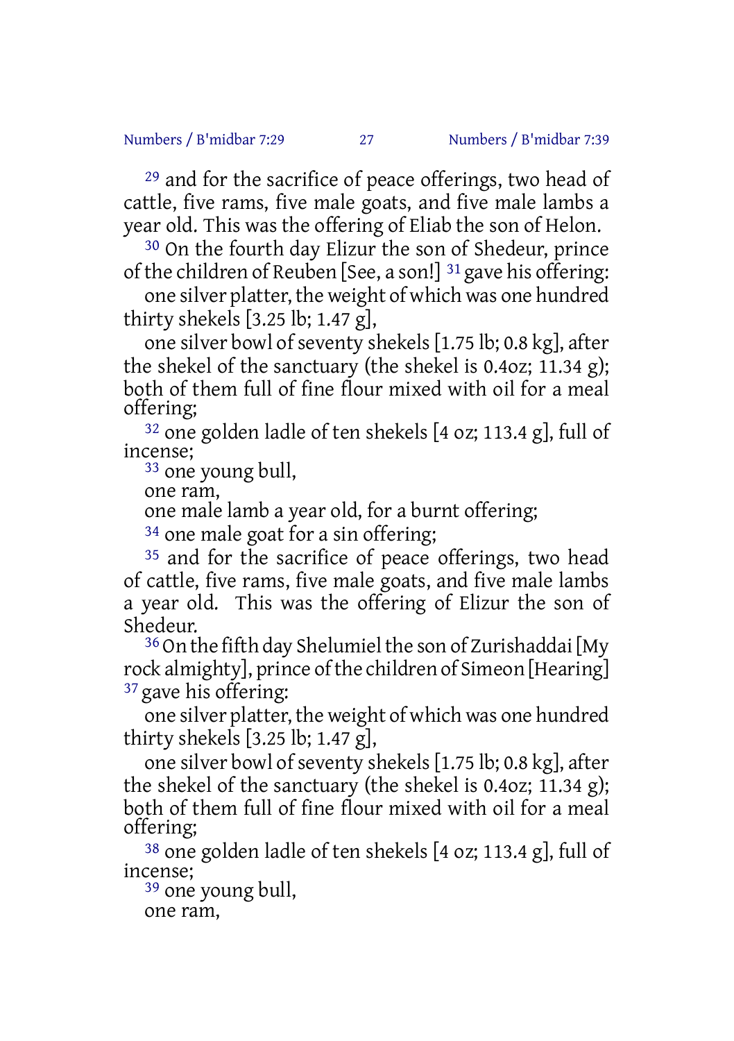[29] and for the sacrifice of peace offerings, two head of cattle, five rams, five male goats, and five male lambs a year old. This was the offering of Eliab the son of Helon.

[30] On the fourth day Elizur the son of Shedeur, prince of the children of Reuben [See, a son!] [31] gave his offering:

one silver platter, the weight of which was one hundred thirty shekels [3.25 lb; 1.47 g],

one silver bowl of seventy shekels [1.75 lb; 0.8 kg], after the shekel of the sanctuary (the shekel is 0.4oz; 11.34 g); both of them full of fine flour mixed with oil for a meal offering;

[32] one golden ladle of ten shekels [4 oz; 113.4 g], full of incense;

[33] one young bull,

one ram,

one male lamb a year old, for a burnt offering;

[34] one male goat for a sin offering;

[35] and for the sacrifice of peace offerings, two head of cattle, five rams, five male goats, and five male lambs a year old. This was the offering of Elizur the son of Shedeur.

[36] On the fifth day Shelumiel the son of Zurishaddai [My rock almighty], prince of the children of Simeon [Hearing] [37] gave his offering:

one silver platter, the weight of which was one hundred thirty shekels [3.25 lb; 1.47 g],

one silver bowl of seventy shekels [1.75 lb; 0.8 kg], after the shekel of the sanctuary (the shekel is 0.4oz; 11.34 g); both of them full of fine flour mixed with oil for a meal offering;

[38] one golden ladle of ten shekels [4 oz; 113.4 g], full of incense;

[39] one young bull,

one ram,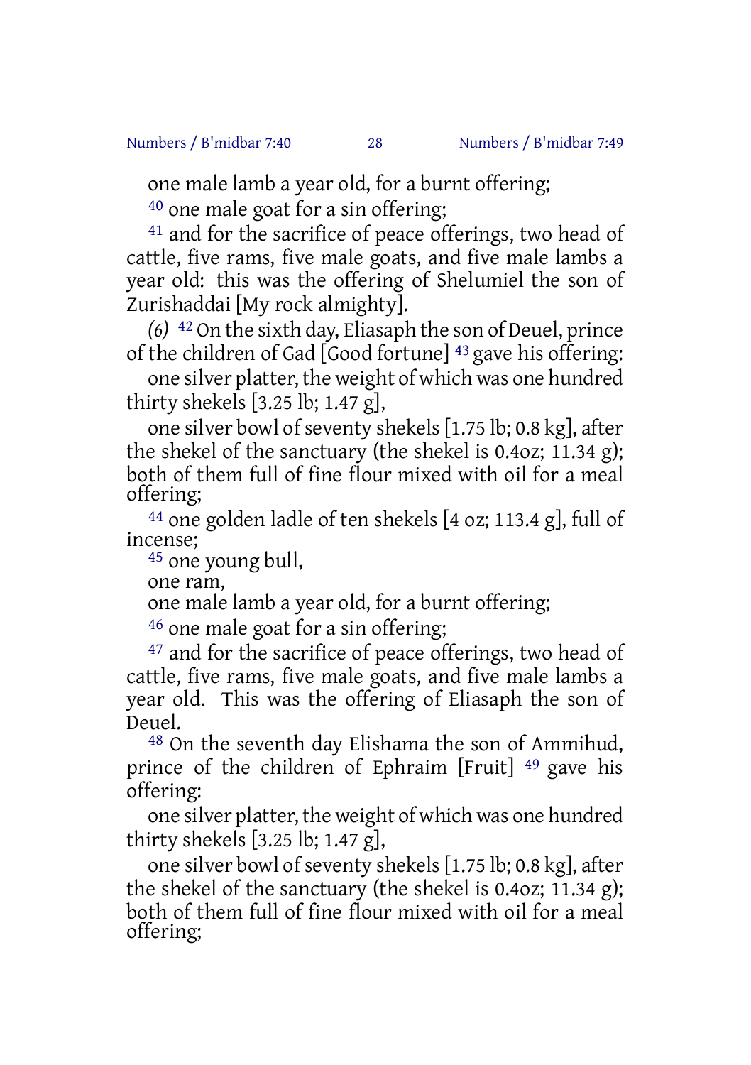one male lamb a year old, for a burnt offering;

[40] one male goat for a sin offering;

[41] and for the sacrifice of peace offerings, two head of cattle, five rams, five male goats, and five male lambs a year old: this was the offering of Shelumiel the son of Zurishaddai [My rock almighty].

*(6)* [42] On the sixth day, Eliasaph the son of Deuel, prince of the children of Gad [Good fortune] [43] gave his offering:

one silver platter, the weight of which was one hundred thirty shekels [3.25 lb; 1.47 g],

one silver bowl of seventy shekels [1.75 lb; 0.8 kg], after the shekel of the sanctuary (the shekel is 0.4oz; 11.34 g); both of them full of fine flour mixed with oil for a meal offering;

[44] one golden ladle of ten shekels [4 oz; 113.4 g], full of incense;

[45] one young bull,

one ram,

one male lamb a year old, for a burnt offering;

[46] one male goat for a sin offering;

[47] and for the sacrifice of peace offerings, two head of cattle, five rams, five male goats, and five male lambs a year old. This was the offering of Eliasaph the son of Deuel.

[48] On the seventh day Elishama the son of Ammihud, prince of the children of Ephraim [Fruit] [49] gave his offering:

one silver platter, the weight of which was one hundred thirty shekels [3.25 lb; 1.47 g],

one silver bowl of seventy shekels [1.75 lb; 0.8 kg], after the shekel of the sanctuary (the shekel is 0.4oz; 11.34 g); both of them full of fine flour mixed with oil for a meal offering;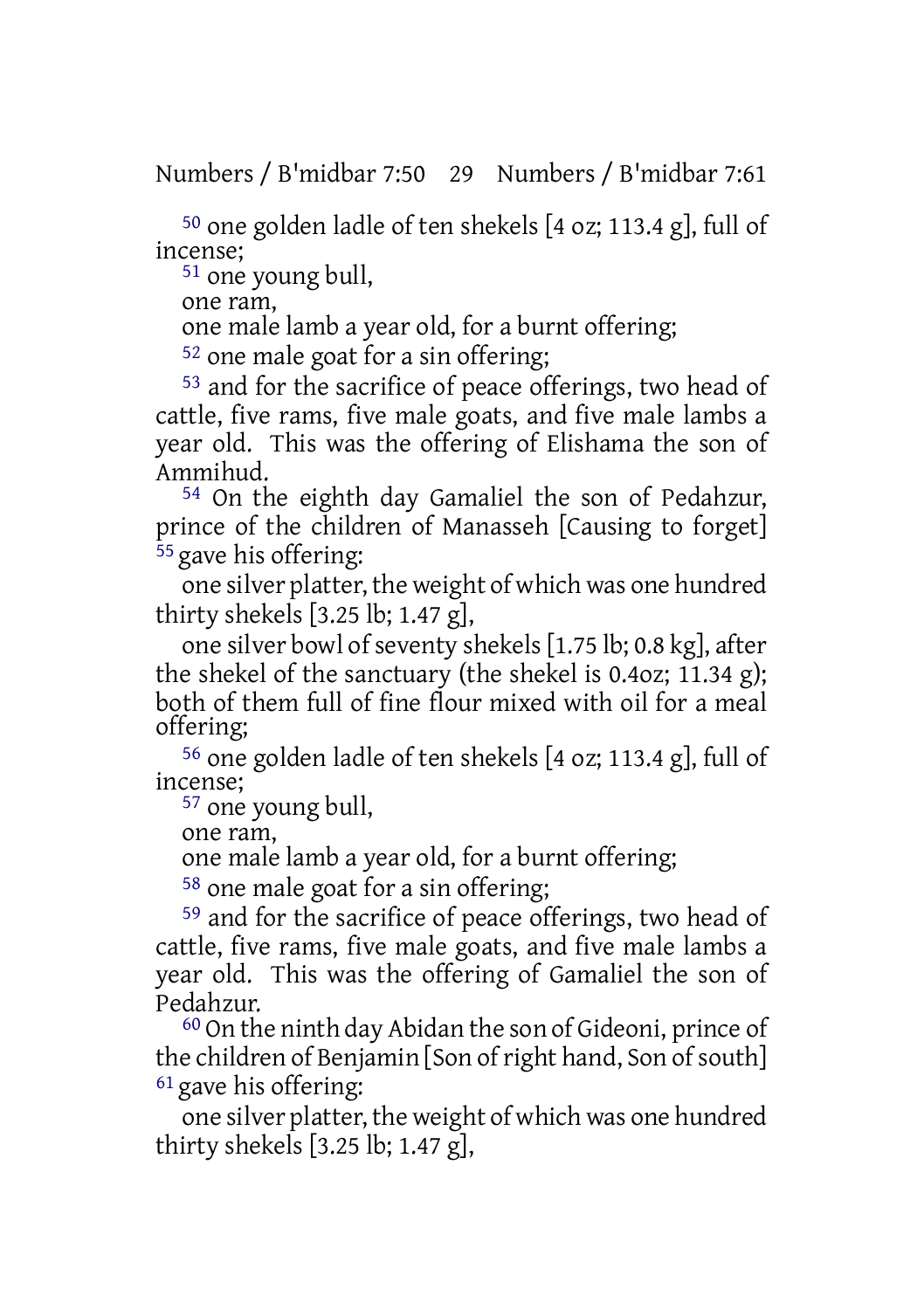[50] one golden ladle of ten shekels [4 oz; 113.4 g], full of incense;

[51] one young bull,

one ram,

one male lamb a year old, for a burnt offering;

[52] one male goat for a sin offering;

[53] and for the sacrifice of peace offerings, two head of cattle, five rams, five male goats, and five male lambs a year old. This was the offering of Elishama the son of Ammihud.

[54] On the eighth day Gamaliel the son of Pedahzur, prince of the children of Manasseh [Causing to forget] [55] gave his offering:

one silver platter, the weight of which was one hundred thirty shekels [3.25 lb; 1.47 g],

one silver bowl of seventy shekels [1.75 lb; 0.8 kg], after the shekel of the sanctuary (the shekel is 0.4oz; 11.34 g); both of them full of fine flour mixed with oil for a meal offering;

[56] one golden ladle of ten shekels [4 oz; 113.4 g], full of incense;

[57] one young bull,

one ram,

one male lamb a year old, for a burnt offering;

[58] one male goat for a sin offering;

[59] and for the sacrifice of peace offerings, two head of cattle, five rams, five male goats, and five male lambs a year old. This was the offering of Gamaliel the son of Pedahzur.

[60] On the ninth day Abidan the son of Gideoni, prince of the children of Benjamin [Son of right hand, Son of south] [61] gave his offering:

one silver platter, the weight of which was one hundred thirty shekels [3.25 lb; 1.47 g],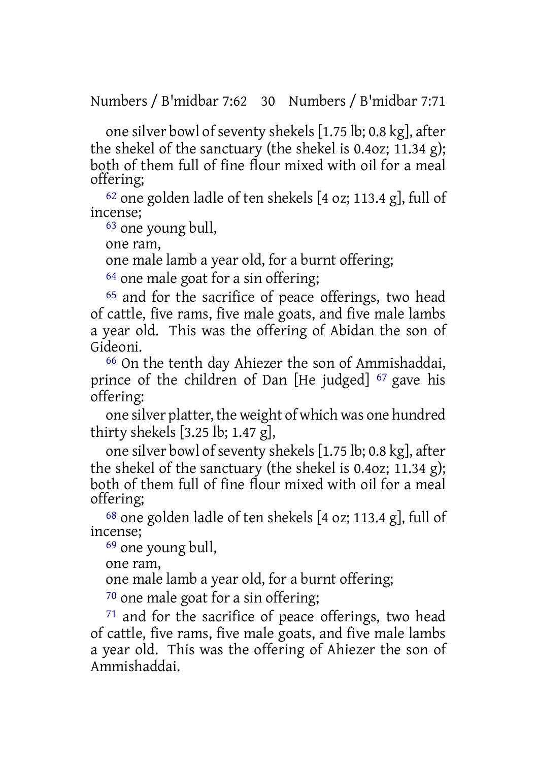one silver bowl of seventy shekels [1.75 lb; 0.8 kg], after the shekel of the sanctuary (the shekel is 0.4oz; 11.34 g); both of them full of fine flour mixed with oil for a meal offering;

62 one golden ladle of ten shekels [4 oz; 113.4 g], full of incense;

63 one young bull,

one ram,

one male lamb a year old, for a burnt offering;

64 one male goat for a sin offering;

65 and for the sacrifice of peace offerings, two head of cattle, five rams, five male goats, and five male lambs a year old. This was the offering of Abidan the son of Gideoni.

66 On the tenth day Ahiezer the son of Ammishaddai, prince of the children of Dan [He judged] 67 gave his offering:

one silver platter, the weight of which was one hundred thirty shekels [3.25 lb; 1.47 g],

one silver bowl of seventy shekels [1.75 lb; 0.8 kg], after the shekel of the sanctuary (the shekel is 0.4oz; 11.34 g); both of them full of fine flour mixed with oil for a meal offering;

68 one golden ladle of ten shekels [4 oz; 113.4 g], full of incense;

69 one young bull,

one ram,

one male lamb a year old, for a burnt offering;

70 one male goat for a sin offering;

71 and for the sacrifice of peace offerings, two head of cattle, five rams, five male goats, and five male lambs a year old. This was the offering of Ahiezer the son of Ammishaddai.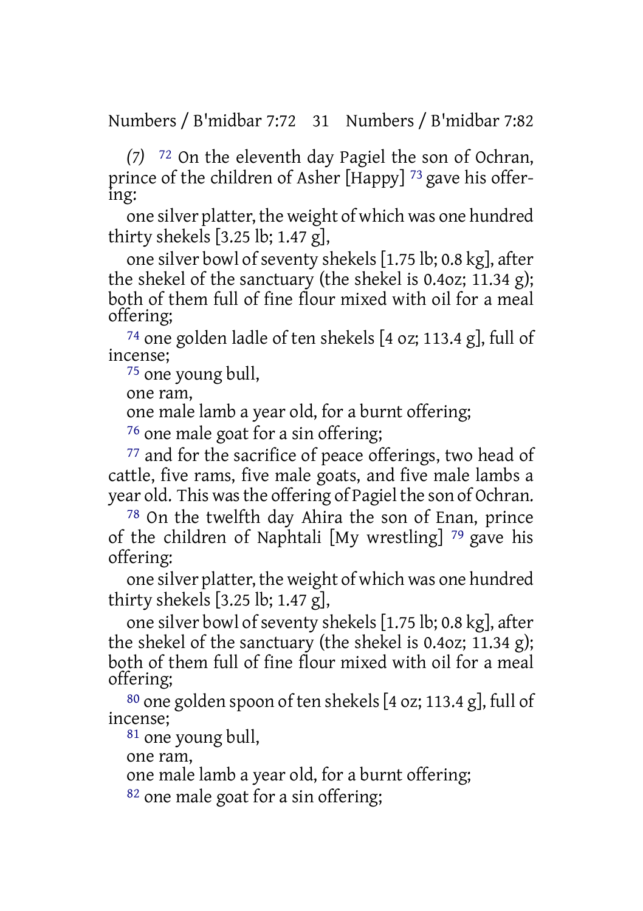*(7)* [72] On the eleventh day Pagiel the son of Ochran, prince of the children of Asher [Happy] [73] gave his offering:

one silver platter, the weight of which was one hundred thirty shekels [3.25 lb; 1.47 g],

one silver bowl of seventy shekels [1.75 lb; 0.8 kg], after the shekel of the sanctuary (the shekel is 0.4oz; 11.34 g); both of them full of fine flour mixed with oil for a meal offering;

[74] one golden ladle of ten shekels [4 oz; 113.4 g], full of incense;

[75] one young bull,

one ram,

one male lamb a year old, for a burnt offering;

[76] one male goat for a sin offering;

[77] and for the sacrifice of peace offerings, two head of cattle, five rams, five male goats, and five male lambs a year old. This was the offering of Pagiel the son of Ochran.

[78] On the twelfth day Ahira the son of Enan, prince of the children of Naphtali [My wrestling] [79] gave his offering:

one silver platter, the weight of which was one hundred thirty shekels [3.25 lb; 1.47 g],

one silver bowl of seventy shekels [1.75 lb; 0.8 kg], after the shekel of the sanctuary (the shekel is 0.4oz; 11.34 g); both of them full of fine flour mixed with oil for a meal offering;

[80] one golden spoon of ten shekels [4 oz; 113.4 g], full of incense;

[81] one young bull,

one ram,

one male lamb a year old, for a burnt offering;

[82] one male goat for a sin offering;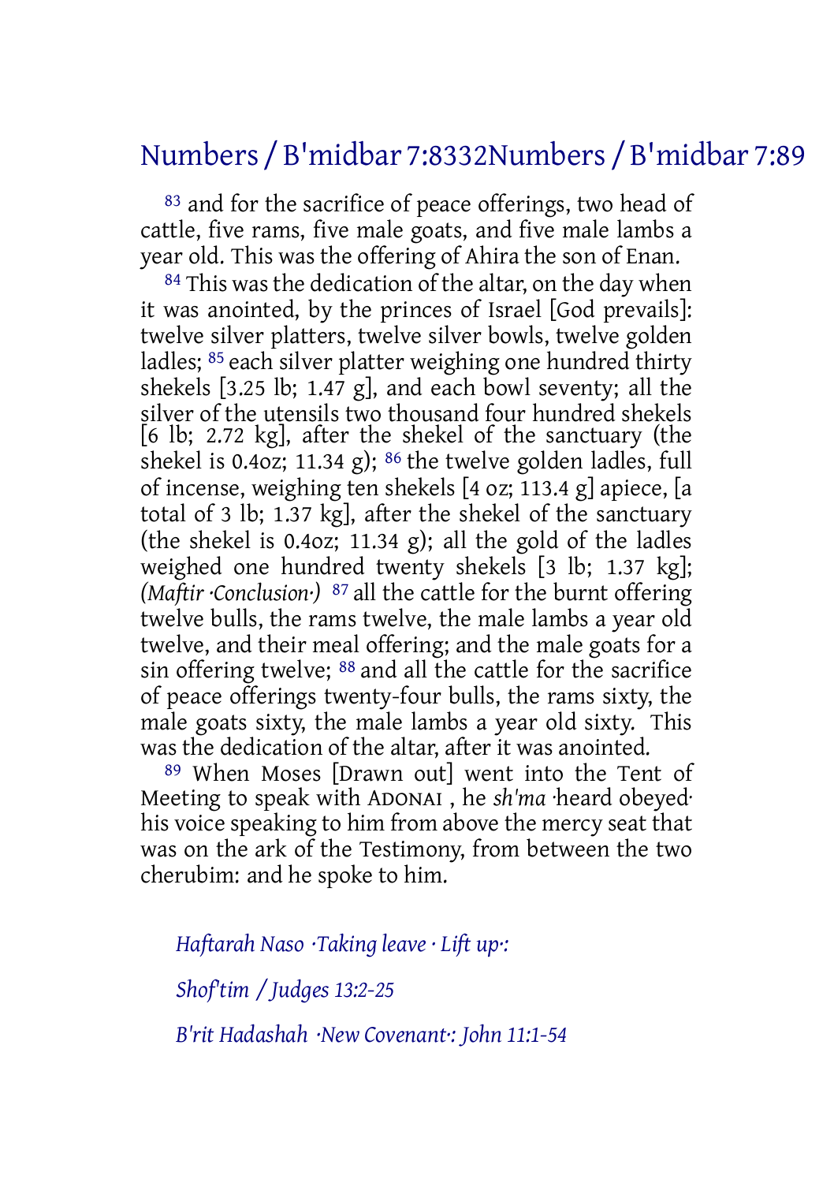83 and for the sacrifice of peace offerings, two head of cattle, five rams, five male goats, and five male lambs a year old. This was the offering of Ahira the son of Enan.

84 This was the dedication of the altar, on the day when it was anointed, by the princes of Israel [God prevails]: twelve silver platters, twelve silver bowls, twelve golden ladles; 85 each silver platter weighing one hundred thirty shekels [3.25 lb; 1.47 g], and each bowl seventy; all the silver of the utensils two thousand four hundred shekels [6 lb; 2.72 kg], after the shekel of the sanctuary (the shekel is 0.4oz; 11.34 g); 86 the twelve golden ladles, full of incense, weighing ten shekels [4 oz; 113.4 g] apiece, [a total of 3 lb; 1.37 kg], after the shekel of the sanctuary (the shekel is 0.4oz; 11.34 g); all the gold of the ladles weighed one hundred twenty shekels [3 lb; 1.37 kg]; *(Maftir ·Conclusion·)* 87 all the cattle for the burnt offering twelve bulls, the rams twelve, the male lambs a year old twelve, and their meal offering; and the male goats for a sin offering twelve; 88 and all the cattle for the sacrifice of peace offerings twenty-four bulls, the rams sixty, the male goats sixty, the male lambs a year old sixty. This was the dedication of the altar, after it was anointed.

89 When Moses [Drawn out] went into the Tent of Meeting to speak with ADONAI , he *sh'ma* ·heard obeyed· his voice speaking to him from above the mercy seat that was on the ark of the Testimony, from between the two cherubim: and he spoke to him.

*Haftarah Naso ·Taking leave · Lift up·:*

*Shof'tim / Judges 13:2-25*

*B'rit Hadashah ·New Covenant·: John 11:1-54*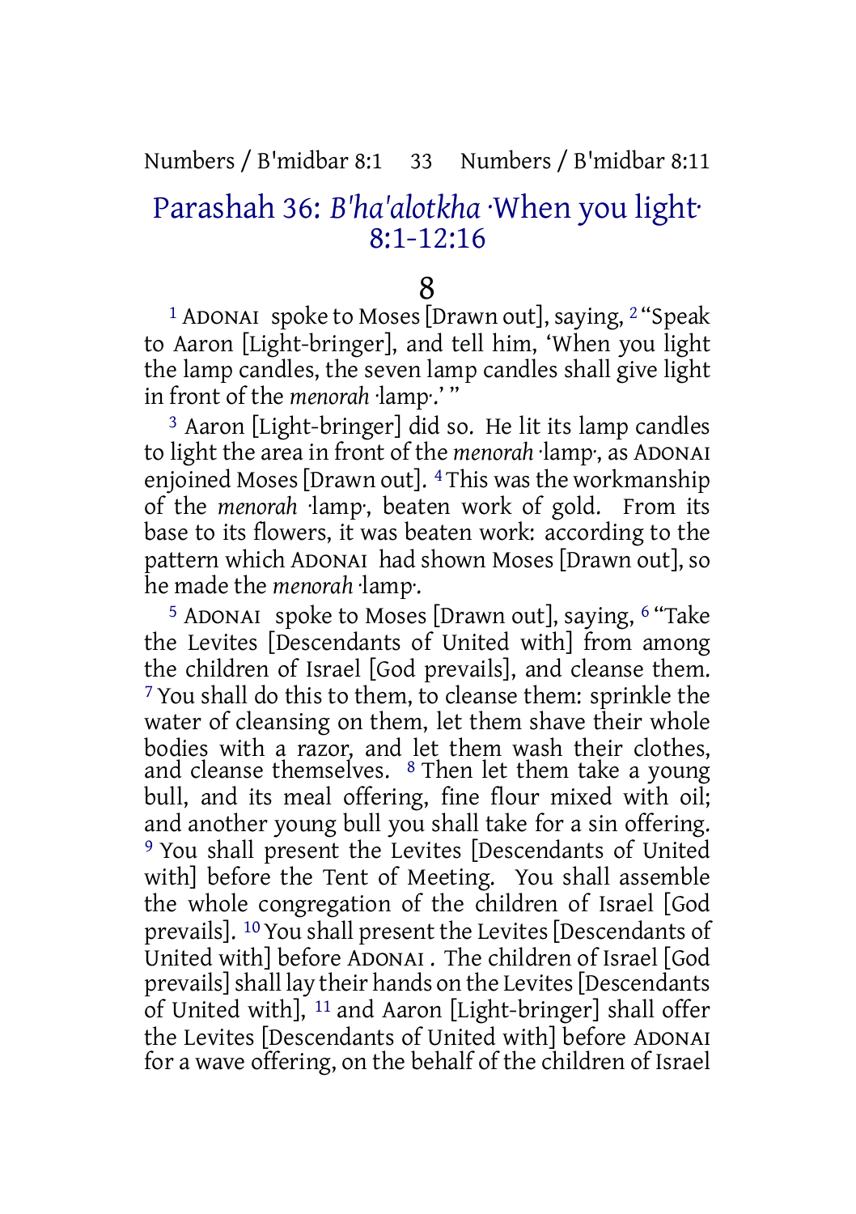## Parashah 36: *B'ha'alotkha* ·When you light· 8:1-12:16

# 8

[1] ADONAI spoke to Moses [Drawn out], saying, [2] "Speak to Aaron [Light-bringer], and tell him, 'When you light the lamp candles, the seven lamp candles shall give light in front of the *menorah* ·lamp·.' "

[3] Aaron [Light-bringer] did so. He lit its lamp candles to light the area in front of the *menorah* ·lamp·, as ADONAI enjoined Moses [Drawn out]. [4] This was the workmanship of the *menorah* ·lamp·, beaten work of gold. From its base to its flowers, it was beaten work: according to the pattern which ADONAI had shown Moses [Drawn out], so he made the *menorah* ·lamp·.

[5] ADONAI spoke to Moses [Drawn out], saying, [6] "Take the Levites [Descendants of United with] from among the children of Israel [God prevails], and cleanse them. [7] You shall do this to them, to cleanse them: sprinkle the water of cleansing on them, let them shave their whole bodies with a razor, and let them wash their clothes, and cleanse themselves. [8] Then let them take a young bull, and its meal offering, fine flour mixed with oil; and another young bull you shall take for a sin offering. [9] You shall present the Levites [Descendants of United with] before the Tent of Meeting. You shall assemble the whole congregation of the children of Israel [God prevails]. [10] You shall present the Levites [Descendants of United with] before ADONAI. The children of Israel [God prevails] shall lay their hands on the Levites [Descendants of United with], [11] and Aaron [Light-bringer] shall offer the Levites [Descendants of United with] before ADONAI for a wave offering, on the behalf of the children of Israel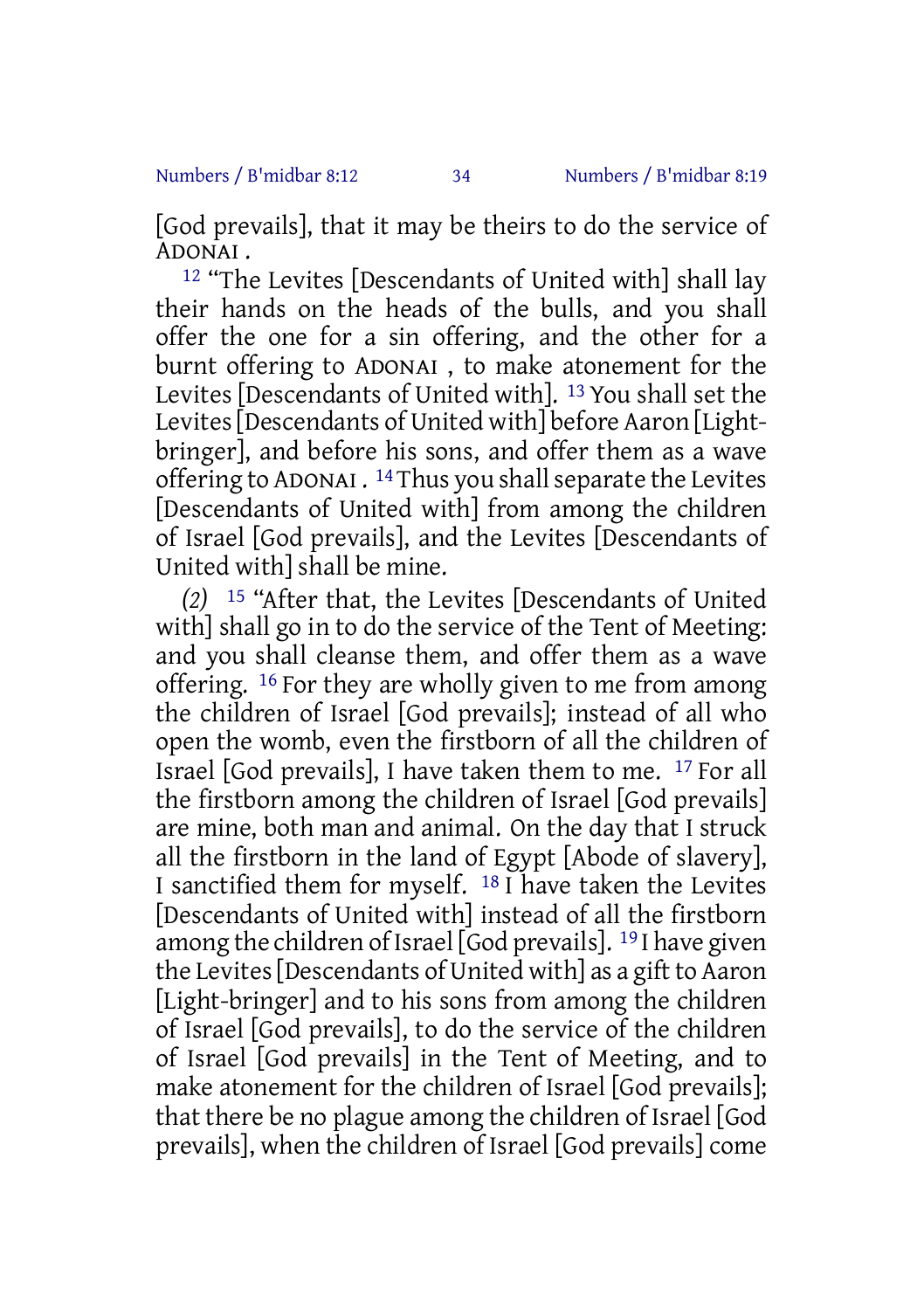[God prevails], that it may be theirs to do the service of ADONAI .

[12] "The Levites [Descendants of United with] shall lay their hands on the heads of the bulls, and you shall offer the one for a sin offering, and the other for a burnt offering to ADONAI , to make atonement for the Levites [Descendants of United with]. [13] You shall set the Levites [Descendants of United with] before Aaron [Light-bringer], and before his sons, and offer them as a wave offering to ADONAI . [14] Thus you shall separate the Levites [Descendants of United with] from among the children of Israel [God prevails], and the Levites [Descendants of United with] shall be mine.

*(2)* [15] "After that, the Levites [Descendants of United with] shall go in to do the service of the Tent of Meeting: and you shall cleanse them, and offer them as a wave offering. [16] For they are wholly given to me from among the children of Israel [God prevails]; instead of all who open the womb, even the firstborn of all the children of Israel [God prevails], I have taken them to me. [17] For all the firstborn among the children of Israel [God prevails] are mine, both man and animal. On the day that I struck all the firstborn in the land of Egypt [Abode of slavery], I sanctified them for myself. [18] I have taken the Levites [Descendants of United with] instead of all the firstborn among the children of Israel [God prevails]. [19] I have given the Levites [Descendants of United with] as a gift to Aaron [Light-bringer] and to his sons from among the children of Israel [God prevails], to do the service of the children of Israel [God prevails] in the Tent of Meeting, and to make atonement for the children of Israel [God prevails]; that there be no plague among the children of Israel [God prevails], when the children of Israel [God prevails] come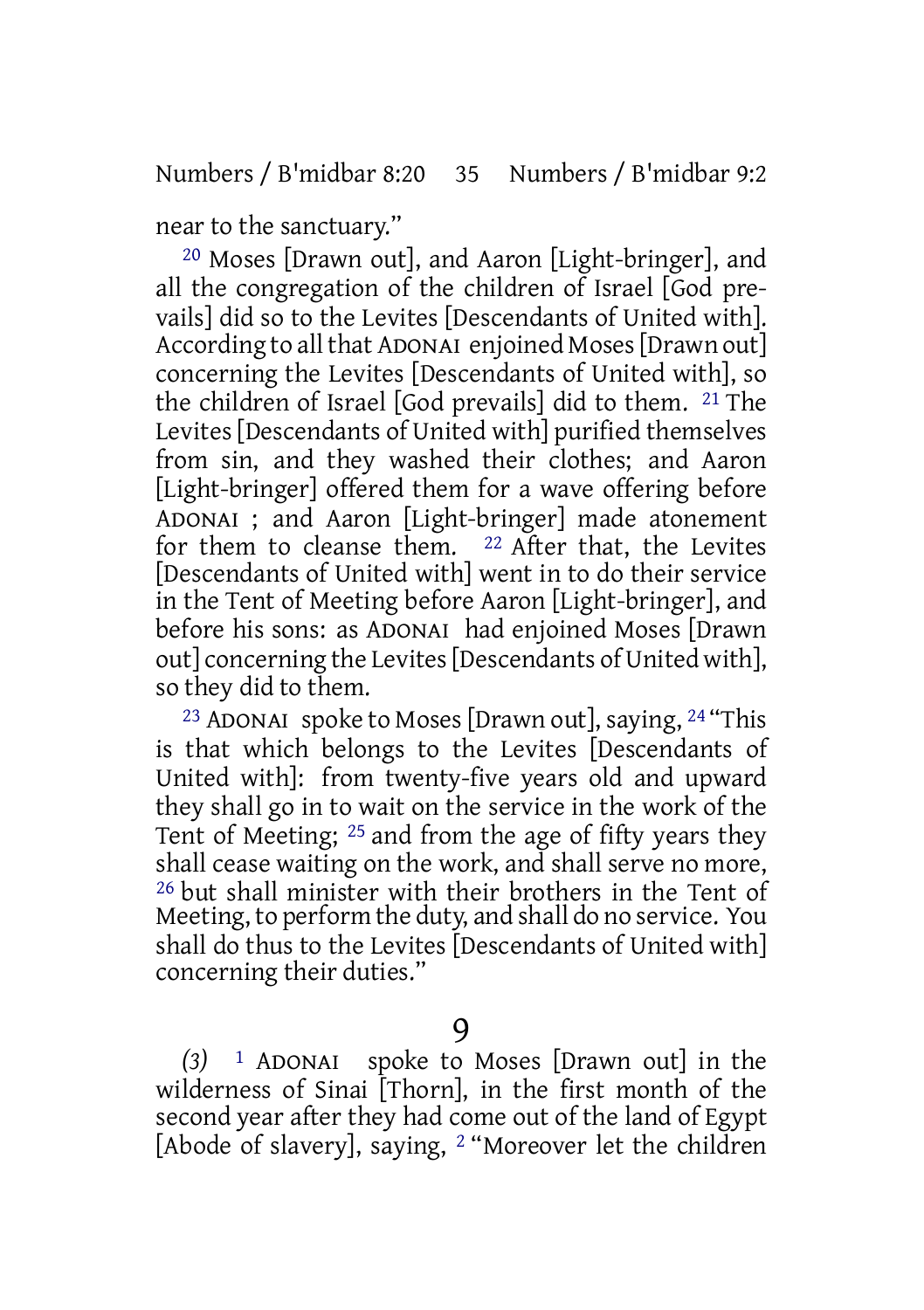near to the sanctuary."

[20] Moses [Drawn out], and Aaron [Light-bringer], and all the congregation of the children of Israel [God prevails] did so to the Levites [Descendants of United with]. According to all that ADONAI enjoined Moses [Drawn out] concerning the Levites [Descendants of United with], so the children of Israel [God prevails] did to them. [21] The Levites [Descendants of United with] purified themselves from sin, and they washed their clothes; and Aaron [Light-bringer] offered them for a wave offering before ADONAI ; and Aaron [Light-bringer] made atonement for them to cleanse them. [22] After that, the Levites [Descendants of United with] went in to do their service in the Tent of Meeting before Aaron [Light-bringer], and before his sons: as ADONAI had enjoined Moses [Drawn out] concerning the Levites [Descendants of United with], so they did to them.

[23] ADONAI spoke to Moses [Drawn out], saying, [24] "This is that which belongs to the Levites [Descendants of United with]: from twenty-five years old and upward they shall go in to wait on the service in the work of the Tent of Meeting; [25] and from the age of fifty years they shall cease waiting on the work, and shall serve no more, [26] but shall minister with their brothers in the Tent of Meeting, to perform the duty, and shall do no service. You shall do thus to the Levites [Descendants of United with] concerning their duties."

## 9

*(3)* [1] ADONAI spoke to Moses [Drawn out] in the wilderness of Sinai [Thorn], in the first month of the second year after they had come out of the land of Egypt [Abode of slavery], saying, [2] "Moreover let the children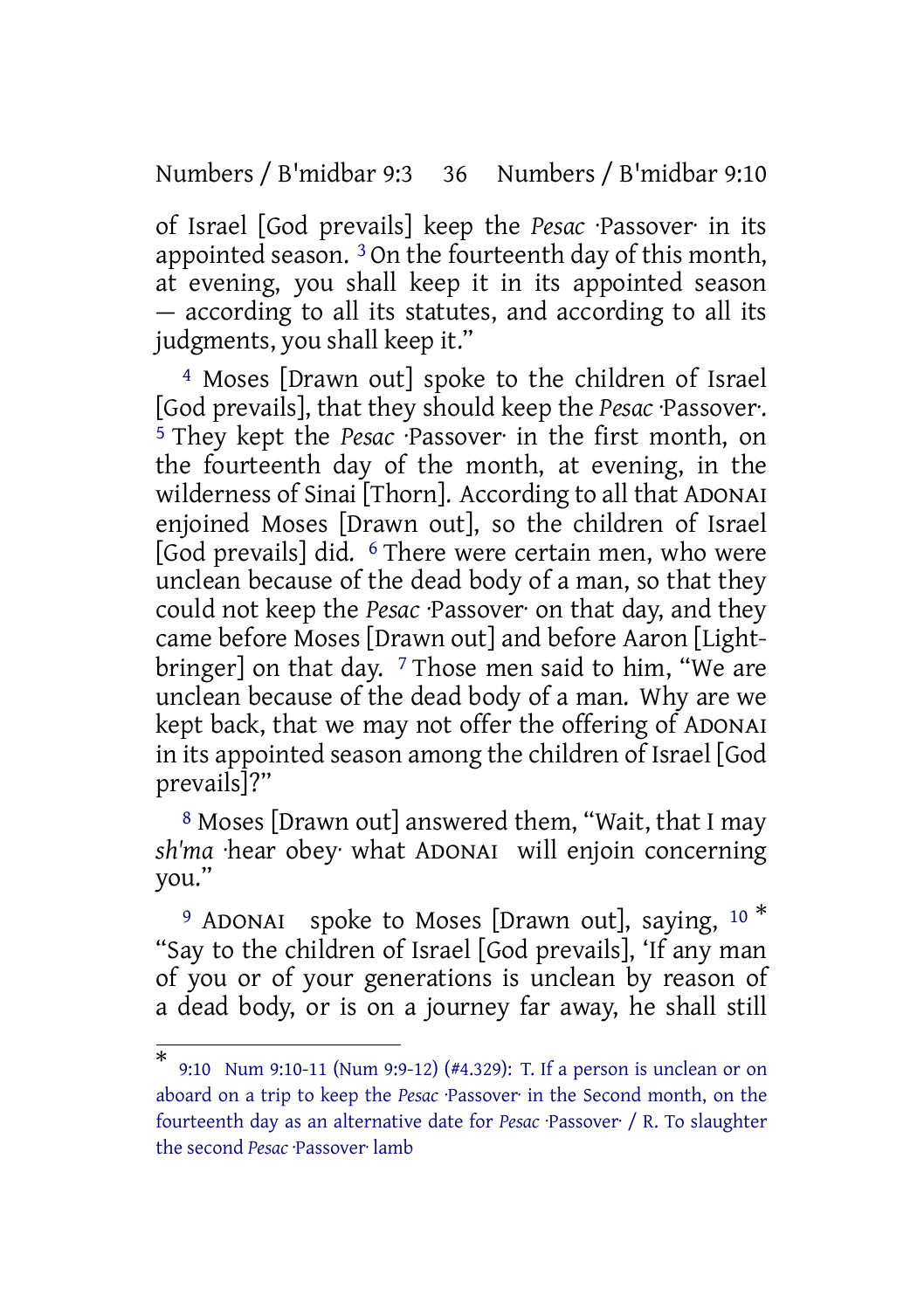of Israel [God prevails] keep the *Pesac* ·Passover· in its appointed season. [3] On the fourteenth day of this month, at evening, you shall keep it in its appointed season — according to all its statutes, and according to all its judgments, you shall keep it."

[4] Moses [Drawn out] spoke to the children of Israel [God prevails], that they should keep the *Pesac* ·Passover·. [5] They kept the *Pesac* ·Passover· in the first month, on the fourteenth day of the month, at evening, in the wilderness of Sinai [Thorn]. According to all that ADONAI enjoined Moses [Drawn out], so the children of Israel [God prevails] did. [6] There were certain men, who were unclean because of the dead body of a man, so that they could not keep the *Pesac* ·Passover· on that day, and they came before Moses [Drawn out] and before Aaron [Light-bringer] on that day. [7] Those men said to him, "We are unclean because of the dead body of a man. Why are we kept back, that we may not offer the offering of ADONAI in its appointed season among the children of Israel [God prevails]?"

[8] Moses [Drawn out] answered them, "Wait, that I may *sh'ma* ·hear obey· what ADONAI will enjoin concerning you."

[9] ADONAI spoke to Moses [Drawn out], saying, [10] * "Say to the children of Israel [God prevails], 'If any man of you or of your generations is unclean by reason of a dead body, or is on a journey far away, he shall still

---

* 9:10 Num 9:10-11 (Num 9:9-12) (#4.329): T. If a person is unclean or on aboard on a trip to keep the *Pesac* ·Passover· in the Second month, on the fourteenth day as an alternative date for *Pesac* ·Passover· / R. To slaughter the second *Pesac* ·Passover· lamb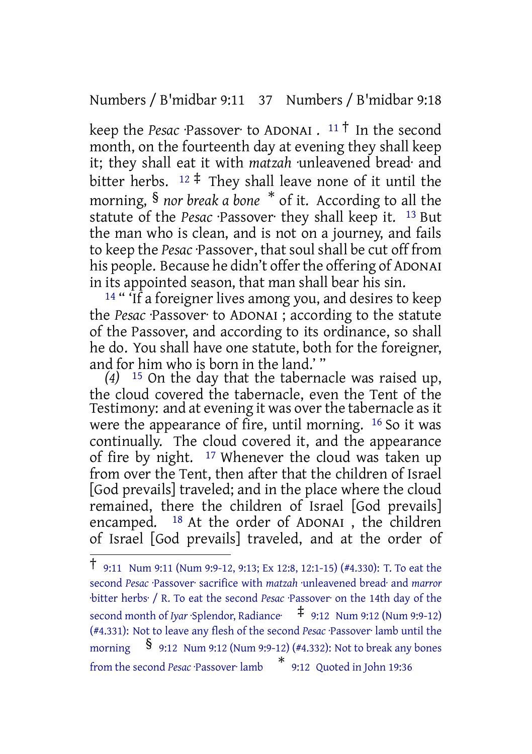keep the *Pesac* ·Passover· to ADONAI . [11] † In the second month, on the fourteenth day at evening they shall keep it; they shall eat it with *matzah* ·unleavened bread· and bitter herbs. [12] ‡ They shall leave none of it until the morning, § *nor break a bone* * of it. According to all the statute of the *Pesac* ·Passover· they shall keep it. [13] But the man who is clean, and is not on a journey, and fails to keep the *Pesac* ·Passover·, that soul shall be cut off from his people. Because he didn't offer the offering of ADONAI in its appointed season, that man shall bear his sin.

[14] " 'If a foreigner lives among you, and desires to keep the *Pesac* ·Passover· to ADONAI ; according to the statute of the Passover, and according to its ordinance, so shall he do. You shall have one statute, both for the foreigner, and for him who is born in the land.' "

*(4)* [15] On the day that the tabernacle was raised up, the cloud covered the tabernacle, even the Tent of the Testimony: and at evening it was over the tabernacle as it were the appearance of fire, until morning. [16] So it was continually. The cloud covered it, and the appearance of fire by night. [17] Whenever the cloud was taken up from over the Tent, then after that the children of Israel [God prevails] traveled; and in the place where the cloud remained, there the children of Israel [God prevails] encamped. [18] At the order of ADONAI , the children of Israel [God prevails] traveled, and at the order of

---

† 9:11 Num 9:11 (Num 9:9-12, 9:13; Ex 12:8, 12:1-15) (#4.330): T. To eat the second *Pesac* ·Passover· sacrifice with *matzah* ·unleavened bread· and *marror* ·bitter herbs· / R. To eat the second *Pesac* ·Passover· on the 14th day of the second month of *Iyar* ·Splendor, Radiance· ‡ 9:12 Num 9:12 (Num 9:9-12) (#4.331): Not to leave any flesh of the second *Pesac* ·Passover· lamb until the morning § 9:12 Num 9:12 (Num 9:9-12) (#4.332): Not to break any bones from the second *Pesac* ·Passover· lamb * 9:12 Quoted in John 19:36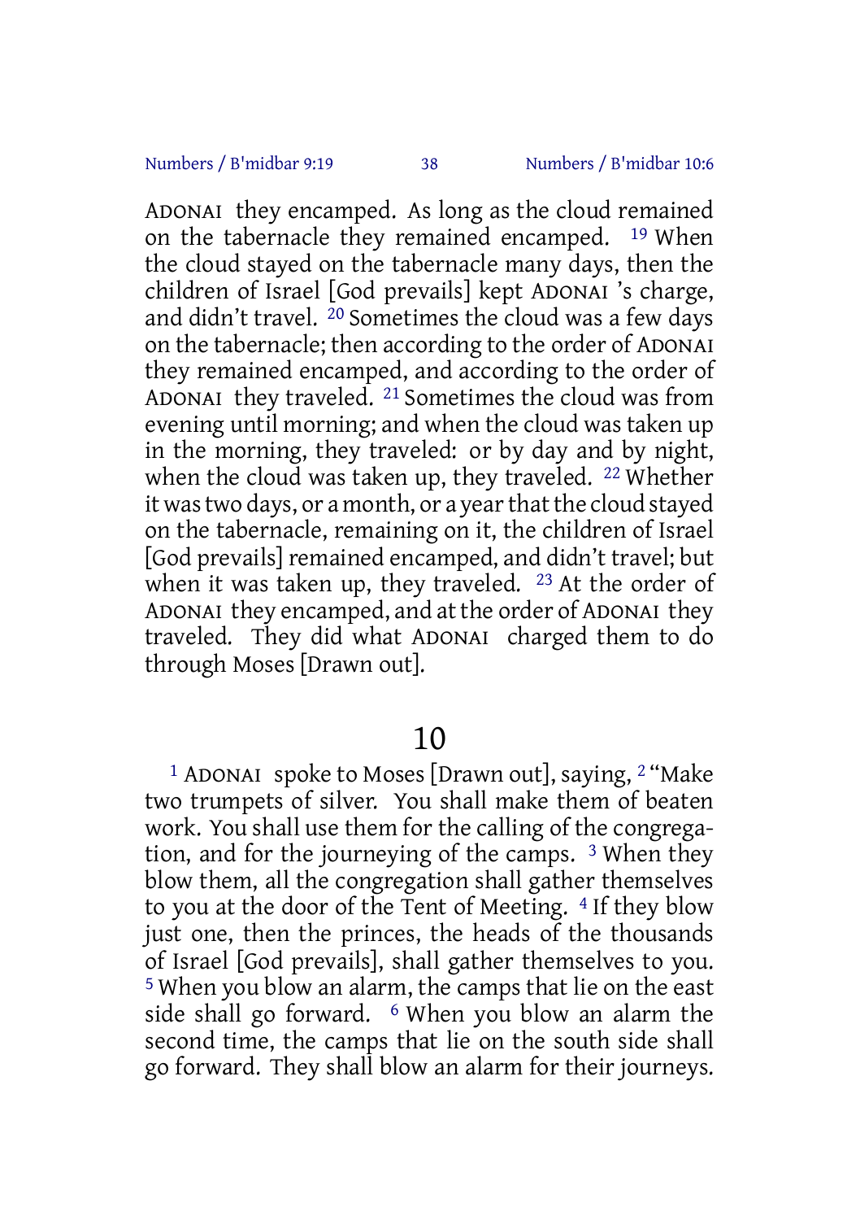ADONAI they encamped. As long as the cloud remained on the tabernacle they remained encamped. [19] When the cloud stayed on the tabernacle many days, then the children of Israel [God prevails] kept ADONAI 's charge, and didn't travel. [20] Sometimes the cloud was a few days on the tabernacle; then according to the order of ADONAI they remained encamped, and according to the order of ADONAI they traveled. [21] Sometimes the cloud was from evening until morning; and when the cloud was taken up in the morning, they traveled: or by day and by night, when the cloud was taken up, they traveled. [22] Whether it was two days, or a month, or a year that the cloud stayed on the tabernacle, remaining on it, the children of Israel [God prevails] remained encamped, and didn't travel; but when it was taken up, they traveled. [23] At the order of ADONAI they encamped, and at the order of ADONAI they traveled. They did what ADONAI charged them to do through Moses [Drawn out].

# 10

[1] ADONAI spoke to Moses [Drawn out], saying, [2] "Make two trumpets of silver. You shall make them of beaten work. You shall use them for the calling of the congregation, and for the journeying of the camps. [3] When they blow them, all the congregation shall gather themselves to you at the door of the Tent of Meeting. [4] If they blow just one, then the princes, the heads of the thousands of Israel [God prevails], shall gather themselves to you. [5] When you blow an alarm, the camps that lie on the east side shall go forward. [6] When you blow an alarm the second time, the camps that lie on the south side shall go forward. They shall blow an alarm for their journeys.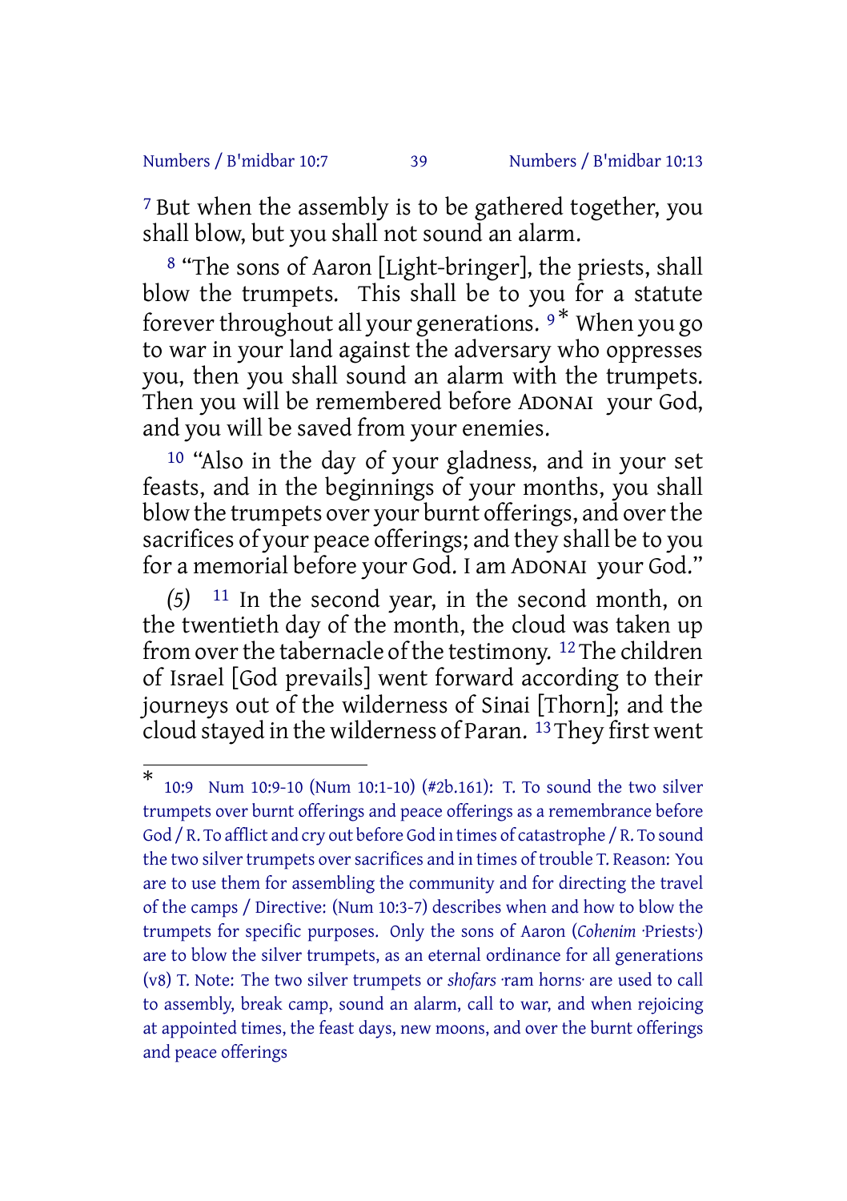[7] But when the assembly is to be gathered together, you shall blow, but you shall not sound an alarm.

[8] "The sons of Aaron [Light-bringer], the priests, shall blow the trumpets. This shall be to you for a statute forever throughout all your generations. [9]* When you go to war in your land against the adversary who oppresses you, then you shall sound an alarm with the trumpets. Then you will be remembered before ADONAI your God, and you will be saved from your enemies.

[10] "Also in the day of your gladness, and in your set feasts, and in the beginnings of your months, you shall blow the trumpets over your burnt offerings, and over the sacrifices of your peace offerings; and they shall be to you for a memorial before your God. I am ADONAI your God."

*(5)* [11] In the second year, in the second month, on the twentieth day of the month, the cloud was taken up from over the tabernacle of the testimony. [12] The children of Israel [God prevails] went forward according to their journeys out of the wilderness of Sinai [Thorn]; and the cloud stayed in the wilderness of Paran. [13] They first went

---

* 10:9 Num 10:9-10 (Num 10:1-10) (#2b.161): T. To sound the two silver trumpets over burnt offerings and peace offerings as a remembrance before God / R. To afflict and cry out before God in times of catastrophe / R. To sound the two silver trumpets over sacrifices and in times of trouble T. Reason: You are to use them for assembling the community and for directing the travel of the camps / Directive: (Num 10:3-7) describes when and how to blow the trumpets for specific purposes. Only the sons of Aaron (*Cohenim* ·Priests·) are to blow the silver trumpets, as an eternal ordinance for all generations (v8) T. Note: The two silver trumpets or *shofars* ·ram horns· are used to call to assembly, break camp, sound an alarm, call to war, and when rejoicing at appointed times, the feast days, new moons, and over the burnt offerings and peace offerings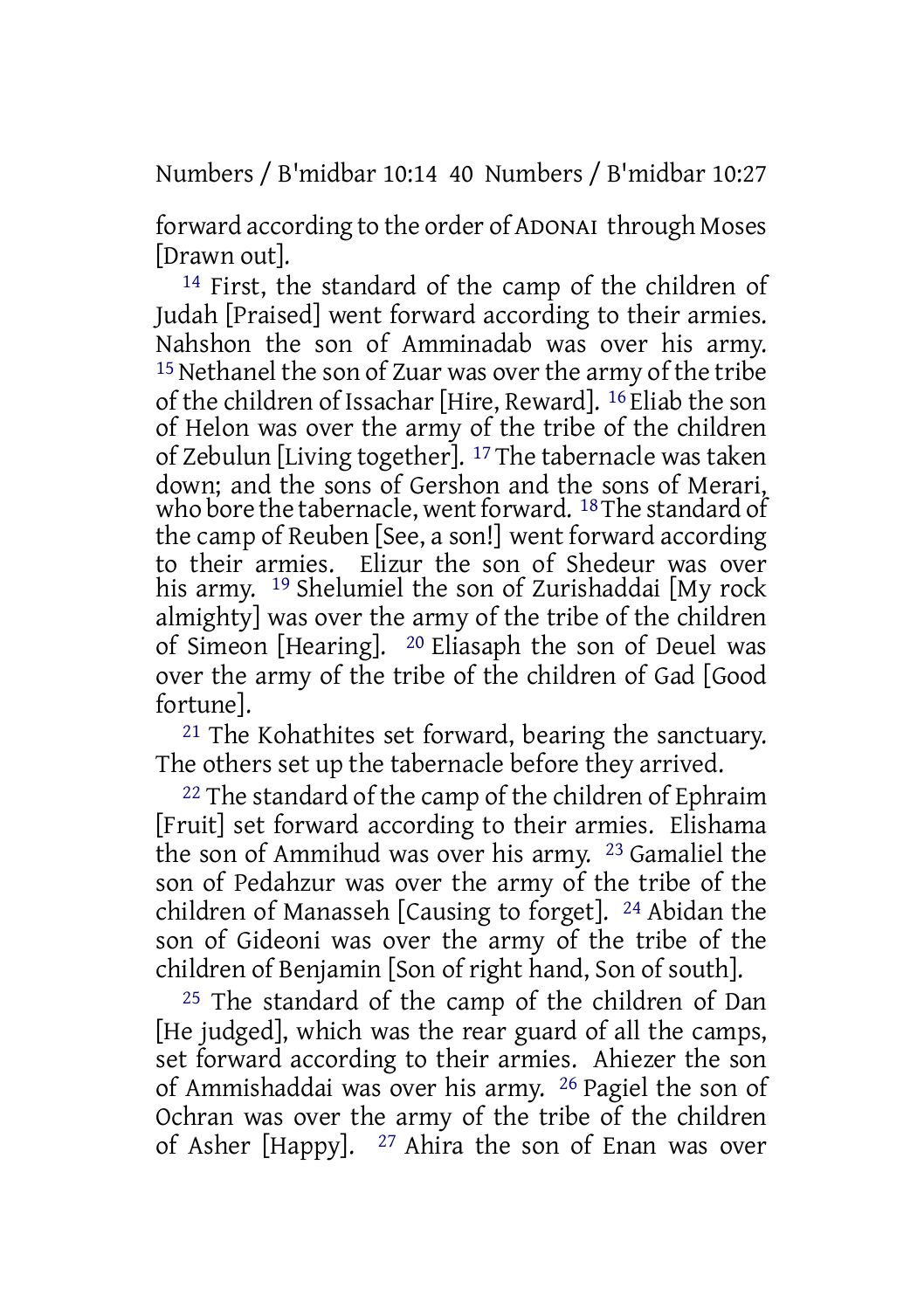forward according to the order of ADONAI through Moses [Drawn out].

14 First, the standard of the camp of the children of Judah [Praised] went forward according to their armies. Nahshon the son of Amminadab was over his army. 15 Nethanel the son of Zuar was over the army of the tribe of the children of Issachar [Hire, Reward]. 16 Eliab the son of Helon was over the army of the tribe of the children of Zebulun [Living together]. 17 The tabernacle was taken down; and the sons of Gershon and the sons of Merari, who bore the tabernacle, went forward. 18 The standard of the camp of Reuben [See, a son!] went forward according to their armies. Elizur the son of Shedeur was over his army. 19 Shelumiel the son of Zurishaddai [My rock almighty] was over the army of the tribe of the children of Simeon [Hearing]. 20 Eliasaph the son of Deuel was over the army of the tribe of the children of Gad [Good fortune].

21 The Kohathites set forward, bearing the sanctuary. The others set up the tabernacle before they arrived.

22 The standard of the camp of the children of Ephraim [Fruit] set forward according to their armies. Elishama the son of Ammihud was over his army. 23 Gamaliel the son of Pedahzur was over the army of the tribe of the children of Manasseh [Causing to forget]. 24 Abidan the son of Gideoni was over the army of the tribe of the children of Benjamin [Son of right hand, Son of south].

25 The standard of the camp of the children of Dan [He judged], which was the rear guard of all the camps, set forward according to their armies. Ahiezer the son of Ammishaddai was over his army. 26 Pagiel the son of Ochran was over the army of the tribe of the children of Asher [Happy]. 27 Ahira the son of Enan was over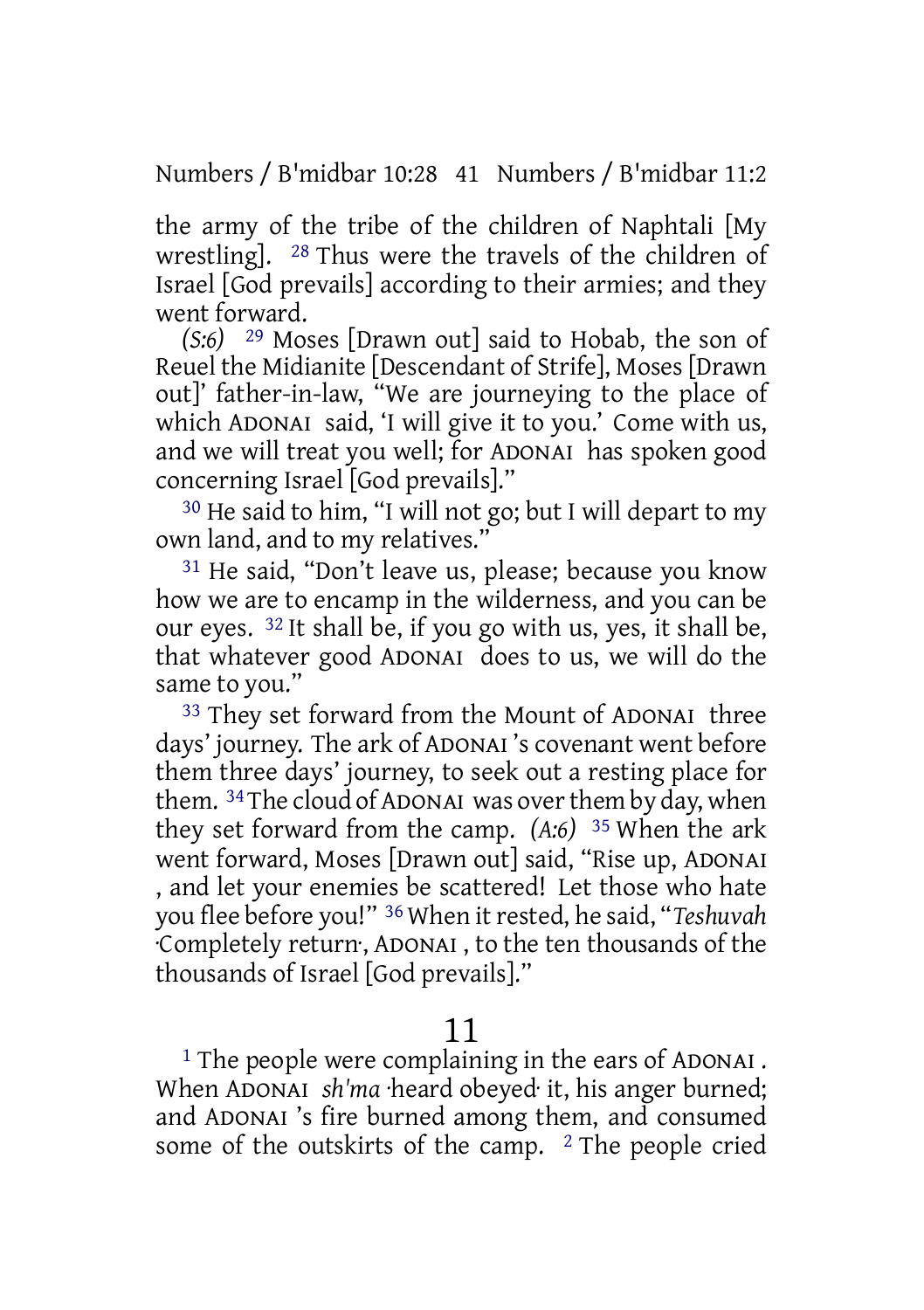the army of the tribe of the children of Naphtali [My wrestling]. [28] Thus were the travels of the children of Israel [God prevails] according to their armies; and they went forward.

*(S:6)* [29] Moses [Drawn out] said to Hobab, the son of Reuel the Midianite [Descendant of Strife], Moses [Drawn out]' father-in-law, "We are journeying to the place of which ADONAI said, 'I will give it to you.' Come with us, and we will treat you well; for ADONAI has spoken good concerning Israel [God prevails]."

[30] He said to him, "I will not go; but I will depart to my own land, and to my relatives."

[31] He said, "Don't leave us, please; because you know how we are to encamp in the wilderness, and you can be our eyes. [32] It shall be, if you go with us, yes, it shall be, that whatever good ADONAI does to us, we will do the same to you."

[33] They set forward from the Mount of ADONAI three days' journey. The ark of ADONAI 's covenant went before them three days' journey, to seek out a resting place for them. [34] The cloud of ADONAI was over them by day, when they set forward from the camp. *(A:6)* [35] When the ark went forward, Moses [Drawn out] said, "Rise up, ADONAI , and let your enemies be scattered! Let those who hate you flee before you!" [36] When it rested, he said, "*Teshuvah* ·Completely return·, ADONAI , to the ten thousands of the thousands of Israel [God prevails]."

# 11

[1] The people were complaining in the ears of ADONAI . When ADONAI *sh'ma* ·heard obeyed· it, his anger burned; and ADONAI 's fire burned among them, and consumed some of the outskirts of the camp. [2] The people cried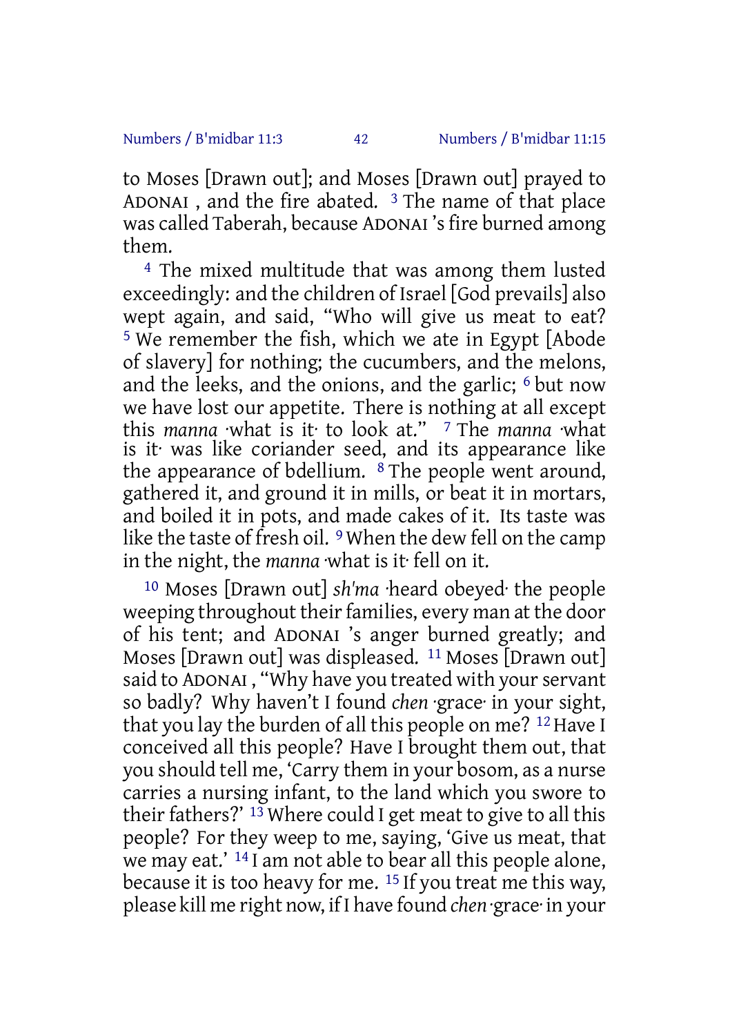to Moses [Drawn out]; and Moses [Drawn out] prayed to ADONAI , and the fire abated. [3] The name of that place was called Taberah, because ADONAI 's fire burned among them.

[4] The mixed multitude that was among them lusted exceedingly: and the children of Israel [God prevails] also wept again, and said, "Who will give us meat to eat? [5] We remember the fish, which we ate in Egypt [Abode of slavery] for nothing; the cucumbers, and the melons, and the leeks, and the onions, and the garlic; [6] but now we have lost our appetite. There is nothing at all except this *manna* ·what is it· to look at." [7] The *manna* ·what is it· was like coriander seed, and its appearance like the appearance of bdellium. [8] The people went around, gathered it, and ground it in mills, or beat it in mortars, and boiled it in pots, and made cakes of it. Its taste was like the taste of fresh oil. [9] When the dew fell on the camp in the night, the *manna* ·what is it· fell on it.

[10] Moses [Drawn out] *sh'ma* ·heard obeyed· the people weeping throughout their families, every man at the door of his tent; and ADONAI 's anger burned greatly; and Moses [Drawn out] was displeased. [11] Moses [Drawn out] said to ADONAI , "Why have you treated with your servant so badly? Why haven't I found *chen* ·grace· in your sight, that you lay the burden of all this people on me? [12] Have I conceived all this people? Have I brought them out, that you should tell me, 'Carry them in your bosom, as a nurse carries a nursing infant, to the land which you swore to their fathers?' [13] Where could I get meat to give to all this people? For they weep to me, saying, 'Give us meat, that we may eat.' [14] I am not able to bear all this people alone, because it is too heavy for me. [15] If you treat me this way, please kill me right now, if I have found *chen* ·grace· in your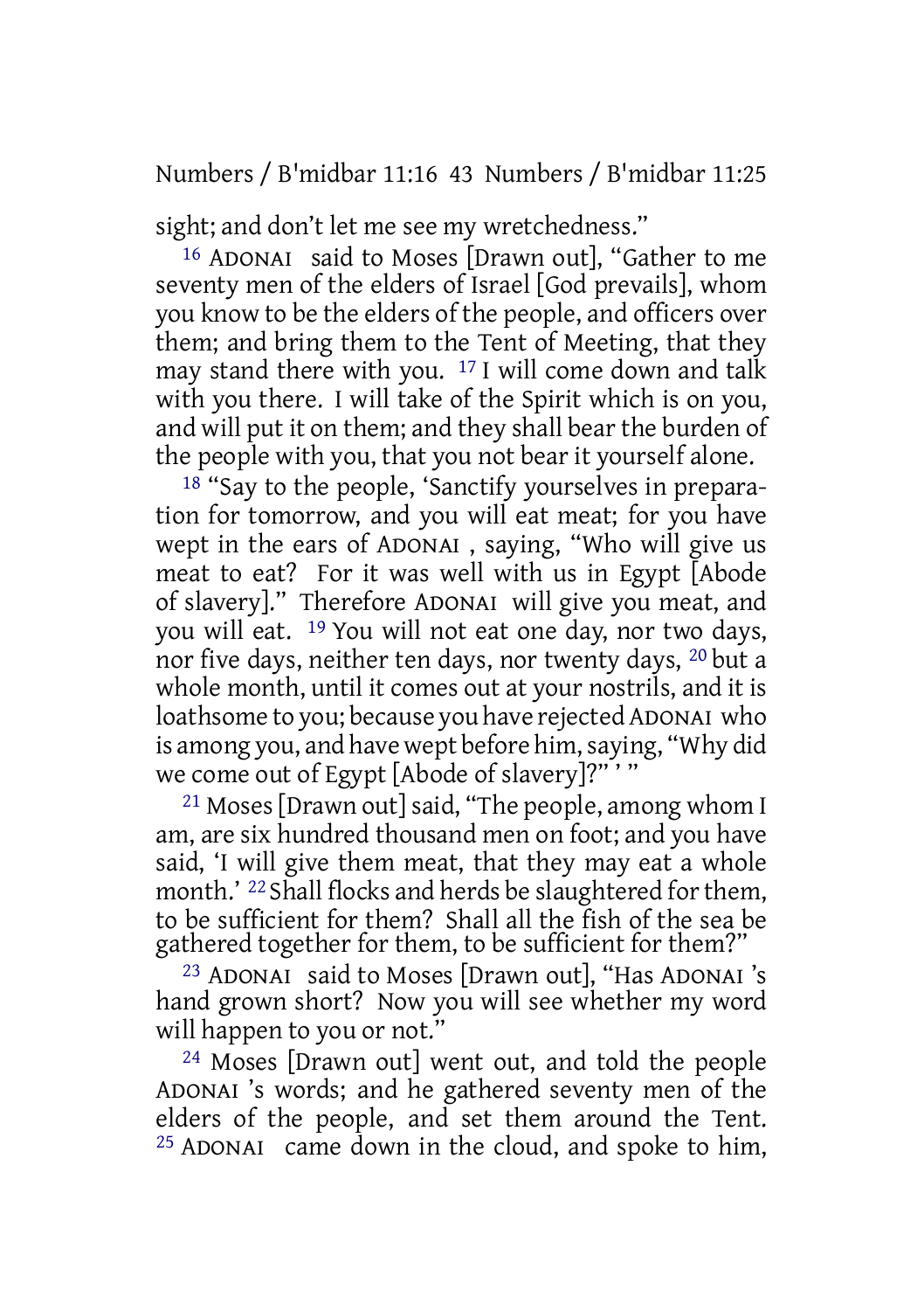sight; and don't let me see my wretchedness."

16 ADONAI said to Moses [Drawn out], "Gather to me seventy men of the elders of Israel [God prevails], whom you know to be the elders of the people, and officers over them; and bring them to the Tent of Meeting, that they may stand there with you. 17 I will come down and talk with you there. I will take of the Spirit which is on you, and will put it on them; and they shall bear the burden of the people with you, that you not bear it yourself alone.

18 "Say to the people, 'Sanctify yourselves in preparation for tomorrow, and you will eat meat; for you have wept in the ears of ADONAI , saying, "Who will give us meat to eat? For it was well with us in Egypt [Abode of slavery]." Therefore ADONAI will give you meat, and you will eat. 19 You will not eat one day, nor two days, nor five days, neither ten days, nor twenty days, 20 but a whole month, until it comes out at your nostrils, and it is loathsome to you; because you have rejected ADONAI who is among you, and have wept before him, saying, "Why did we come out of Egypt [Abode of slavery]?" ' "

21 Moses [Drawn out] said, "The people, among whom I am, are six hundred thousand men on foot; and you have said, 'I will give them meat, that they may eat a whole month.' 22 Shall flocks and herds be slaughtered for them, to be sufficient for them? Shall all the fish of the sea be gathered together for them, to be sufficient for them?"

23 ADONAI said to Moses [Drawn out], "Has ADONAI 's hand grown short? Now you will see whether my word will happen to you or not."

24 Moses [Drawn out] went out, and told the people ADONAI 's words; and he gathered seventy men of the elders of the people, and set them around the Tent. 25 ADONAI came down in the cloud, and spoke to him,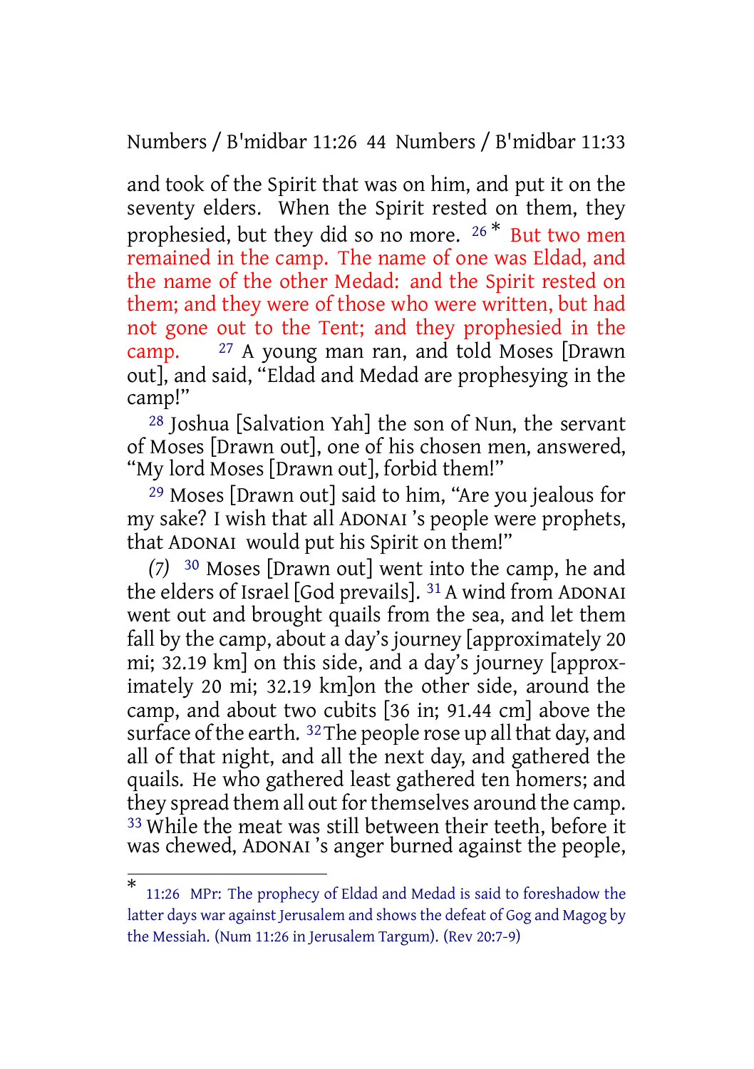and took of the Spirit that was on him, and put it on the seventy elders. When the Spirit rested on them, they prophesied, but they did so no more. [26] * But two men remained in the camp. The name of one was Eldad, and the name of the other Medad: and the Spirit rested on them; and they were of those who were written, but had not gone out to the Tent; and they prophesied in the camp. [27] A young man ran, and told Moses [Drawn out], and said, "Eldad and Medad are prophesying in the camp!"

[28] Joshua [Salvation Yah] the son of Nun, the servant of Moses [Drawn out], one of his chosen men, answered, "My lord Moses [Drawn out], forbid them!"

[29] Moses [Drawn out] said to him, "Are you jealous for my sake? I wish that all ADONAI 's people were prophets, that ADONAI would put his Spirit on them!"

*(7)* [30] Moses [Drawn out] went into the camp, he and the elders of Israel [God prevails]. [31] A wind from ADONAI went out and brought quails from the sea, and let them fall by the camp, about a day's journey [approximately 20 mi; 32.19 km] on this side, and a day's journey [approximately 20 mi; 32.19 km]on the other side, around the camp, and about two cubits [36 in; 91.44 cm] above the surface of the earth. [32] The people rose up all that day, and all of that night, and all the next day, and gathered the quails. He who gathered least gathered ten homers; and they spread them all out for themselves around the camp. [33] While the meat was still between their teeth, before it was chewed, ADONAI 's anger burned against the people,

---

* 11:26 MPr: The prophecy of Eldad and Medad is said to foreshadow the latter days war against Jerusalem and shows the defeat of Gog and Magog by the Messiah. (Num 11:26 in Jerusalem Targum). (Rev 20:7-9)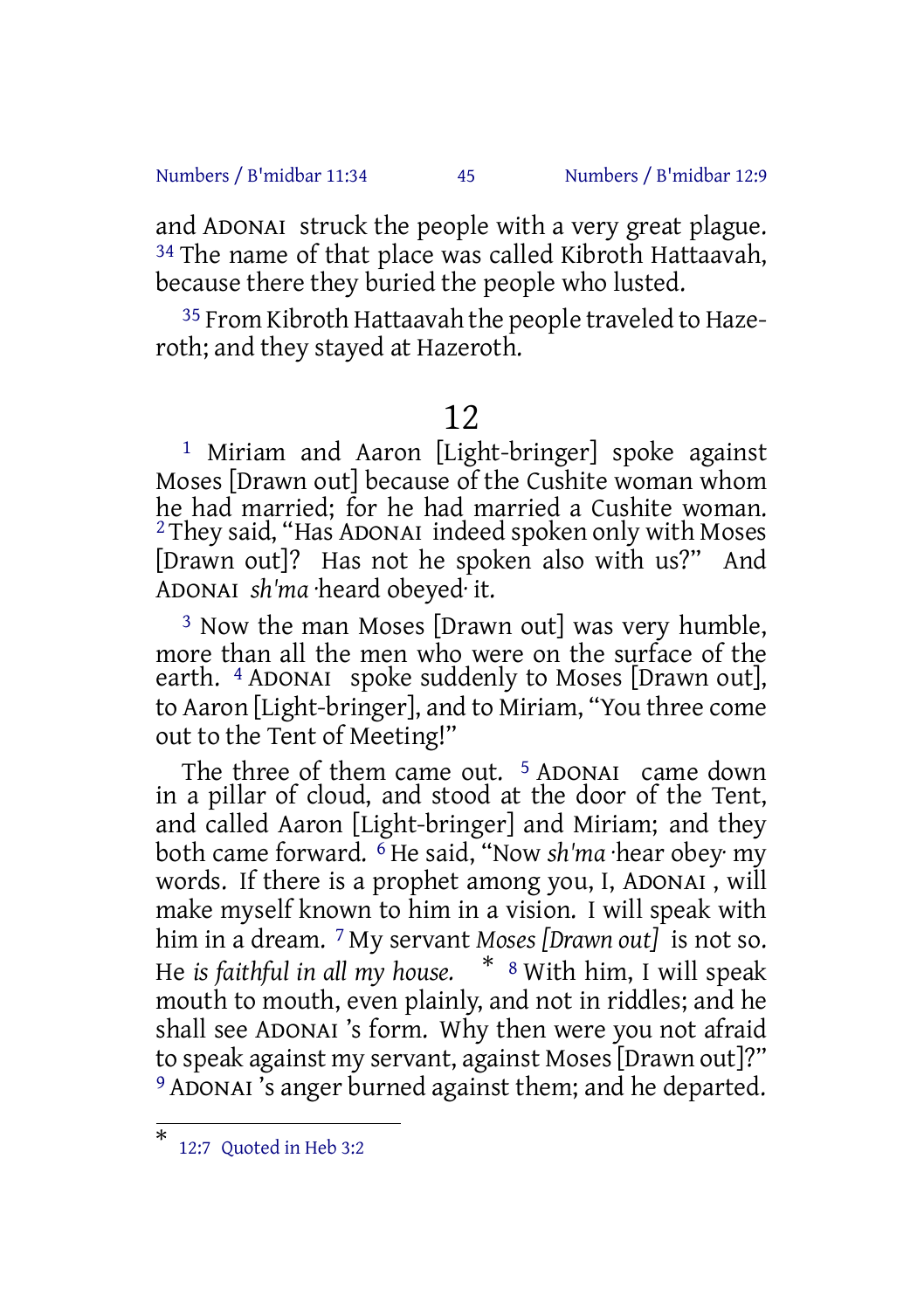and ADONAI struck the people with a very great plague. [34] The name of that place was called Kibroth Hattaavah, because there they buried the people who lusted.

[35] From Kibroth Hattaavah the people traveled to Hazeroth; and they stayed at Hazeroth.

## 12

[1] Miriam and Aaron [Light-bringer] spoke against Moses [Drawn out] because of the Cushite woman whom he had married; for he had married a Cushite woman. [2] They said, "Has ADONAI indeed spoken only with Moses [Drawn out]? Has not he spoken also with us?" And ADONAI *sh'ma* ·heard obeyed· it.

[3] Now the man Moses [Drawn out] was very humble, more than all the men who were on the surface of the earth. [4] ADONAI spoke suddenly to Moses [Drawn out], to Aaron [Light-bringer], and to Miriam, "You three come out to the Tent of Meeting!"

The three of them came out. [5] ADONAI came down in a pillar of cloud, and stood at the door of the Tent, and called Aaron [Light-bringer] and Miriam; and they both came forward. [6] He said, "Now *sh'ma* ·hear obey· my words. If there is a prophet among you, I, ADONAI, will make myself known to him in a vision. I will speak with him in a dream. [7] My servant *Moses [Drawn out]* is not so. He *is faithful in all my house.* * [8] With him, I will speak mouth to mouth, even plainly, and not in riddles; and he shall see ADONAI's form. Why then were you not afraid to speak against my servant, against Moses [Drawn out]?" [9] ADONAI's anger burned against them; and he departed.

---

* 12:7 Quoted in Heb 3:2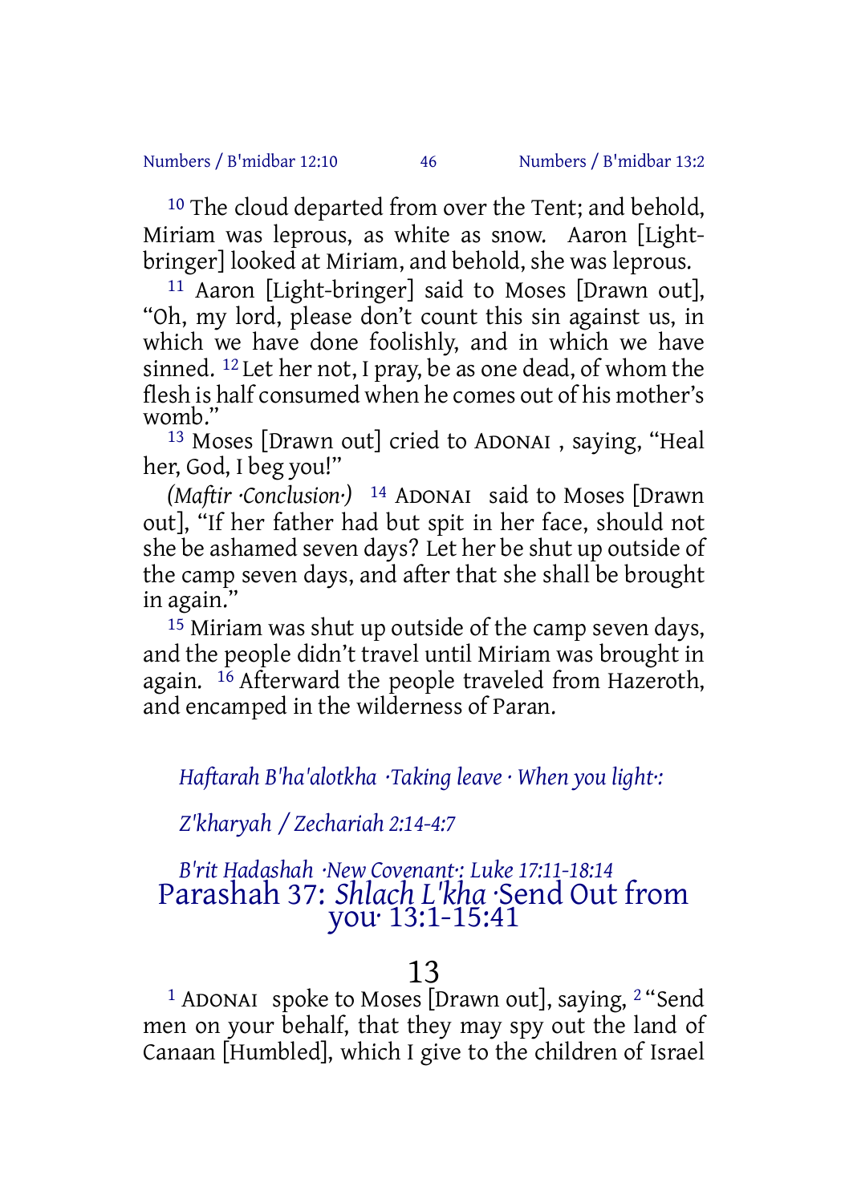[10] The cloud departed from over the Tent; and behold, Miriam was leprous, as white as snow. Aaron [Light-bringer] looked at Miriam, and behold, she was leprous.

[11] Aaron [Light-bringer] said to Moses [Drawn out], “Oh, my lord, please don’t count this sin against us, in which we have done foolishly, and in which we have sinned. [12] Let her not, I pray, be as one dead, of whom the flesh is half consumed when he comes out of his mother’s womb.”

[13] Moses [Drawn out] cried to ADONAI , saying, “Heal her, God, I beg you!”

*(Maftir ·Conclusion·)* [14] ADONAI said to Moses [Drawn out], “If her father had but spit in her face, should not she be ashamed seven days? Let her be shut up outside of the camp seven days, and after that she shall be brought in again.”

[15] Miriam was shut up outside of the camp seven days, and the people didn’t travel until Miriam was brought in again. [16] Afterward the people traveled from Hazeroth, and encamped in the wilderness of Paran.

*Haftarah B'ha'alotkha ·Taking leave · When you light·:*

*Z'kharyah / Zechariah 2:14-4:7*

*B'rit Hadashah ·New Covenant·: Luke 17:11-18:14*

# Parashah 37: *Shlach L'kha* ·Send Out from you· 13:1-15:41

## 13

[1] ADONAI spoke to Moses [Drawn out], saying, [2] “Send men on your behalf, that they may spy out the land of Canaan [Humbled], which I give to the children of Israel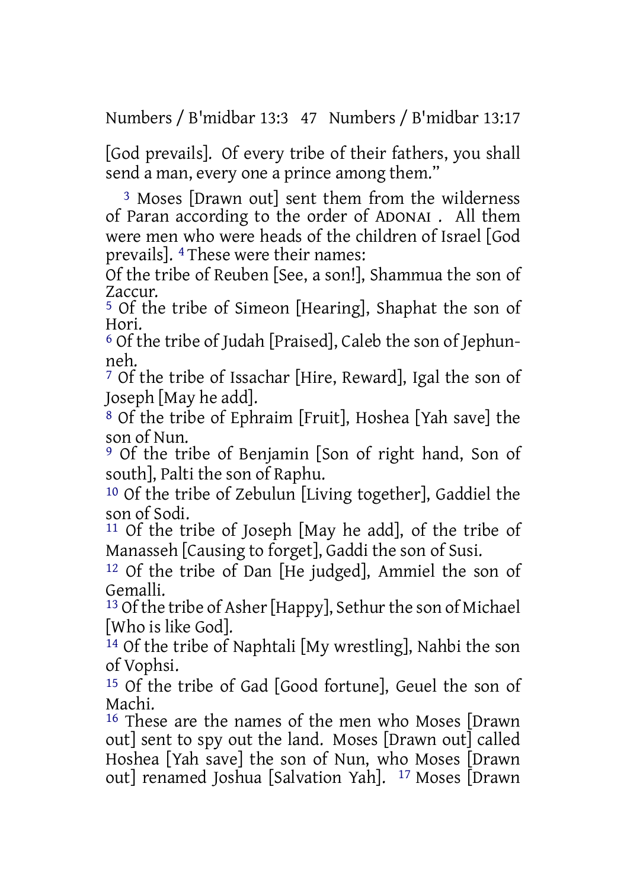[God prevails]. Of every tribe of their fathers, you shall send a man, every one a prince among them."

3 Moses [Drawn out] sent them from the wilderness of Paran according to the order of ADONAI . All them were men who were heads of the children of Israel [God prevails]. 4 These were their names:

Of the tribe of Reuben [See, a son!], Shammua the son of Zaccur.

5 Of the tribe of Simeon [Hearing], Shaphat the son of Hori.

6 Of the tribe of Judah [Praised], Caleb the son of Jephunneh.

7 Of the tribe of Issachar [Hire, Reward], Igal the son of Joseph [May he add].

8 Of the tribe of Ephraim [Fruit], Hoshea [Yah save] the son of Nun.

9 Of the tribe of Benjamin [Son of right hand, Son of south], Palti the son of Raphu.

10 Of the tribe of Zebulun [Living together], Gaddiel the son of Sodi.

11 Of the tribe of Joseph [May he add], of the tribe of Manasseh [Causing to forget], Gaddi the son of Susi.

12 Of the tribe of Dan [He judged], Ammiel the son of Gemalli.

13 Of the tribe of Asher [Happy], Sethur the son of Michael [Who is like God].

14 Of the tribe of Naphtali [My wrestling], Nahbi the son of Vophsi.

15 Of the tribe of Gad [Good fortune], Geuel the son of Machi.

16 These are the names of the men who Moses [Drawn out] sent to spy out the land. Moses [Drawn out] called Hoshea [Yah save] the son of Nun, who Moses [Drawn out] renamed Joshua [Salvation Yah]. 17 Moses [Drawn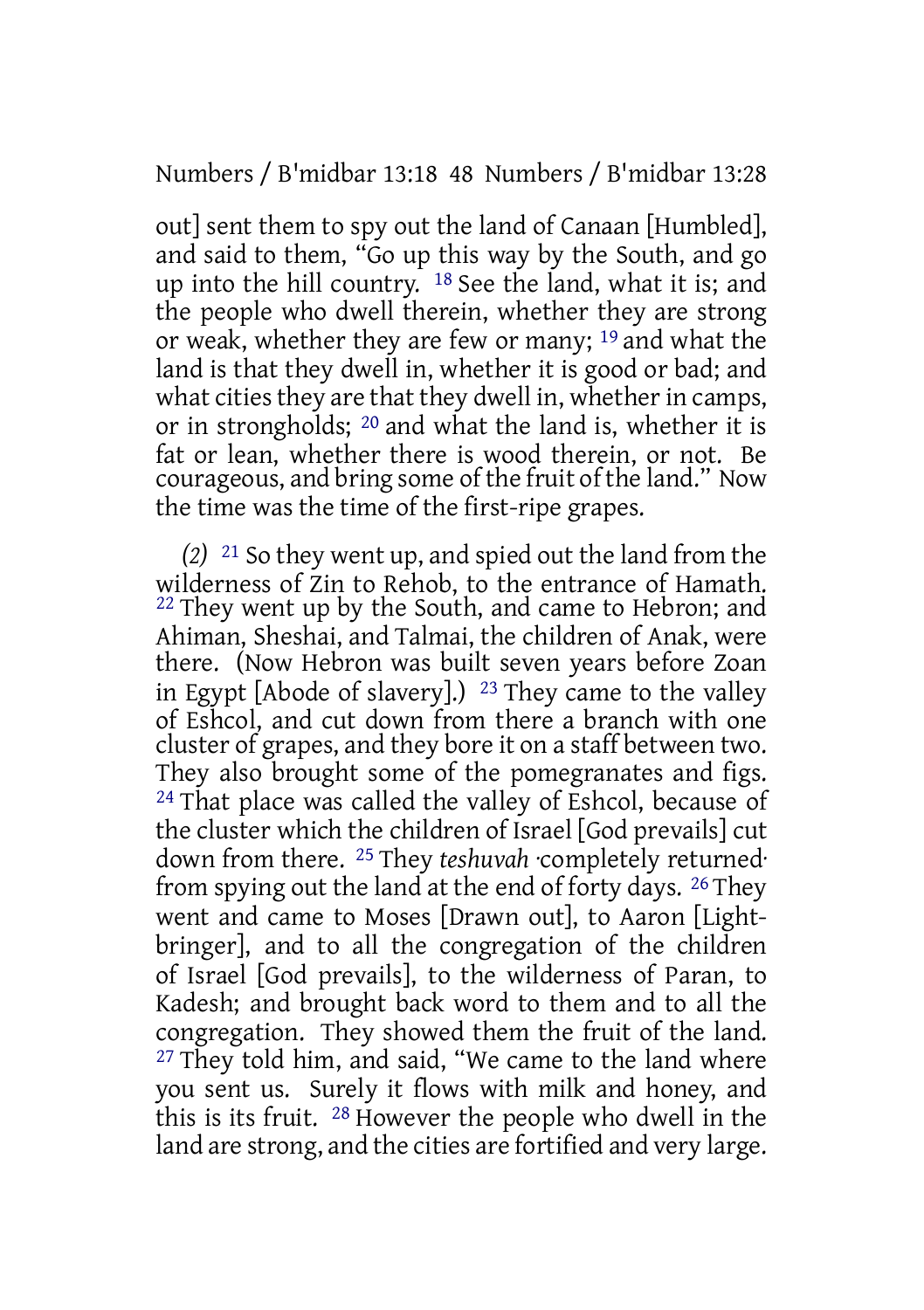out] sent them to spy out the land of Canaan [Humbled], and said to them, "Go up this way by the South, and go up into the hill country. [18] See the land, what it is; and the people who dwell therein, whether they are strong or weak, whether they are few or many; [19] and what the land is that they dwell in, whether it is good or bad; and what cities they are that they dwell in, whether in camps, or in strongholds; [20] and what the land is, whether it is fat or lean, whether there is wood therein, or not. Be courageous, and bring some of the fruit of the land." Now the time was the time of the first-ripe grapes.

*(2)* [21] So they went up, and spied out the land from the wilderness of Zin to Rehob, to the entrance of Hamath. [22] They went up by the South, and came to Hebron; and Ahiman, Sheshai, and Talmai, the children of Anak, were there. (Now Hebron was built seven years before Zoan in Egypt [Abode of slavery].) [23] They came to the valley of Eshcol, and cut down from there a branch with one cluster of grapes, and they bore it on a staff between two. They also brought some of the pomegranates and figs. [24] That place was called the valley of Eshcol, because of the cluster which the children of Israel [God prevails] cut down from there. [25] They *teshuvah* ·completely returned· from spying out the land at the end of forty days. [26] They went and came to Moses [Drawn out], to Aaron [Light-bringer], and to all the congregation of the children of Israel [God prevails], to the wilderness of Paran, to Kadesh; and brought back word to them and to all the congregation. They showed them the fruit of the land. [27] They told him, and said, "We came to the land where you sent us. Surely it flows with milk and honey, and this is its fruit. [28] However the people who dwell in the land are strong, and the cities are fortified and very large.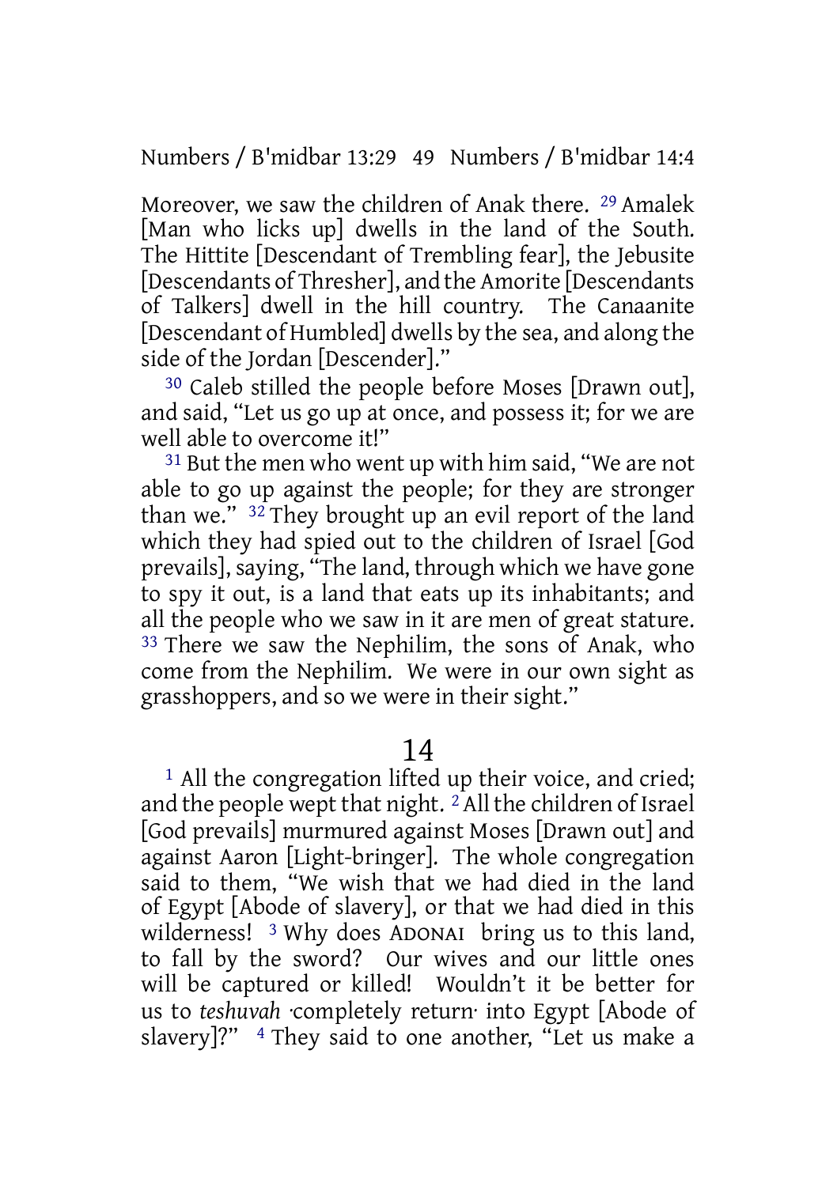Moreover, we saw the children of Anak there. [29] Amalek [Man who licks up] dwells in the land of the South. The Hittite [Descendant of Trembling fear], the Jebusite [Descendants of Thresher], and the Amorite [Descendants of Talkers] dwell in the hill country. The Canaanite [Descendant of Humbled] dwells by the sea, and along the side of the Jordan [Descender]."

[30] Caleb stilled the people before Moses [Drawn out], and said, "Let us go up at once, and possess it; for we are well able to overcome it!"

[31] But the men who went up with him said, "We are not able to go up against the people; for they are stronger than we." [32] They brought up an evil report of the land which they had spied out to the children of Israel [God prevails], saying, "The land, through which we have gone to spy it out, is a land that eats up its inhabitants; and all the people who we saw in it are men of great stature. [33] There we saw the Nephilim, the sons of Anak, who come from the Nephilim. We were in our own sight as grasshoppers, and so we were in their sight."

## 14

[1] All the congregation lifted up their voice, and cried; and the people wept that night. [2] All the children of Israel [God prevails] murmured against Moses [Drawn out] and against Aaron [Light-bringer]. The whole congregation said to them, "We wish that we had died in the land of Egypt [Abode of slavery], or that we had died in this wilderness! [3] Why does ADONAI bring us to this land, to fall by the sword? Our wives and our little ones will be captured or killed! Wouldn't it be better for us to *teshuvah* ·completely return· into Egypt [Abode of slavery]?" [4] They said to one another, "Let us make a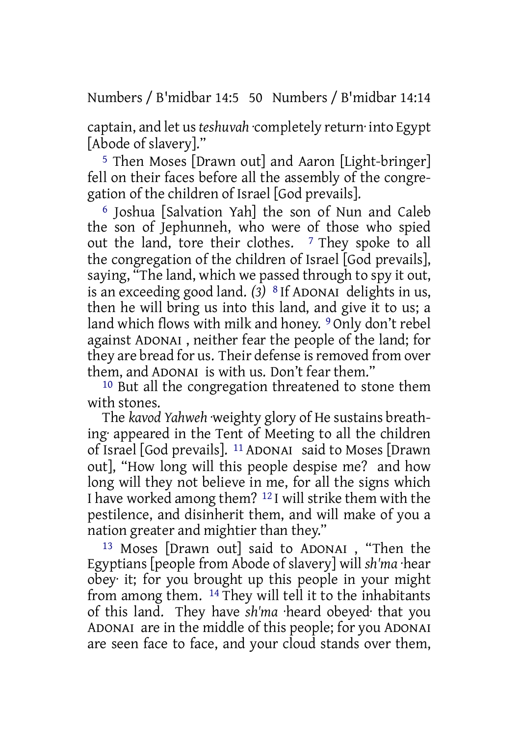captain, and let us *teshuvah* ·completely return· into Egypt [Abode of slavery]."

5 Then Moses [Drawn out] and Aaron [Light-bringer] fell on their faces before all the assembly of the congregation of the children of Israel [God prevails].

6 Joshua [Salvation Yah] the son of Nun and Caleb the son of Jephunneh, who were of those who spied out the land, tore their clothes. 7 They spoke to all the congregation of the children of Israel [God prevails], saying, "The land, which we passed through to spy it out, is an exceeding good land. *(3)* 8 If ADONAI delights in us, then he will bring us into this land, and give it to us; a land which flows with milk and honey. 9 Only don't rebel against ADONAI , neither fear the people of the land; for they are bread for us. Their defense is removed from over them, and ADONAI is with us. Don't fear them."

10 But all the congregation threatened to stone them with stones.

The *kavod Yahweh* ·weighty glory of He sustains breathing· appeared in the Tent of Meeting to all the children of Israel [God prevails]. 11 ADONAI said to Moses [Drawn out], "How long will this people despise me? and how long will they not believe in me, for all the signs which I have worked among them? 12 I will strike them with the pestilence, and disinherit them, and will make of you a nation greater and mightier than they."

13 Moses [Drawn out] said to ADONAI , "Then the Egyptians [people from Abode of slavery] will *sh'ma* ·hear obey· it; for you brought up this people in your might from among them. 14 They will tell it to the inhabitants of this land. They have *sh'ma* ·heard obeyed· that you ADONAI are in the middle of this people; for you ADONAI are seen face to face, and your cloud stands over them,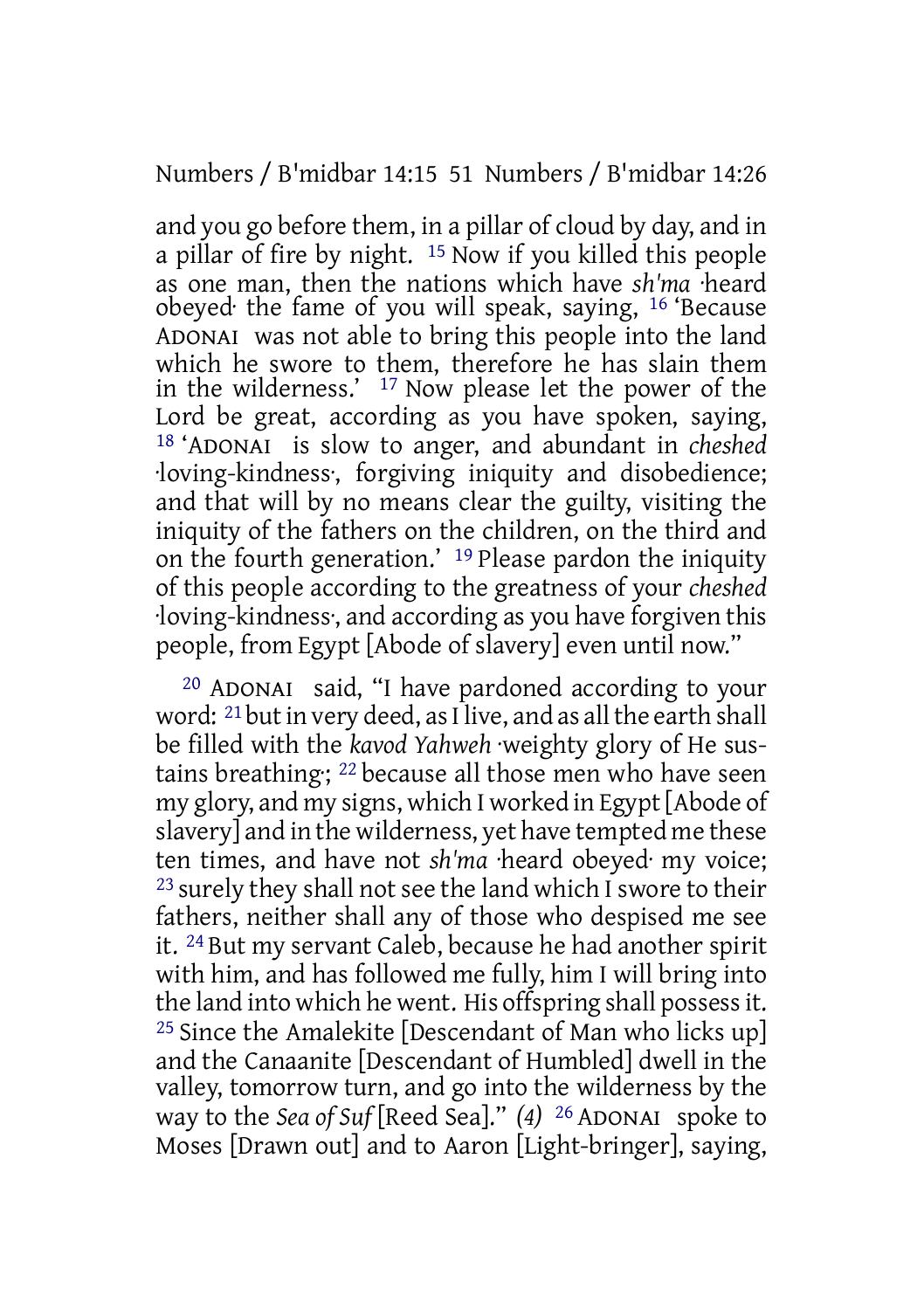and you go before them, in a pillar of cloud by day, and in a pillar of fire by night. [15] Now if you killed this people as one man, then the nations which have *sh'ma* ·heard obeyed· the fame of you will speak, saying, [16] 'Because ADONAI was not able to bring this people into the land which he swore to them, therefore he has slain them in the wilderness.' [17] Now please let the power of the Lord be great, according as you have spoken, saying, [18] 'ADONAI is slow to anger, and abundant in *cheshed* ·loving-kindness·, forgiving iniquity and disobedience; and that will by no means clear the guilty, visiting the iniquity of the fathers on the children, on the third and on the fourth generation.' [19] Please pardon the iniquity of this people according to the greatness of your *cheshed* ·loving-kindness·, and according as you have forgiven this people, from Egypt [Abode of slavery] even until now."

[20] ADONAI said, "I have pardoned according to your word: [21] but in very deed, as I live, and as all the earth shall be filled with the *kavod Yahweh* ·weighty glory of He sustains breathing·; [22] because all those men who have seen my glory, and my signs, which I worked in Egypt [Abode of slavery] and in the wilderness, yet have tempted me these ten times, and have not *sh'ma* ·heard obeyed· my voice; [23] surely they shall not see the land which I swore to their fathers, neither shall any of those who despised me see it. [24] But my servant Caleb, because he had another spirit with him, and has followed me fully, him I will bring into the land into which he went. His offspring shall possess it. [25] Since the Amalekite [Descendant of Man who licks up] and the Canaanite [Descendant of Humbled] dwell in the valley, tomorrow turn, and go into the wilderness by the way to the *Sea of Suf* [Reed Sea]." *(4)* [26] ADONAI spoke to Moses [Drawn out] and to Aaron [Light-bringer], saying,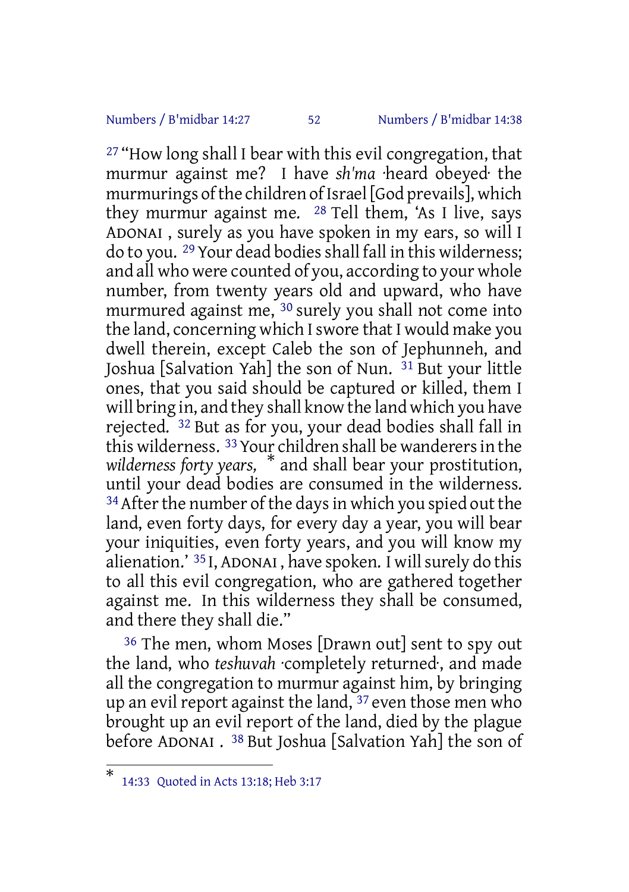[27] "How long shall I bear with this evil congregation, that murmur against me? I have *sh'ma* ·heard obeyed· the murmurings of the children of Israel [God prevails], which they murmur against me. [28] Tell them, 'As I live, says ADONAI , surely as you have spoken in my ears, so will I do to you. [29] Your dead bodies shall fall in this wilderness; and all who were counted of you, according to your whole number, from twenty years old and upward, who have murmured against me, [30] surely you shall not come into the land, concerning which I swore that I would make you dwell therein, except Caleb the son of Jephunneh, and Joshua [Salvation Yah] the son of Nun. [31] But your little ones, that you said should be captured or killed, them I will bring in, and they shall know the land which you have rejected. [32] But as for you, your dead bodies shall fall in this wilderness. [33] Your children shall be wanderers in the *wilderness forty years,* [*] and shall bear your prostitution, until your dead bodies are consumed in the wilderness. [34] After the number of the days in which you spied out the land, even forty days, for every day a year, you will bear your iniquities, even forty years, and you will know my alienation.' [35] I, ADONAI , have spoken. I will surely do this to all this evil congregation, who are gathered together against me. In this wilderness they shall be consumed, and there they shall die."

[36] The men, whom Moses [Drawn out] sent to spy out the land, who *teshuvah* ·completely returned·, and made all the congregation to murmur against him, by bringing up an evil report against the land, [37] even those men who brought up an evil report of the land, died by the plague before ADONAI . [38] But Joshua [Salvation Yah] the son of

---

* 14:33 Quoted in Acts 13:18; Heb 3:17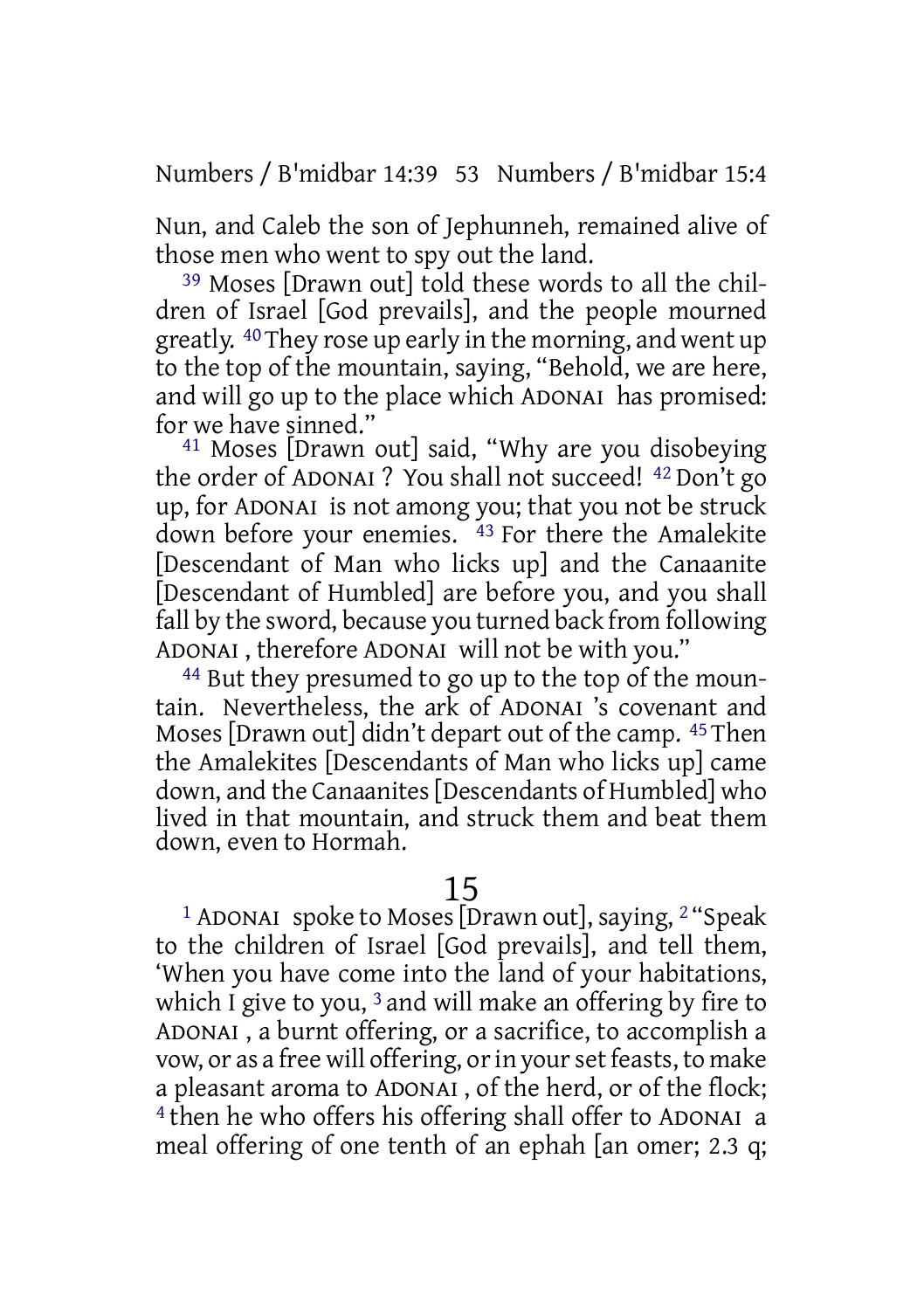Nun, and Caleb the son of Jephunneh, remained alive of those men who went to spy out the land.

39 Moses [Drawn out] told these words to all the children of Israel [God prevails], and the people mourned greatly. 40 They rose up early in the morning, and went up to the top of the mountain, saying, "Behold, we are here, and will go up to the place which ADONAI has promised: for we have sinned."

41 Moses [Drawn out] said, "Why are you disobeying the order of ADONAI ? You shall not succeed! 42 Don't go up, for ADONAI is not among you; that you not be struck down before your enemies. 43 For there the Amalekite [Descendant of Man who licks up] and the Canaanite [Descendant of Humbled] are before you, and you shall fall by the sword, because you turned back from following ADONAI , therefore ADONAI will not be with you."

44 But they presumed to go up to the top of the mountain. Nevertheless, the ark of ADONAI 's covenant and Moses [Drawn out] didn't depart out of the camp. 45 Then the Amalekites [Descendants of Man who licks up] came down, and the Canaanites [Descendants of Humbled] who lived in that mountain, and struck them and beat them down, even to Hormah.

## 15

1 ADONAI spoke to Moses [Drawn out], saying, 2 "Speak to the children of Israel [God prevails], and tell them, 'When you have come into the land of your habitations, which I give to you, 3 and will make an offering by fire to ADONAI , a burnt offering, or a sacrifice, to accomplish a vow, or as a free will offering, or in your set feasts, to make a pleasant aroma to ADONAI , of the herd, or of the flock; 4 then he who offers his offering shall offer to ADONAI a meal offering of one tenth of an ephah [an omer; 2.3 q;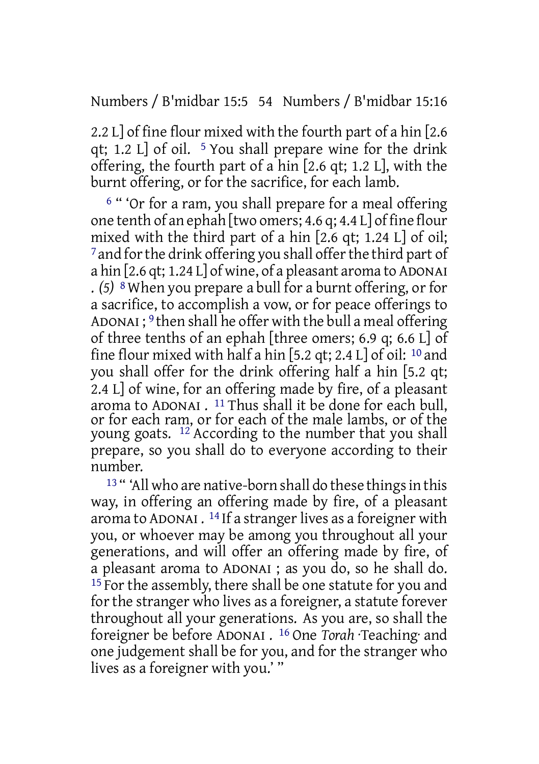2.2 L] of fine flour mixed with the fourth part of a hin [2.6 qt; 1.2 L] of oil. [5] You shall prepare wine for the drink offering, the fourth part of a hin [2.6 qt; 1.2 L], with the burnt offering, or for the sacrifice, for each lamb.

[6] " 'Or for a ram, you shall prepare for a meal offering one tenth of an ephah [two omers; 4.6 q; 4.4 L] of fine flour mixed with the third part of a hin [2.6 qt; 1.24 L] of oil; [7] and for the drink offering you shall offer the third part of a hin [2.6 qt; 1.24 L] of wine, of a pleasant aroma to ADONAI . *(5)* [8] When you prepare a bull for a burnt offering, or for a sacrifice, to accomplish a vow, or for peace offerings to ADONAI ; [9] then shall he offer with the bull a meal offering of three tenths of an ephah [three omers; 6.9 q; 6.6 L] of fine flour mixed with half a hin [5.2 qt; 2.4 L] of oil: [10] and you shall offer for the drink offering half a hin [5.2 qt; 2.4 L] of wine, for an offering made by fire, of a pleasant aroma to ADONAI . [11] Thus shall it be done for each bull, or for each ram, or for each of the male lambs, or of the young goats. [12] According to the number that you shall prepare, so you shall do to everyone according to their number.

[13] " 'All who are native-born shall do these things in this way, in offering an offering made by fire, of a pleasant aroma to ADONAI . [14] If a stranger lives as a foreigner with you, or whoever may be among you throughout all your generations, and will offer an offering made by fire, of a pleasant aroma to ADONAI ; as you do, so he shall do. [15] For the assembly, there shall be one statute for you and for the stranger who lives as a foreigner, a statute forever throughout all your generations. As you are, so shall the foreigner be before ADONAI . [16] One *Torah* ·Teaching· and one judgement shall be for you, and for the stranger who lives as a foreigner with you.' "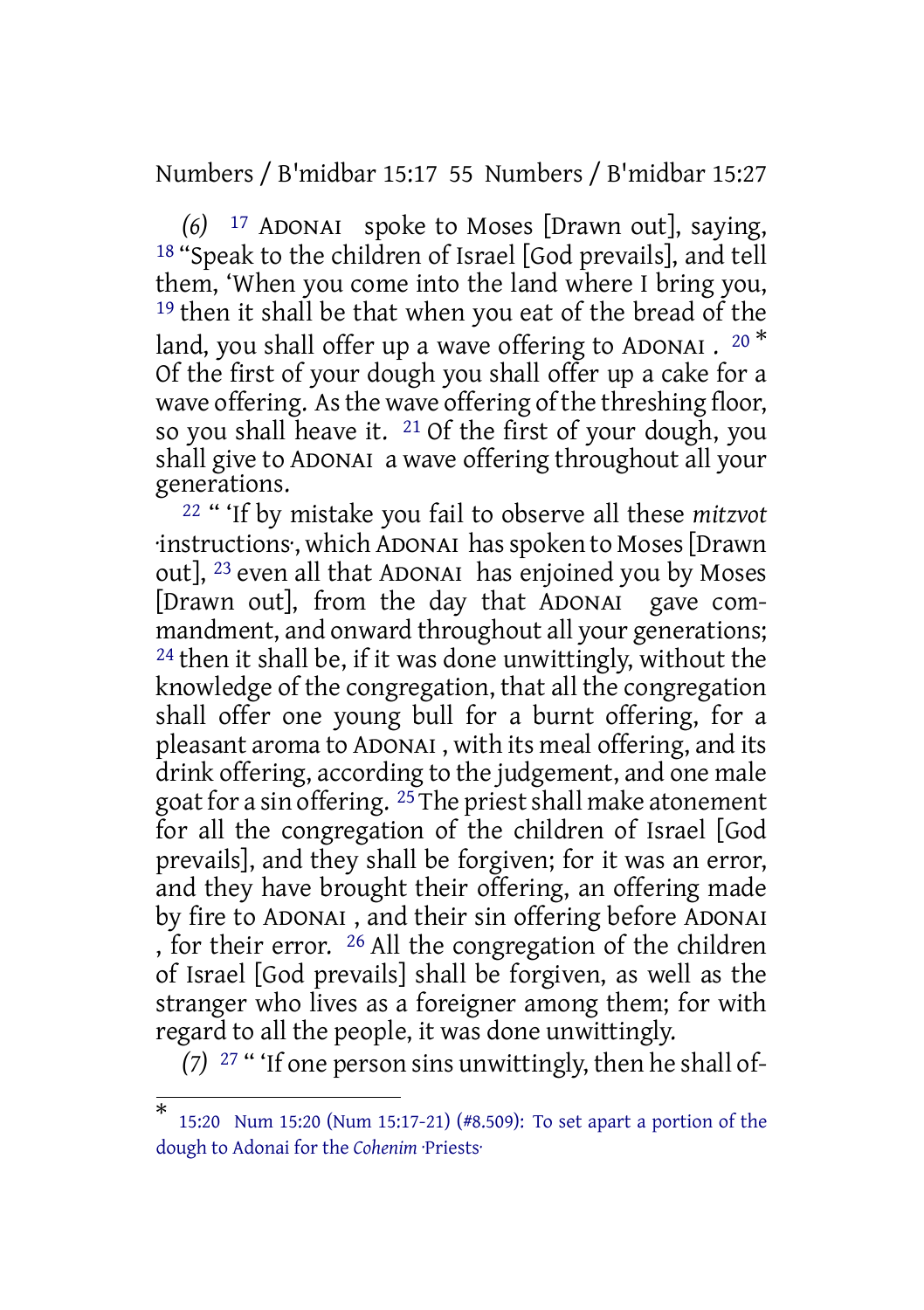*(6)* [17] ADONAI spoke to Moses [Drawn out], saying, [18] "Speak to the children of Israel [God prevails], and tell them, 'When you come into the land where I bring you, [19] then it shall be that when you eat of the bread of the land, you shall offer up a wave offering to ADONAI . [20] * Of the first of your dough you shall offer up a cake for a wave offering. As the wave offering of the threshing floor, so you shall heave it. [21] Of the first of your dough, you shall give to ADONAI a wave offering throughout all your generations.

[22] " 'If by mistake you fail to observe all these *mitzvot* ·instructions·, which ADONAI has spoken to Moses [Drawn out], [23] even all that ADONAI has enjoined you by Moses [Drawn out], from the day that ADONAI gave commandment, and onward throughout all your generations; [24] then it shall be, if it was done unwittingly, without the knowledge of the congregation, that all the congregation shall offer one young bull for a burnt offering, for a pleasant aroma to ADONAI , with its meal offering, and its drink offering, according to the judgement, and one male goat for a sin offering. [25] The priest shall make atonement for all the congregation of the children of Israel [God prevails], and they shall be forgiven; for it was an error, and they have brought their offering, an offering made by fire to ADONAI , and their sin offering before ADONAI , for their error. [26] All the congregation of the children of Israel [God prevails] shall be forgiven, as well as the stranger who lives as a foreigner among them; for with regard to all the people, it was done unwittingly.

*(7)* [27] " 'If one person sins unwittingly, then he shall of-

---

* 15:20 Num 15:20 (Num 15:17-21) (#8.509): To set apart a portion of the dough to Adonai for the *Cohenim* ·Priests·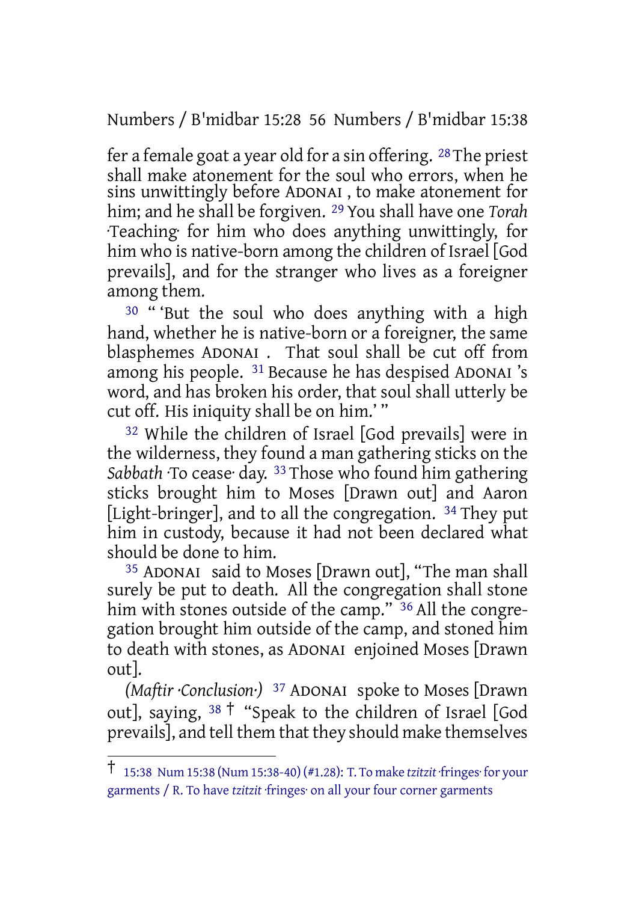fer a female goat a year old for a sin offering. [28] The priest shall make atonement for the soul who errors, when he sins unwittingly before ADONAI, to make atonement for him; and he shall be forgiven. [29] You shall have one *Torah* ·Teaching· for him who does anything unwittingly, for him who is native-born among the children of Israel [God prevails], and for the stranger who lives as a foreigner among them.

[30] "'But the soul who does anything with a high hand, whether he is native-born or a foreigner, the same blasphemes ADONAI. That soul shall be cut off from among his people. [31] Because he has despised ADONAI's word, and has broken his order, that soul shall utterly be cut off. His iniquity shall be on him.'"

[32] While the children of Israel [God prevails] were in the wilderness, they found a man gathering sticks on the *Sabbath* ·To cease· day. [33] Those who found him gathering sticks brought him to Moses [Drawn out] and Aaron [Light-bringer], and to all the congregation. [34] They put him in custody, because it had not been declared what should be done to him.

[35] ADONAI said to Moses [Drawn out], "The man shall surely be put to death. All the congregation shall stone him with stones outside of the camp." [36] All the congregation brought him outside of the camp, and stoned him to death with stones, as ADONAI enjoined Moses [Drawn out].

*(Maftir ·Conclusion·)* [37] ADONAI spoke to Moses [Drawn out], saying, [38] † "Speak to the children of Israel [God prevails], and tell them that they should make themselves

---

† 15:38 Num 15:38 (Num 15:38-40) (#1.28): T. To make *tzitzit* ·fringes· for your garments / R. To have *tzitzit* ·fringes· on all your four corner garments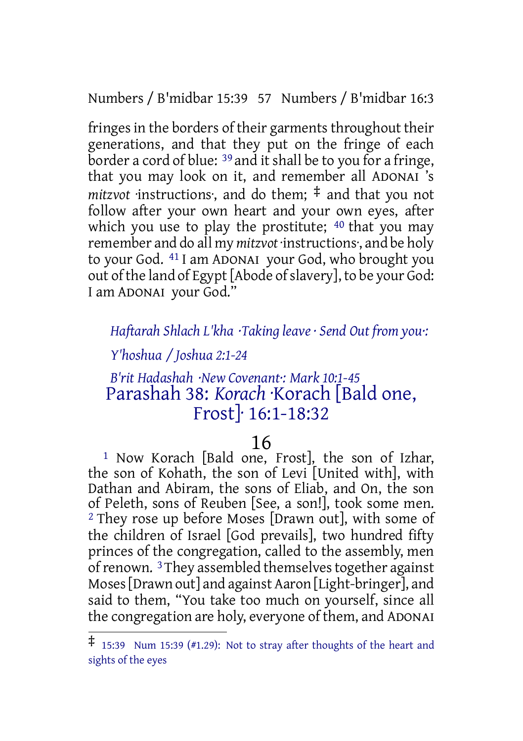fringes in the borders of their garments throughout their generations, and that they put on the fringe of each border a cord of blue: [39] and it shall be to you for a fringe, that you may look on it, and remember all ADONAI 's *mitzvot* ·instructions·, and do them; ‡ and that you not follow after your own heart and your own eyes, after which you use to play the prostitute; [40] that you may remember and do all my *mitzvot* ·instructions·, and be holy to your God. [41] I am ADONAI your God, who brought you out of the land of Egypt [Abode of slavery], to be your God: I am ADONAI your God."

*Haftarah Shlach L'kha ·Taking leave · Send Out from you·:*

*Y'hoshua / Joshua 2:1-24*

*B'rit Hadashah ·New Covenant·: Mark 10:1-45*

## Parashah 38: *Korach* ·Korach [Bald one, Frost]· 16:1-18:32

### 16

[1] Now Korach [Bald one, Frost], the son of Izhar, the son of Kohath, the son of Levi [United with], with Dathan and Abiram, the sons of Eliab, and On, the son of Peleth, sons of Reuben [See, a son!], took some men. [2] They rose up before Moses [Drawn out], with some of the children of Israel [God prevails], two hundred fifty princes of the congregation, called to the assembly, men of renown. [3] They assembled themselves together against Moses [Drawn out] and against Aaron [Light-bringer], and said to them, "You take too much on yourself, since all the congregation are holy, everyone of them, and ADONAI

‡ 15:39 Num 15:39 (#1.29): Not to stray after thoughts of the heart and sights of the eyes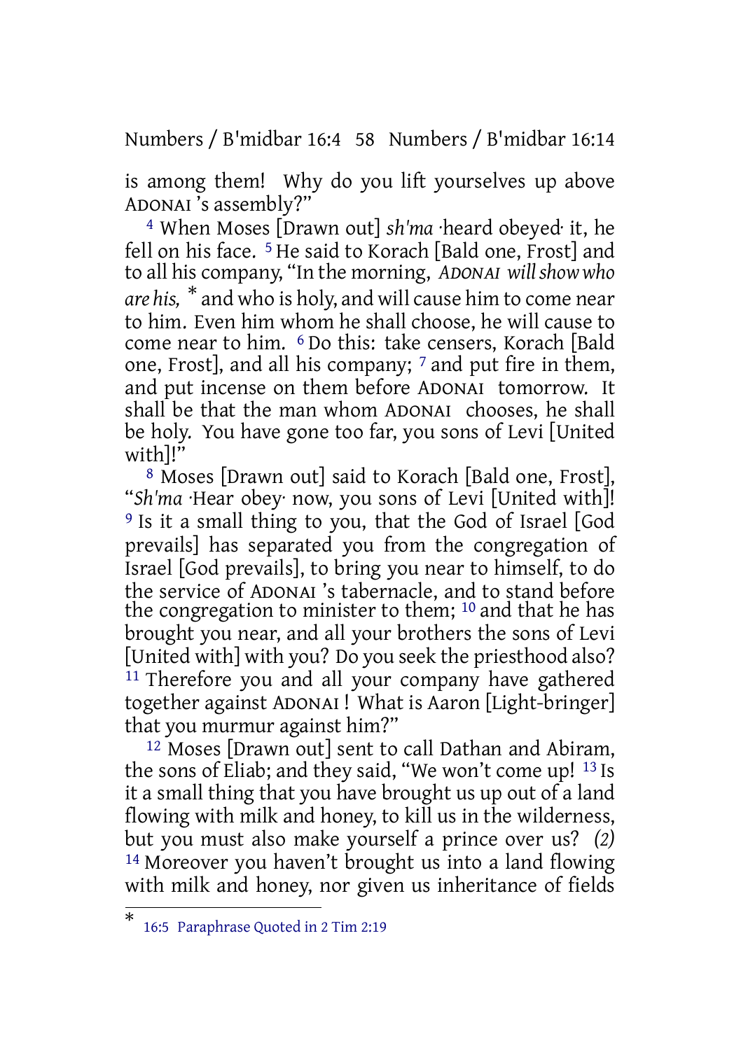is among them! Why do you lift yourselves up above ADONAI 's assembly?"

4 When Moses [Drawn out] *sh'ma* ·heard obeyed· it, he fell on his face. 5 He said to Korach [Bald one, Frost] and to all his company, "In the morning, *ADONAI will show who are his,* * and who is holy, and will cause him to come near to him. Even him whom he shall choose, he will cause to come near to him. 6 Do this: take censers, Korach [Bald one, Frost], and all his company; 7 and put fire in them, and put incense on them before ADONAI tomorrow. It shall be that the man whom ADONAI chooses, he shall be holy. You have gone too far, you sons of Levi [United with]!"

8 Moses [Drawn out] said to Korach [Bald one, Frost], "*Sh'ma* ·Hear obey· now, you sons of Levi [United with]! 9 Is it a small thing to you, that the God of Israel [God prevails] has separated you from the congregation of Israel [God prevails], to bring you near to himself, to do the service of ADONAI 's tabernacle, and to stand before the congregation to minister to them; 10 and that he has brought you near, and all your brothers the sons of Levi [United with] with you? Do you seek the priesthood also? 11 Therefore you and all your company have gathered together against ADONAI ! What is Aaron [Light-bringer] that you murmur against him?"

12 Moses [Drawn out] sent to call Dathan and Abiram, the sons of Eliab; and they said, "We won't come up! 13 Is it a small thing that you have brought us up out of a land flowing with milk and honey, to kill us in the wilderness, but you must also make yourself a prince over us? *(2)* 14 Moreover you haven't brought us into a land flowing with milk and honey, nor given us inheritance of fields

---

* 16:5 Paraphrase Quoted in 2 Tim 2:19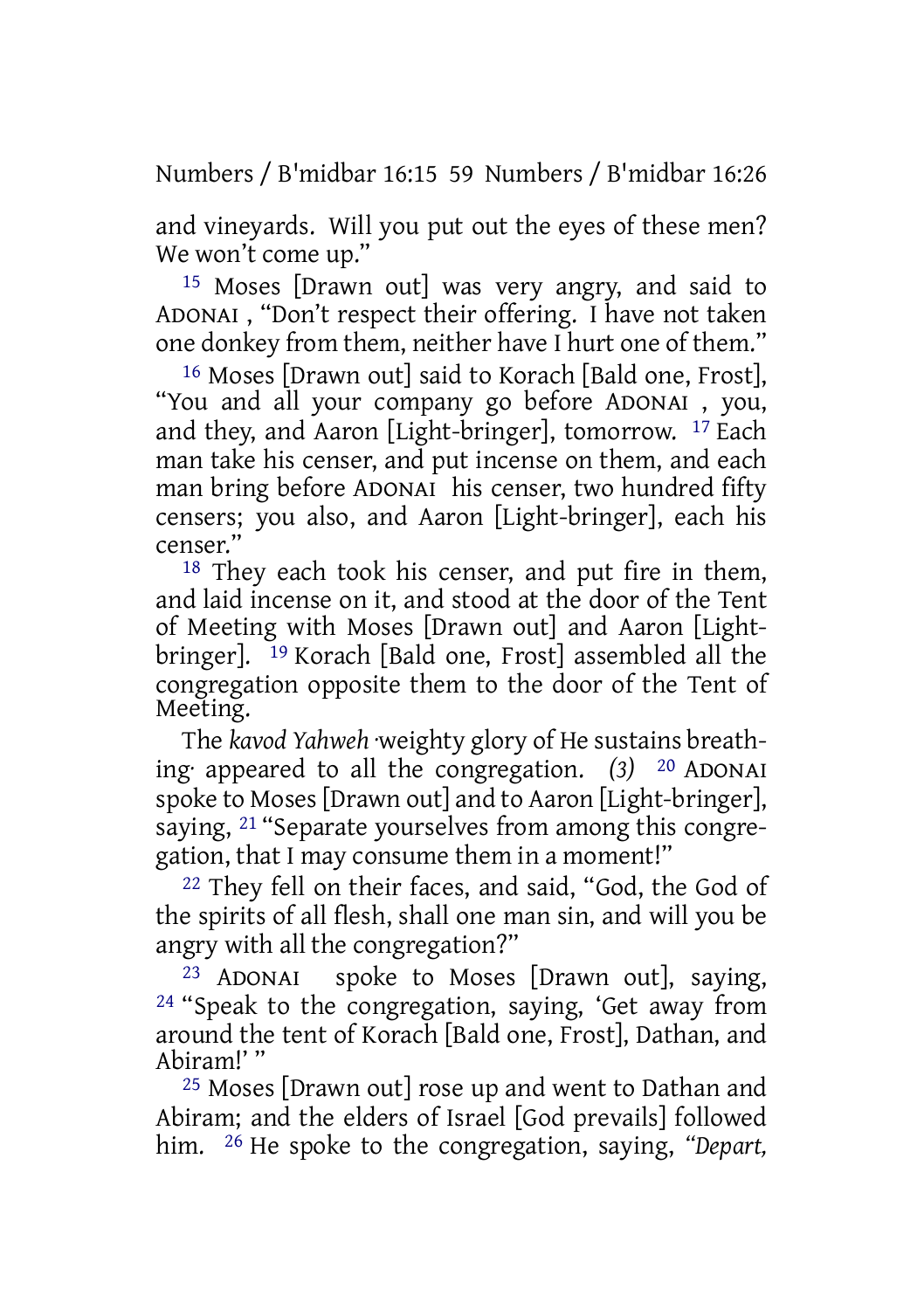and vineyards. Will you put out the eyes of these men? We won't come up."

[15] Moses [Drawn out] was very angry, and said to ADONAI , "Don't respect their offering. I have not taken one donkey from them, neither have I hurt one of them."

[16] Moses [Drawn out] said to Korach [Bald one, Frost], "You and all your company go before ADONAI , you, and they, and Aaron [Light-bringer], tomorrow. [17] Each man take his censer, and put incense on them, and each man bring before ADONAI his censer, two hundred fifty censers; you also, and Aaron [Light-bringer], each his censer."

[18] They each took his censer, and put fire in them, and laid incense on it, and stood at the door of the Tent of Meeting with Moses [Drawn out] and Aaron [Light-bringer]. [19] Korach [Bald one, Frost] assembled all the congregation opposite them to the door of the Tent of Meeting.

The *kavod Yahweh* ·weighty glory of He sustains breathing· appeared to all the congregation. *(3)* [20] ADONAI spoke to Moses [Drawn out] and to Aaron [Light-bringer], saying, [21] "Separate yourselves from among this congregation, that I may consume them in a moment!"

[22] They fell on their faces, and said, "God, the God of the spirits of all flesh, shall one man sin, and will you be angry with all the congregation?"

[23] ADONAI spoke to Moses [Drawn out], saying, [24] "Speak to the congregation, saying, 'Get away from around the tent of Korach [Bald one, Frost], Dathan, and Abiram!' "

[25] Moses [Drawn out] rose up and went to Dathan and Abiram; and the elders of Israel [God prevails] followed him. [26] He spoke to the congregation, saying, *"Depart,*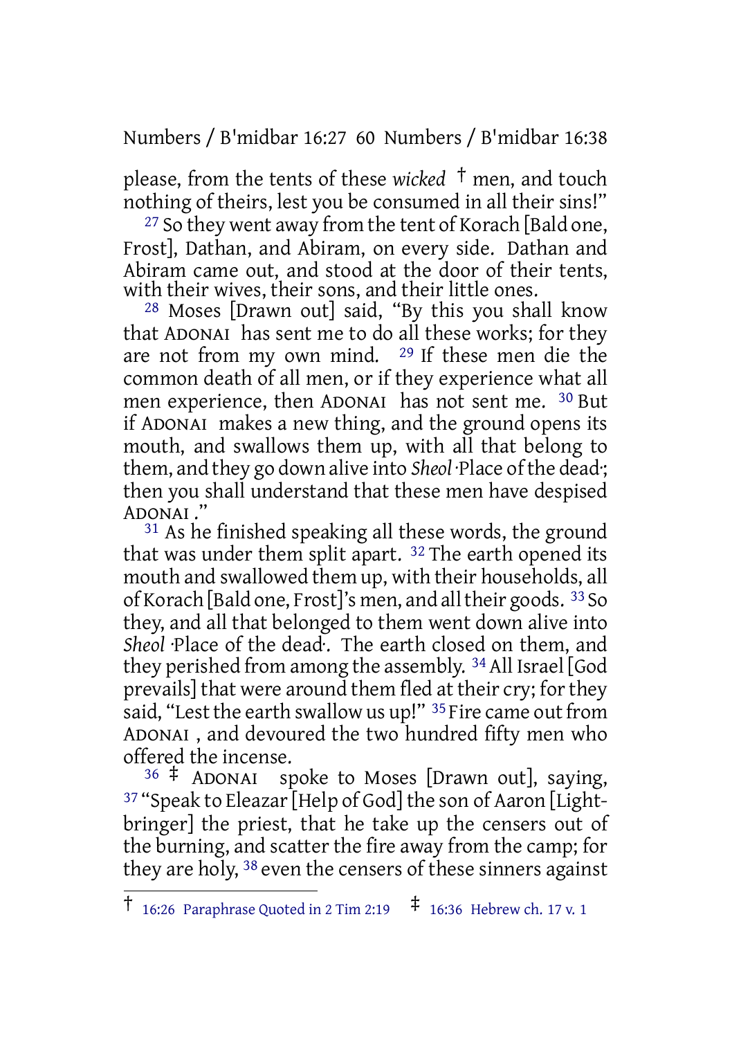please, from the tents of these *wicked* † men, and touch nothing of theirs, lest you be consumed in all their sins!"

27 So they went away from the tent of Korach [Bald one, Frost], Dathan, and Abiram, on every side. Dathan and Abiram came out, and stood at the door of their tents, with their wives, their sons, and their little ones.

28 Moses [Drawn out] said, "By this you shall know that ADONAI has sent me to do all these works; for they are not from my own mind. 29 If these men die the common death of all men, or if they experience what all men experience, then ADONAI has not sent me. 30 But if ADONAI makes a new thing, and the ground opens its mouth, and swallows them up, with all that belong to them, and they go down alive into *Sheol* ·Place of the dead·; then you shall understand that these men have despised ADONAI ."

31 As he finished speaking all these words, the ground that was under them split apart. 32 The earth opened its mouth and swallowed them up, with their households, all of Korach [Bald one, Frost]'s men, and all their goods. 33 So they, and all that belonged to them went down alive into *Sheol* ·Place of the dead·. The earth closed on them, and they perished from among the assembly. 34 All Israel [God prevails] that were around them fled at their cry; for they said, "Lest the earth swallow us up!" 35 Fire came out from ADONAI , and devoured the two hundred fifty men who offered the incense.

36 ‡ ADONAI spoke to Moses [Drawn out], saying, 37 "Speak to Eleazar [Help of God] the son of Aaron [Light-bringer] the priest, that he take up the censers out of the burning, and scatter the fire away from the camp; for they are holy, 38 even the censers of these sinners against

---

† 16:26 Paraphrase Quoted in 2 Tim 2:19 ‡ 16:36 Hebrew ch. 17 v. 1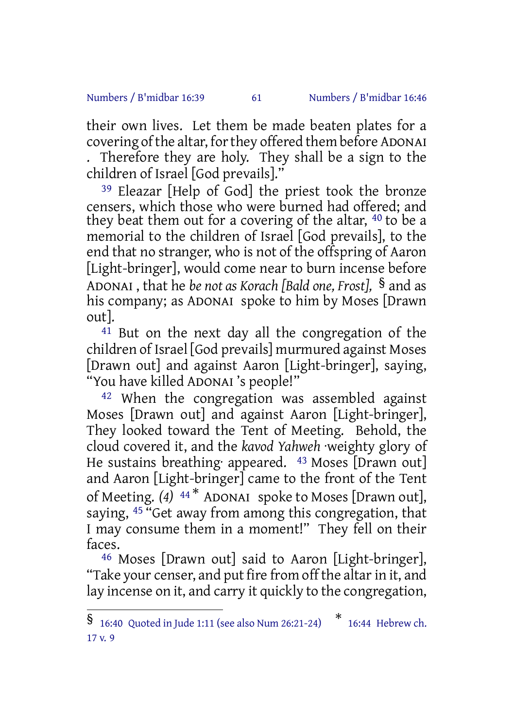their own lives. Let them be made beaten plates for a covering of the altar, for they offered them before ADONAI . Therefore they are holy. They shall be a sign to the children of Israel [God prevails]."

[39] Eleazar [Help of God] the priest took the bronze censers, which those who were burned had offered; and they beat them out for a covering of the altar, [40] to be a memorial to the children of Israel [God prevails], to the end that no stranger, who is not of the offspring of Aaron [Light-bringer], would come near to burn incense before ADONAI , that he *be not as Korach [Bald one, Frost],* § and as his company; as ADONAI spoke to him by Moses [Drawn out].

[41] But on the next day all the congregation of the children of Israel [God prevails] murmured against Moses [Drawn out] and against Aaron [Light-bringer], saying, "You have killed ADONAI 's people!"

[42] When the congregation was assembled against Moses [Drawn out] and against Aaron [Light-bringer], They looked toward the Tent of Meeting. Behold, the cloud covered it, and the *kavod Yahweh* ·weighty glory of He sustains breathing· appeared. [43] Moses [Drawn out] and Aaron [Light-bringer] came to the front of the Tent of Meeting. *(4)* [44] * ADONAI spoke to Moses [Drawn out], saying, [45] "Get away from among this congregation, that I may consume them in a moment!" They fell on their faces.

[46] Moses [Drawn out] said to Aaron [Light-bringer], "Take your censer, and put fire from off the altar in it, and lay incense on it, and carry it quickly to the congregation,

---

§ 16:40 Quoted in Jude 1:11 (see also Num 26:21-24)

* 16:44 Hebrew ch. 17 v. 9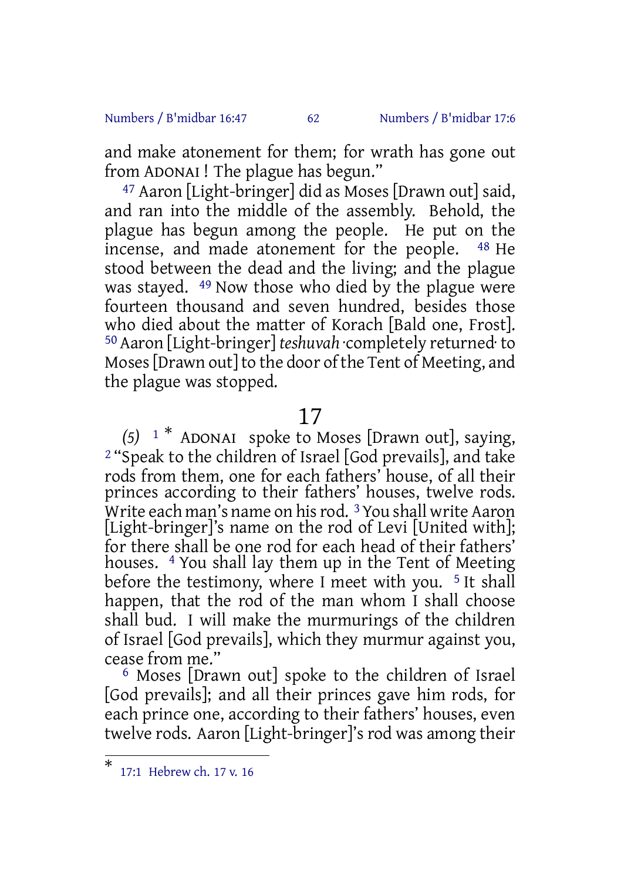and make atonement for them; for wrath has gone out from ADONAI ! The plague has begun."

[47] Aaron [Light-bringer] did as Moses [Drawn out] said, and ran into the middle of the assembly. Behold, the plague has begun among the people. He put on the incense, and made atonement for the people. [48] He stood between the dead and the living; and the plague was stayed. [49] Now those who died by the plague were fourteen thousand and seven hundred, besides those who died about the matter of Korach [Bald one, Frost]. [50] Aaron [Light-bringer] *teshuvah* ·completely returned· to Moses [Drawn out] to the door of the Tent of Meeting, and the plague was stopped.

## 17

*(5)* [1] * ADONAI spoke to Moses [Drawn out], saying, [2] "Speak to the children of Israel [God prevails], and take rods from them, one for each fathers' house, of all their princes according to their fathers' houses, twelve rods. Write each man's name on his rod. [3] You shall write Aaron [Light-bringer]'s name on the rod of Levi [United with]; for there shall be one rod for each head of their fathers' houses. [4] You shall lay them up in the Tent of Meeting before the testimony, where I meet with you. [5] It shall happen, that the rod of the man whom I shall choose shall bud. I will make the murmurings of the children of Israel [God prevails], which they murmur against you, cease from me."

[6] Moses [Drawn out] spoke to the children of Israel [God prevails]; and all their princes gave him rods, for each prince one, according to their fathers' houses, even twelve rods. Aaron [Light-bringer]'s rod was among their

---

* 17:1 Hebrew ch. 17 v. 16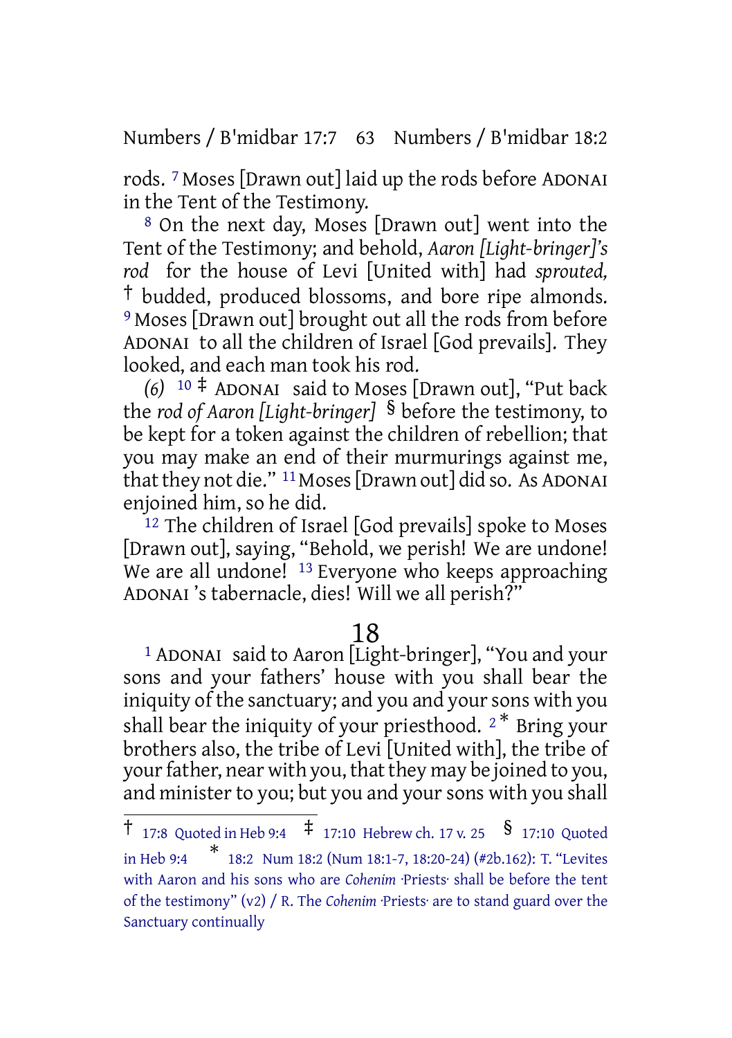rods. [7] Moses [Drawn out] laid up the rods before ADONAI in the Tent of the Testimony.

[8] On the next day, Moses [Drawn out] went into the Tent of the Testimony; and behold, *Aaron [Light-bringer]'s rod* for the house of Levi [United with] had *sprouted,* † budded, produced blossoms, and bore ripe almonds. [9] Moses [Drawn out] brought out all the rods from before ADONAI to all the children of Israel [God prevails]. They looked, and each man took his rod.

*(6)* [10] ‡ ADONAI said to Moses [Drawn out], "Put back the *rod of Aaron [Light-bringer]* § before the testimony, to be kept for a token against the children of rebellion; that you may make an end of their murmurings against me, that they not die." [11] Moses [Drawn out] did so. As ADONAI enjoined him, so he did.

[12] The children of Israel [God prevails] spoke to Moses [Drawn out], saying, "Behold, we perish! We are undone! We are all undone! [13] Everyone who keeps approaching ADONAI 's tabernacle, dies! Will we all perish?"

## 18

[1] ADONAI said to Aaron [Light-bringer], "You and your sons and your fathers' house with you shall bear the iniquity of the sanctuary; and you and your sons with you shall bear the iniquity of your priesthood. [2] * Bring your brothers also, the tribe of Levi [United with], the tribe of your father, near with you, that they may be joined to you, and minister to you; but you and your sons with you shall

---

† 17:8 Quoted in Heb 9:4 ‡ 17:10 Hebrew ch. 17 v. 25 § 17:10 Quoted in Heb 9:4 * 18:2 Num 18:2 (Num 18:1-7, 18:20-24) (#2b.162): T. "Levites with Aaron and his sons who are *Cohenim* ·Priests· shall be before the tent of the testimony" (v2) / R. The *Cohenim* ·Priests· are to stand guard over the Sanctuary continually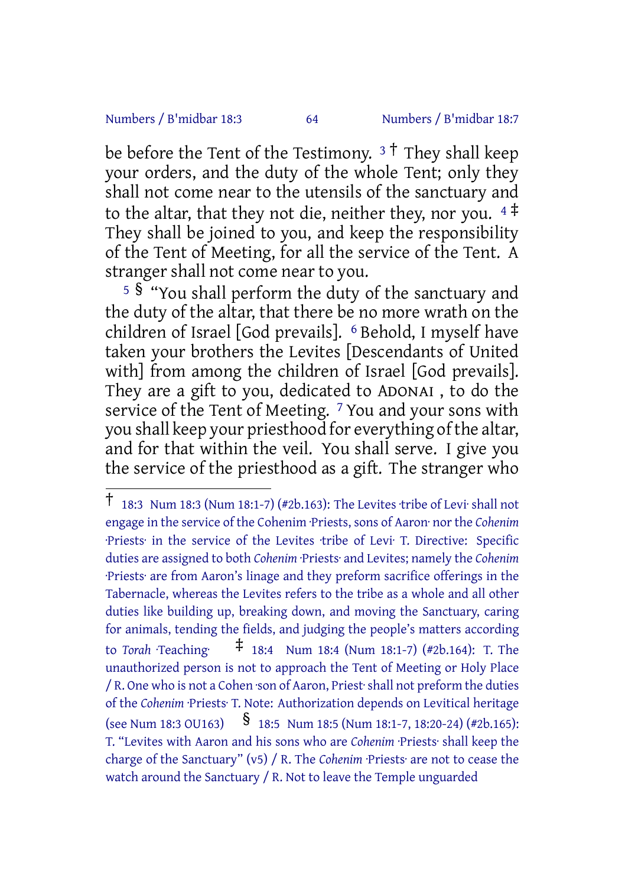be before the Tent of the Testimony. [3] † They shall keep your orders, and the duty of the whole Tent; only they shall not come near to the utensils of the sanctuary and to the altar, that they not die, neither they, nor you. [4] ‡ They shall be joined to you, and keep the responsibility of the Tent of Meeting, for all the service of the Tent. A stranger shall not come near to you.

[5] § "You shall perform the duty of the sanctuary and the duty of the altar, that there be no more wrath on the children of Israel [God prevails]. [6] Behold, I myself have taken your brothers the Levites [Descendants of United with] from among the children of Israel [God prevails]. They are a gift to you, dedicated to ADONAI , to do the service of the Tent of Meeting. [7] You and your sons with you shall keep your priesthood for everything of the altar, and for that within the veil. You shall serve. I give you the service of the priesthood as a gift. The stranger who

---

† 18:3 Num 18:3 (Num 18:1-7) (#2b.163): The Levites ·tribe of Levi· shall not engage in the service of the Cohenim ·Priests, sons of Aaron· nor the *Cohenim* ·Priests· in the service of the Levites ·tribe of Levi· T. Directive: Specific duties are assigned to both *Cohenim* ·Priests· and Levites; namely the *Cohenim* ·Priests· are from Aaron's linage and they preform sacrifice offerings in the Tabernacle, whereas the Levites refers to the tribe as a whole and all other duties like building up, breaking down, and moving the Sanctuary, caring for animals, tending the fields, and judging the people's matters according to *Torah* ·Teaching· ‡ 18:4 Num 18:4 (Num 18:1-7) (#2b.164): T. The unauthorized person is not to approach the Tent of Meeting or Holy Place / R. One who is not a Cohen ·son of Aaron, Priest· shall not preform the duties of the *Cohenim* ·Priests· T. Note: Authorization depends on Levitical heritage (see Num 18:3 OU163) § 18:5 Num 18:5 (Num 18:1-7, 18:20-24) (#2b.165): T. "Levites with Aaron and his sons who are *Cohenim* ·Priests· shall keep the charge of the Sanctuary" (v5) / R. The *Cohenim* ·Priests· are not to cease the watch around the Sanctuary / R. Not to leave the Temple unguarded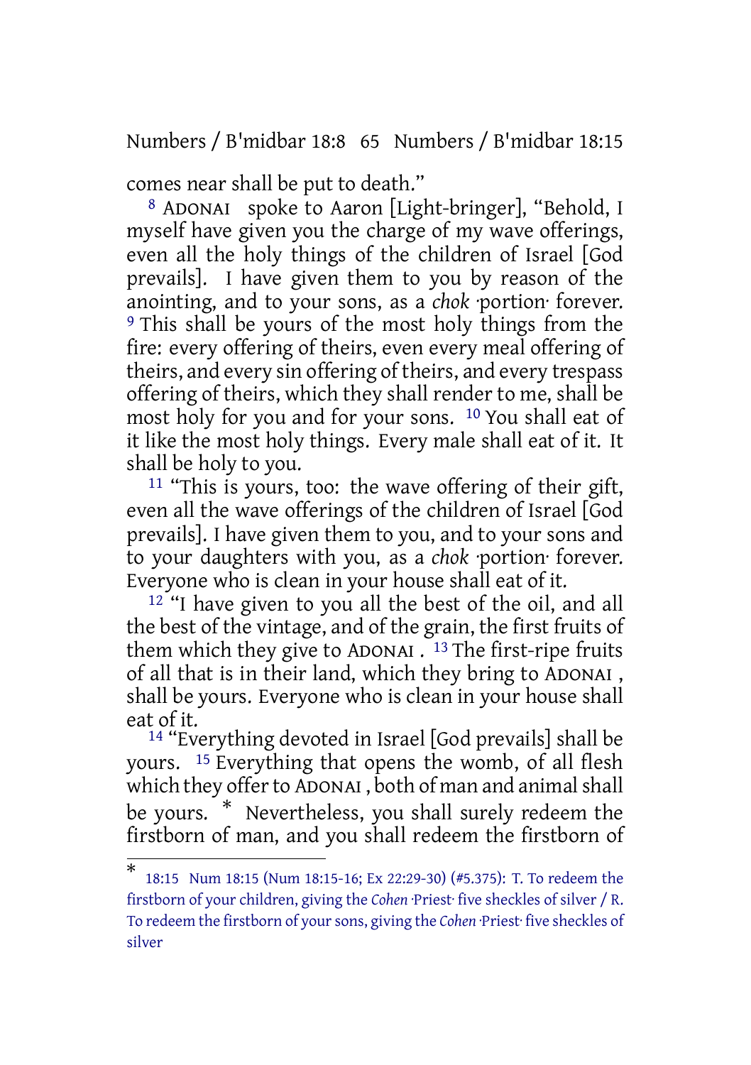comes near shall be put to death."

[8] ADONAI spoke to Aaron [Light-bringer], "Behold, I myself have given you the charge of my wave offerings, even all the holy things of the children of Israel [God prevails]. I have given them to you by reason of the anointing, and to your sons, as a *chok* ·portion· forever. [9] This shall be yours of the most holy things from the fire: every offering of theirs, even every meal offering of theirs, and every sin offering of theirs, and every trespass offering of theirs, which they shall render to me, shall be most holy for you and for your sons. [10] You shall eat of it like the most holy things. Every male shall eat of it. It shall be holy to you.

[11] "This is yours, too: the wave offering of their gift, even all the wave offerings of the children of Israel [God prevails]. I have given them to you, and to your sons and to your daughters with you, as a *chok* ·portion· forever. Everyone who is clean in your house shall eat of it.

[12] "I have given to you all the best of the oil, and all the best of the vintage, and of the grain, the first fruits of them which they give to ADONAI . [13] The first-ripe fruits of all that is in their land, which they bring to ADONAI , shall be yours. Everyone who is clean in your house shall eat of it.

[14] "Everything devoted in Israel [God prevails] shall be yours. [15] Everything that opens the womb, of all flesh which they offer to ADONAI , both of man and animal shall be yours. * Nevertheless, you shall surely redeem the firstborn of man, and you shall redeem the firstborn of

---

* 18:15 Num 18:15 (Num 18:15-16; Ex 22:29-30) (#5.375): T. To redeem the firstborn of your children, giving the *Cohen* ·Priest· five sheckles of silver / R. To redeem the firstborn of your sons, giving the *Cohen* ·Priest· five sheckles of silver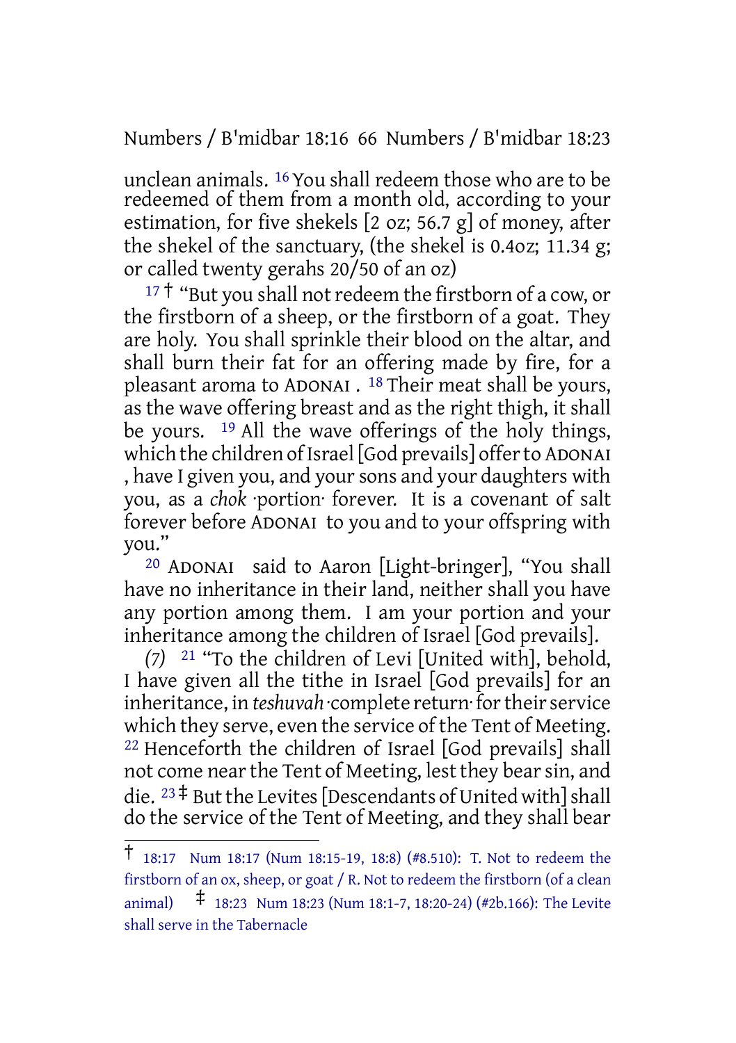unclean animals. [16] You shall redeem those who are to be redeemed of them from a month old, according to your estimation, for five shekels [2 oz; 56.7 g] of money, after the shekel of the sanctuary, (the shekel is 0.4oz; 11.34 g; or called twenty gerahs 20/50 of an oz)

[17] † "But you shall not redeem the firstborn of a cow, or the firstborn of a sheep, or the firstborn of a goat. They are holy. You shall sprinkle their blood on the altar, and shall burn their fat for an offering made by fire, for a pleasant aroma to ADONAI . [18] Their meat shall be yours, as the wave offering breast and as the right thigh, it shall be yours. [19] All the wave offerings of the holy things, which the children of Israel [God prevails] offer to ADONAI , have I given you, and your sons and your daughters with you, as a *chok* ·portion· forever. It is a covenant of salt forever before ADONAI to you and to your offspring with you."

[20] ADONAI said to Aaron [Light-bringer], "You shall have no inheritance in their land, neither shall you have any portion among them. I am your portion and your inheritance among the children of Israel [God prevails].

*(7)* [21] "To the children of Levi [United with], behold, I have given all the tithe in Israel [God prevails] for an inheritance, in *teshuvah* ·complete return· for their service which they serve, even the service of the Tent of Meeting. [22] Henceforth the children of Israel [God prevails] shall not come near the Tent of Meeting, lest they bear sin, and die. [23] ‡ But the Levites [Descendants of United with] shall do the service of the Tent of Meeting, and they shall bear

---

† 18:17 Num 18:17 (Num 18:15-19, 18:8) (#8.510): T. Not to redeem the firstborn of an ox, sheep, or goat / R. Not to redeem the firstborn (of a clean animal) ‡ 18:23 Num 18:23 (Num 18:1-7, 18:20-24) (#2b.166): The Levite shall serve in the Tabernacle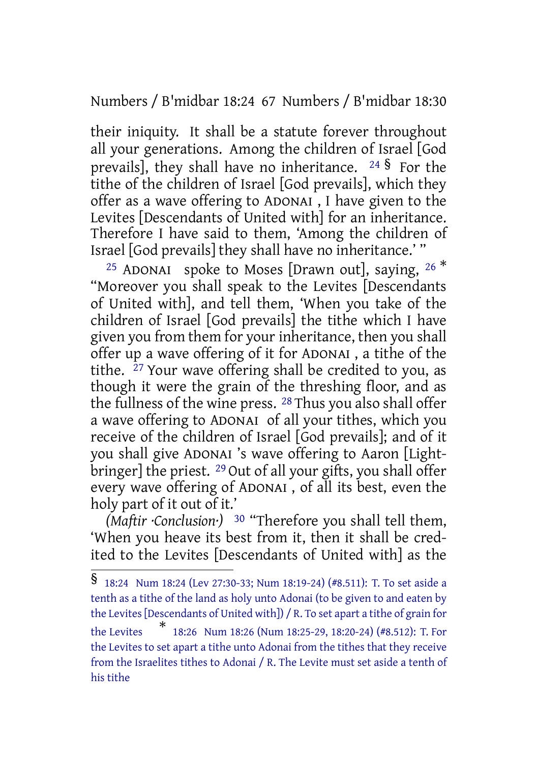their iniquity. It shall be a statute forever throughout all your generations. Among the children of Israel [God prevails], they shall have no inheritance. [24] § For the tithe of the children of Israel [God prevails], which they offer as a wave offering to ADONAI , I have given to the Levites [Descendants of United with] for an inheritance. Therefore I have said to them, 'Among the children of Israel [God prevails] they shall have no inheritance.' "

[25] ADONAI spoke to Moses [Drawn out], saying, [26] * "Moreover you shall speak to the Levites [Descendants of United with], and tell them, 'When you take of the children of Israel [God prevails] the tithe which I have given you from them for your inheritance, then you shall offer up a wave offering of it for ADONAI , a tithe of the tithe. [27] Your wave offering shall be credited to you, as though it were the grain of the threshing floor, and as the fullness of the wine press. [28] Thus you also shall offer a wave offering to ADONAI of all your tithes, which you receive of the children of Israel [God prevails]; and of it you shall give ADONAI 's wave offering to Aaron [Light-bringer] the priest. [29] Out of all your gifts, you shall offer every wave offering of ADONAI , of all its best, even the holy part of it out of it.'

*(Maftir ·Conclusion·)* [30] "Therefore you shall tell them, 'When you heave its best from it, then it shall be credited to the Levites [Descendants of United with] as the

---

§ 18:24 Num 18:24 (Lev 27:30-33; Num 18:19-24) (#8.511): T. To set aside a tenth as a tithe of the land as holy unto Adonai (to be given to and eaten by the Levites [Descendants of United with]) / R. To set apart a tithe of grain for the Levites

* 18:26 Num 18:26 (Num 18:25-29, 18:20-24) (#8.512): T. For the Levites to set apart a tithe unto Adonai from the tithes that they receive from the Israelites tithes to Adonai / R. The Levite must set aside a tenth of his tithe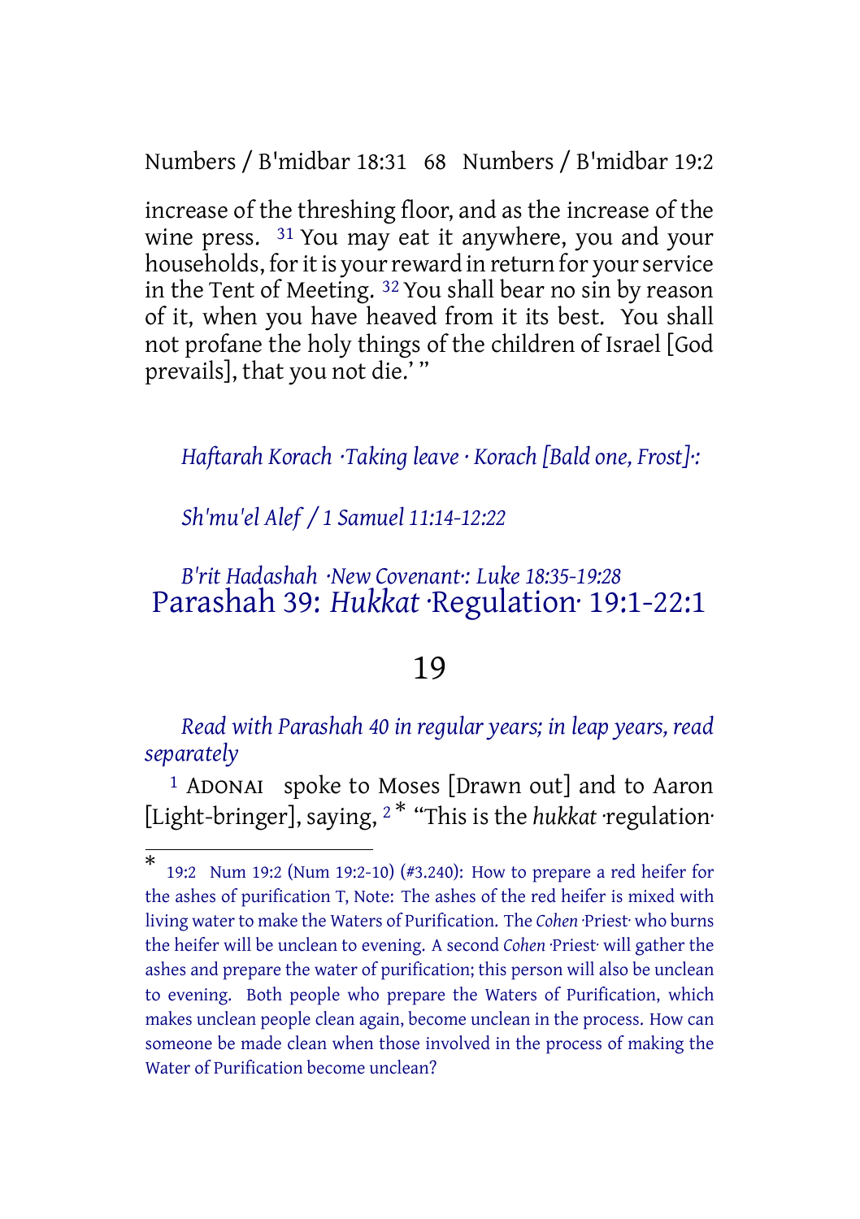increase of the threshing floor, and as the increase of the wine press. [31] You may eat it anywhere, you and your households, for it is your reward in return for your service in the Tent of Meeting. [32] You shall bear no sin by reason of it, when you have heaved from it its best. You shall not profane the holy things of the children of Israel [God prevails], that you not die.' "

*Haftarah Korach ·Taking leave · Korach [Bald one, Frost]·:*

*Sh'mu'el Alef / 1 Samuel 11:14-12:22*

*B'rit Hadashah ·New Covenant·: Luke 18:35-19:28*

## Parashah 39: *Hukkat* ·Regulation· 19:1-22:1

### 19

*Read with Parashah 40 in regular years; in leap years, read separately*

[1] ADONAI spoke to Moses [Drawn out] and to Aaron [Light-bringer], saying, [2]* "This is the *hukkat* ·regulation·

---

\* 19:2 Num 19:2 (Num 19:2-10) (#3.240): How to prepare a red heifer for the ashes of purification T, Note: The ashes of the red heifer is mixed with living water to make the Waters of Purification. The *Cohen* ·Priest· who burns the heifer will be unclean to evening. A second *Cohen* ·Priest· will gather the ashes and prepare the water of purification; this person will also be unclean to evening. Both people who prepare the Waters of Purification, which makes unclean people clean again, become unclean in the process. How can someone be made clean when those involved in the process of making the Water of Purification become unclean?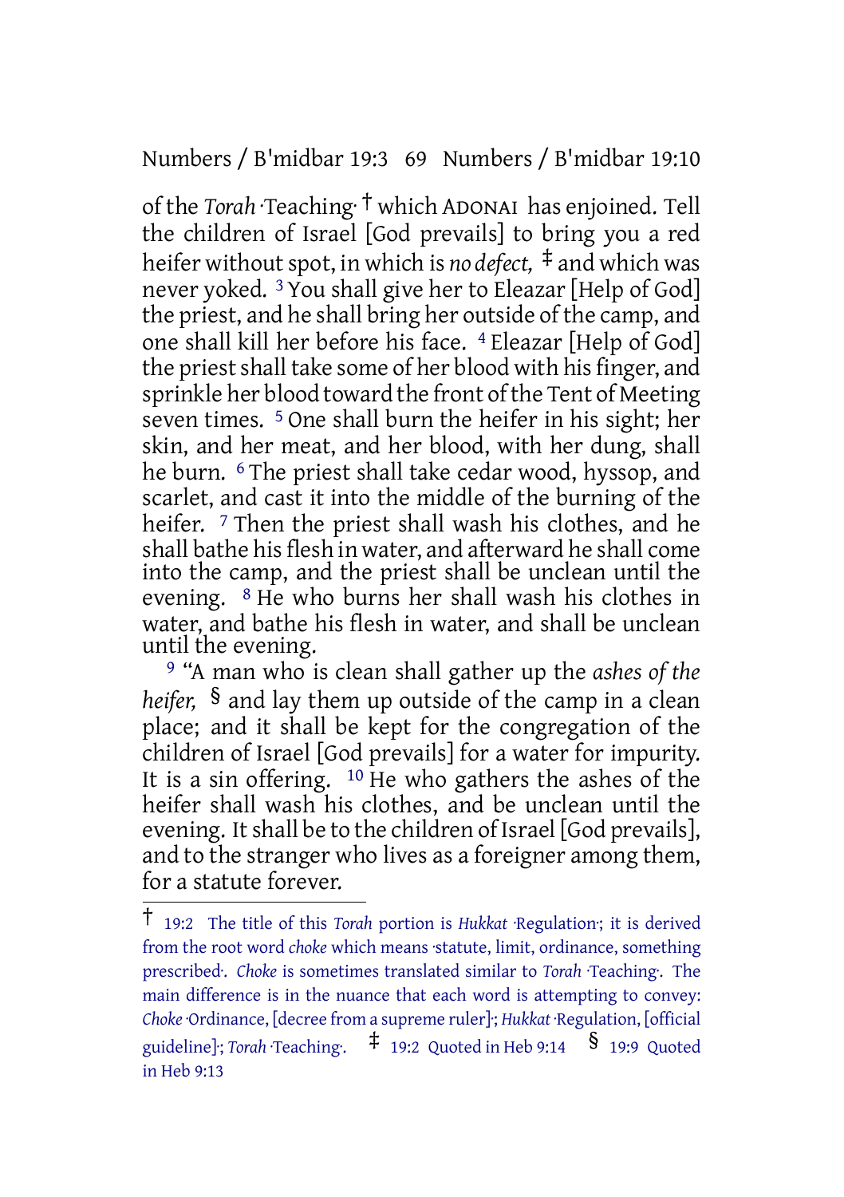of the *Torah* ·Teaching· † which ADONAI has enjoined. Tell the children of Israel [God prevails] to bring you a red heifer without spot, in which is *no defect,* ‡ and which was never yoked. [3] You shall give her to Eleazar [Help of God] the priest, and he shall bring her outside of the camp, and one shall kill her before his face. [4] Eleazar [Help of God] the priest shall take some of her blood with his finger, and sprinkle her blood toward the front of the Tent of Meeting seven times. [5] One shall burn the heifer in his sight; her skin, and her meat, and her blood, with her dung, shall he burn. [6] The priest shall take cedar wood, hyssop, and scarlet, and cast it into the middle of the burning of the heifer. [7] Then the priest shall wash his clothes, and he shall bathe his flesh in water, and afterward he shall come into the camp, and the priest shall be unclean until the evening. [8] He who burns her shall wash his clothes in water, and bathe his flesh in water, and shall be unclean until the evening.

[9] "A man who is clean shall gather up the *ashes of the heifer,* § and lay them up outside of the camp in a clean place; and it shall be kept for the congregation of the children of Israel [God prevails] for a water for impurity. It is a sin offering. [10] He who gathers the ashes of the heifer shall wash his clothes, and be unclean until the evening. It shall be to the children of Israel [God prevails], and to the stranger who lives as a foreigner among them, for a statute forever.

---

† 19:2 The title of this *Torah* portion is *Hukkat* ·Regulation·; it is derived from the root word *choke* which means ·statute, limit, ordinance, something prescribed·. *Choke* is sometimes translated similar to *Torah* ·Teaching·. The main difference is in the nuance that each word is attempting to convey: *Choke* ·Ordinance, [decree from a supreme ruler]·; *Hukkat* ·Regulation, [official guideline]·; *Torah* ·Teaching·. ‡ 19:2 Quoted in Heb 9:14 § 19:9 Quoted in Heb 9:13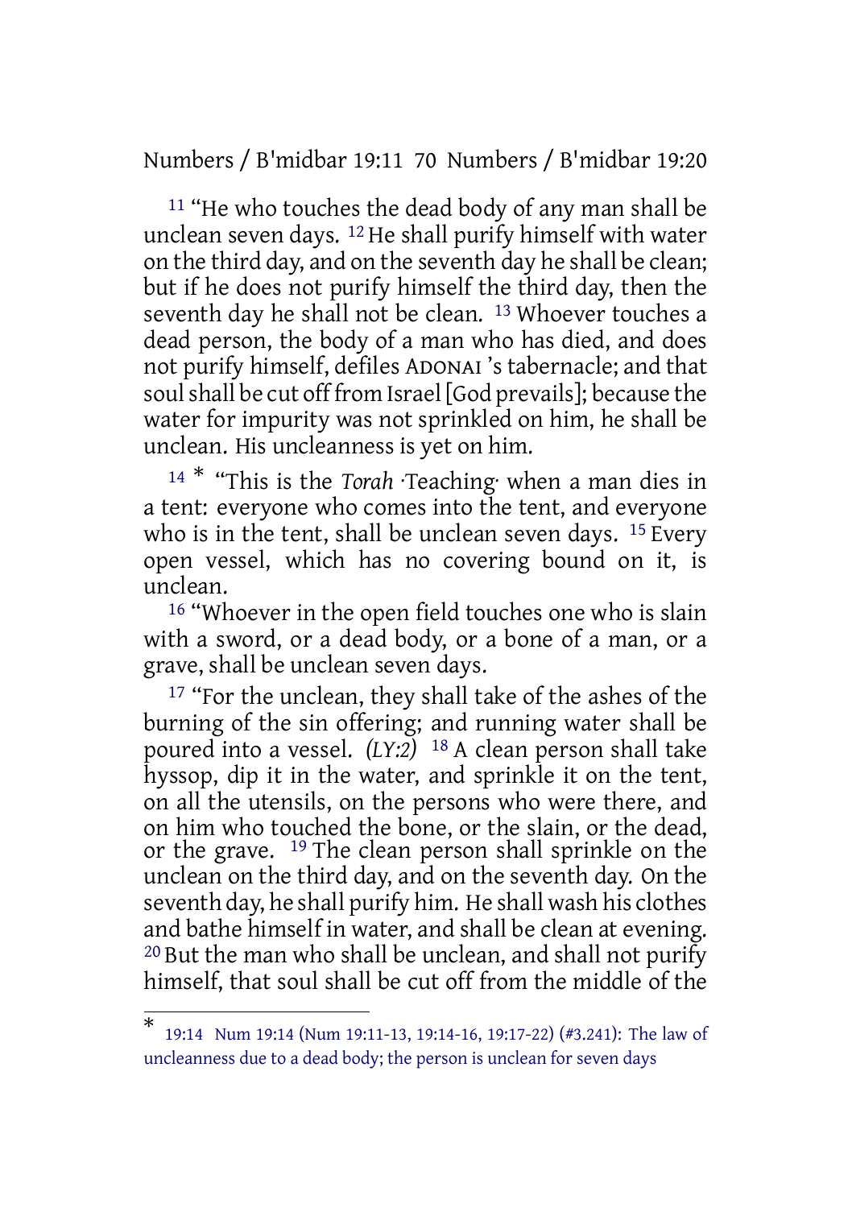[11] "He who touches the dead body of any man shall be unclean seven days. [12] He shall purify himself with water on the third day, and on the seventh day he shall be clean; but if he does not purify himself the third day, then the seventh day he shall not be clean. [13] Whoever touches a dead person, the body of a man who has died, and does not purify himself, defiles ADONAI 's tabernacle; and that soul shall be cut off from Israel [God prevails]; because the water for impurity was not sprinkled on him, he shall be unclean. His uncleanness is yet on him.

[14] * "This is the *Torah* ·Teaching· when a man dies in a tent: everyone who comes into the tent, and everyone who is in the tent, shall be unclean seven days. [15] Every open vessel, which has no covering bound on it, is unclean.

[16] "Whoever in the open field touches one who is slain with a sword, or a dead body, or a bone of a man, or a grave, shall be unclean seven days.

[17] "For the unclean, they shall take of the ashes of the burning of the sin offering; and running water shall be poured into a vessel. *(LY:2)* [18] A clean person shall take hyssop, dip it in the water, and sprinkle it on the tent, on all the utensils, on the persons who were there, and on him who touched the bone, or the slain, or the dead, or the grave. [19] The clean person shall sprinkle on the unclean on the third day, and on the seventh day. On the seventh day, he shall purify him. He shall wash his clothes and bathe himself in water, and shall be clean at evening. [20] But the man who shall be unclean, and shall not purify himself, that soul shall be cut off from the middle of the

---

* 19:14 Num 19:14 (Num 19:11-13, 19:14-16, 19:17-22) (#3.241): The law of uncleanness due to a dead body; the person is unclean for seven days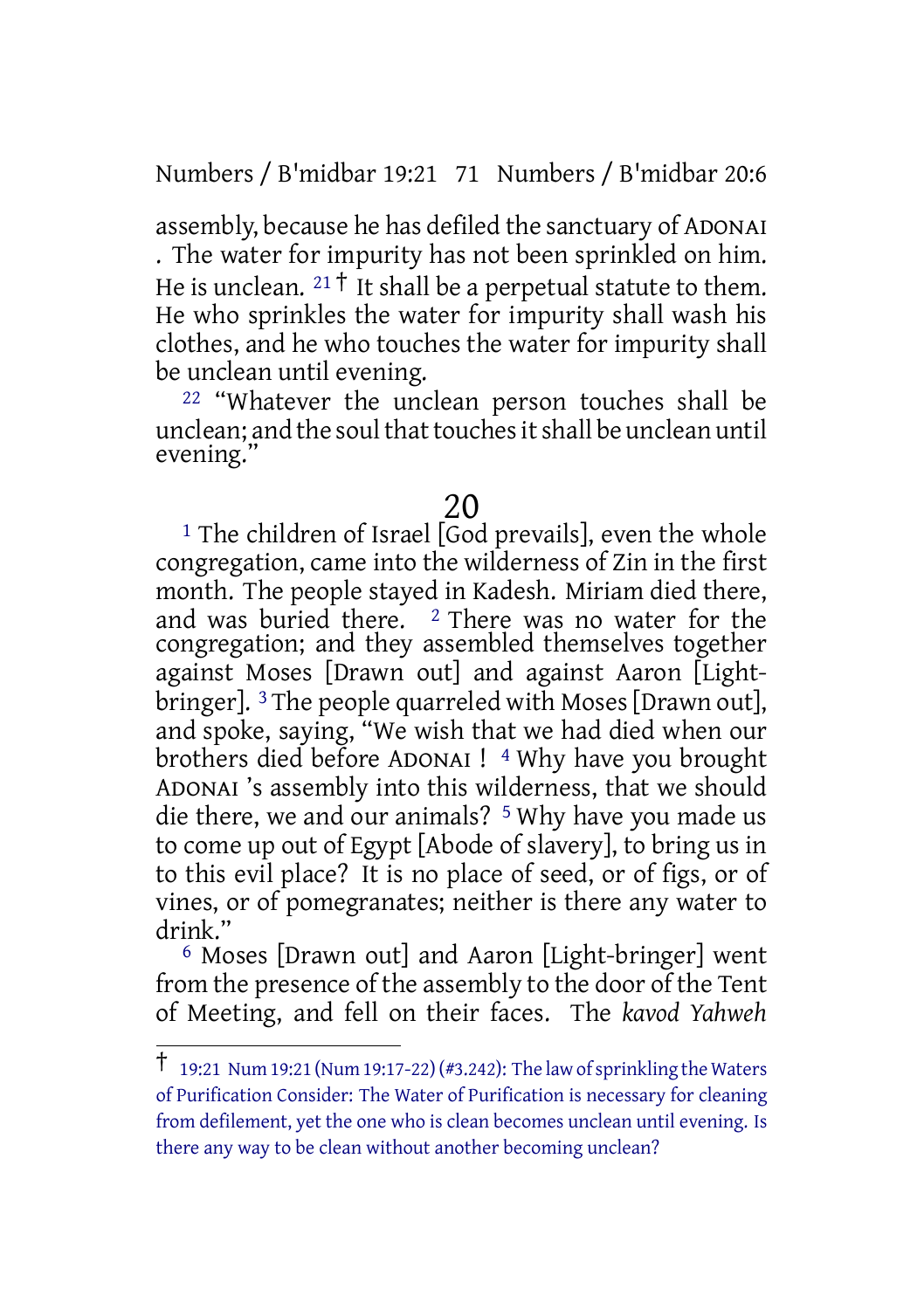assembly, because he has defiled the sanctuary of ADONAI . The water for impurity has not been sprinkled on him. He is unclean. [21] † It shall be a perpetual statute to them. He who sprinkles the water for impurity shall wash his clothes, and he who touches the water for impurity shall be unclean until evening.

[22] "Whatever the unclean person touches shall be unclean; and the soul that touches it shall be unclean until evening."

## 20

[1] The children of Israel [God prevails], even the whole congregation, came into the wilderness of Zin in the first month. The people stayed in Kadesh. Miriam died there, and was buried there. [2] There was no water for the congregation; and they assembled themselves together against Moses [Drawn out] and against Aaron [Light-bringer]. [3] The people quarreled with Moses [Drawn out], and spoke, saying, "We wish that we had died when our brothers died before ADONAI ! [4] Why have you brought ADONAI 's assembly into this wilderness, that we should die there, we and our animals? [5] Why have you made us to come up out of Egypt [Abode of slavery], to bring us in to this evil place? It is no place of seed, or of figs, or of vines, or of pomegranates; neither is there any water to drink."

[6] Moses [Drawn out] and Aaron [Light-bringer] went from the presence of the assembly to the door of the Tent of Meeting, and fell on their faces. The *kavod Yahweh*

---

† 19:21 Num 19:21 (Num 19:17-22) (#3.242): The law of sprinkling the Waters of Purification Consider: The Water of Purification is necessary for cleaning from defilement, yet the one who is clean becomes unclean until evening. Is there any way to be clean without another becoming unclean?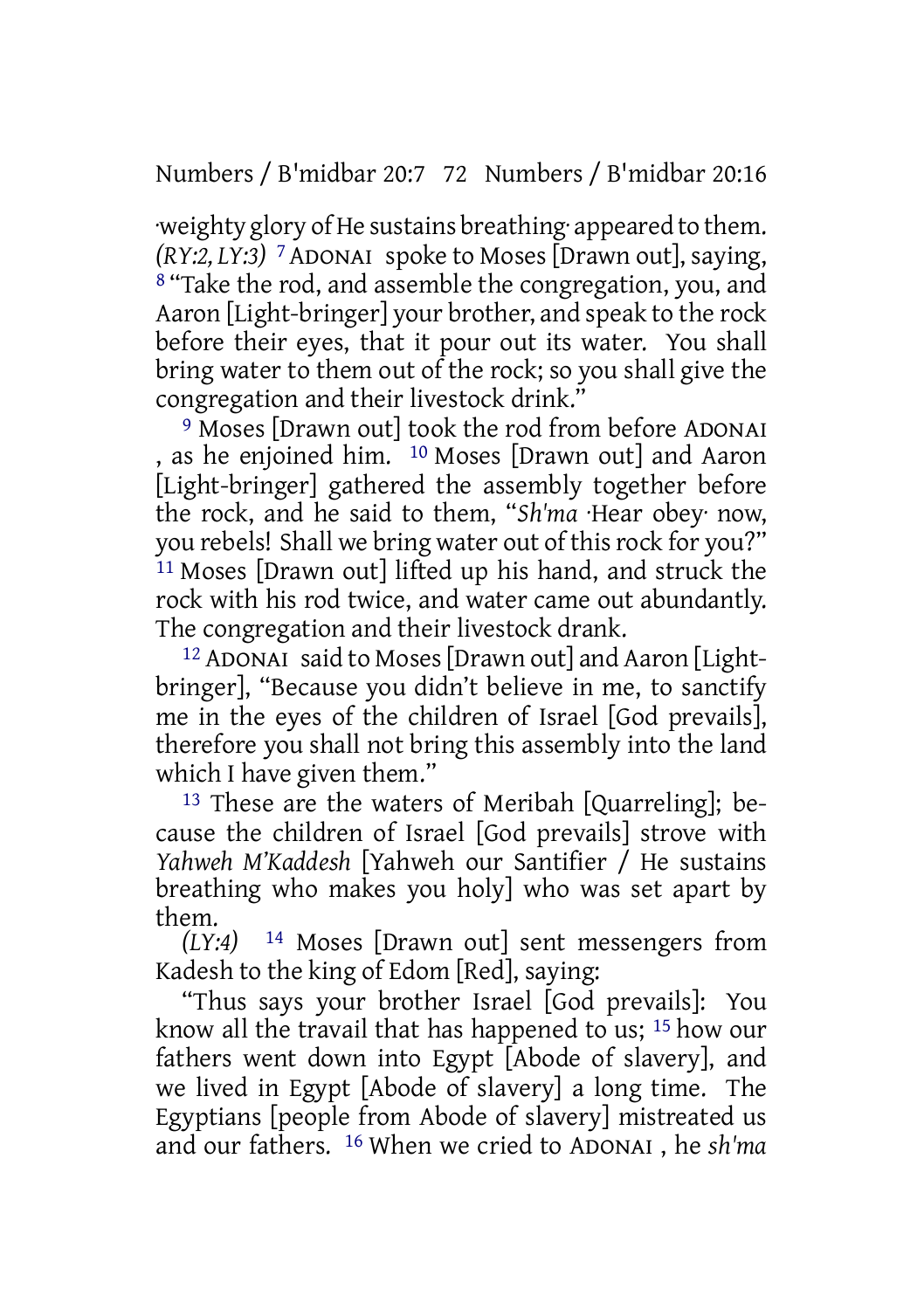·weighty glory of He sustains breathing· appeared to them. *(RY:2, LY:3)* 7 ADONAI spoke to Moses [Drawn out], saying, 8 "Take the rod, and assemble the congregation, you, and Aaron [Light-bringer] your brother, and speak to the rock before their eyes, that it pour out its water. You shall bring water to them out of the rock; so you shall give the congregation and their livestock drink."

9 Moses [Drawn out] took the rod from before ADONAI , as he enjoined him. 10 Moses [Drawn out] and Aaron [Light-bringer] gathered the assembly together before the rock, and he said to them, "*Sh'ma* ·Hear obey· now, you rebels! Shall we bring water out of this rock for you?" 11 Moses [Drawn out] lifted up his hand, and struck the rock with his rod twice, and water came out abundantly. The congregation and their livestock drank.

12 ADONAI said to Moses [Drawn out] and Aaron [Light-bringer], "Because you didn't believe in me, to sanctify me in the eyes of the children of Israel [God prevails], therefore you shall not bring this assembly into the land which I have given them."

13 These are the waters of Meribah [Quarreling]; because the children of Israel [God prevails] strove with *Yahweh M'Kaddesh* [Yahweh our Santifier / He sustains breathing who makes you holy] who was set apart by them.

*(LY:4)* 14 Moses [Drawn out] sent messengers from Kadesh to the king of Edom [Red], saying:

"Thus says your brother Israel [God prevails]: You know all the travail that has happened to us; 15 how our fathers went down into Egypt [Abode of slavery], and we lived in Egypt [Abode of slavery] a long time. The Egyptians [people from Abode of slavery] mistreated us and our fathers. 16 When we cried to ADONAI , he *sh'ma*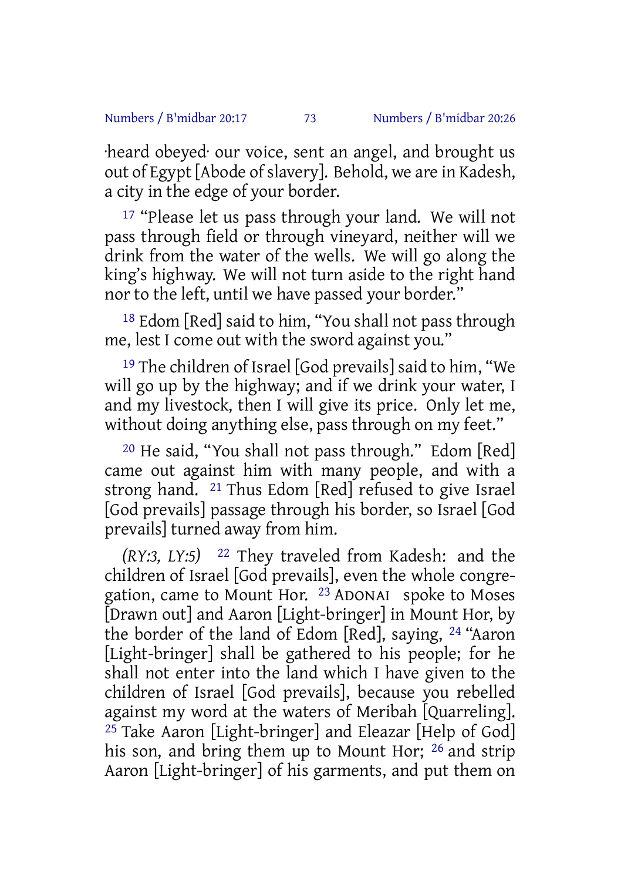·heard obeyed· our voice, sent an angel, and brought us out of Egypt [Abode of slavery]. Behold, we are in Kadesh, a city in the edge of your border.

17 "Please let us pass through your land. We will not pass through field or through vineyard, neither will we drink from the water of the wells. We will go along the king's highway. We will not turn aside to the right hand nor to the left, until we have passed your border."

18 Edom [Red] said to him, "You shall not pass through me, lest I come out with the sword against you."

19 The children of Israel [God prevails] said to him, "We will go up by the highway; and if we drink your water, I and my livestock, then I will give its price. Only let me, without doing anything else, pass through on my feet."

20 He said, "You shall not pass through." Edom [Red] came out against him with many people, and with a strong hand. 21 Thus Edom [Red] refused to give Israel [God prevails] passage through his border, so Israel [God prevails] turned away from him.

*(RY:3, LY:5)* 22 They traveled from Kadesh: and the children of Israel [God prevails], even the whole congregation, came to Mount Hor. 23 ADONAI spoke to Moses [Drawn out] and Aaron [Light-bringer] in Mount Hor, by the border of the land of Edom [Red], saying, 24 "Aaron [Light-bringer] shall be gathered to his people; for he shall not enter into the land which I have given to the children of Israel [God prevails], because you rebelled against my word at the waters of Meribah [Quarreling]. 25 Take Aaron [Light-bringer] and Eleazar [Help of God] his son, and bring them up to Mount Hor; 26 and strip Aaron [Light-bringer] of his garments, and put them on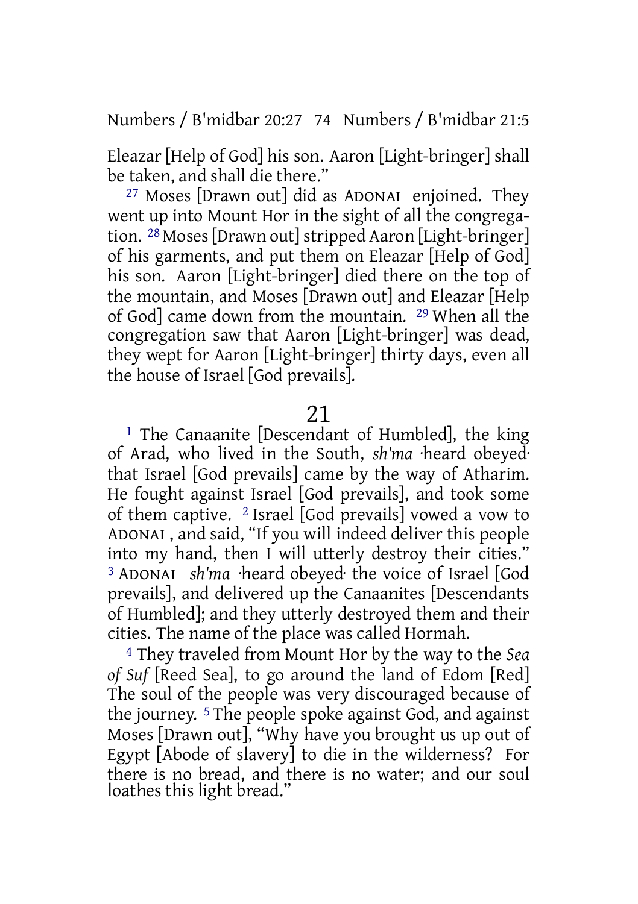Eleazar [Help of God] his son. Aaron [Light-bringer] shall be taken, and shall die there."

27 Moses [Drawn out] did as ADONAI enjoined. They went up into Mount Hor in the sight of all the congregation. 28 Moses [Drawn out] stripped Aaron [Light-bringer] of his garments, and put them on Eleazar [Help of God] his son. Aaron [Light-bringer] died there on the top of the mountain, and Moses [Drawn out] and Eleazar [Help of God] came down from the mountain. 29 When all the congregation saw that Aaron [Light-bringer] was dead, they wept for Aaron [Light-bringer] thirty days, even all the house of Israel [God prevails].

# 21

1 The Canaanite [Descendant of Humbled], the king of Arad, who lived in the South, *sh'ma* ·heard obeyed· that Israel [God prevails] came by the way of Atharim. He fought against Israel [God prevails], and took some of them captive. 2 Israel [God prevails] vowed a vow to ADONAI , and said, "If you will indeed deliver this people into my hand, then I will utterly destroy their cities." 3 ADONAI *sh'ma* ·heard obeyed· the voice of Israel [God prevails], and delivered up the Canaanites [Descendants of Humbled]; and they utterly destroyed them and their cities. The name of the place was called Hormah.

4 They traveled from Mount Hor by the way to the *Sea of Suf* [Reed Sea], to go around the land of Edom [Red] The soul of the people was very discouraged because of the journey. 5 The people spoke against God, and against Moses [Drawn out], "Why have you brought us up out of Egypt [Abode of slavery] to die in the wilderness? For there is no bread, and there is no water; and our soul loathes this light bread."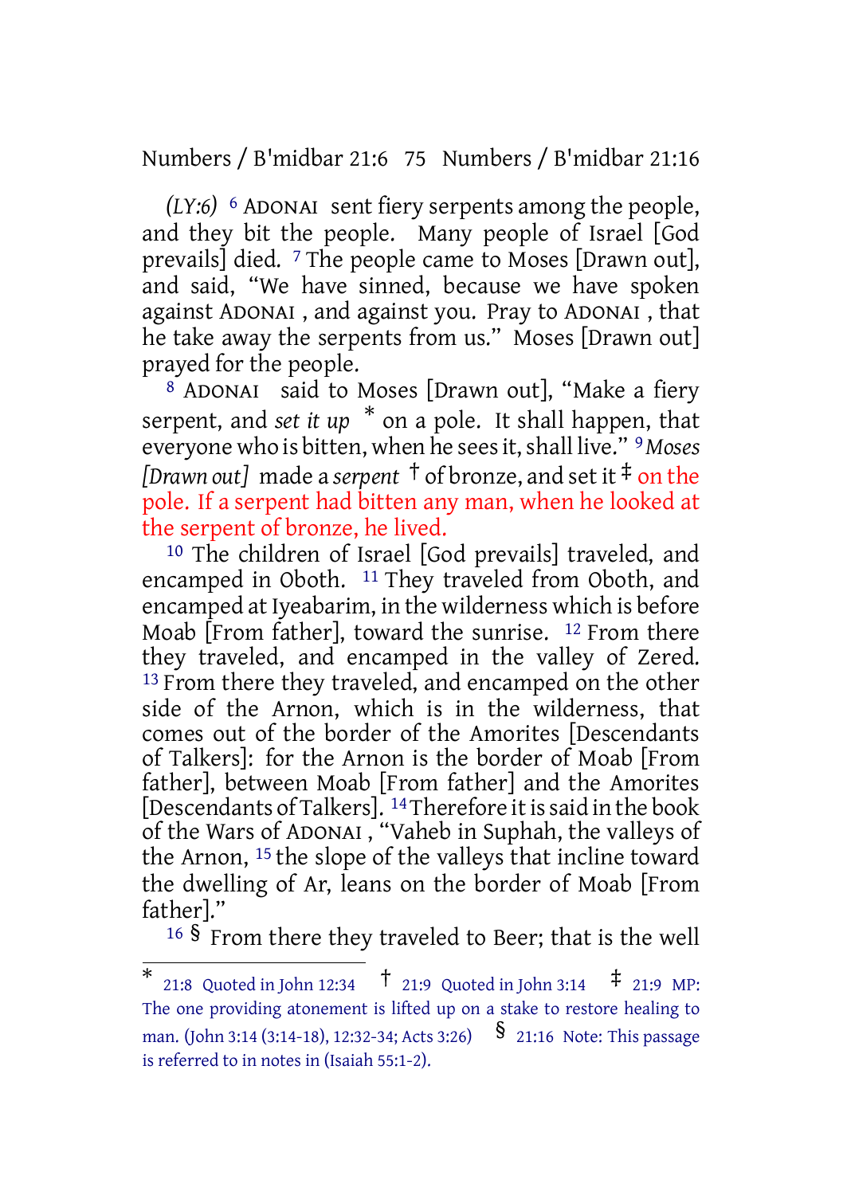*(LY:6)* 6 ADONAI sent fiery serpents among the people, and they bit the people. Many people of Israel [God prevails] died. 7 The people came to Moses [Drawn out], and said, "We have sinned, because we have spoken against ADONAI , and against you. Pray to ADONAI , that he take away the serpents from us." Moses [Drawn out] prayed for the people.

8 ADONAI said to Moses [Drawn out], "Make a fiery serpent, and *set it up* * on a pole. It shall happen, that everyone who is bitten, when he sees it, shall live." 9 *Moses [Drawn out]* made a *serpent* † of bronze, and set it ‡ on the pole. If a serpent had bitten any man, when he looked at the serpent of bronze, he lived.

10 The children of Israel [God prevails] traveled, and encamped in Oboth. 11 They traveled from Oboth, and encamped at Iyeabarim, in the wilderness which is before Moab [From father], toward the sunrise. 12 From there they traveled, and encamped in the valley of Zered. 13 From there they traveled, and encamped on the other side of the Arnon, which is in the wilderness, that comes out of the border of the Amorites [Descendants of Talkers]: for the Arnon is the border of Moab [From father], between Moab [From father] and the Amorites [Descendants of Talkers]. 14 Therefore it is said in the book of the Wars of ADONAI , "Vaheb in Suphah, the valleys of the Arnon, 15 the slope of the valleys that incline toward the dwelling of Ar, leans on the border of Moab [From father]."

16 § From there they traveled to Beer; that is the well

---

* 21:8 Quoted in John 12:34 † 21:9 Quoted in John 3:14 ‡ 21:9 MP: The one providing atonement is lifted up on a stake to restore healing to man. (John 3:14 (3:14-18), 12:32-34; Acts 3:26) § 21:16 Note: This passage is referred to in notes in (Isaiah 55:1-2).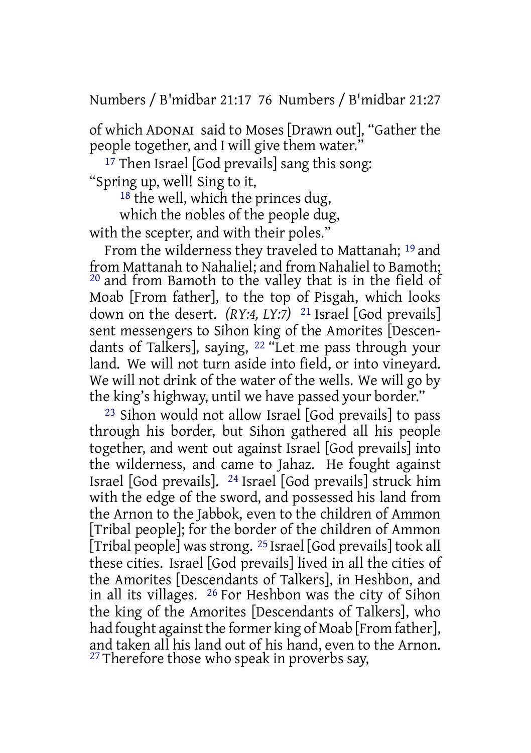of which ADONAI said to Moses [Drawn out], "Gather the people together, and I will give them water."

17 Then Israel [God prevails] sang this song:

"Spring up, well! Sing to it,

18 the well, which the princes dug,

which the nobles of the people dug,

with the scepter, and with their poles."

From the wilderness they traveled to Mattanah; 19 and from Mattanah to Nahaliel; and from Nahaliel to Bamoth; 20 and from Bamoth to the valley that is in the field of Moab [From father], to the top of Pisgah, which looks down on the desert. *(RY:4, LY:7)* 21 Israel [God prevails] sent messengers to Sihon king of the Amorites [Descendants of Talkers], saying, 22 "Let me pass through your land. We will not turn aside into field, or into vineyard. We will not drink of the water of the wells. We will go by the king's highway, until we have passed your border."

23 Sihon would not allow Israel [God prevails] to pass through his border, but Sihon gathered all his people together, and went out against Israel [God prevails] into the wilderness, and came to Jahaz. He fought against Israel [God prevails]. 24 Israel [God prevails] struck him with the edge of the sword, and possessed his land from the Arnon to the Jabbok, even to the children of Ammon [Tribal people]; for the border of the children of Ammon [Tribal people] was strong. 25 Israel [God prevails] took all these cities. Israel [God prevails] lived in all the cities of the Amorites [Descendants of Talkers], in Heshbon, and in all its villages. 26 For Heshbon was the city of Sihon the king of the Amorites [Descendants of Talkers], who had fought against the former king of Moab [From father], and taken all his land out of his hand, even to the Arnon. 27 Therefore those who speak in proverbs say,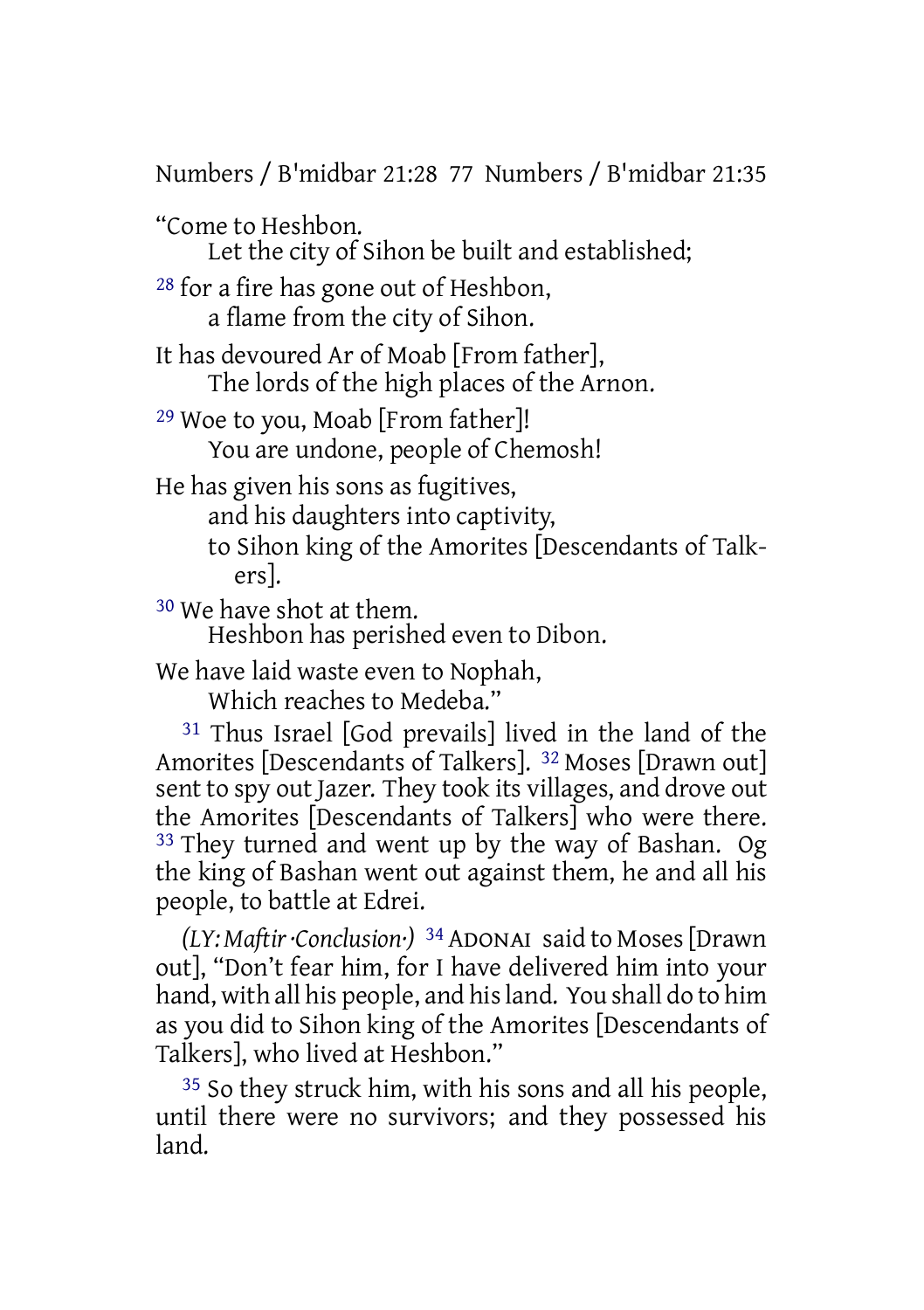"Come to Heshbon.
Let the city of Sihon be built and established;

[28] for a fire has gone out of Heshbon,
a flame from the city of Sihon.

It has devoured Ar of Moab [From father],
The lords of the high places of the Arnon.

[29] Woe to you, Moab [From father]!
You are undone, people of Chemosh!

He has given his sons as fugitives,
and his daughters into captivity,
to Sihon king of the Amorites [Descendants of Talkers].

[30] We have shot at them.
Heshbon has perished even to Dibon.

We have laid waste even to Nophah,
Which reaches to Medeba."

[31] Thus Israel [God prevails] lived in the land of the Amorites [Descendants of Talkers]. [32] Moses [Drawn out] sent to spy out Jazer. They took its villages, and drove out the Amorites [Descendants of Talkers] who were there. [33] They turned and went up by the way of Bashan. Og the king of Bashan went out against them, he and all his people, to battle at Edrei.

*(LY: Maftir ·Conclusion·)* [34] ADONAI said to Moses [Drawn out], "Don't fear him, for I have delivered him into your hand, with all his people, and his land. You shall do to him as you did to Sihon king of the Amorites [Descendants of Talkers], who lived at Heshbon."

[35] So they struck him, with his sons and all his people, until there were no survivors; and they possessed his land.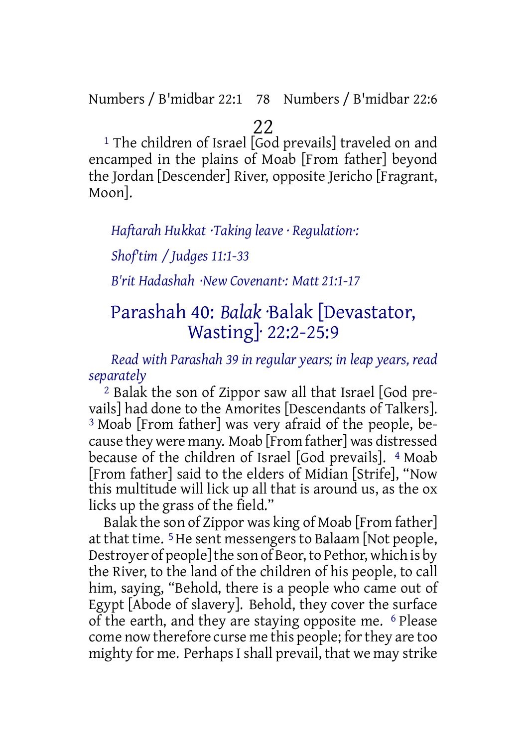# 22

[1] The children of Israel [God prevails] traveled on and encamped in the plains of Moab [From father] beyond the Jordan [Descender] River, opposite Jericho [Fragrant, Moon].

*Haftarah Hukkat ·Taking leave · Regulation·:*

*Shof'tim / Judges 11:1-33*

*B'rit Hadashah ·New Covenant·: Matt 21:1-17*

## Parashah 40: *Balak* ·Balak [Devastator, Wasting]· 22:2-25:9

*Read with Parashah 39 in regular years; in leap years, read separately*

[2] Balak the son of Zippor saw all that Israel [God prevails] had done to the Amorites [Descendants of Talkers]. [3] Moab [From father] was very afraid of the people, because they were many. Moab [From father] was distressed because of the children of Israel [God prevails]. [4] Moab [From father] said to the elders of Midian [Strife], "Now this multitude will lick up all that is around us, as the ox licks up the grass of the field."

Balak the son of Zippor was king of Moab [From father] at that time. [5] He sent messengers to Balaam [Not people, Destroyer of people] the son of Beor, to Pethor, which is by the River, to the land of the children of his people, to call him, saying, "Behold, there is a people who came out of Egypt [Abode of slavery]. Behold, they cover the surface of the earth, and they are staying opposite me. [6] Please come now therefore curse me this people; for they are too mighty for me. Perhaps I shall prevail, that we may strike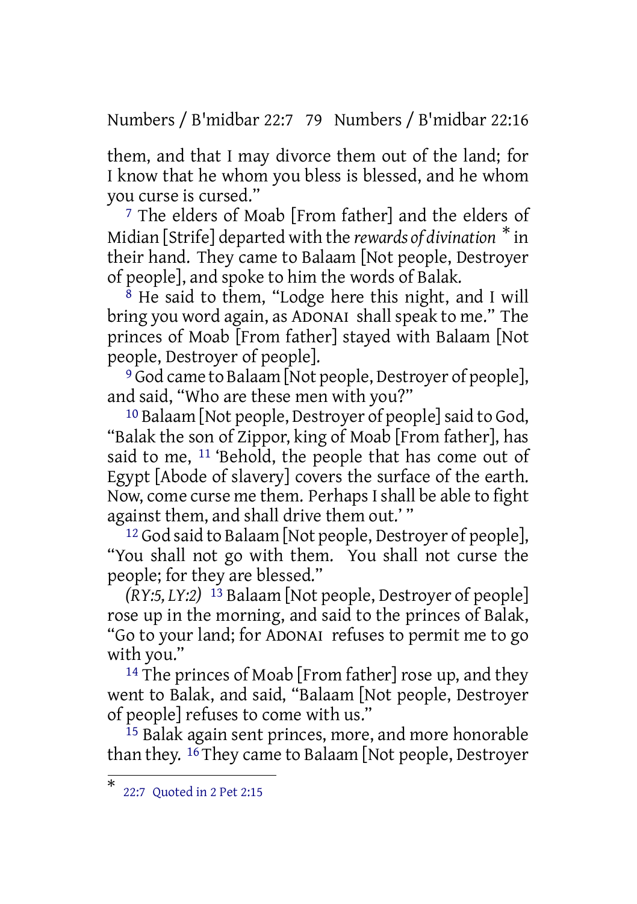them, and that I may divorce them out of the land; for I know that he whom you bless is blessed, and he whom you curse is cursed."

[7] The elders of Moab [From father] and the elders of Midian [Strife] departed with the *rewards of divination* [*] in their hand. They came to Balaam [Not people, Destroyer of people], and spoke to him the words of Balak.

[8] He said to them, "Lodge here this night, and I will bring you word again, as ADONAI shall speak to me." The princes of Moab [From father] stayed with Balaam [Not people, Destroyer of people].

[9] God came to Balaam [Not people, Destroyer of people], and said, "Who are these men with you?"

[10] Balaam [Not people, Destroyer of people] said to God, "Balak the son of Zippor, king of Moab [From father], has said to me, [11] 'Behold, the people that has come out of Egypt [Abode of slavery] covers the surface of the earth. Now, come curse me them. Perhaps I shall be able to fight against them, and shall drive them out.' "

[12] God said to Balaam [Not people, Destroyer of people], "You shall not go with them. You shall not curse the people; for they are blessed."

*(RY:5, LY:2)* [13] Balaam [Not people, Destroyer of people] rose up in the morning, and said to the princes of Balak, "Go to your land; for ADONAI refuses to permit me to go with you."

[14] The princes of Moab [From father] rose up, and they went to Balak, and said, "Balaam [Not people, Destroyer of people] refuses to come with us."

[15] Balak again sent princes, more, and more honorable than they. [16] They came to Balaam [Not people, Destroyer

---

[*] 22:7 Quoted in 2 Pet 2:15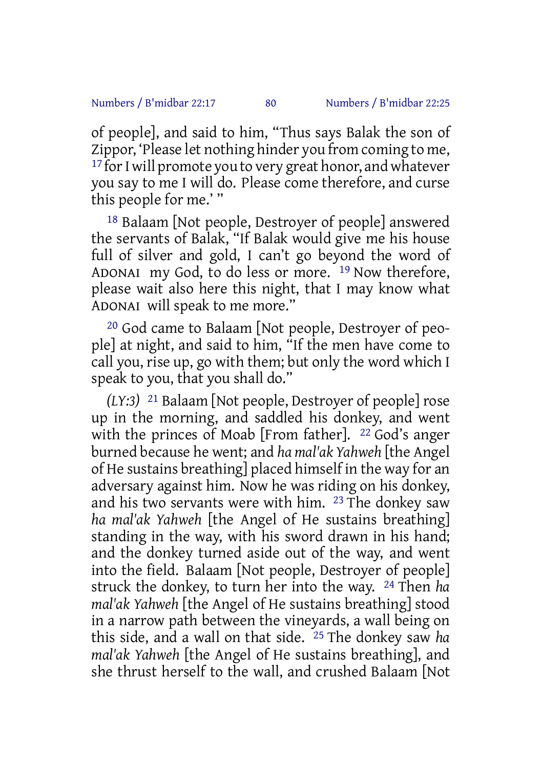of people], and said to him, "Thus says Balak the son of Zippor, 'Please let nothing hinder you from coming to me, [17] for I will promote you to very great honor, and whatever you say to me I will do. Please come therefore, and curse this people for me.' "

[18] Balaam [Not people, Destroyer of people] answered the servants of Balak, "If Balak would give me his house full of silver and gold, I can't go beyond the word of ADONAI my God, to do less or more. [19] Now therefore, please wait also here this night, that I may know what ADONAI will speak to me more."

[20] God came to Balaam [Not people, Destroyer of people] at night, and said to him, "If the men have come to call you, rise up, go with them; but only the word which I speak to you, that you shall do."

*(LY:3)* [21] Balaam [Not people, Destroyer of people] rose up in the morning, and saddled his donkey, and went with the princes of Moab [From father]. [22] God's anger burned because he went; and *ha mal'ak Yahweh* [the Angel of He sustains breathing] placed himself in the way for an adversary against him. Now he was riding on his donkey, and his two servants were with him. [23] The donkey saw *ha mal'ak Yahweh* [the Angel of He sustains breathing] standing in the way, with his sword drawn in his hand; and the donkey turned aside out of the way, and went into the field. Balaam [Not people, Destroyer of people] struck the donkey, to turn her into the way. [24] Then *ha mal'ak Yahweh* [the Angel of He sustains breathing] stood in a narrow path between the vineyards, a wall being on this side, and a wall on that side. [25] The donkey saw *ha mal'ak Yahweh* [the Angel of He sustains breathing], and she thrust herself to the wall, and crushed Balaam [Not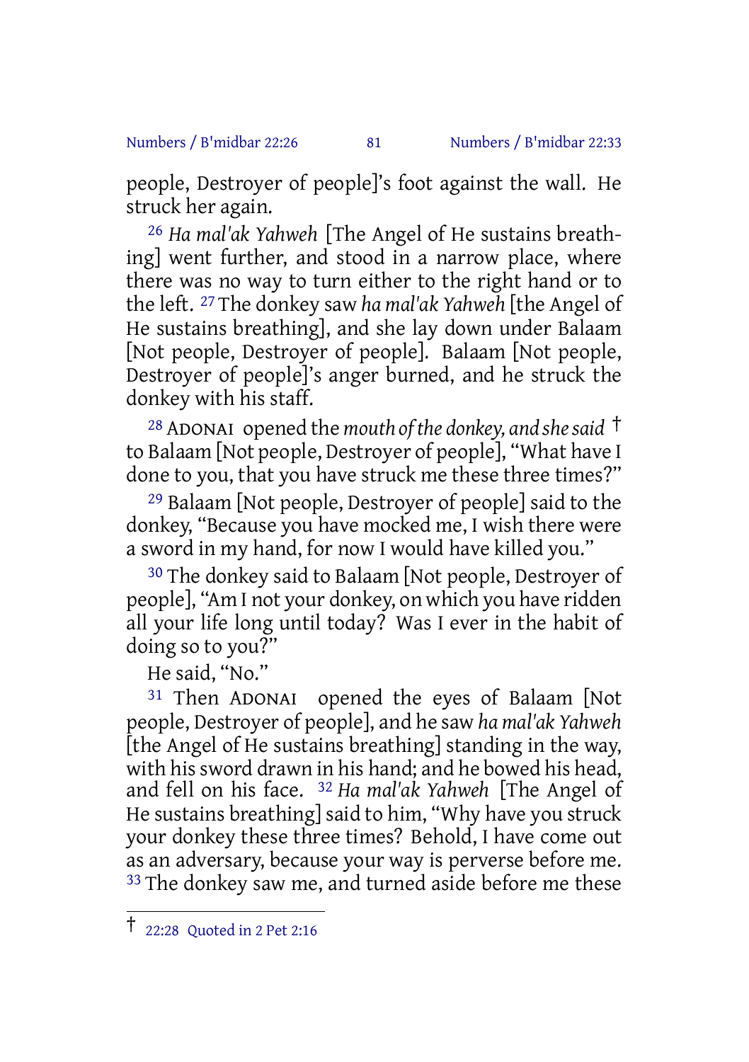people, Destroyer of people]'s foot against the wall. He struck her again.

26 *Ha mal'ak Yahweh* [The Angel of He sustains breathing] went further, and stood in a narrow place, where there was no way to turn either to the right hand or to the left. 27 The donkey saw *ha mal'ak Yahweh* [the Angel of He sustains breathing], and she lay down under Balaam [Not people, Destroyer of people]. Balaam [Not people, Destroyer of people]'s anger burned, and he struck the donkey with his staff.

28 ADONAI opened the *mouth of the donkey, and she said* † to Balaam [Not people, Destroyer of people], "What have I done to you, that you have struck me these three times?"

29 Balaam [Not people, Destroyer of people] said to the donkey, "Because you have mocked me, I wish there were a sword in my hand, for now I would have killed you."

30 The donkey said to Balaam [Not people, Destroyer of people], "Am I not your donkey, on which you have ridden all your life long until today? Was I ever in the habit of doing so to you?"

He said, "No."

31 Then ADONAI opened the eyes of Balaam [Not people, Destroyer of people], and he saw *ha mal'ak Yahweh* [the Angel of He sustains breathing] standing in the way, with his sword drawn in his hand; and he bowed his head, and fell on his face. 32 *Ha mal'ak Yahweh* [The Angel of He sustains breathing] said to him, "Why have you struck your donkey these three times? Behold, I have come out as an adversary, because your way is perverse before me. 33 The donkey saw me, and turned aside before me these

---

† 22:28 Quoted in 2 Pet 2:16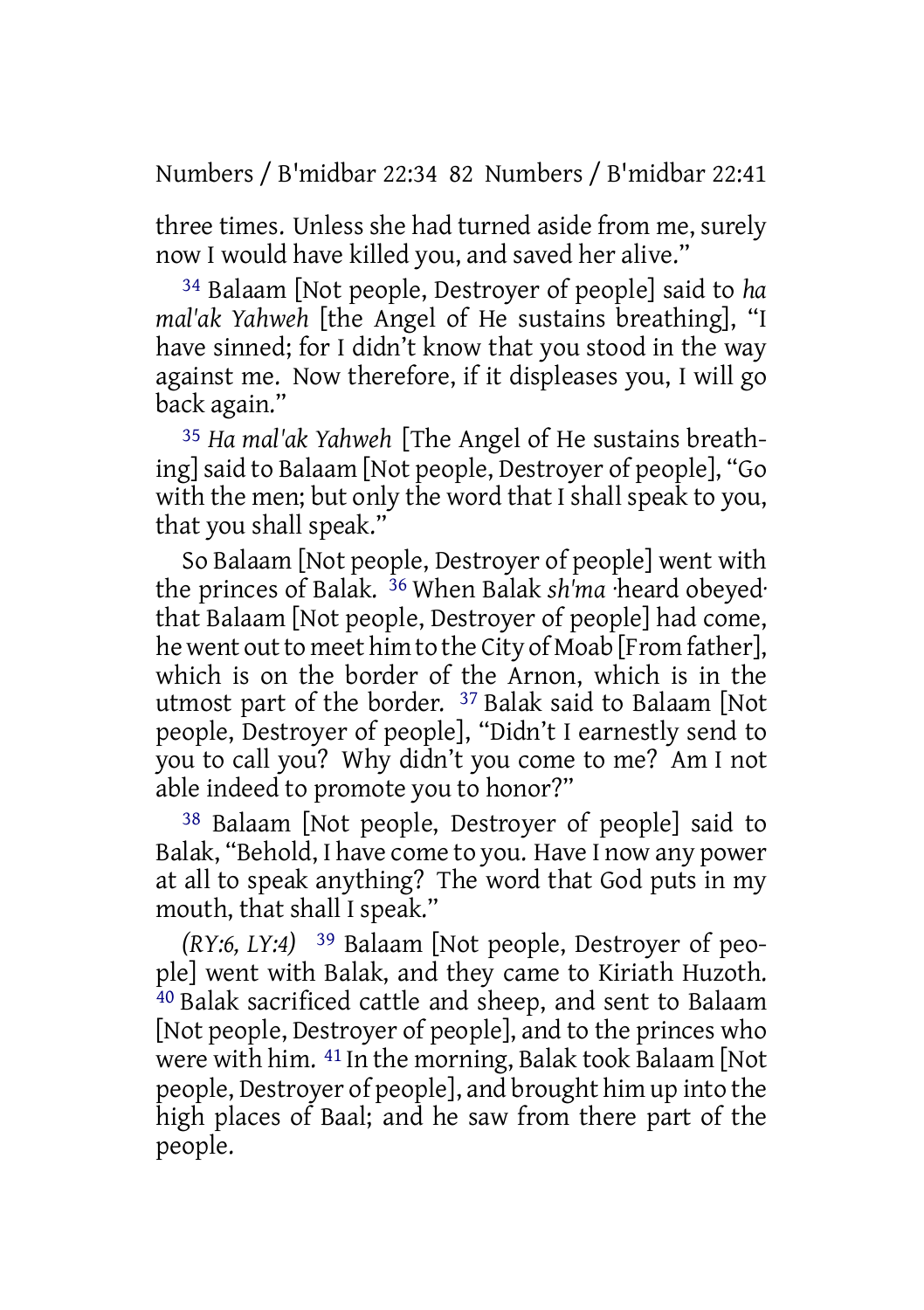three times. Unless she had turned aside from me, surely now I would have killed you, and saved her alive."

34 Balaam [Not people, Destroyer of people] said to *ha mal'ak Yahweh* [the Angel of He sustains breathing], "I have sinned; for I didn't know that you stood in the way against me. Now therefore, if it displeases you, I will go back again."

35 *Ha mal'ak Yahweh* [The Angel of He sustains breathing] said to Balaam [Not people, Destroyer of people], "Go with the men; but only the word that I shall speak to you, that you shall speak."

So Balaam [Not people, Destroyer of people] went with the princes of Balak. 36 When Balak *sh'ma* ·heard obeyed· that Balaam [Not people, Destroyer of people] had come, he went out to meet him to the City of Moab [From father], which is on the border of the Arnon, which is in the utmost part of the border. 37 Balak said to Balaam [Not people, Destroyer of people], "Didn't I earnestly send to you to call you? Why didn't you come to me? Am I not able indeed to promote you to honor?"

38 Balaam [Not people, Destroyer of people] said to Balak, "Behold, I have come to you. Have I now any power at all to speak anything? The word that God puts in my mouth, that shall I speak."

*(RY:6, LY:4)* 39 Balaam [Not people, Destroyer of people] went with Balak, and they came to Kiriath Huzoth. 40 Balak sacrificed cattle and sheep, and sent to Balaam [Not people, Destroyer of people], and to the princes who were with him. 41 In the morning, Balak took Balaam [Not people, Destroyer of people], and brought him up into the high places of Baal; and he saw from there part of the people.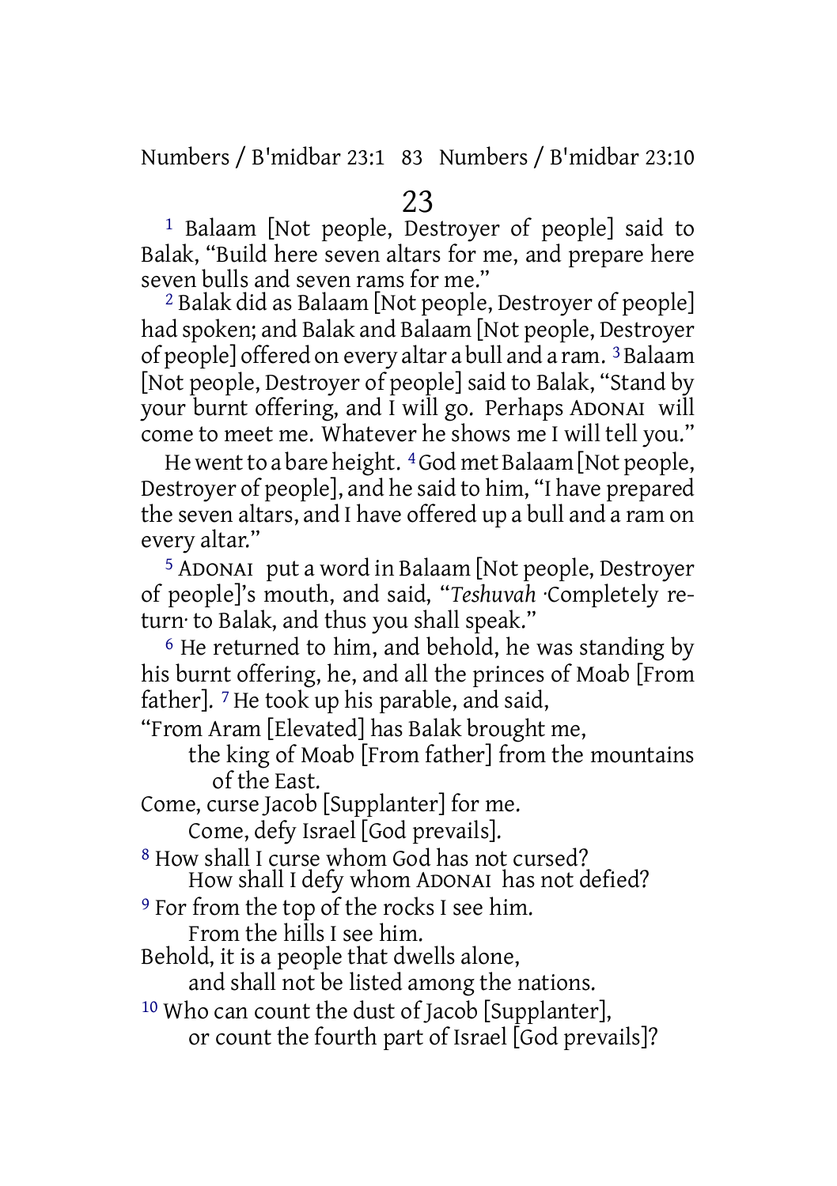# 23

[1] Balaam [Not people, Destroyer of people] said to Balak, "Build here seven altars for me, and prepare here seven bulls and seven rams for me."

[2] Balak did as Balaam [Not people, Destroyer of people] had spoken; and Balak and Balaam [Not people, Destroyer of people] offered on every altar a bull and a ram. [3] Balaam [Not people, Destroyer of people] said to Balak, "Stand by your burnt offering, and I will go. Perhaps ADONAI will come to meet me. Whatever he shows me I will tell you."

He went to a bare height. [4] God met Balaam [Not people, Destroyer of people], and he said to him, "I have prepared the seven altars, and I have offered up a bull and a ram on every altar."

[5] ADONAI put a word in Balaam [Not people, Destroyer of people]'s mouth, and said, "*Teshuvah* ·Completely return· to Balak, and thus you shall speak."

[6] He returned to him, and behold, he was standing by his burnt offering, he, and all the princes of Moab [From father]. [7] He took up his parable, and said,

"From Aram [Elevated] has Balak brought me,
the king of Moab [From father] from the mountains of the East.
Come, curse Jacob [Supplanter] for me.
Come, defy Israel [God prevails].
[8] How shall I curse whom God has not cursed?
How shall I defy whom ADONAI has not defied?
[9] For from the top of the rocks I see him.
From the hills I see him.
Behold, it is a people that dwells alone,
and shall not be listed among the nations.
[10] Who can count the dust of Jacob [Supplanter],
or count the fourth part of Israel [God prevails]?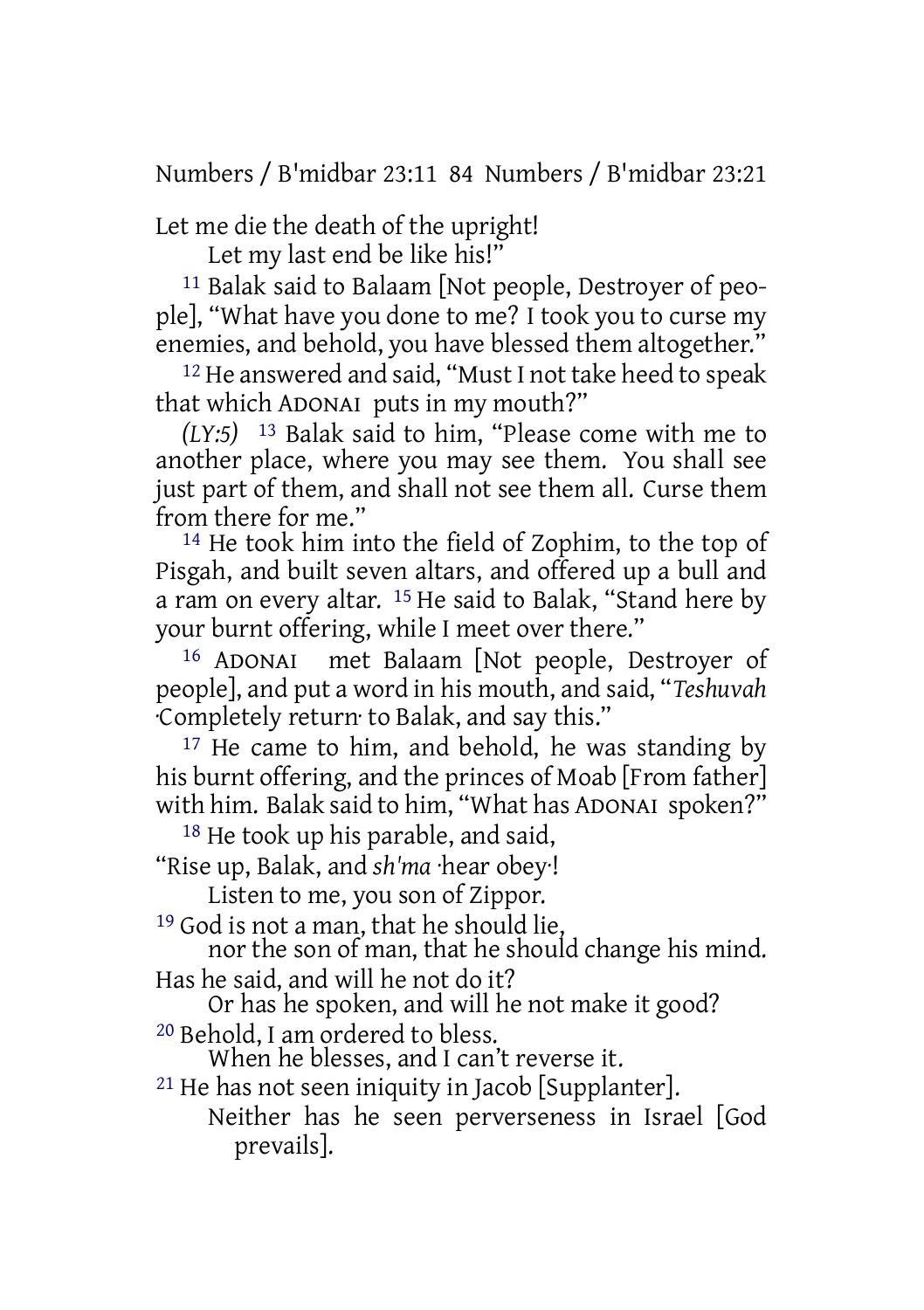Let me die the death of the upright!
  Let my last end be like his!"

11 Balak said to Balaam [Not people, Destroyer of people], "What have you done to me? I took you to curse my enemies, and behold, you have blessed them altogether."

12 He answered and said, "Must I not take heed to speak that which ADONAI puts in my mouth?"

*(LY:5)* 13 Balak said to him, "Please come with me to another place, where you may see them. You shall see just part of them, and shall not see them all. Curse them from there for me."

14 He took him into the field of Zophim, to the top of Pisgah, and built seven altars, and offered up a bull and a ram on every altar. 15 He said to Balak, "Stand here by your burnt offering, while I meet over there."

16 ADONAI met Balaam [Not people, Destroyer of people], and put a word in his mouth, and said, "*Teshuvah* ·Completely return· to Balak, and say this."

17 He came to him, and behold, he was standing by his burnt offering, and the princes of Moab [From father] with him. Balak said to him, "What has ADONAI spoken?"

18 He took up his parable, and said,

"Rise up, Balak, and *sh'ma* ·hear obey·!
  Listen to me, you son of Zippor.

19 God is not a man, that he should lie,
  nor the son of man, that he should change his mind.

Has he said, and will he not do it?
  Or has he spoken, and will he not make it good?

20 Behold, I am ordered to bless.
  When he blesses, and I can't reverse it.

21 He has not seen iniquity in Jacob [Supplanter].
  Neither has he seen perverseness in Israel [God prevails].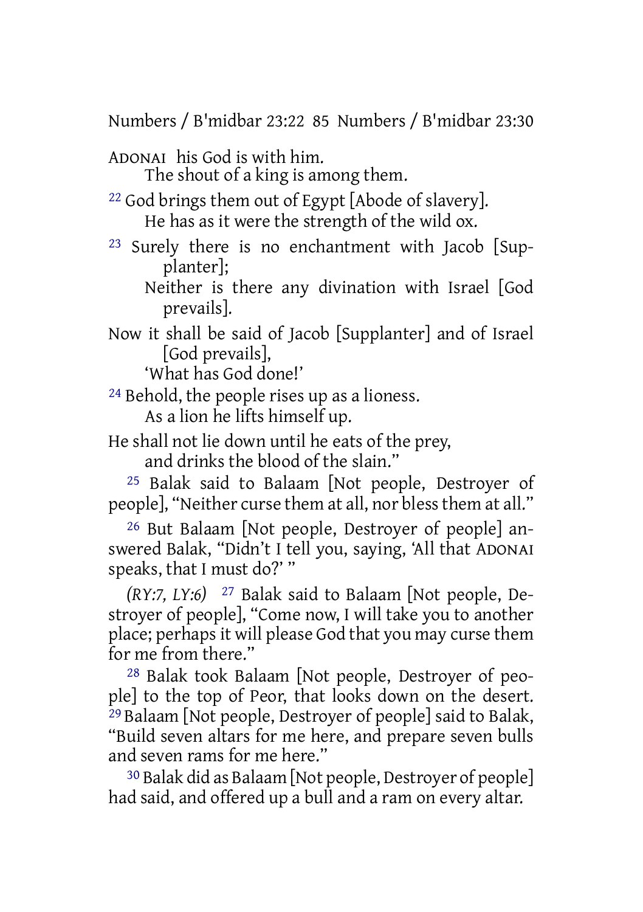ADONAI his God is with him.
The shout of a king is among them.

22 God brings them out of Egypt [Abode of slavery].
He has as it were the strength of the wild ox.

23 Surely there is no enchantment with Jacob [Supplanter];
Neither is there any divination with Israel [God prevails].

Now it shall be said of Jacob [Supplanter] and of Israel [God prevails],
'What has God done!'

24 Behold, the people rises up as a lioness.
As a lion he lifts himself up.

He shall not lie down until he eats of the prey,
and drinks the blood of the slain."

25 Balak said to Balaam [Not people, Destroyer of people], "Neither curse them at all, nor bless them at all."

26 But Balaam [Not people, Destroyer of people] answered Balak, "Didn't I tell you, saying, 'All that ADONAI speaks, that I must do?' "

*(RY:7, LY:6)* 27 Balak said to Balaam [Not people, Destroyer of people], "Come now, I will take you to another place; perhaps it will please God that you may curse them for me from there."

28 Balak took Balaam [Not people, Destroyer of people] to the top of Peor, that looks down on the desert. 29 Balaam [Not people, Destroyer of people] said to Balak, "Build seven altars for me here, and prepare seven bulls and seven rams for me here."

30 Balak did as Balaam [Not people, Destroyer of people] had said, and offered up a bull and a ram on every altar.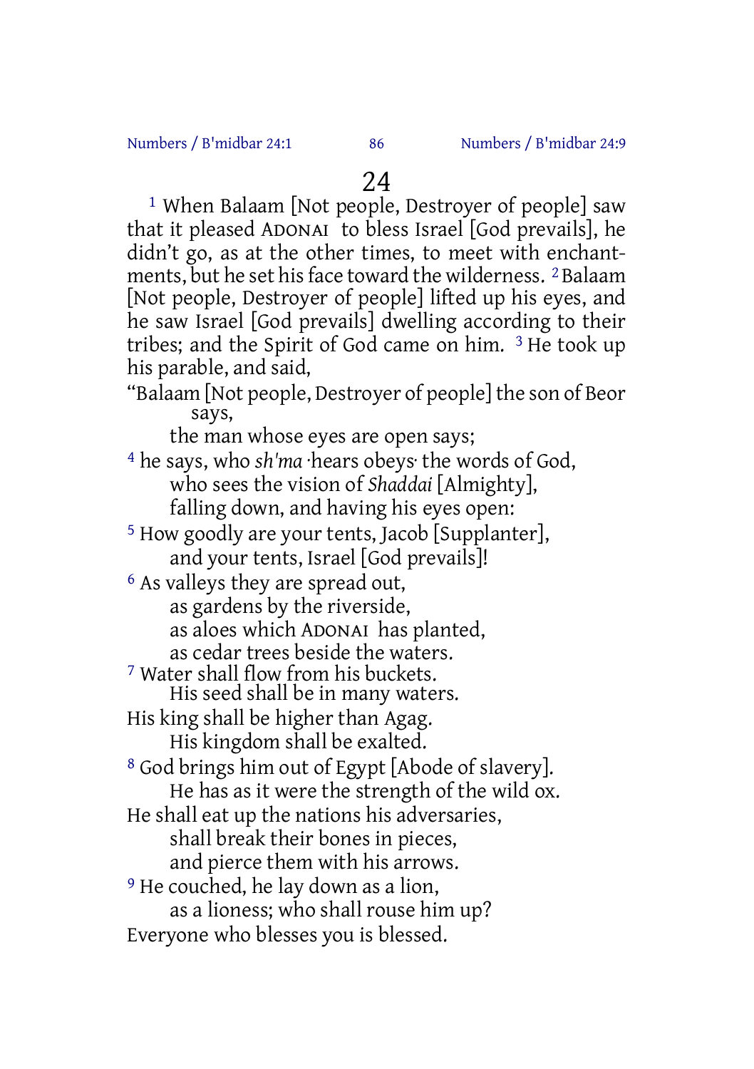# 24

[1] When Balaam [Not people, Destroyer of people] saw that it pleased ADONAI to bless Israel [God prevails], he didn't go, as at the other times, to meet with enchantments, but he set his face toward the wilderness. [2] Balaam [Not people, Destroyer of people] lifted up his eyes, and he saw Israel [God prevails] dwelling according to their tribes; and the Spirit of God came on him. [3] He took up his parable, and said,

"Balaam [Not people, Destroyer of people] the son of Beor says,
the man whose eyes are open says;
[4] he says, who *sh'ma* ·hears obeys· the words of God,
who sees the vision of *Shaddai* [Almighty],
falling down, and having his eyes open:
[5] How goodly are your tents, Jacob [Supplanter],
and your tents, Israel [God prevails]!
[6] As valleys they are spread out,
as gardens by the riverside,
as aloes which ADONAI has planted,
as cedar trees beside the waters.
[7] Water shall flow from his buckets.
His seed shall be in many waters.
His king shall be higher than Agag.
His kingdom shall be exalted.
[8] God brings him out of Egypt [Abode of slavery].
He has as it were the strength of the wild ox.
He shall eat up the nations his adversaries,
shall break their bones in pieces,
and pierce them with his arrows.
[9] He couched, he lay down as a lion,
as a lioness; who shall rouse him up?
Everyone who blesses you is blessed.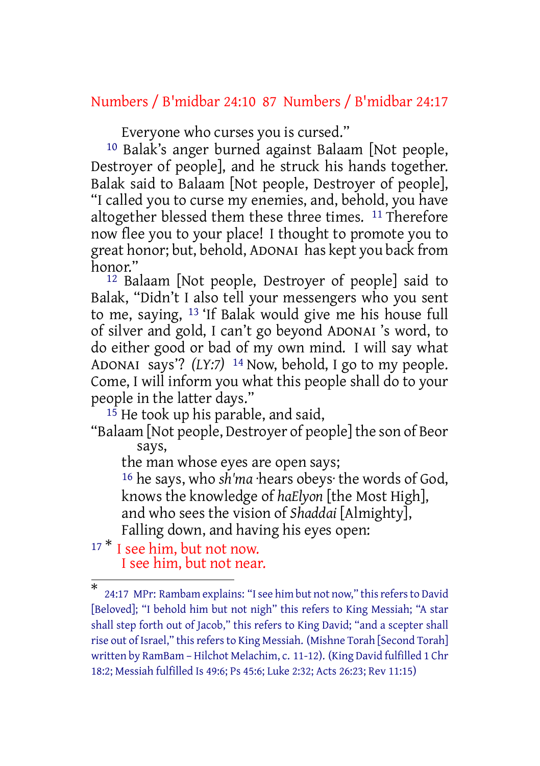Everyone who curses you is cursed."

10 Balak's anger burned against Balaam [Not people, Destroyer of people], and he struck his hands together. Balak said to Balaam [Not people, Destroyer of people], "I called you to curse my enemies, and, behold, you have altogether blessed them these three times. 11 Therefore now flee you to your place! I thought to promote you to great honor; but, behold, ADONAI has kept you back from honor."

12 Balaam [Not people, Destroyer of people] said to Balak, "Didn't I also tell your messengers who you sent to me, saying, 13 'If Balak would give me his house full of silver and gold, I can't go beyond ADONAI 's word, to do either good or bad of my own mind. I will say what ADONAI says'? *(LY:7)* 14 Now, behold, I go to my people. Come, I will inform you what this people shall do to your people in the latter days."

15 He took up his parable, and said,

"Balaam [Not people, Destroyer of people] the son of Beor says,
the man whose eyes are open says;
16 he says, who *sh'ma* ·hears obeys· the words of God,
knows the knowledge of *haElyon* [the Most High],
and who sees the vision of *Shaddai* [Almighty],
Falling down, and having his eyes open:

17 * I see him, but not now.
I see him, but not near.

---

* 24:17 MPr: Rambam explains: "I see him but not now," this refers to David [Beloved]; "I behold him but not nigh" this refers to King Messiah; "A star shall step forth out of Jacob," this refers to King David; "and a scepter shall rise out of Israel," this refers to King Messiah. (Mishne Torah [Second Torah] written by RamBam – Hilchot Melachim, c. 11-12). (King David fulfilled 1 Chr 18:2; Messiah fulfilled Is 49:6; Ps 45:6; Luke 2:32; Acts 26:23; Rev 11:15)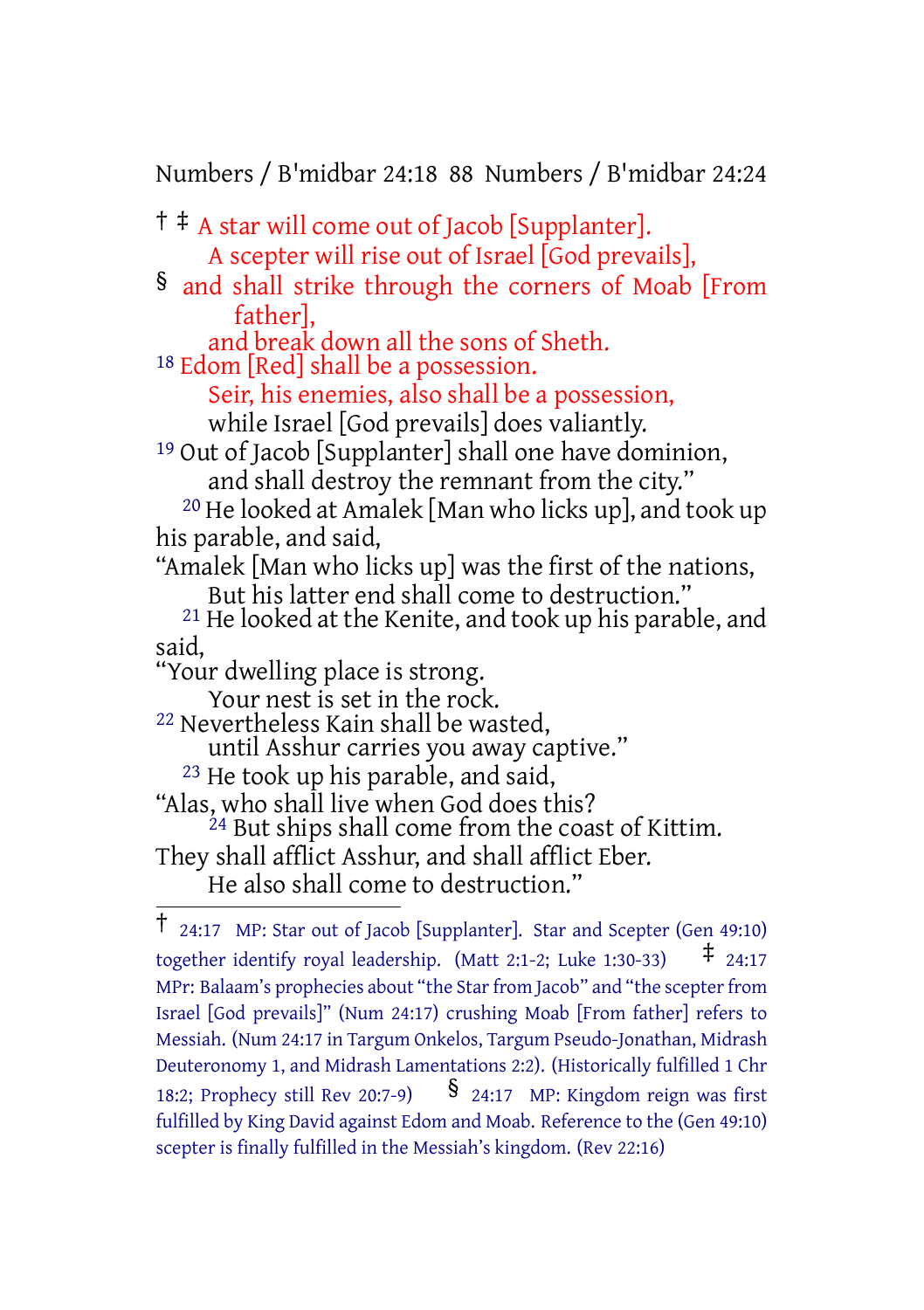† ‡ A star will come out of Jacob [Supplanter].
A scepter will rise out of Israel [God prevails],
§ and shall strike through the corners of Moab [From father],
and break down all the sons of Sheth.
18 Edom [Red] shall be a possession.
Seir, his enemies, also shall be a possession,
while Israel [God prevails] does valiantly.
19 Out of Jacob [Supplanter] shall one have dominion,
and shall destroy the remnant from the city."

20 He looked at Amalek [Man who licks up], and took up his parable, and said,
"Amalek [Man who licks up] was the first of the nations,
But his latter end shall come to destruction."

21 He looked at the Kenite, and took up his parable, and said,
"Your dwelling place is strong.
Your nest is set in the rock.
22 Nevertheless Kain shall be wasted,
until Asshur carries you away captive."

23 He took up his parable, and said,
"Alas, who shall live when God does this?
24 But ships shall come from the coast of Kittim.
They shall afflict Asshur, and shall afflict Eber.
He also shall come to destruction."

---

† 24:17 MP: Star out of Jacob [Supplanter]. Star and Scepter (Gen 49:10) together identify royal leadership. (Matt 2:1-2; Luke 1:30-33) ‡ 24:17 MPr: Balaam's prophecies about "the Star from Jacob" and "the scepter from Israel [God prevails]" (Num 24:17) crushing Moab [From father] refers to Messiah. (Num 24:17 in Targum Onkelos, Targum Pseudo-Jonathan, Midrash Deuteronomy 1, and Midrash Lamentations 2:2). (Historically fulfilled 1 Chr 18:2; Prophecy still Rev 20:7-9) § 24:17 MP: Kingdom reign was first fulfilled by King David against Edom and Moab. Reference to the (Gen 49:10) scepter is finally fulfilled in the Messiah's kingdom. (Rev 22:16)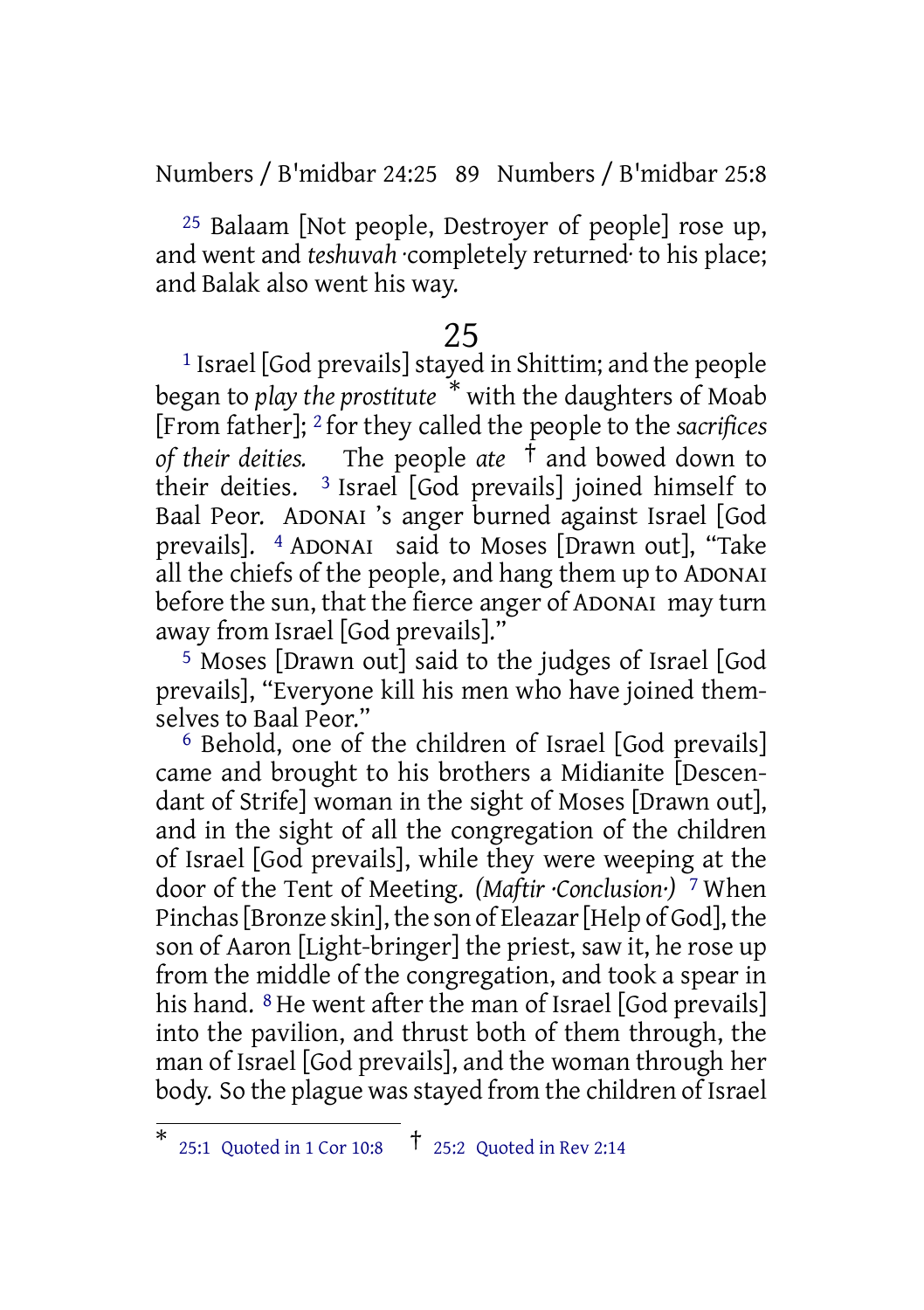[25] Balaam [Not people, Destroyer of people] rose up, and went and *teshuvah* ·completely returned· to his place; and Balak also went his way.

## 25

[1] Israel [God prevails] stayed in Shittim; and the people began to *play the prostitute* * with the daughters of Moab [From father]; [2] for they called the people to the *sacrifices of their deities.* The people *ate* † and bowed down to their deities. [3] Israel [God prevails] joined himself to Baal Peor. ADONAI 's anger burned against Israel [God prevails]. [4] ADONAI said to Moses [Drawn out], "Take all the chiefs of the people, and hang them up to ADONAI before the sun, that the fierce anger of ADONAI may turn away from Israel [God prevails]."

[5] Moses [Drawn out] said to the judges of Israel [God prevails], "Everyone kill his men who have joined themselves to Baal Peor."

[6] Behold, one of the children of Israel [God prevails] came and brought to his brothers a Midianite [Descendant of Strife] woman in the sight of Moses [Drawn out], and in the sight of all the congregation of the children of Israel [God prevails], while they were weeping at the door of the Tent of Meeting. *(Maftir ·Conclusion·)* [7] When Pinchas [Bronze skin], the son of Eleazar [Help of God], the son of Aaron [Light-bringer] the priest, saw it, he rose up from the middle of the congregation, and took a spear in his hand. [8] He went after the man of Israel [God prevails] into the pavilion, and thrust both of them through, the man of Israel [God prevails], and the woman through her body. So the plague was stayed from the children of Israel

---

* 25:1 Quoted in 1 Cor 10:8 † 25:2 Quoted in Rev 2:14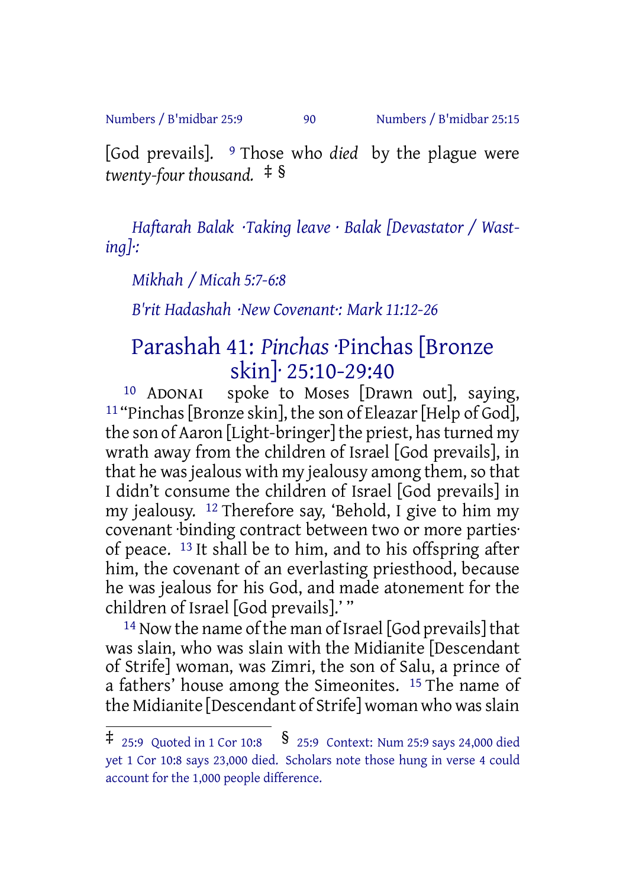[God prevails]. [9] Those who *died* by the plague were *twenty-four thousand.* ‡ §

*Haftarah Balak ·Taking leave · Balak [Devastator / Wasting]·:*

*Mikhah / Micah 5:7-6:8*

*B'rit Hadashah ·New Covenant·: Mark 11:12-26*

## Parashah 41: *Pinchas* ·Pinchas [Bronze skin]· 25:10-29:40

[10] ADONAI spoke to Moses [Drawn out], saying, [11] "Pinchas [Bronze skin], the son of Eleazar [Help of God], the son of Aaron [Light-bringer] the priest, has turned my wrath away from the children of Israel [God prevails], in that he was jealous with my jealousy among them, so that I didn't consume the children of Israel [God prevails] in my jealousy. [12] Therefore say, 'Behold, I give to him my covenant ·binding contract between two or more parties· of peace. [13] It shall be to him, and to his offspring after him, the covenant of an everlasting priesthood, because he was jealous for his God, and made atonement for the children of Israel [God prevails].' "

[14] Now the name of the man of Israel [God prevails] that was slain, who was slain with the Midianite [Descendant of Strife] woman, was Zimri, the son of Salu, a prince of a fathers' house among the Simeonites. [15] The name of the Midianite [Descendant of Strife] woman who was slain

---

‡ 25:9 Quoted in 1 Cor 10:8 § 25:9 Context: Num 25:9 says 24,000 died yet 1 Cor 10:8 says 23,000 died. Scholars note those hung in verse 4 could account for the 1,000 people difference.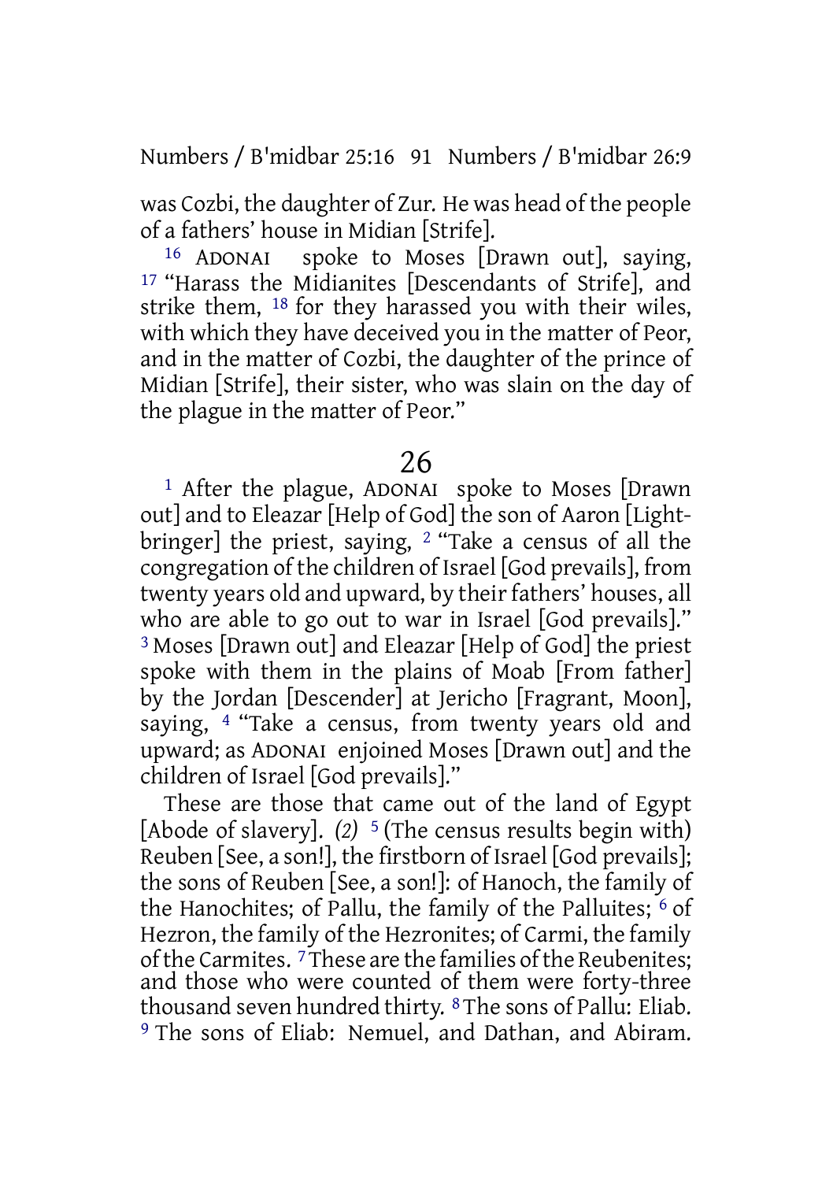was Cozbi, the daughter of Zur. He was head of the people of a fathers' house in Midian [Strife].

[16] ADONAI spoke to Moses [Drawn out], saying, [17] "Harass the Midianites [Descendants of Strife], and strike them, [18] for they harassed you with their wiles, with which they have deceived you in the matter of Peor, and in the matter of Cozbi, the daughter of the prince of Midian [Strife], their sister, who was slain on the day of the plague in the matter of Peor."

# 26

[1] After the plague, ADONAI spoke to Moses [Drawn out] and to Eleazar [Help of God] the son of Aaron [Light-bringer] the priest, saying, [2] "Take a census of all the congregation of the children of Israel [God prevails], from twenty years old and upward, by their fathers' houses, all who are able to go out to war in Israel [God prevails]." [3] Moses [Drawn out] and Eleazar [Help of God] the priest spoke with them in the plains of Moab [From father] by the Jordan [Descender] at Jericho [Fragrant, Moon], saying, [4] "Take a census, from twenty years old and upward; as ADONAI enjoined Moses [Drawn out] and the children of Israel [God prevails]."

These are those that came out of the land of Egypt [Abode of slavery]. *(2)* [5] (The census results begin with) Reuben [See, a son!], the firstborn of Israel [God prevails]; the sons of Reuben [See, a son!]: of Hanoch, the family of the Hanochites; of Pallu, the family of the Palluites; [6] of Hezron, the family of the Hezronites; of Carmi, the family of the Carmites. [7] These are the families of the Reubenites; and those who were counted of them were forty-three thousand seven hundred thirty. [8] The sons of Pallu: Eliab. [9] The sons of Eliab: Nemuel, and Dathan, and Abiram.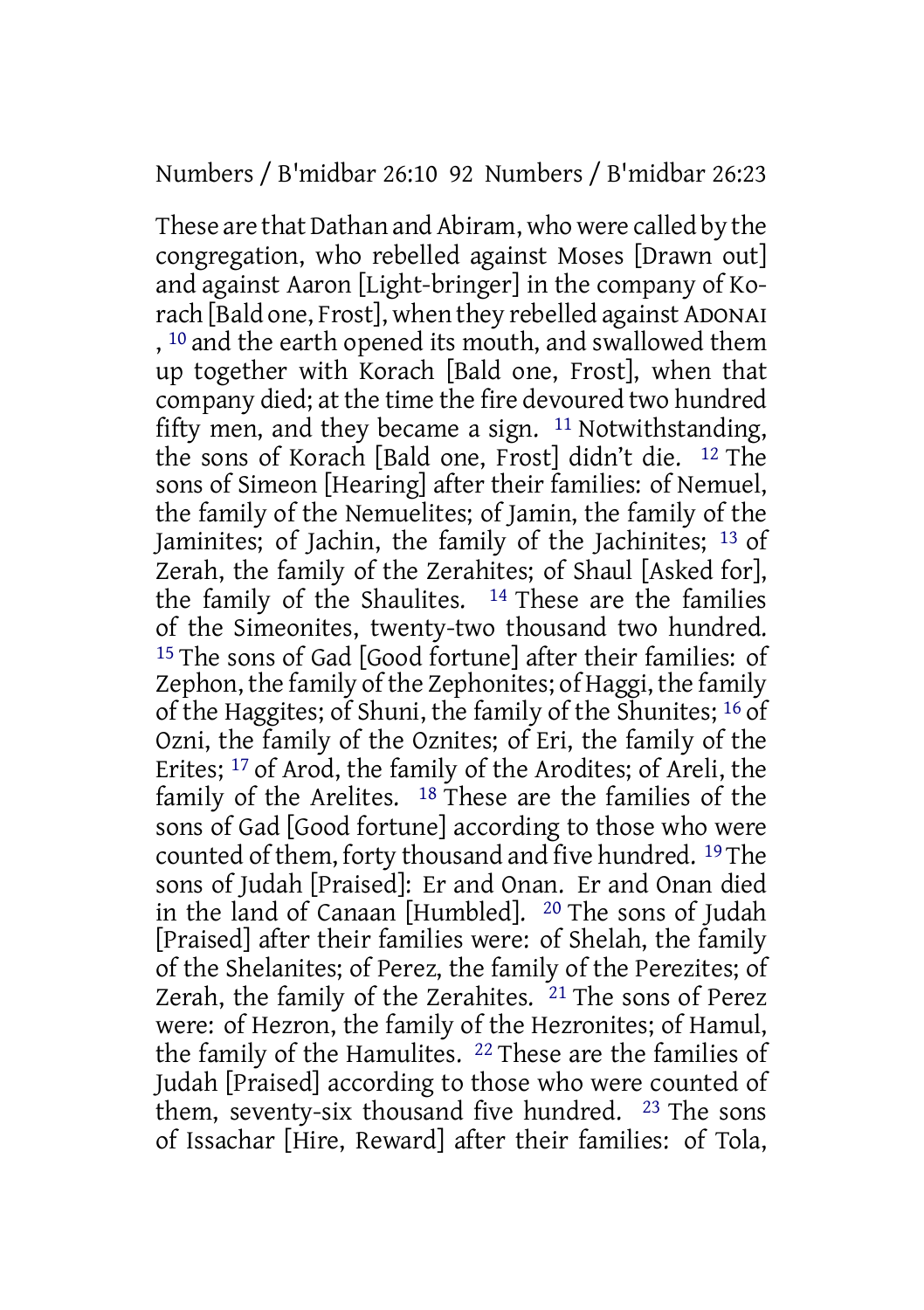These are that Dathan and Abiram, who were called by the congregation, who rebelled against Moses [Drawn out] and against Aaron [Light-bringer] in the company of Korach [Bald one, Frost], when they rebelled against ADONAI , [10] and the earth opened its mouth, and swallowed them up together with Korach [Bald one, Frost], when that company died; at the time the fire devoured two hundred fifty men, and they became a sign. [11] Notwithstanding, the sons of Korach [Bald one, Frost] didn't die. [12] The sons of Simeon [Hearing] after their families: of Nemuel, the family of the Nemuelites; of Jamin, the family of the Jaminites; of Jachin, the family of the Jachinites; [13] of Zerah, the family of the Zerahites; of Shaul [Asked for], the family of the Shaulites. [14] These are the families of the Simeonites, twenty-two thousand two hundred. [15] The sons of Gad [Good fortune] after their families: of Zephon, the family of the Zephonites; of Haggi, the family of the Haggites; of Shuni, the family of the Shunites; [16] of Ozni, the family of the Oznites; of Eri, the family of the Erites; [17] of Arod, the family of the Arodites; of Areli, the family of the Arelites. [18] These are the families of the sons of Gad [Good fortune] according to those who were counted of them, forty thousand and five hundred. [19] The sons of Judah [Praised]: Er and Onan. Er and Onan died in the land of Canaan [Humbled]. [20] The sons of Judah [Praised] after their families were: of Shelah, the family of the Shelanites; of Perez, the family of the Perezites; of Zerah, the family of the Zerahites. [21] The sons of Perez were: of Hezron, the family of the Hezronites; of Hamul, the family of the Hamulites. [22] These are the families of Judah [Praised] according to those who were counted of them, seventy-six thousand five hundred. [23] The sons of Issachar [Hire, Reward] after their families: of Tola,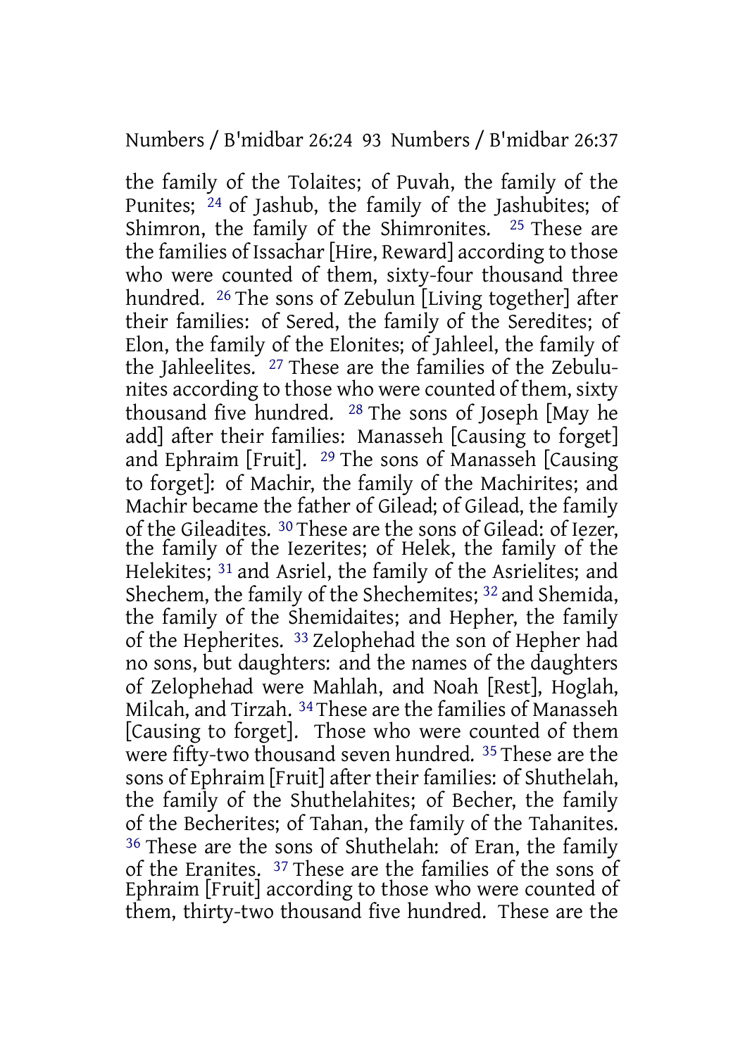the family of the Tolaites; of Puvah, the family of the Punites; [24] of Jashub, the family of the Jashubites; of Shimron, the family of the Shimronites. [25] These are the families of Issachar [Hire, Reward] according to those who were counted of them, sixty-four thousand three hundred. [26] The sons of Zebulun [Living together] after their families: of Sered, the family of the Seredites; of Elon, the family of the Elonites; of Jahleel, the family of the Jahleelites. [27] These are the families of the Zebulunites according to those who were counted of them, sixty thousand five hundred. [28] The sons of Joseph [May he add] after their families: Manasseh [Causing to forget] and Ephraim [Fruit]. [29] The sons of Manasseh [Causing to forget]: of Machir, the family of the Machirites; and Machir became the father of Gilead; of Gilead, the family of the Gileadites. [30] These are the sons of Gilead: of Iezer, the family of the Iezerites; of Helek, the family of the Helekites; [31] and Asriel, the family of the Asrielites; and Shechem, the family of the Shechemites; [32] and Shemida, the family of the Shemidaites; and Hepher, the family of the Hepherites. [33] Zelophehad the son of Hepher had no sons, but daughters: and the names of the daughters of Zelophehad were Mahlah, and Noah [Rest], Hoglah, Milcah, and Tirzah. [34] These are the families of Manasseh [Causing to forget]. Those who were counted of them were fifty-two thousand seven hundred. [35] These are the sons of Ephraim [Fruit] after their families: of Shuthelah, the family of the Shuthelahites; of Becher, the family of the Becherites; of Tahan, the family of the Tahanites. [36] These are the sons of Shuthelah: of Eran, the family of the Eranites. [37] These are the families of the sons of Ephraim [Fruit] according to those who were counted of them, thirty-two thousand five hundred. These are the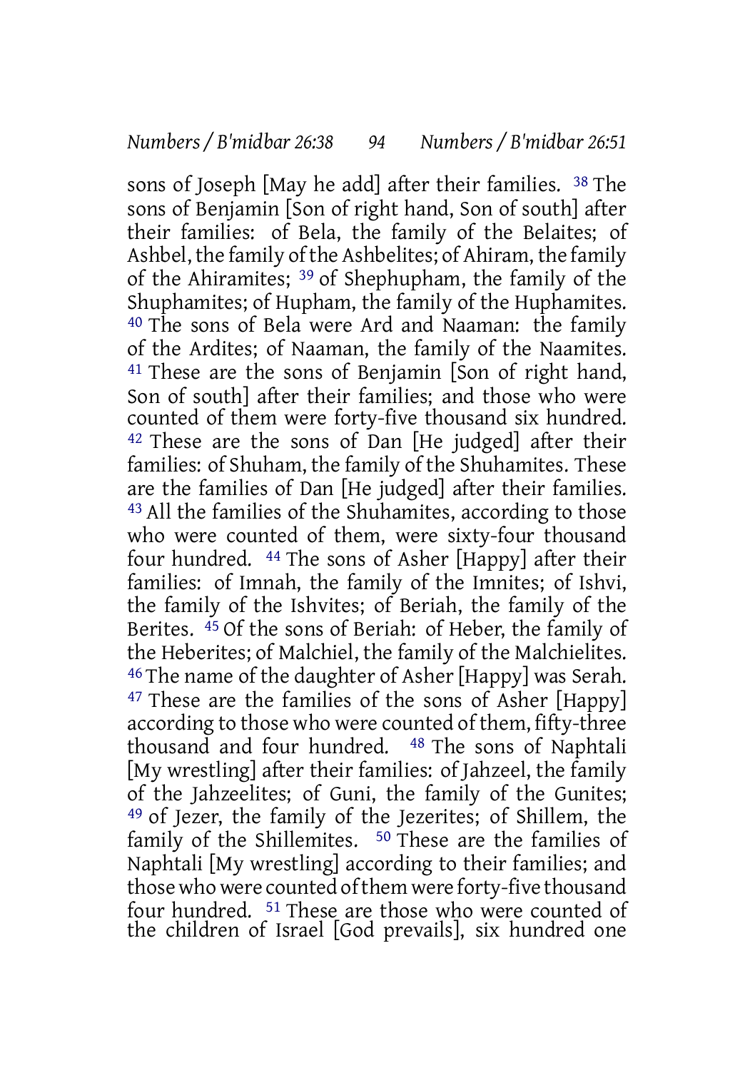sons of Joseph [May he add] after their families. [38] The sons of Benjamin [Son of right hand, Son of south] after their families: of Bela, the family of the Belaites; of Ashbel, the family of the Ashbelites; of Ahiram, the family of the Ahiramites; [39] of Shephupham, the family of the Shuphamites; of Hupham, the family of the Huphamites. [40] The sons of Bela were Ard and Naaman: the family of the Ardites; of Naaman, the family of the Naamites. [41] These are the sons of Benjamin [Son of right hand, Son of south] after their families; and those who were counted of them were forty-five thousand six hundred. [42] These are the sons of Dan [He judged] after their families: of Shuham, the family of the Shuhamites. These are the families of Dan [He judged] after their families. [43] All the families of the Shuhamites, according to those who were counted of them, were sixty-four thousand four hundred. [44] The sons of Asher [Happy] after their families: of Imnah, the family of the Imnites; of Ishvi, the family of the Ishvites; of Beriah, the family of the Berites. [45] Of the sons of Beriah: of Heber, the family of the Heberites; of Malchiel, the family of the Malchielites. [46] The name of the daughter of Asher [Happy] was Serah. [47] These are the families of the sons of Asher [Happy] according to those who were counted of them, fifty-three thousand and four hundred. [48] The sons of Naphtali [My wrestling] after their families: of Jahzeel, the family of the Jahzeelites; of Guni, the family of the Gunites; [49] of Jezer, the family of the Jezerites; of Shillem, the family of the Shillemites. [50] These are the families of Naphtali [My wrestling] according to their families; and those who were counted of them were forty-five thousand four hundred. [51] These are those who were counted of the children of Israel [God prevails], six hundred one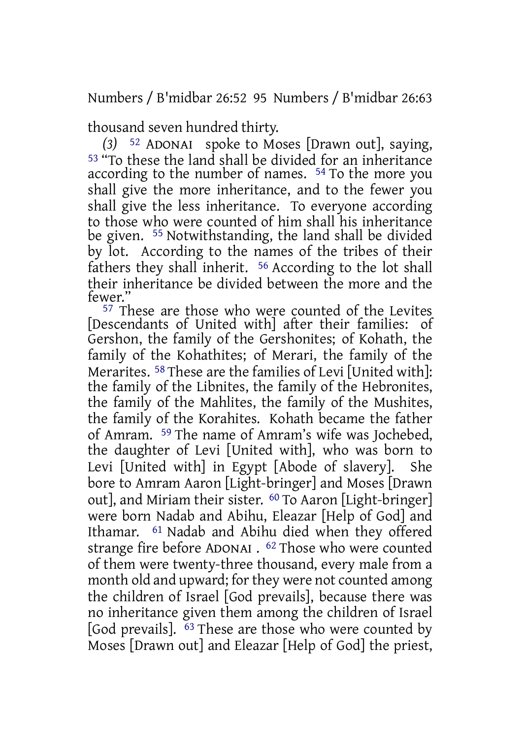thousand seven hundred thirty.

*(3)* [52] ADONAI spoke to Moses [Drawn out], saying, [53] "To these the land shall be divided for an inheritance according to the number of names. [54] To the more you shall give the more inheritance, and to the fewer you shall give the less inheritance. To everyone according to those who were counted of him shall his inheritance be given. [55] Notwithstanding, the land shall be divided by lot. According to the names of the tribes of their fathers they shall inherit. [56] According to the lot shall their inheritance be divided between the more and the fewer."

[57] These are those who were counted of the Levites [Descendants of United with] after their families: of Gershon, the family of the Gershonites; of Kohath, the family of the Kohathites; of Merari, the family of the Merarites. [58] These are the families of Levi [United with]: the family of the Libnites, the family of the Hebronites, the family of the Mahlites, the family of the Mushites, the family of the Korahites. Kohath became the father of Amram. [59] The name of Amram's wife was Jochebed, the daughter of Levi [United with], who was born to Levi [United with] in Egypt [Abode of slavery]. She bore to Amram Aaron [Light-bringer] and Moses [Drawn out], and Miriam their sister. [60] To Aaron [Light-bringer] were born Nadab and Abihu, Eleazar [Help of God] and Ithamar. [61] Nadab and Abihu died when they offered strange fire before ADONAI . [62] Those who were counted of them were twenty-three thousand, every male from a month old and upward; for they were not counted among the children of Israel [God prevails], because there was no inheritance given them among the children of Israel [God prevails]. [63] These are those who were counted by Moses [Drawn out] and Eleazar [Help of God] the priest,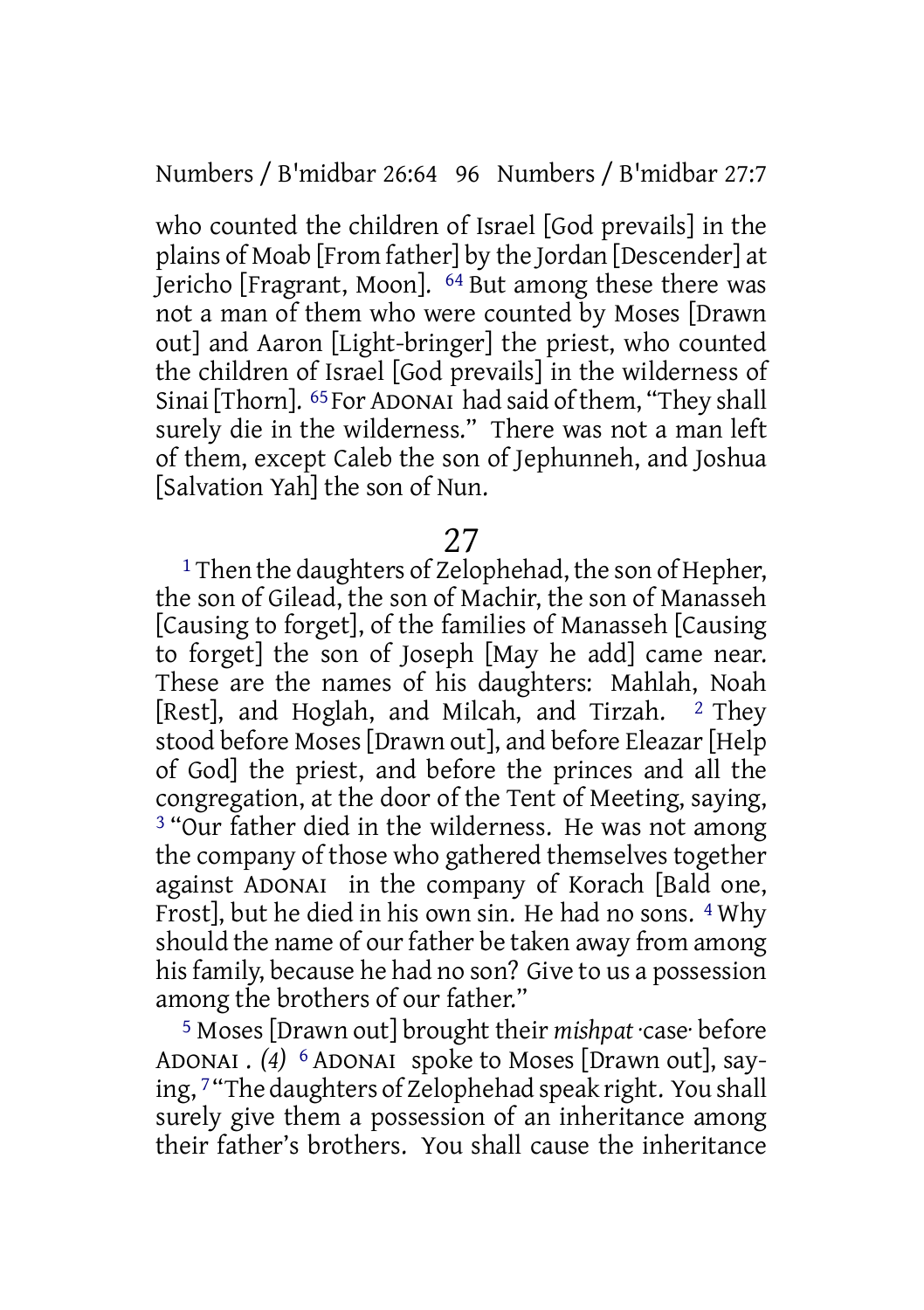who counted the children of Israel [God prevails] in the plains of Moab [From father] by the Jordan [Descender] at Jericho [Fragrant, Moon]. 64 But among these there was not a man of them who were counted by Moses [Drawn out] and Aaron [Light-bringer] the priest, who counted the children of Israel [God prevails] in the wilderness of Sinai [Thorn]. 65 For ADONAI had said of them, "They shall surely die in the wilderness." There was not a man left of them, except Caleb the son of Jephunneh, and Joshua [Salvation Yah] the son of Nun.

## 27

1 Then the daughters of Zelophehad, the son of Hepher, the son of Gilead, the son of Machir, the son of Manasseh [Causing to forget], of the families of Manasseh [Causing to forget] the son of Joseph [May he add] came near. These are the names of his daughters: Mahlah, Noah [Rest], and Hoglah, and Milcah, and Tirzah. 2 They stood before Moses [Drawn out], and before Eleazar [Help of God] the priest, and before the princes and all the congregation, at the door of the Tent of Meeting, saying, 3 "Our father died in the wilderness. He was not among the company of those who gathered themselves together against ADONAI in the company of Korach [Bald one, Frost], but he died in his own sin. He had no sons. 4 Why should the name of our father be taken away from among his family, because he had no son? Give to us a possession among the brothers of our father."

5 Moses [Drawn out] brought their *mishpat* ·case· before ADONAI . *(4)* 6 ADONAI spoke to Moses [Drawn out], saying, 7 "The daughters of Zelophehad speak right. You shall surely give them a possession of an inheritance among their father's brothers. You shall cause the inheritance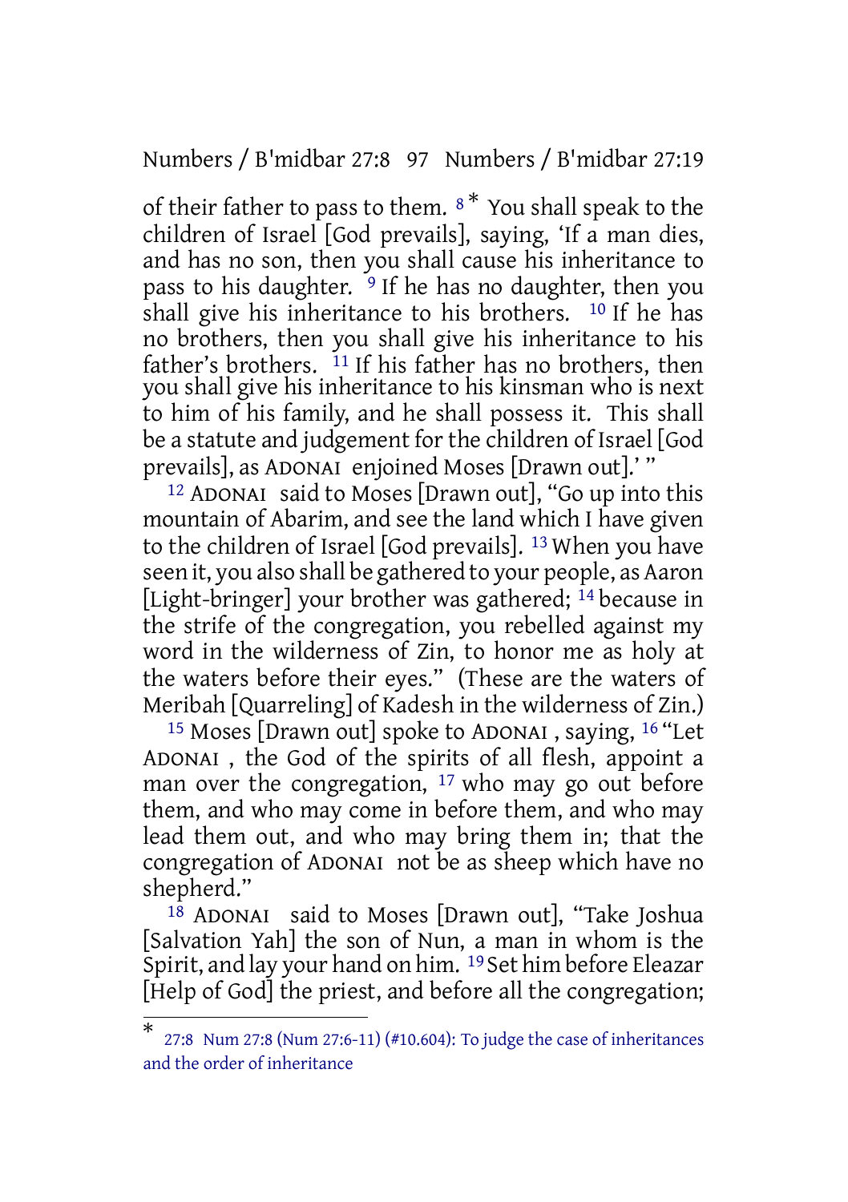of their father to pass to them. 8 * You shall speak to the children of Israel [God prevails], saying, 'If a man dies, and has no son, then you shall cause his inheritance to pass to his daughter. 9 If he has no daughter, then you shall give his inheritance to his brothers. 10 If he has no brothers, then you shall give his inheritance to his father's brothers. 11 If his father has no brothers, then you shall give his inheritance to his kinsman who is next to him of his family, and he shall possess it. This shall be a statute and judgement for the children of Israel [God prevails], as ADONAI enjoined Moses [Drawn out].' "

12 ADONAI said to Moses [Drawn out], "Go up into this mountain of Abarim, and see the land which I have given to the children of Israel [God prevails]. 13 When you have seen it, you also shall be gathered to your people, as Aaron [Light-bringer] your brother was gathered; 14 because in the strife of the congregation, you rebelled against my word in the wilderness of Zin, to honor me as holy at the waters before their eyes." (These are the waters of Meribah [Quarreling] of Kadesh in the wilderness of Zin.)

15 Moses [Drawn out] spoke to ADONAI , saying, 16 "Let ADONAI , the God of the spirits of all flesh, appoint a man over the congregation, 17 who may go out before them, and who may come in before them, and who may lead them out, and who may bring them in; that the congregation of ADONAI not be as sheep which have no shepherd."

18 ADONAI said to Moses [Drawn out], "Take Joshua [Salvation Yah] the son of Nun, a man in whom is the Spirit, and lay your hand on him. 19 Set him before Eleazar [Help of God] the priest, and before all the congregation;

* 27:8 Num 27:8 (Num 27:6-11) (#10.604): To judge the case of inheritances and the order of inheritance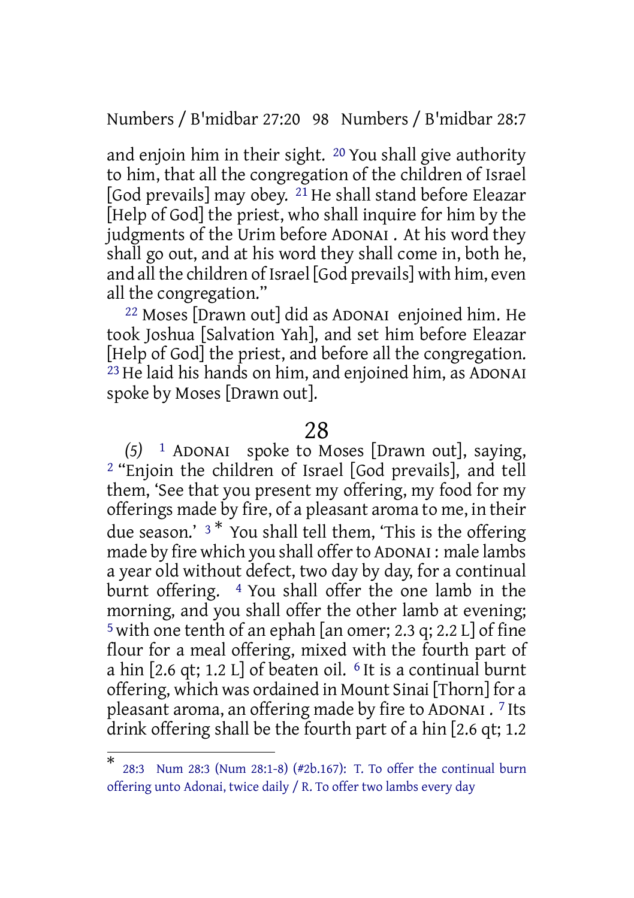and enjoin him in their sight. [20] You shall give authority to him, that all the congregation of the children of Israel [God prevails] may obey. [21] He shall stand before Eleazar [Help of God] the priest, who shall inquire for him by the judgments of the Urim before ADONAI . At his word they shall go out, and at his word they shall come in, both he, and all the children of Israel [God prevails] with him, even all the congregation."

[22] Moses [Drawn out] did as ADONAI enjoined him. He took Joshua [Salvation Yah], and set him before Eleazar [Help of God] the priest, and before all the congregation. [23] He laid his hands on him, and enjoined him, as ADONAI spoke by Moses [Drawn out].

# 28

*(5)* [1] ADONAI spoke to Moses [Drawn out], saying, [2] "Enjoin the children of Israel [God prevails], and tell them, 'See that you present my offering, my food for my offerings made by fire, of a pleasant aroma to me, in their due season.' [3] * You shall tell them, 'This is the offering made by fire which you shall offer to ADONAI : male lambs a year old without defect, two day by day, for a continual burnt offering. [4] You shall offer the one lamb in the morning, and you shall offer the other lamb at evening; [5] with one tenth of an ephah [an omer; 2.3 q; 2.2 L] of fine flour for a meal offering, mixed with the fourth part of a hin [2.6 qt; 1.2 L] of beaten oil. [6] It is a continual burnt offering, which was ordained in Mount Sinai [Thorn] for a pleasant aroma, an offering made by fire to ADONAI . [7] Its drink offering shall be the fourth part of a hin [2.6 qt; 1.2

---

* 28:3 Num 28:3 (Num 28:1-8) (#2b.167): T. To offer the continual burn offering unto Adonai, twice daily / R. To offer two lambs every day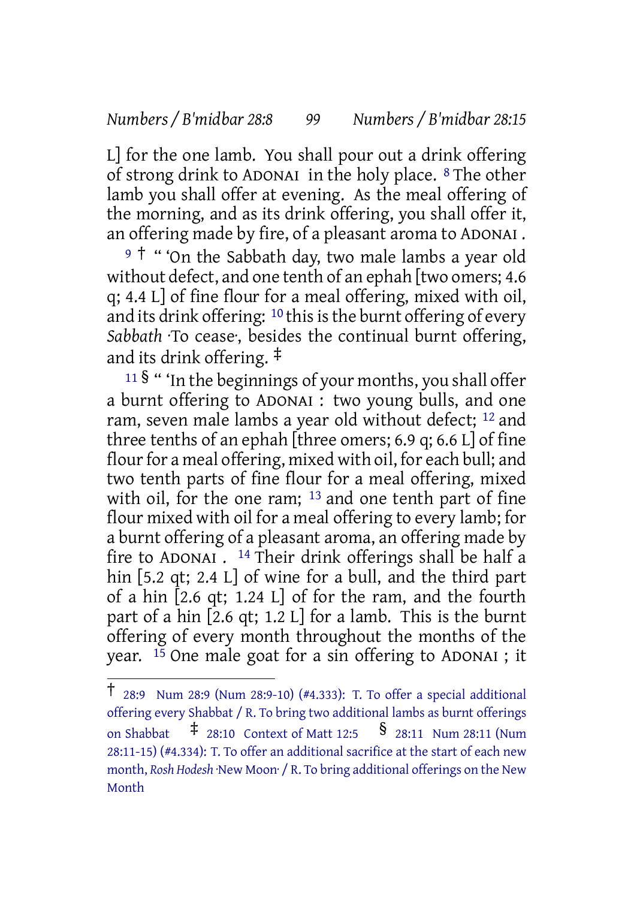L] for the one lamb. You shall pour out a drink offering of strong drink to ADONAI in the holy place. [8] The other lamb you shall offer at evening. As the meal offering of the morning, and as its drink offering, you shall offer it, an offering made by fire, of a pleasant aroma to ADONAI .

[9] † " 'On the Sabbath day, two male lambs a year old without defect, and one tenth of an ephah [two omers; 4.6 q; 4.4 L] of fine flour for a meal offering, mixed with oil, and its drink offering: [10] this is the burnt offering of every *Sabbath* ·To cease·, besides the continual burnt offering, and its drink offering. ‡

[11] § " 'In the beginnings of your months, you shall offer a burnt offering to ADONAI : two young bulls, and one ram, seven male lambs a year old without defect; [12] and three tenths of an ephah [three omers; 6.9 q; 6.6 L] of fine flour for a meal offering, mixed with oil, for each bull; and two tenth parts of fine flour for a meal offering, mixed with oil, for the one ram; [13] and one tenth part of fine flour mixed with oil for a meal offering to every lamb; for a burnt offering of a pleasant aroma, an offering made by fire to ADONAI . [14] Their drink offerings shall be half a hin [5.2 qt; 2.4 L] of wine for a bull, and the third part of a hin [2.6 qt; 1.24 L] of for the ram, and the fourth part of a hin [2.6 qt; 1.2 L] for a lamb. This is the burnt offering of every month throughout the months of the year. [15] One male goat for a sin offering to ADONAI ; it

---

† 28:9 Num 28:9 (Num 28:9-10) (#4.333): T. To offer a special additional offering every Shabbat / R. To bring two additional lambs as burnt offerings on Shabbat ‡ 28:10 Context of Matt 12:5 § 28:11 Num 28:11 (Num 28:11-15) (#4.334): T. To offer an additional sacrifice at the start of each new month, *Rosh Hodesh* ·New Moon· / R. To bring additional offerings on the New Month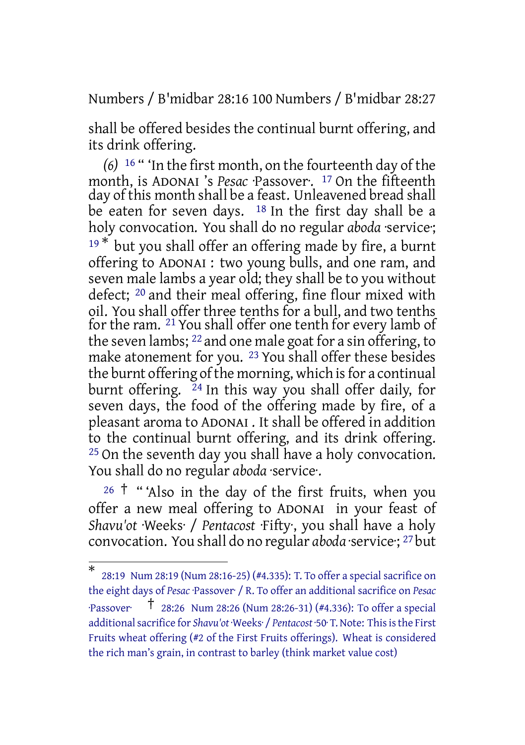shall be offered besides the continual burnt offering, and its drink offering.

*(6)* [16] " 'In the first month, on the fourteenth day of the month, is ADONAI 's *Pesac* ·Passover·. [17] On the fifteenth day of this month shall be a feast. Unleavened bread shall be eaten for seven days. [18] In the first day shall be a holy convocation. You shall do no regular *aboda* ·service·; [19] * but you shall offer an offering made by fire, a burnt offering to ADONAI : two young bulls, and one ram, and seven male lambs a year old; they shall be to you without defect; [20] and their meal offering, fine flour mixed with oil. You shall offer three tenths for a bull, and two tenths for the ram. [21] You shall offer one tenth for every lamb of the seven lambs; [22] and one male goat for a sin offering, to make atonement for you. [23] You shall offer these besides the burnt offering of the morning, which is for a continual burnt offering. [24] In this way you shall offer daily, for seven days, the food of the offering made by fire, of a pleasant aroma to ADONAI . It shall be offered in addition to the continual burnt offering, and its drink offering. [25] On the seventh day you shall have a holy convocation. You shall do no regular *aboda* ·service·.

[26] † " 'Also in the day of the first fruits, when you offer a new meal offering to ADONAI in your feast of *Shavu'ot* ·Weeks· / *Pentacost* ·Fifty·, you shall have a holy convocation. You shall do no regular *aboda* ·service·; [27] but

---

\* 28:19 Num 28:19 (Num 28:16-25) (#4.335): T. To offer a special sacrifice on the eight days of *Pesac* ·Passover· / R. To offer an additional sacrifice on *Pesac* ·Passover·

† 28:26 Num 28:26 (Num 28:26-31) (#4.336): To offer a special additional sacrifice for *Shavu'ot* ·Weeks· / *Pentacost* ·50· T. Note: This is the First Fruits wheat offering (#2 of the First Fruits offerings). Wheat is considered the rich man's grain, in contrast to barley (think market value cost)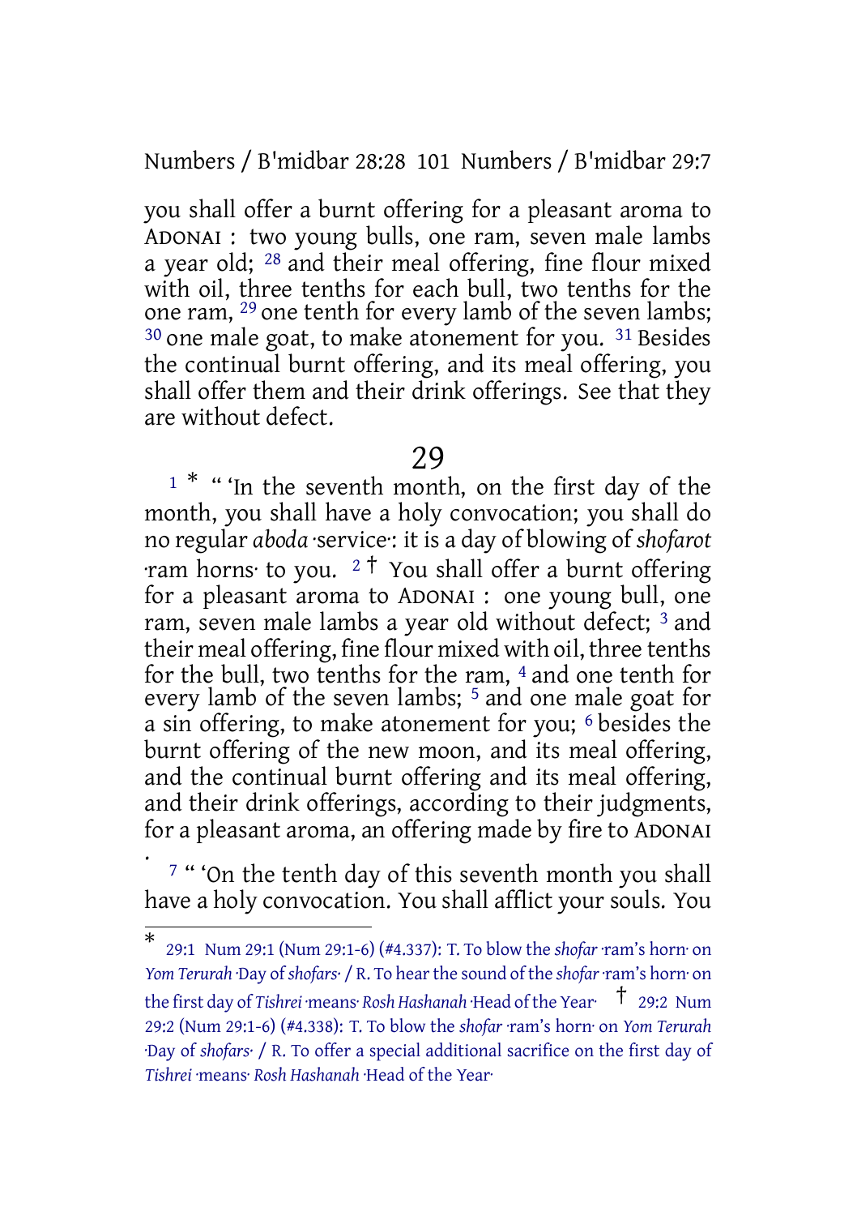you shall offer a burnt offering for a pleasant aroma to ADONAI : two young bulls, one ram, seven male lambs a year old; [28] and their meal offering, fine flour mixed with oil, three tenths for each bull, two tenths for the one ram, [29] one tenth for every lamb of the seven lambs; [30] one male goat, to make atonement for you. [31] Besides the continual burnt offering, and its meal offering, you shall offer them and their drink offerings. See that they are without defect.

## 29

[1] * " 'In the seventh month, on the first day of the month, you shall have a holy convocation; you shall do no regular *aboda* ·service·: it is a day of blowing of *shofarot* ·ram horns· to you. [2] † You shall offer a burnt offering for a pleasant aroma to ADONAI : one young bull, one ram, seven male lambs a year old without defect; [3] and their meal offering, fine flour mixed with oil, three tenths for the bull, two tenths for the ram, [4] and one tenth for every lamb of the seven lambs; [5] and one male goat for a sin offering, to make atonement for you; [6] besides the burnt offering of the new moon, and its meal offering, and the continual burnt offering and its meal offering, and their drink offerings, according to their judgments, for a pleasant aroma, an offering made by fire to ADONAI .

[7] " 'On the tenth day of this seventh month you shall have a holy convocation. You shall afflict your souls. You

---

\* 29:1 Num 29:1 (Num 29:1-6) (#4.337): T. To blow the *shofar* ·ram's horn· on *Yom Terurah* ·Day of *shofars*· / R. To hear the sound of the *shofar* ·ram's horn· on the first day of *Tishrei* ·means· *Rosh Hashanah* ·Head of the Year·

† 29:2 Num 29:2 (Num 29:1-6) (#4.338): T. To blow the *shofar* ·ram's horn· on *Yom Terurah* ·Day of *shofars*· / R. To offer a special additional sacrifice on the first day of *Tishrei* ·means· *Rosh Hashanah* ·Head of the Year·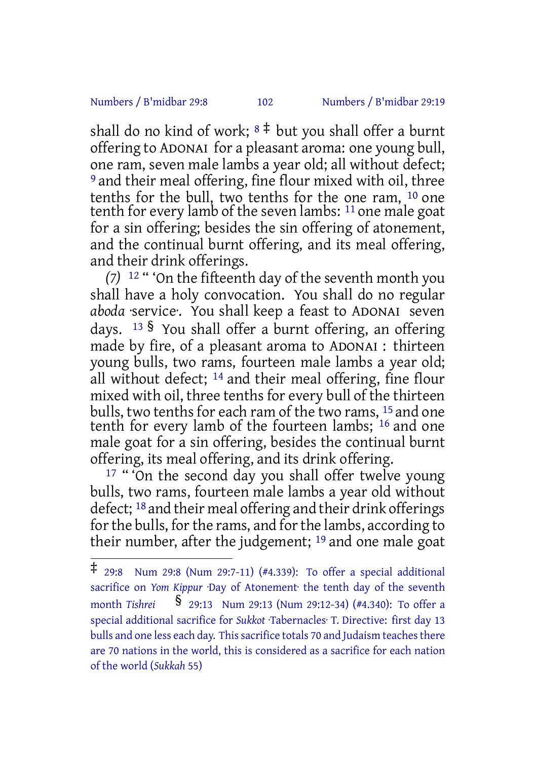shall do no kind of work; [8] ‡ but you shall offer a burnt offering to ADONAI for a pleasant aroma: one young bull, one ram, seven male lambs a year old; all without defect; [9] and their meal offering, fine flour mixed with oil, three tenths for the bull, two tenths for the one ram, [10] one tenth for every lamb of the seven lambs: [11] one male goat for a sin offering; besides the sin offering of atonement, and the continual burnt offering, and its meal offering, and their drink offerings.

*(7)* [12] " 'On the fifteenth day of the seventh month you shall have a holy convocation. You shall do no regular *aboda* ·service·. You shall keep a feast to ADONAI seven days. [13] § You shall offer a burnt offering, an offering made by fire, of a pleasant aroma to ADONAI : thirteen young bulls, two rams, fourteen male lambs a year old; all without defect; [14] and their meal offering, fine flour mixed with oil, three tenths for every bull of the thirteen bulls, two tenths for each ram of the two rams, [15] and one tenth for every lamb of the fourteen lambs; [16] and one male goat for a sin offering, besides the continual burnt offering, its meal offering, and its drink offering.

[17] " 'On the second day you shall offer twelve young bulls, two rams, fourteen male lambs a year old without defect; [18] and their meal offering and their drink offerings for the bulls, for the rams, and for the lambs, according to their number, after the judgement; [19] and one male goat

---

‡ 29:8 Num 29:8 (Num 29:7-11) (#4.339): To offer a special additional sacrifice on *Yom Kippur* ·Day of Atonement· the tenth day of the seventh month *Tishrei* § 29:13 Num 29:13 (Num 29:12-34) (#4.340): To offer a special additional sacrifice for *Sukkot* ·Tabernacles· T. Directive: first day 13 bulls and one less each day. This sacrifice totals 70 and Judaism teaches there are 70 nations in the world, this is considered as a sacrifice for each nation of the world (*Sukkah* 55)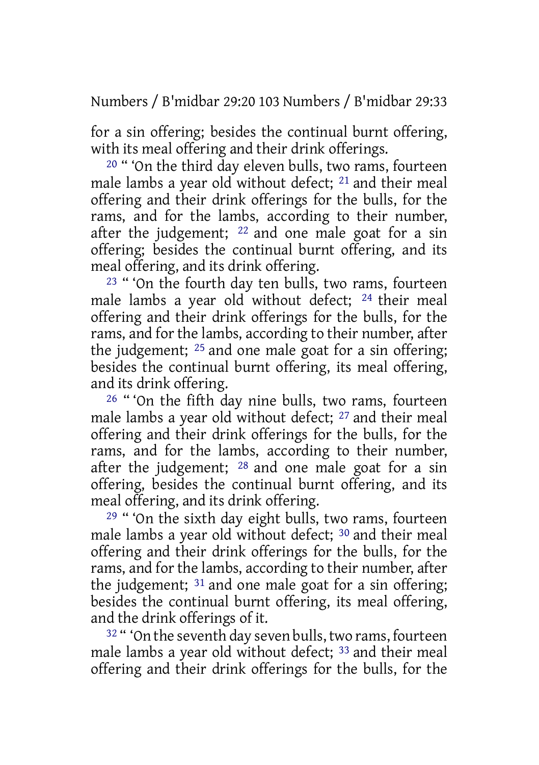for a sin offering; besides the continual burnt offering, with its meal offering and their drink offerings.

20 " 'On the third day eleven bulls, two rams, fourteen male lambs a year old without defect; 21 and their meal offering and their drink offerings for the bulls, for the rams, and for the lambs, according to their number, after the judgement; 22 and one male goat for a sin offering; besides the continual burnt offering, and its meal offering, and its drink offering.

23 " 'On the fourth day ten bulls, two rams, fourteen male lambs a year old without defect; 24 their meal offering and their drink offerings for the bulls, for the rams, and for the lambs, according to their number, after the judgement; 25 and one male goat for a sin offering; besides the continual burnt offering, its meal offering, and its drink offering.

26 " 'On the fifth day nine bulls, two rams, fourteen male lambs a year old without defect; 27 and their meal offering and their drink offerings for the bulls, for the rams, and for the lambs, according to their number, after the judgement; 28 and one male goat for a sin offering, besides the continual burnt offering, and its meal offering, and its drink offering.

29 " 'On the sixth day eight bulls, two rams, fourteen male lambs a year old without defect; 30 and their meal offering and their drink offerings for the bulls, for the rams, and for the lambs, according to their number, after the judgement; 31 and one male goat for a sin offering; besides the continual burnt offering, its meal offering, and the drink offerings of it.

32 " 'On the seventh day seven bulls, two rams, fourteen male lambs a year old without defect; 33 and their meal offering and their drink offerings for the bulls, for the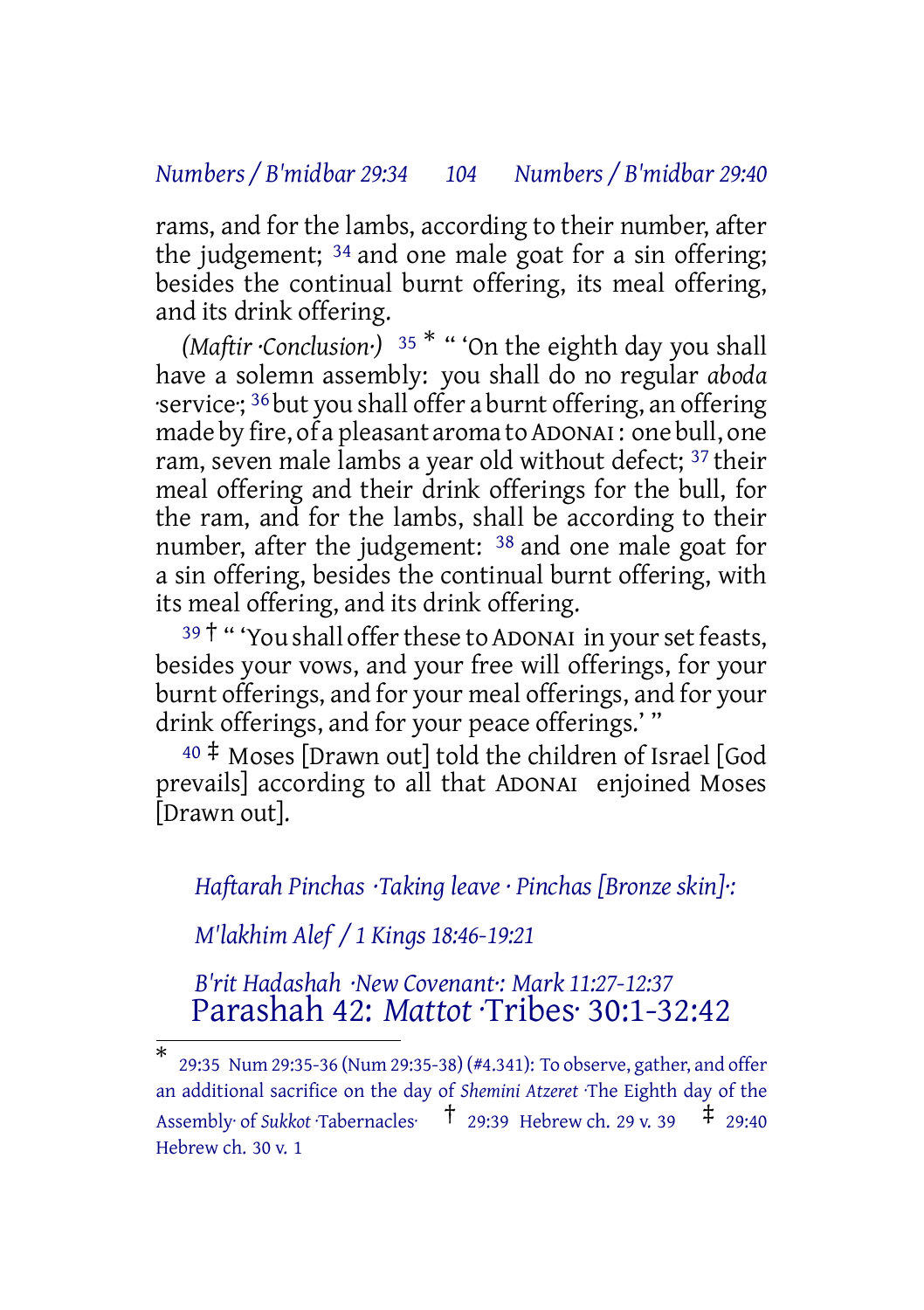rams, and for the lambs, according to their number, after the judgement; 34 and one male goat for a sin offering; besides the continual burnt offering, its meal offering, and its drink offering.

*(Maftir ·Conclusion·)* 35 * " 'On the eighth day you shall have a solemn assembly: you shall do no regular *aboda* ·service·; 36 but you shall offer a burnt offering, an offering made by fire, of a pleasant aroma to ADONAI: one bull, one ram, seven male lambs a year old without defect; 37 their meal offering and their drink offerings for the bull, for the ram, and for the lambs, shall be according to their number, after the judgement: 38 and one male goat for a sin offering, besides the continual burnt offering, with its meal offering, and its drink offering.

39 † " 'You shall offer these to ADONAI in your set feasts, besides your vows, and your free will offerings, for your burnt offerings, and for your meal offerings, and for your drink offerings, and for your peace offerings.' "

40 ‡ Moses [Drawn out] told the children of Israel [God prevails] according to all that ADONAI enjoined Moses [Drawn out].

*Haftarah Pinchas ·Taking leave · Pinchas [Bronze skin]·:*

*M'lakhim Alef / 1 Kings 18:46-19:21*

*B'rit Hadashah ·New Covenant·: Mark 11:27-12:37*

# Parashah 42: *Mattot* ·Tribes· 30:1-32:42

---

* 29:35 Num 29:35-36 (Num 29:35-38) (#4.341): To observe, gather, and offer an additional sacrifice on the day of *Shemini Atzeret* ·The Eighth day of the Assembly· of *Sukkot* ·Tabernacles·

† 29:39 Hebrew ch. 29 v. 39

‡ 29:40 Hebrew ch. 30 v. 1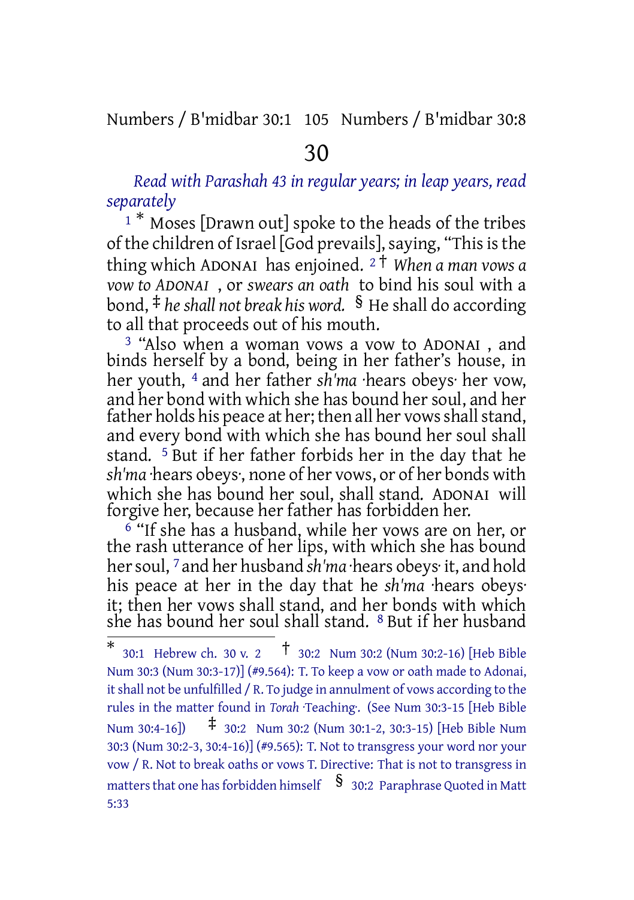# 30

*Read with Parashah 43 in regular years; in leap years, read separately*

[1] * Moses [Drawn out] spoke to the heads of the tribes of the children of Israel [God prevails], saying, "This is the thing which ADONAI has enjoined. [2] † *When a man vows a vow to ADONAI* , or *swears an oath* to bind his soul with a bond, ‡ *he shall not break his word.* § He shall do according to all that proceeds out of his mouth.

[3] "Also when a woman vows a vow to ADONAI , and binds herself by a bond, being in her father's house, in her youth, [4] and her father *sh'ma* ·hears obeys· her vow, and her bond with which she has bound her soul, and her father holds his peace at her; then all her vows shall stand, and every bond with which she has bound her soul shall stand. [5] But if her father forbids her in the day that he *sh'ma* ·hears obeys·, none of her vows, or of her bonds with which she has bound her soul, shall stand. ADONAI will forgive her, because her father has forbidden her.

[6] "If she has a husband, while her vows are on her, or the rash utterance of her lips, with which she has bound her soul, [7] and her husband *sh'ma* ·hears obeys· it, and hold his peace at her in the day that he *sh'ma* ·hears obeys· it; then her vows shall stand, and her bonds with which she has bound her soul shall stand. [8] But if her husband

---

\* 30:1 Hebrew ch. 30 v. 2 † 30:2 Num 30:2 (Num 30:2-16) [Heb Bible Num 30:3 (Num 30:3-17)] (#9.564): T. To keep a vow or oath made to Adonai, it shall not be unfulfilled / R. To judge in annulment of vows according to the rules in the matter found in *Torah* ·Teaching·. (See Num 30:3-15 [Heb Bible Num 30:4-16]) ‡ 30:2 Num 30:2 (Num 30:1-2, 30:3-15) [Heb Bible Num 30:3 (Num 30:2-3, 30:4-16)] (#9.565): T. Not to transgress your word nor your vow / R. Not to break oaths or vows T. Directive: That is not to transgress in matters that one has forbidden himself § 30:2 Paraphrase Quoted in Matt 5:33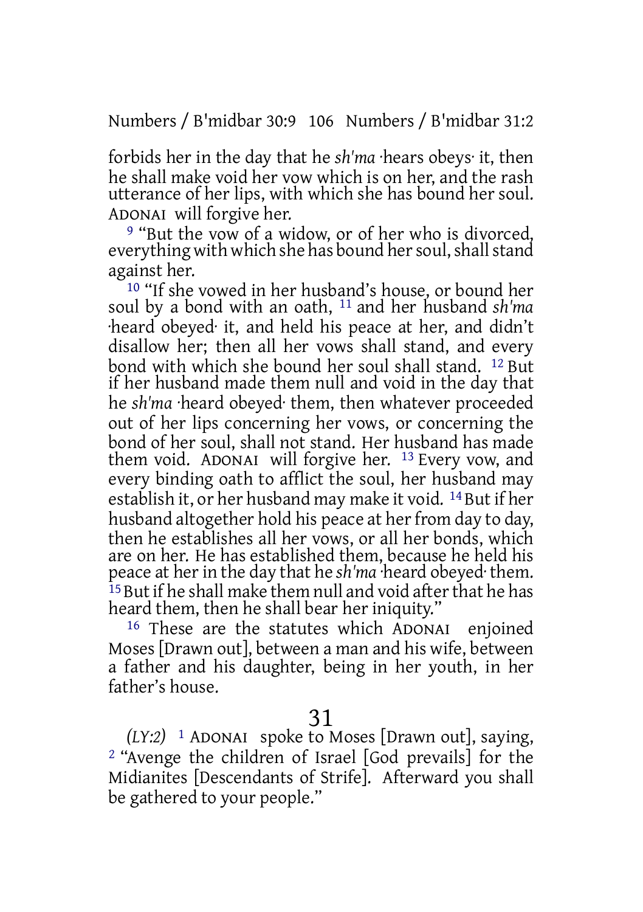forbids her in the day that he *sh'ma* ·hears obeys· it, then he shall make void her vow which is on her, and the rash utterance of her lips, with which she has bound her soul. ADONAI will forgive her.

[9] "But the vow of a widow, or of her who is divorced, everything with which she has bound her soul, shall stand against her.

[10] "If she vowed in her husband's house, or bound her soul by a bond with an oath, [11] and her husband *sh'ma* ·heard obeyed· it, and held his peace at her, and didn't disallow her; then all her vows shall stand, and every bond with which she bound her soul shall stand. [12] But if her husband made them null and void in the day that he *sh'ma* ·heard obeyed· them, then whatever proceeded out of her lips concerning her vows, or concerning the bond of her soul, shall not stand. Her husband has made them void. ADONAI will forgive her. [13] Every vow, and every binding oath to afflict the soul, her husband may establish it, or her husband may make it void. [14] But if her husband altogether hold his peace at her from day to day, then he establishes all her vows, or all her bonds, which are on her. He has established them, because he held his peace at her in the day that he *sh'ma* ·heard obeyed· them. [15] But if he shall make them null and void after that he has heard them, then he shall bear her iniquity."

[16] These are the statutes which ADONAI enjoined Moses [Drawn out], between a man and his wife, between a father and his daughter, being in her youth, in her father's house.

# 31

*(LY:2)* [1] ADONAI spoke to Moses [Drawn out], saying, [2] "Avenge the children of Israel [God prevails] for the Midianites [Descendants of Strife]. Afterward you shall be gathered to your people."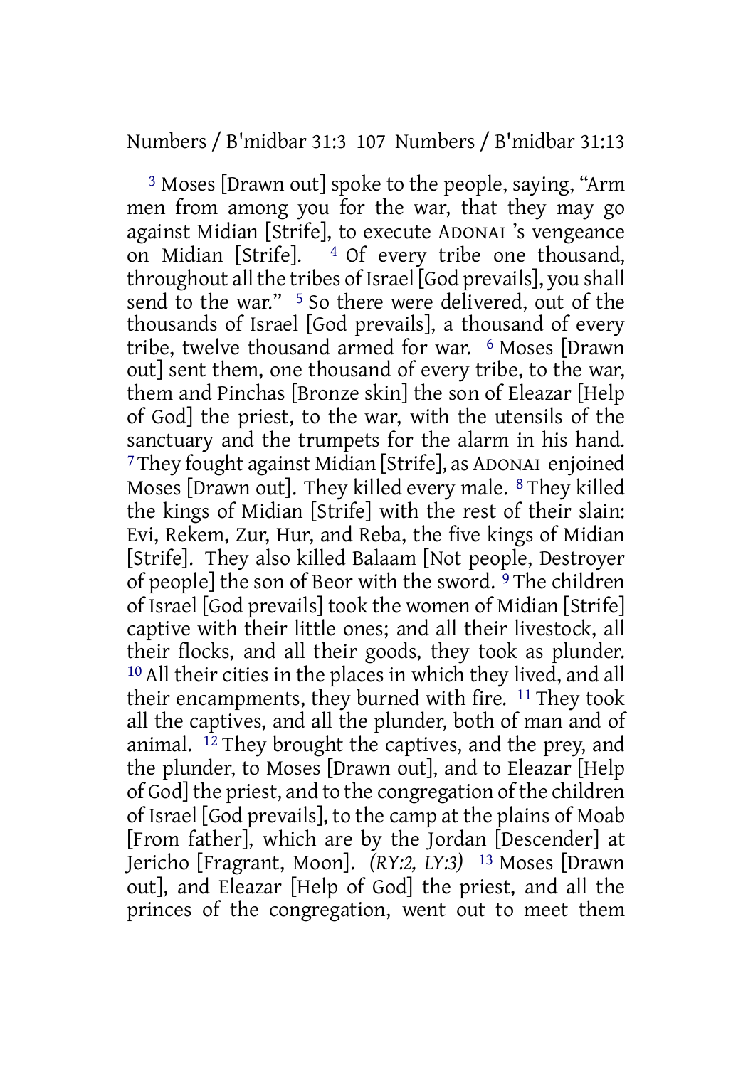[3] Moses [Drawn out] spoke to the people, saying, "Arm men from among you for the war, that they may go against Midian [Strife], to execute ADONAI 's vengeance on Midian [Strife]. [4] Of every tribe one thousand, throughout all the tribes of Israel [God prevails], you shall send to the war." [5] So there were delivered, out of the thousands of Israel [God prevails], a thousand of every tribe, twelve thousand armed for war. [6] Moses [Drawn out] sent them, one thousand of every tribe, to the war, them and Pinchas [Bronze skin] the son of Eleazar [Help of God] the priest, to the war, with the utensils of the sanctuary and the trumpets for the alarm in his hand. [7] They fought against Midian [Strife], as ADONAI enjoined Moses [Drawn out]. They killed every male. [8] They killed the kings of Midian [Strife] with the rest of their slain: Evi, Rekem, Zur, Hur, and Reba, the five kings of Midian [Strife]. They also killed Balaam [Not people, Destroyer of people] the son of Beor with the sword. [9] The children of Israel [God prevails] took the women of Midian [Strife] captive with their little ones; and all their livestock, all their flocks, and all their goods, they took as plunder. [10] All their cities in the places in which they lived, and all their encampments, they burned with fire. [11] They took all the captives, and all the plunder, both of man and of animal. [12] They brought the captives, and the prey, and the plunder, to Moses [Drawn out], and to Eleazar [Help of God] the priest, and to the congregation of the children of Israel [God prevails], to the camp at the plains of Moab [From father], which are by the Jordan [Descender] at Jericho [Fragrant, Moon]. *(RY:2, LY:3)* [13] Moses [Drawn out], and Eleazar [Help of God] the priest, and all the princes of the congregation, went out to meet them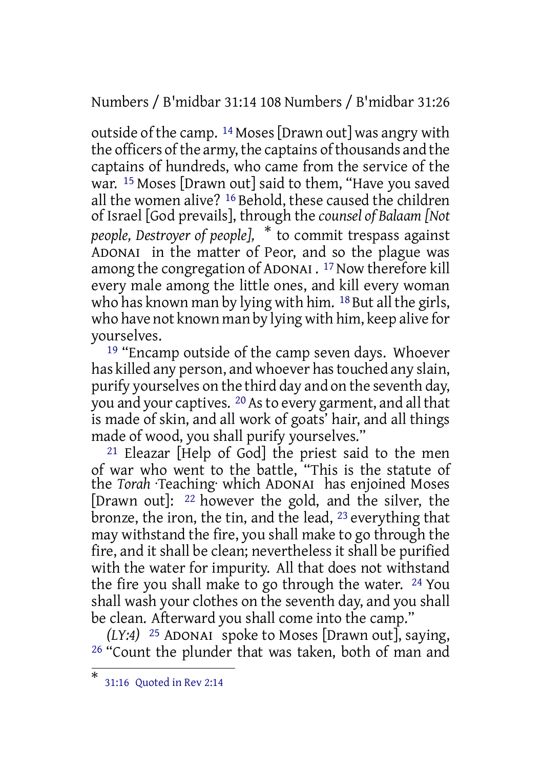outside of the camp. 14 Moses [Drawn out] was angry with the officers of the army, the captains of thousands and the captains of hundreds, who came from the service of the war. 15 Moses [Drawn out] said to them, "Have you saved all the women alive? 16 Behold, these caused the children of Israel [God prevails], through the *counsel of Balaam [Not people, Destroyer of people],* * to commit trespass against ADONAI in the matter of Peor, and so the plague was among the congregation of ADONAI. 17 Now therefore kill every male among the little ones, and kill every woman who has known man by lying with him. 18 But all the girls, who have not known man by lying with him, keep alive for yourselves.

19 "Encamp outside of the camp seven days. Whoever has killed any person, and whoever has touched any slain, purify yourselves on the third day and on the seventh day, you and your captives. 20 As to every garment, and all that is made of skin, and all work of goats' hair, and all things made of wood, you shall purify yourselves."

21 Eleazar [Help of God] the priest said to the men of war who went to the battle, "This is the statute of the *Torah* ·Teaching· which ADONAI has enjoined Moses [Drawn out]: 22 however the gold, and the silver, the bronze, the iron, the tin, and the lead, 23 everything that may withstand the fire, you shall make to go through the fire, and it shall be clean; nevertheless it shall be purified with the water for impurity. All that does not withstand the fire you shall make to go through the water. 24 You shall wash your clothes on the seventh day, and you shall be clean. Afterward you shall come into the camp."

*(LY:4)* 25 ADONAI spoke to Moses [Drawn out], saying, 26 "Count the plunder that was taken, both of man and

---

* 31:16 Quoted in Rev 2:14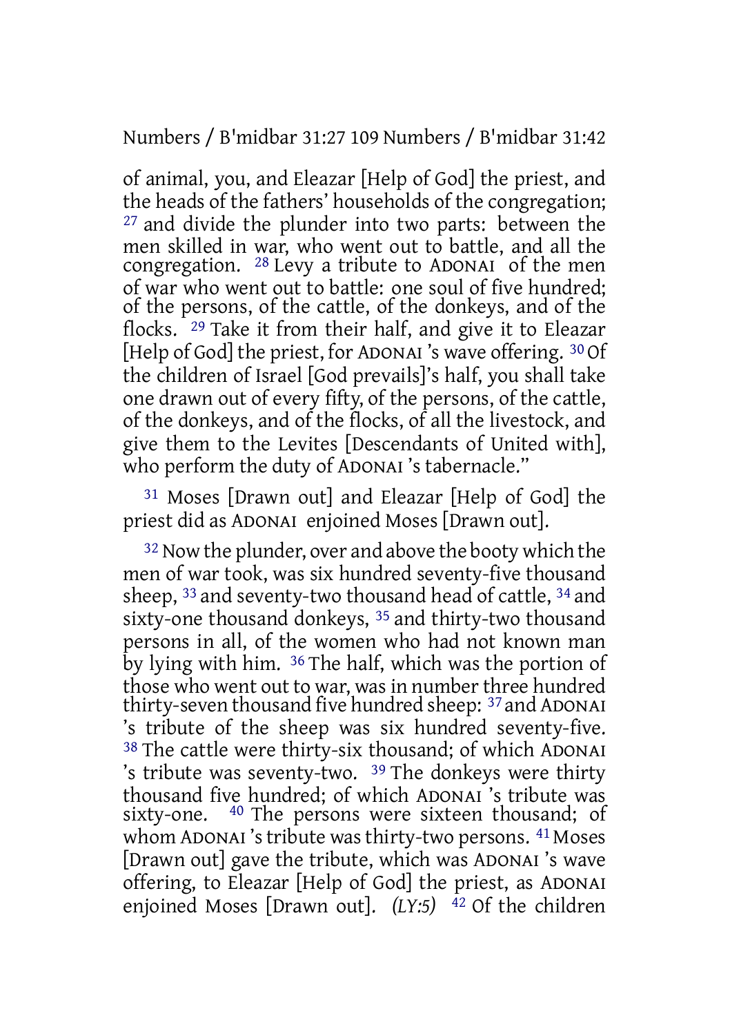of animal, you, and Eleazar [Help of God] the priest, and the heads of the fathers' households of the congregation; [27] and divide the plunder into two parts: between the men skilled in war, who went out to battle, and all the congregation. [28] Levy a tribute to ADONAI of the men of war who went out to battle: one soul of five hundred; of the persons, of the cattle, of the donkeys, and of the flocks. [29] Take it from their half, and give it to Eleazar [Help of God] the priest, for ADONAI 's wave offering. [30] Of the children of Israel [God prevails]'s half, you shall take one drawn out of every fifty, of the persons, of the cattle, of the donkeys, and of the flocks, of all the livestock, and give them to the Levites [Descendants of United with], who perform the duty of ADONAI 's tabernacle."

[31] Moses [Drawn out] and Eleazar [Help of God] the priest did as ADONAI enjoined Moses [Drawn out].

[32] Now the plunder, over and above the booty which the men of war took, was six hundred seventy-five thousand sheep, [33] and seventy-two thousand head of cattle, [34] and sixty-one thousand donkeys, [35] and thirty-two thousand persons in all, of the women who had not known man by lying with him. [36] The half, which was the portion of those who went out to war, was in number three hundred thirty-seven thousand five hundred sheep: [37] and ADONAI 's tribute of the sheep was six hundred seventy-five. [38] The cattle were thirty-six thousand; of which ADONAI 's tribute was seventy-two. [39] The donkeys were thirty thousand five hundred; of which ADONAI 's tribute was sixty-one. [40] The persons were sixteen thousand; of whom ADONAI 's tribute was thirty-two persons. [41] Moses [Drawn out] gave the tribute, which was ADONAI 's wave offering, to Eleazar [Help of God] the priest, as ADONAI enjoined Moses [Drawn out]. *(LY:5)* [42] Of the children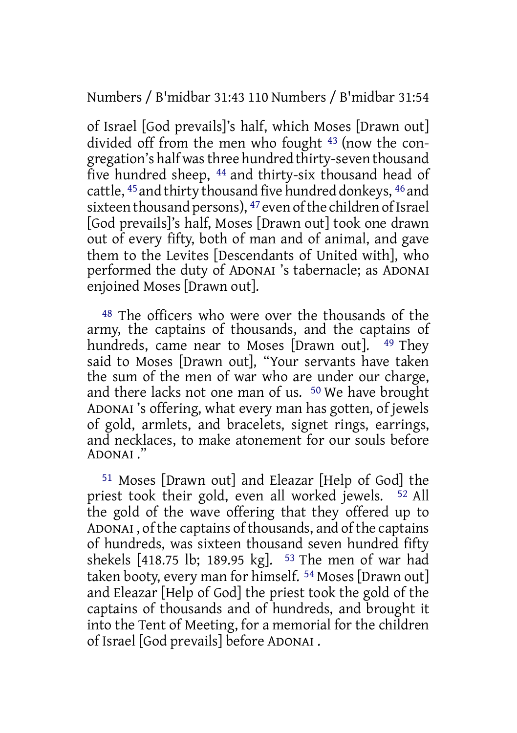of Israel [God prevails]'s half, which Moses [Drawn out] divided off from the men who fought [43] (now the congregation's half was three hundred thirty-seven thousand five hundred sheep, [44] and thirty-six thousand head of cattle, [45] and thirty thousand five hundred donkeys, [46] and sixteen thousand persons), [47] even of the children of Israel [God prevails]'s half, Moses [Drawn out] took one drawn out of every fifty, both of man and of animal, and gave them to the Levites [Descendants of United with], who performed the duty of ADONAI 's tabernacle; as ADONAI enjoined Moses [Drawn out].

[48] The officers who were over the thousands of the army, the captains of thousands, and the captains of hundreds, came near to Moses [Drawn out]. [49] They said to Moses [Drawn out], "Your servants have taken the sum of the men of war who are under our charge, and there lacks not one man of us. [50] We have brought ADONAI 's offering, what every man has gotten, of jewels of gold, armlets, and bracelets, signet rings, earrings, and necklaces, to make atonement for our souls before ADONAI ."

[51] Moses [Drawn out] and Eleazar [Help of God] the priest took their gold, even all worked jewels. [52] All the gold of the wave offering that they offered up to ADONAI , of the captains of thousands, and of the captains of hundreds, was sixteen thousand seven hundred fifty shekels [418.75 lb; 189.95 kg]. [53] The men of war had taken booty, every man for himself. [54] Moses [Drawn out] and Eleazar [Help of God] the priest took the gold of the captains of thousands and of hundreds, and brought it into the Tent of Meeting, for a memorial for the children of Israel [God prevails] before ADONAI .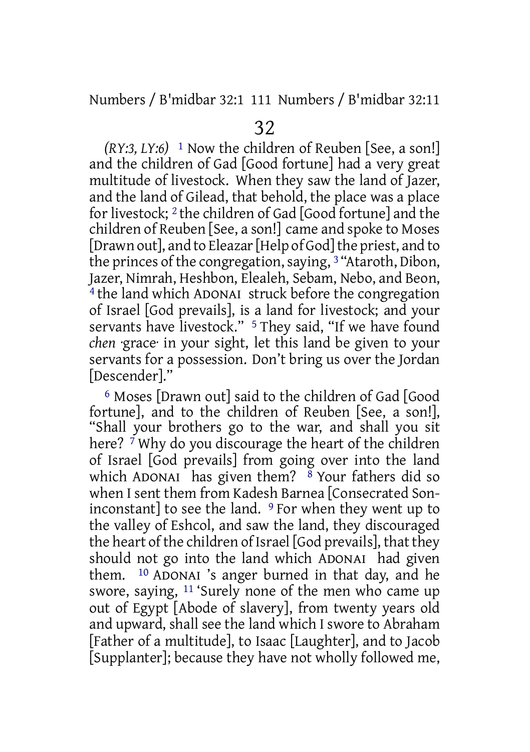# 32

*(RY:3, LY:6)* 1 Now the children of Reuben [See, a son!] and the children of Gad [Good fortune] had a very great multitude of livestock. When they saw the land of Jazer, and the land of Gilead, that behold, the place was a place for livestock; 2 the children of Gad [Good fortune] and the children of Reuben [See, a son!] came and spoke to Moses [Drawn out], and to Eleazar [Help of God] the priest, and to the princes of the congregation, saying, 3 "Ataroth, Dibon, Jazer, Nimrah, Heshbon, Elealeh, Sebam, Nebo, and Beon, 4 the land which ADONAI struck before the congregation of Israel [God prevails], is a land for livestock; and your servants have livestock." 5 They said, "If we have found *chen* ·grace· in your sight, let this land be given to your servants for a possession. Don't bring us over the Jordan [Descender]."

6 Moses [Drawn out] said to the children of Gad [Good fortune], and to the children of Reuben [See, a son!], "Shall your brothers go to the war, and shall you sit here? 7 Why do you discourage the heart of the children of Israel [God prevails] from going over into the land which ADONAI has given them? 8 Your fathers did so when I sent them from Kadesh Barnea [Consecrated Son-inconstant] to see the land. 9 For when they went up to the valley of Eshcol, and saw the land, they discouraged the heart of the children of Israel [God prevails], that they should not go into the land which ADONAI had given them. 10 ADONAI 's anger burned in that day, and he swore, saying, 11 'Surely none of the men who came up out of Egypt [Abode of slavery], from twenty years old and upward, shall see the land which I swore to Abraham [Father of a multitude], to Isaac [Laughter], and to Jacob [Supplanter]; because they have not wholly followed me,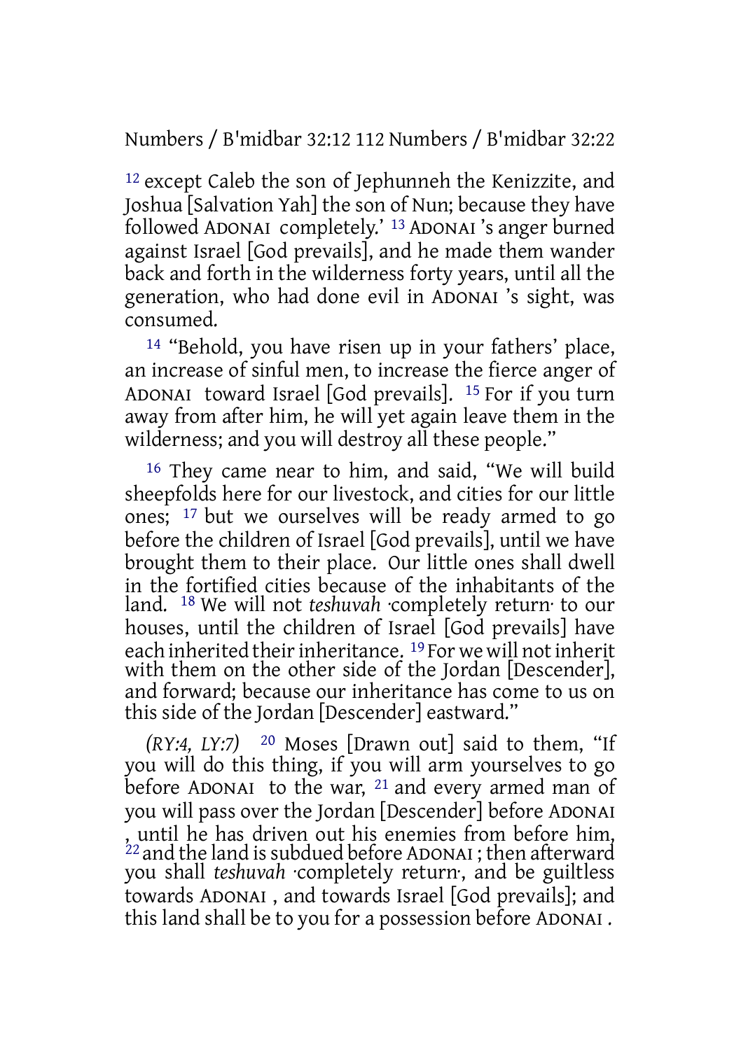[12] except Caleb the son of Jephunneh the Kenizzite, and Joshua [Salvation Yah] the son of Nun; because they have followed ADONAI completely.' [13] ADONAI 's anger burned against Israel [God prevails], and he made them wander back and forth in the wilderness forty years, until all the generation, who had done evil in ADONAI 's sight, was consumed.

[14] "Behold, you have risen up in your fathers' place, an increase of sinful men, to increase the fierce anger of ADONAI toward Israel [God prevails]. [15] For if you turn away from after him, he will yet again leave them in the wilderness; and you will destroy all these people."

[16] They came near to him, and said, "We will build sheepfolds here for our livestock, and cities for our little ones; [17] but we ourselves will be ready armed to go before the children of Israel [God prevails], until we have brought them to their place. Our little ones shall dwell in the fortified cities because of the inhabitants of the land. [18] We will not *teshuvah* ·completely return· to our houses, until the children of Israel [God prevails] have each inherited their inheritance. [19] For we will not inherit with them on the other side of the Jordan [Descender], and forward; because our inheritance has come to us on this side of the Jordan [Descender] eastward."

*(RY:4, LY:7)* [20] Moses [Drawn out] said to them, "If you will do this thing, if you will arm yourselves to go before ADONAI to the war, [21] and every armed man of you will pass over the Jordan [Descender] before ADONAI , until he has driven out his enemies from before him, [22] and the land is subdued before ADONAI ; then afterward you shall *teshuvah* ·completely return·, and be guiltless towards ADONAI , and towards Israel [God prevails]; and this land shall be to you for a possession before ADONAI .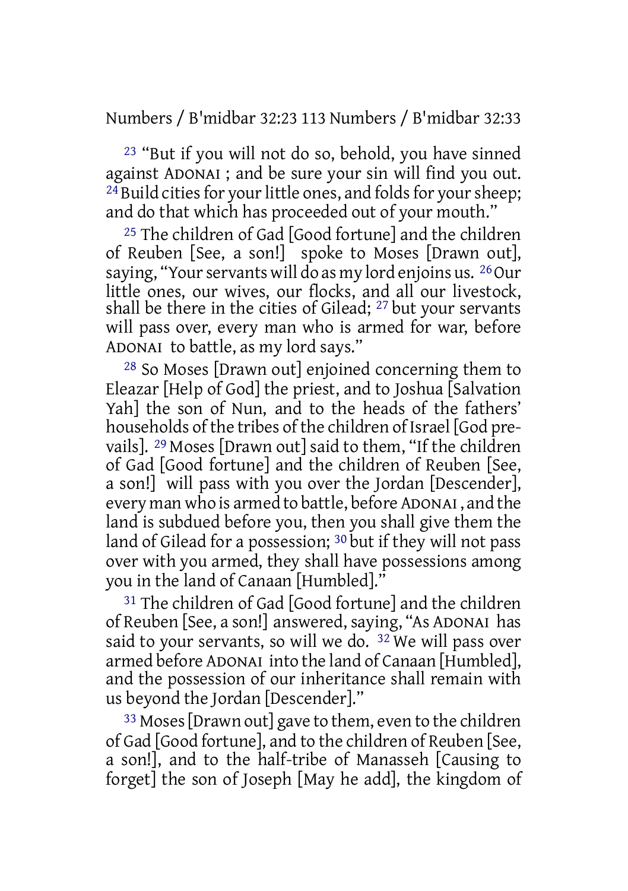23 "But if you will not do so, behold, you have sinned against ADONAI ; and be sure your sin will find you out. 24 Build cities for your little ones, and folds for your sheep; and do that which has proceeded out of your mouth."

25 The children of Gad [Good fortune] and the children of Reuben [See, a son!] spoke to Moses [Drawn out], saying, "Your servants will do as my lord enjoins us. 26 Our little ones, our wives, our flocks, and all our livestock, shall be there in the cities of Gilead; 27 but your servants will pass over, every man who is armed for war, before ADONAI to battle, as my lord says."

28 So Moses [Drawn out] enjoined concerning them to Eleazar [Help of God] the priest, and to Joshua [Salvation Yah] the son of Nun, and to the heads of the fathers' households of the tribes of the children of Israel [God prevails]. 29 Moses [Drawn out] said to them, "If the children of Gad [Good fortune] and the children of Reuben [See, a son!] will pass with you over the Jordan [Descender], every man who is armed to battle, before ADONAI , and the land is subdued before you, then you shall give them the land of Gilead for a possession; 30 but if they will not pass over with you armed, they shall have possessions among you in the land of Canaan [Humbled]."

31 The children of Gad [Good fortune] and the children of Reuben [See, a son!] answered, saying, "As ADONAI has said to your servants, so will we do. 32 We will pass over armed before ADONAI into the land of Canaan [Humbled], and the possession of our inheritance shall remain with us beyond the Jordan [Descender]."

33 Moses [Drawn out] gave to them, even to the children of Gad [Good fortune], and to the children of Reuben [See, a son!], and to the half-tribe of Manasseh [Causing to forget] the son of Joseph [May he add], the kingdom of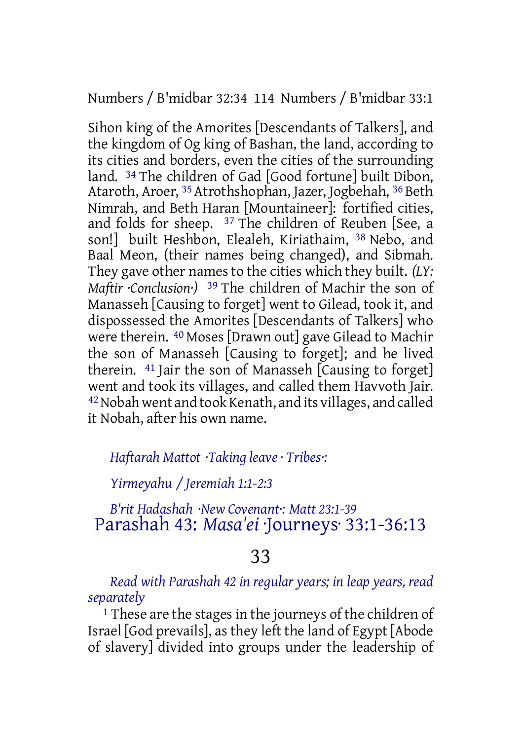Sihon king of the Amorites [Descendants of Talkers], and the kingdom of Og king of Bashan, the land, according to its cities and borders, even the cities of the surrounding land. [34] The children of Gad [Good fortune] built Dibon, Ataroth, Aroer, [35] Atrothshophan, Jazer, Jogbehah, [36] Beth Nimrah, and Beth Haran [Mountaineer]: fortified cities, and folds for sheep. [37] The children of Reuben [See, a son!] built Heshbon, Elealeh, Kiriathaim, [38] Nebo, and Baal Meon, (their names being changed), and Sibmah. They gave other names to the cities which they built. *(LY: Maftir ·Conclusion·)* [39] The children of Machir the son of Manasseh [Causing to forget] went to Gilead, took it, and dispossessed the Amorites [Descendants of Talkers] who were therein. [40] Moses [Drawn out] gave Gilead to Machir the son of Manasseh [Causing to forget]; and he lived therein. [41] Jair the son of Manasseh [Causing to forget] went and took its villages, and called them Havvoth Jair. [42] Nobah went and took Kenath, and its villages, and called it Nobah, after his own name.

*Haftarah Mattot ·Taking leave · Tribes·:*

*Yirmeyahu / Jeremiah 1:1-2:3*

*B'rit Hadashah ·New Covenant·: Matt 23:1-39*

## Parashah 43: *Masa'ei* ·Journeys· 33:1-36:13

### 33

*Read with Parashah 42 in regular years; in leap years, read separately*

[1] These are the stages in the journeys of the children of Israel [God prevails], as they left the land of Egypt [Abode of slavery] divided into groups under the leadership of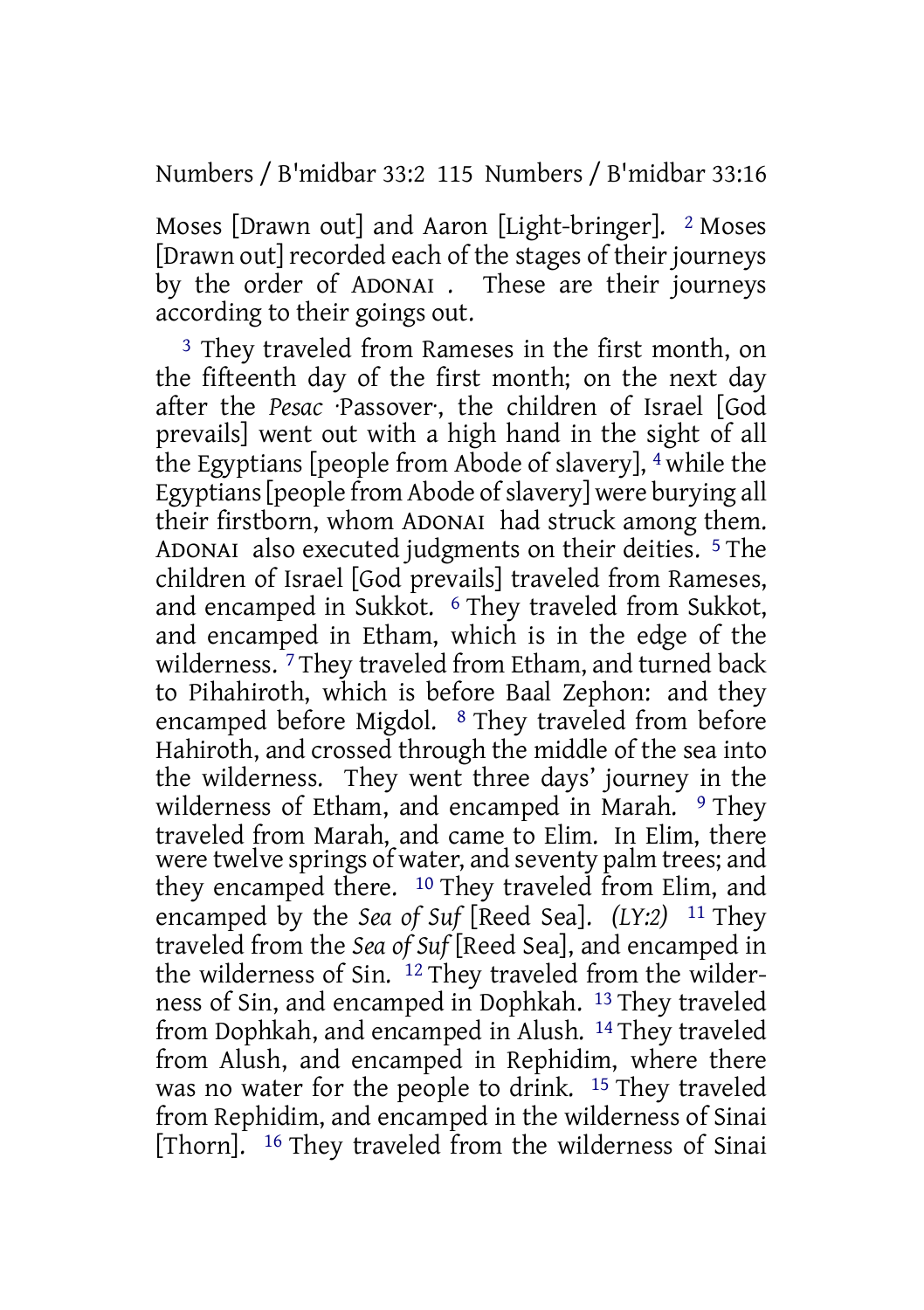Moses [Drawn out] and Aaron [Light-bringer]. [2] Moses [Drawn out] recorded each of the stages of their journeys by the order of ADONAI . These are their journeys according to their goings out.

[3] They traveled from Rameses in the first month, on the fifteenth day of the first month; on the next day after the *Pesac* ·Passover·, the children of Israel [God prevails] went out with a high hand in the sight of all the Egyptians [people from Abode of slavery], [4] while the Egyptians [people from Abode of slavery] were burying all their firstborn, whom ADONAI had struck among them. ADONAI also executed judgments on their deities. [5] The children of Israel [God prevails] traveled from Rameses, and encamped in Sukkot. [6] They traveled from Sukkot, and encamped in Etham, which is in the edge of the wilderness. [7] They traveled from Etham, and turned back to Pihahiroth, which is before Baal Zephon: and they encamped before Migdol. [8] They traveled from before Hahiroth, and crossed through the middle of the sea into the wilderness. They went three days' journey in the wilderness of Etham, and encamped in Marah. [9] They traveled from Marah, and came to Elim. In Elim, there were twelve springs of water, and seventy palm trees; and they encamped there. [10] They traveled from Elim, and encamped by the *Sea of Suf* [Reed Sea]. *(LY:2)* [11] They traveled from the *Sea of Suf* [Reed Sea], and encamped in the wilderness of Sin. [12] They traveled from the wilderness of Sin, and encamped in Dophkah. [13] They traveled from Dophkah, and encamped in Alush. [14] They traveled from Alush, and encamped in Rephidim, where there was no water for the people to drink. [15] They traveled from Rephidim, and encamped in the wilderness of Sinai [Thorn]. [16] They traveled from the wilderness of Sinai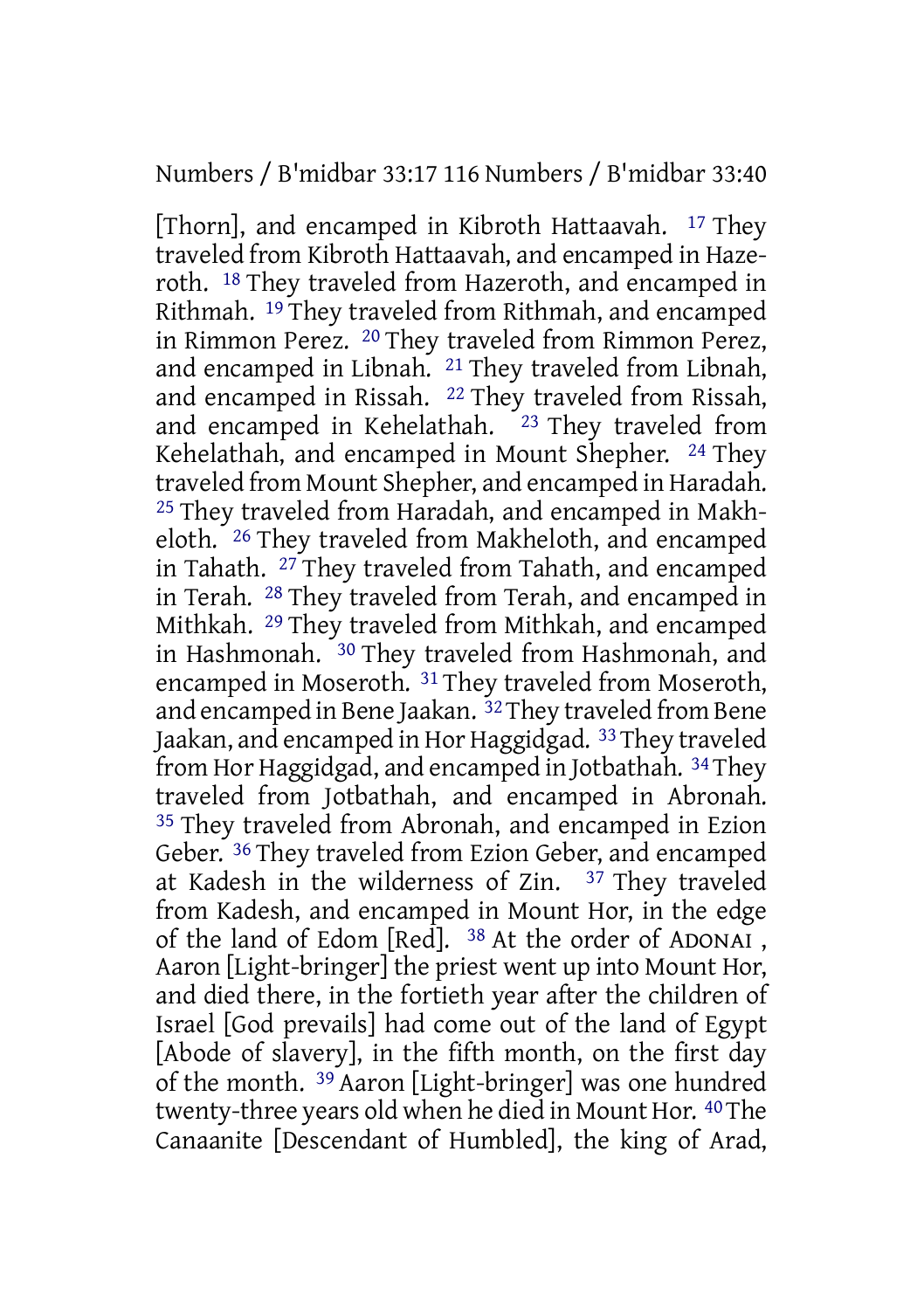[Thorn], and encamped in Kibroth Hattaavah. [17] They traveled from Kibroth Hattaavah, and encamped in Hazeroth. [18] They traveled from Hazeroth, and encamped in Rithmah. [19] They traveled from Rithmah, and encamped in Rimmon Perez. [20] They traveled from Rimmon Perez, and encamped in Libnah. [21] They traveled from Libnah, and encamped in Rissah. [22] They traveled from Rissah, and encamped in Kehelathah. [23] They traveled from Kehelathah, and encamped in Mount Shepher. [24] They traveled from Mount Shepher, and encamped in Haradah. [25] They traveled from Haradah, and encamped in Makheloth. [26] They traveled from Makheloth, and encamped in Tahath. [27] They traveled from Tahath, and encamped in Terah. [28] They traveled from Terah, and encamped in Mithkah. [29] They traveled from Mithkah, and encamped in Hashmonah. [30] They traveled from Hashmonah, and encamped in Moseroth. [31] They traveled from Moseroth, and encamped in Bene Jaakan. [32] They traveled from Bene Jaakan, and encamped in Hor Haggidgad. [33] They traveled from Hor Haggidgad, and encamped in Jotbathah. [34] They traveled from Jotbathah, and encamped in Abronah. [35] They traveled from Abronah, and encamped in Ezion Geber. [36] They traveled from Ezion Geber, and encamped at Kadesh in the wilderness of Zin. [37] They traveled from Kadesh, and encamped in Mount Hor, in the edge of the land of Edom [Red]. [38] At the order of ADONAI, Aaron [Light-bringer] the priest went up into Mount Hor, and died there, in the fortieth year after the children of Israel [God prevails] had come out of the land of Egypt [Abode of slavery], in the fifth month, on the first day of the month. [39] Aaron [Light-bringer] was one hundred twenty-three years old when he died in Mount Hor. [40] The Canaanite [Descendant of Humbled], the king of Arad,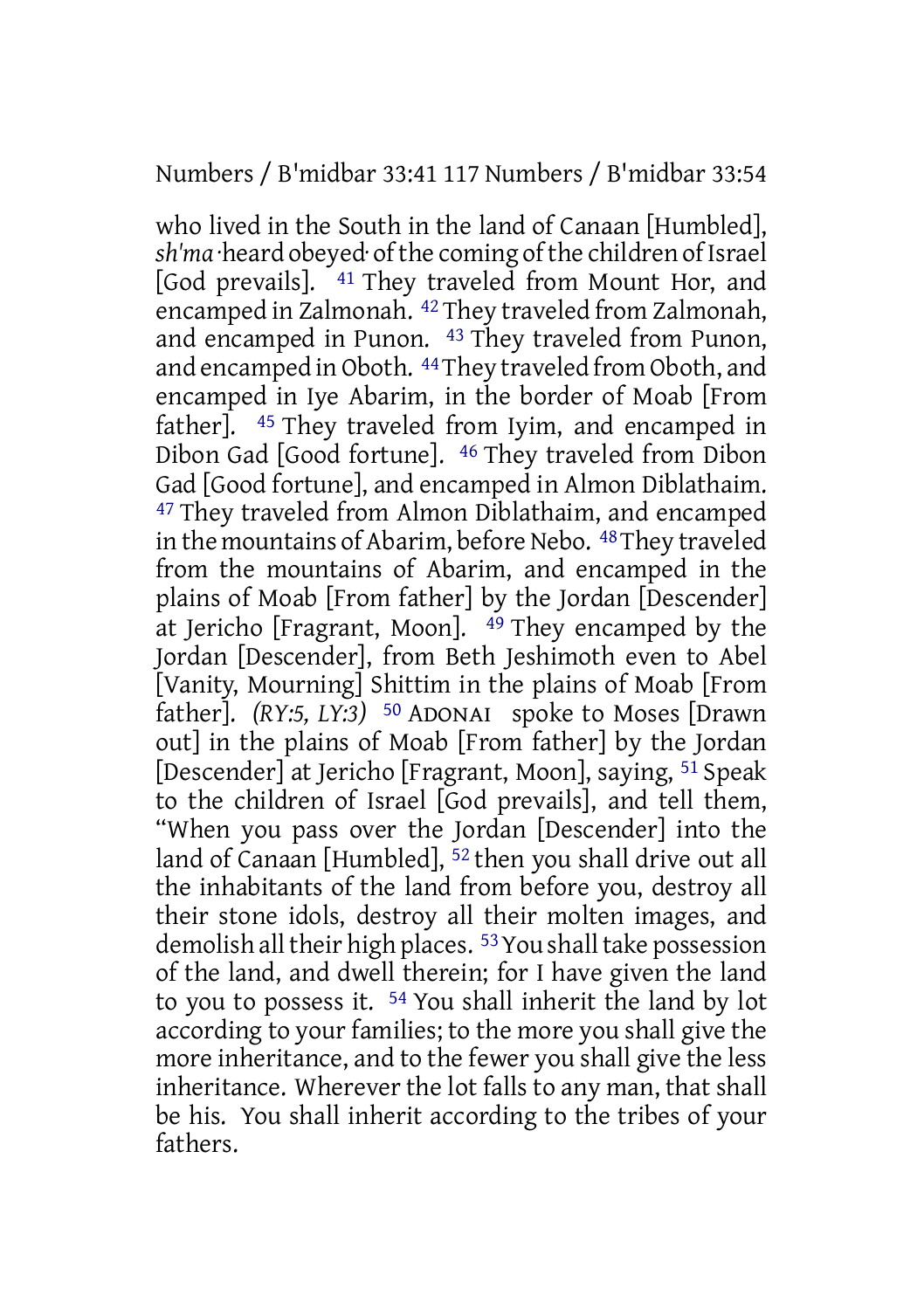who lived in the South in the land of Canaan [Humbled], *sh'ma*·heard obeyed· of the coming of the children of Israel [God prevails]. 41 They traveled from Mount Hor, and encamped in Zalmonah. 42 They traveled from Zalmonah, and encamped in Punon. 43 They traveled from Punon, and encamped in Oboth. 44 They traveled from Oboth, and encamped in Iye Abarim, in the border of Moab [From father]. 45 They traveled from Iyim, and encamped in Dibon Gad [Good fortune]. 46 They traveled from Dibon Gad [Good fortune], and encamped in Almon Diblathaim. 47 They traveled from Almon Diblathaim, and encamped in the mountains of Abarim, before Nebo. 48 They traveled from the mountains of Abarim, and encamped in the plains of Moab [From father] by the Jordan [Descender] at Jericho [Fragrant, Moon]. 49 They encamped by the Jordan [Descender], from Beth Jeshimoth even to Abel [Vanity, Mourning] Shittim in the plains of Moab [From father]. *(RY:5, LY:3)* 50 ADONAI spoke to Moses [Drawn out] in the plains of Moab [From father] by the Jordan [Descender] at Jericho [Fragrant, Moon], saying, 51 Speak to the children of Israel [God prevails], and tell them, "When you pass over the Jordan [Descender] into the land of Canaan [Humbled], 52 then you shall drive out all the inhabitants of the land from before you, destroy all their stone idols, destroy all their molten images, and demolish all their high places. 53 You shall take possession of the land, and dwell therein; for I have given the land to you to possess it. 54 You shall inherit the land by lot according to your families; to the more you shall give the more inheritance, and to the fewer you shall give the less inheritance. Wherever the lot falls to any man, that shall be his. You shall inherit according to the tribes of your fathers.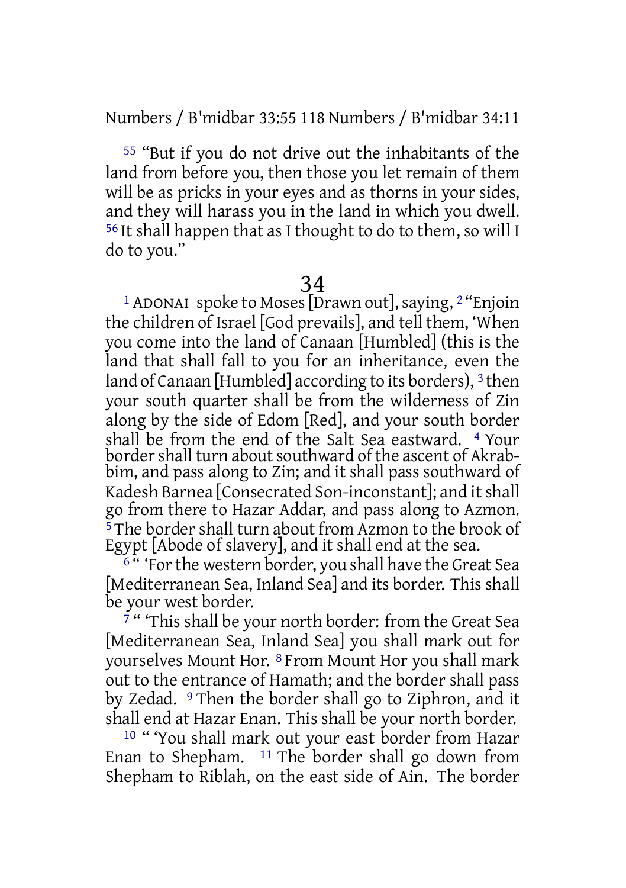[55] "But if you do not drive out the inhabitants of the land from before you, then those you let remain of them will be as pricks in your eyes and as thorns in your sides, and they will harass you in the land in which you dwell. [56] It shall happen that as I thought to do to them, so will I do to you."

# 34

[1] ADONAI spoke to Moses [Drawn out], saying, [2] "Enjoin the children of Israel [God prevails], and tell them, 'When you come into the land of Canaan [Humbled] (this is the land that shall fall to you for an inheritance, even the land of Canaan [Humbled] according to its borders), [3] then your south quarter shall be from the wilderness of Zin along by the side of Edom [Red], and your south border shall be from the end of the Salt Sea eastward. [4] Your border shall turn about southward of the ascent of Akrabbim, and pass along to Zin; and it shall pass southward of Kadesh Barnea [Consecrated Son-inconstant]; and it shall go from there to Hazar Addar, and pass along to Azmon. [5] The border shall turn about from Azmon to the brook of Egypt [Abode of slavery], and it shall end at the sea.

[6] " 'For the western border, you shall have the Great Sea [Mediterranean Sea, Inland Sea] and its border. This shall be your west border.

[7] " 'This shall be your north border: from the Great Sea [Mediterranean Sea, Inland Sea] you shall mark out for yourselves Mount Hor. [8] From Mount Hor you shall mark out to the entrance of Hamath; and the border shall pass by Zedad. [9] Then the border shall go to Ziphron, and it shall end at Hazar Enan. This shall be your north border.

[10] " 'You shall mark out your east border from Hazar Enan to Shepham. [11] The border shall go down from Shepham to Riblah, on the east side of Ain. The border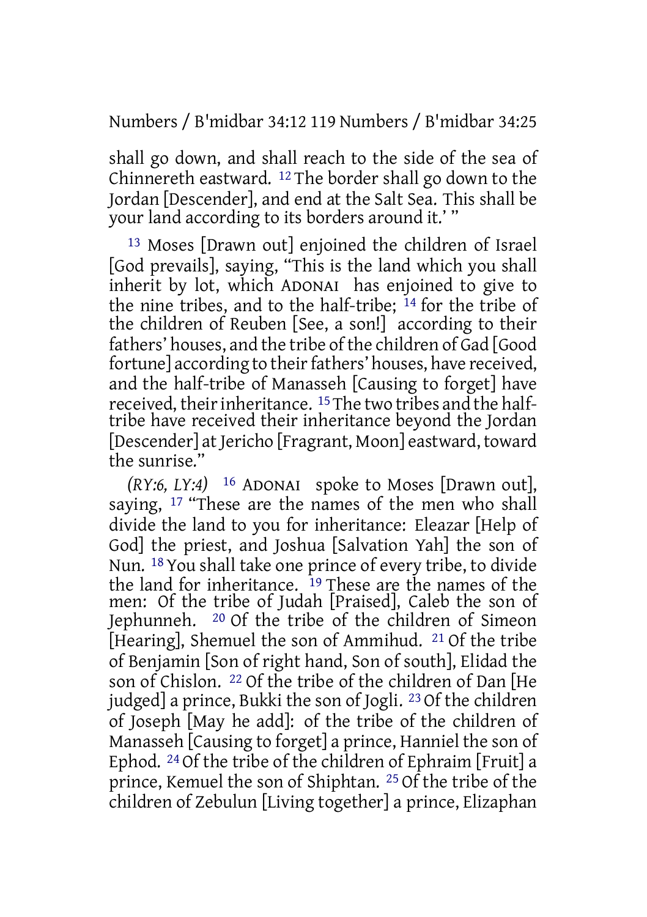shall go down, and shall reach to the side of the sea of Chinnereth eastward. 12 The border shall go down to the Jordan [Descender], and end at the Salt Sea. This shall be your land according to its borders around it.' "

13 Moses [Drawn out] enjoined the children of Israel [God prevails], saying, "This is the land which you shall inherit by lot, which ADONAI has enjoined to give to the nine tribes, and to the half-tribe; 14 for the tribe of the children of Reuben [See, a son!] according to their fathers' houses, and the tribe of the children of Gad [Good fortune] according to their fathers' houses, have received, and the half-tribe of Manasseh [Causing to forget] have received, their inheritance. 15 The two tribes and the half-tribe have received their inheritance beyond the Jordan [Descender] at Jericho [Fragrant, Moon] eastward, toward the sunrise."

*(RY:6, LY:4)* 16 ADONAI spoke to Moses [Drawn out], saying, 17 "These are the names of the men who shall divide the land to you for inheritance: Eleazar [Help of God] the priest, and Joshua [Salvation Yah] the son of Nun. 18 You shall take one prince of every tribe, to divide the land for inheritance. 19 These are the names of the men: Of the tribe of Judah [Praised], Caleb the son of Jephunneh. 20 Of the tribe of the children of Simeon [Hearing], Shemuel the son of Ammihud. 21 Of the tribe of Benjamin [Son of right hand, Son of south], Elidad the son of Chislon. 22 Of the tribe of the children of Dan [He judged] a prince, Bukki the son of Jogli. 23 Of the children of Joseph [May he add]: of the tribe of the children of Manasseh [Causing to forget] a prince, Hanniel the son of Ephod. 24 Of the tribe of the children of Ephraim [Fruit] a prince, Kemuel the son of Shiphtan. 25 Of the tribe of the children of Zebulun [Living together] a prince, Elizaphan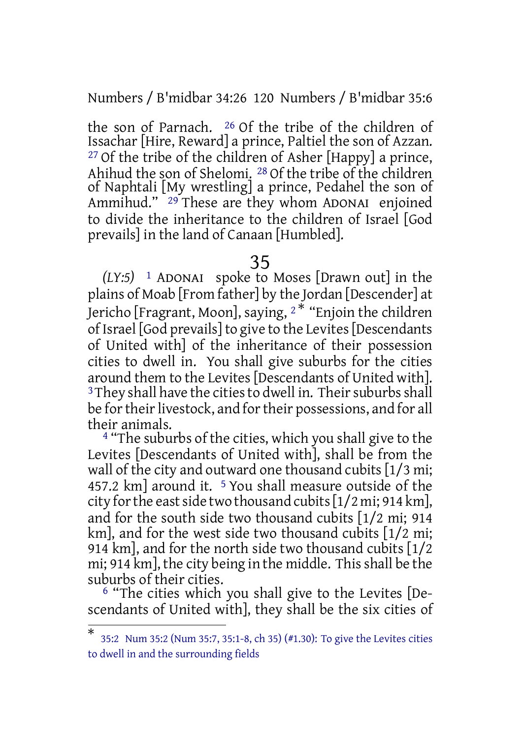the son of Parnach. [26] Of the tribe of the children of Issachar [Hire, Reward] a prince, Paltiel the son of Azzan. [27] Of the tribe of the children of Asher [Happy] a prince, Ahihud the son of Shelomi. [28] Of the tribe of the children of Naphtali [My wrestling] a prince, Pedahel the son of Ammihud." [29] These are they whom ADONAI enjoined to divide the inheritance to the children of Israel [God prevails] in the land of Canaan [Humbled].

# 35

*(LY:5)* [1] ADONAI spoke to Moses [Drawn out] in the plains of Moab [From father] by the Jordan [Descender] at Jericho [Fragrant, Moon], saying, [2]* "Enjoin the children of Israel [God prevails] to give to the Levites [Descendants of United with] of the inheritance of their possession cities to dwell in. You shall give suburbs for the cities around them to the Levites [Descendants of United with]. [3] They shall have the cities to dwell in. Their suburbs shall be for their livestock, and for their possessions, and for all their animals.

[4] "The suburbs of the cities, which you shall give to the Levites [Descendants of United with], shall be from the wall of the city and outward one thousand cubits [1/3 mi; 457.2 km] around it. [5] You shall measure outside of the city for the east side two thousand cubits [1/2 mi; 914 km], and for the south side two thousand cubits [1/2 mi; 914 km], and for the west side two thousand cubits [1/2 mi; 914 km], and for the north side two thousand cubits [1/2 mi; 914 km], the city being in the middle. This shall be the suburbs of their cities.

[6] "The cities which you shall give to the Levites [Descendants of United with], they shall be the six cities of

---

\* 35:2 Num 35:2 (Num 35:7, 35:1-8, ch 35) (#1.30): To give the Levites cities to dwell in and the surrounding fields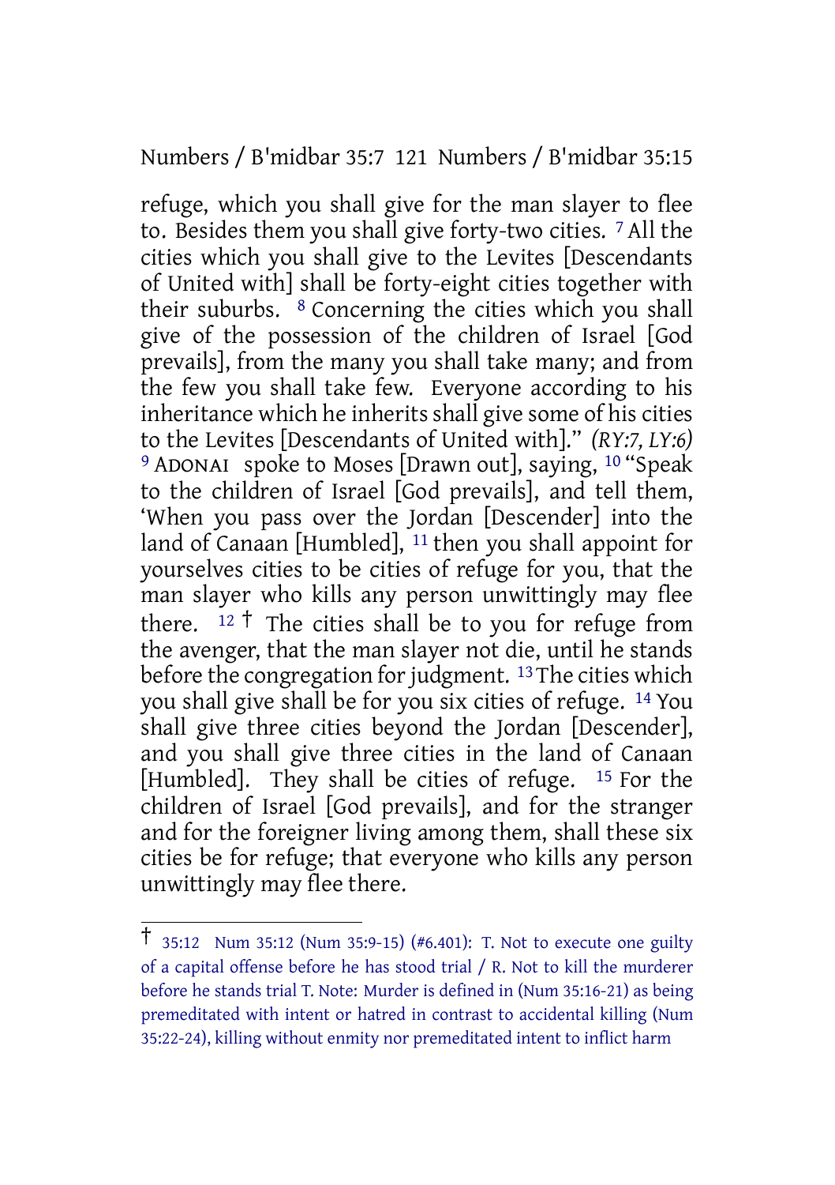refuge, which you shall give for the man slayer to flee to. Besides them you shall give forty-two cities. [7] All the cities which you shall give to the Levites [Descendants of United with] shall be forty-eight cities together with their suburbs. [8] Concerning the cities which you shall give of the possession of the children of Israel [God prevails], from the many you shall take many; and from the few you shall take few. Everyone according to his inheritance which he inherits shall give some of his cities to the Levites [Descendants of United with]." *(RY:7, LY:6)* [9] ADONAI spoke to Moses [Drawn out], saying, [10] "Speak to the children of Israel [God prevails], and tell them, 'When you pass over the Jordan [Descender] into the land of Canaan [Humbled], [11] then you shall appoint for yourselves cities to be cities of refuge for you, that the man slayer who kills any person unwittingly may flee there. [12] † The cities shall be to you for refuge from the avenger, that the man slayer not die, until he stands before the congregation for judgment. [13] The cities which you shall give shall be for you six cities of refuge. [14] You shall give three cities beyond the Jordan [Descender], and you shall give three cities in the land of Canaan [Humbled]. They shall be cities of refuge. [15] For the children of Israel [God prevails], and for the stranger and for the foreigner living among them, shall these six cities be for refuge; that everyone who kills any person unwittingly may flee there.

---

† 35:12 Num 35:12 (Num 35:9-15) (#6.401): T. Not to execute one guilty of a capital offense before he has stood trial / R. Not to kill the murderer before he stands trial T. Note: Murder is defined in (Num 35:16-21) as being premeditated with intent or hatred in contrast to accidental killing (Num 35:22-24), killing without enmity nor premeditated intent to inflict harm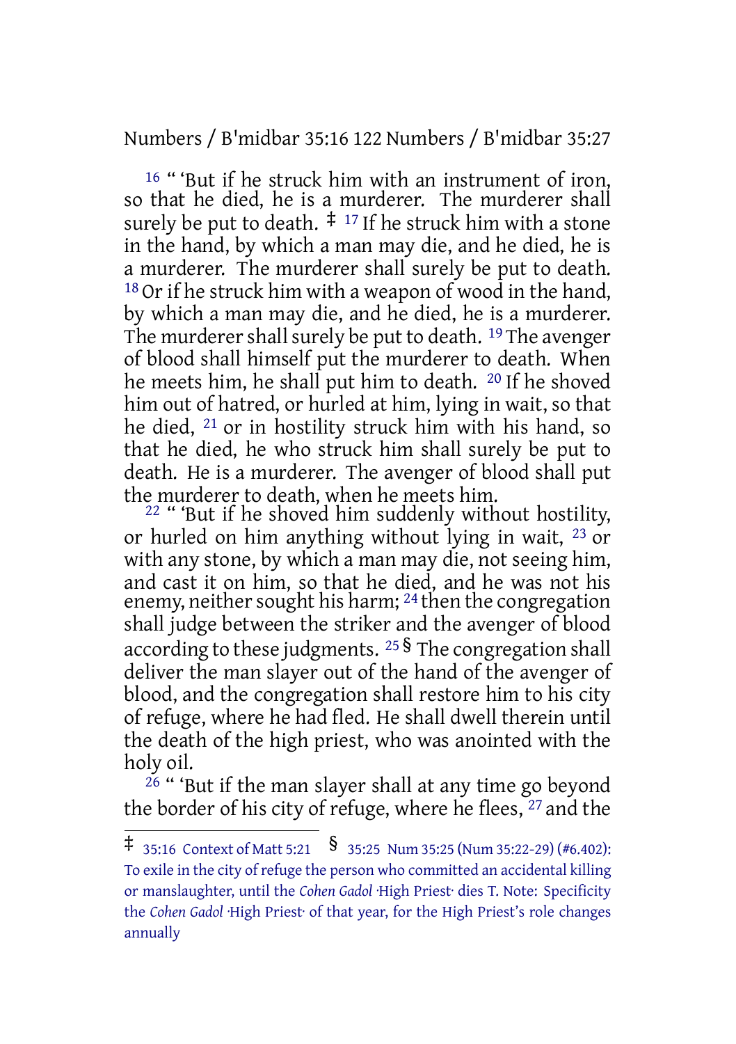[16] " 'But if he struck him with an instrument of iron, so that he died, he is a murderer. The murderer shall surely be put to death. ‡ [17] If he struck him with a stone in the hand, by which a man may die, and he died, he is a murderer. The murderer shall surely be put to death. [18] Or if he struck him with a weapon of wood in the hand, by which a man may die, and he died, he is a murderer. The murderer shall surely be put to death. [19] The avenger of blood shall himself put the murderer to death. When he meets him, he shall put him to death. [20] If he shoved him out of hatred, or hurled at him, lying in wait, so that he died, [21] or in hostility struck him with his hand, so that he died, he who struck him shall surely be put to death. He is a murderer. The avenger of blood shall put the murderer to death, when he meets him.

[22] " 'But if he shoved him suddenly without hostility, or hurled on him anything without lying in wait, [23] or with any stone, by which a man may die, not seeing him, and cast it on him, so that he died, and he was not his enemy, neither sought his harm; [24] then the congregation shall judge between the striker and the avenger of blood according to these judgments. [25] § The congregation shall deliver the man slayer out of the hand of the avenger of blood, and the congregation shall restore him to his city of refuge, where he had fled. He shall dwell therein until the death of the high priest, who was anointed with the holy oil.

[26] " 'But if the man slayer shall at any time go beyond the border of his city of refuge, where he flees, [27] and the

---

‡ 35:16 Context of Matt 5:21 § 35:25 Num 35:25 (Num 35:22-29) (#6.402): To exile in the city of refuge the person who committed an accidental killing or manslaughter, until the *Cohen Gadol* ·High Priest· dies T. Note: Specificity the *Cohen Gadol* ·High Priest· of that year, for the High Priest's role changes annually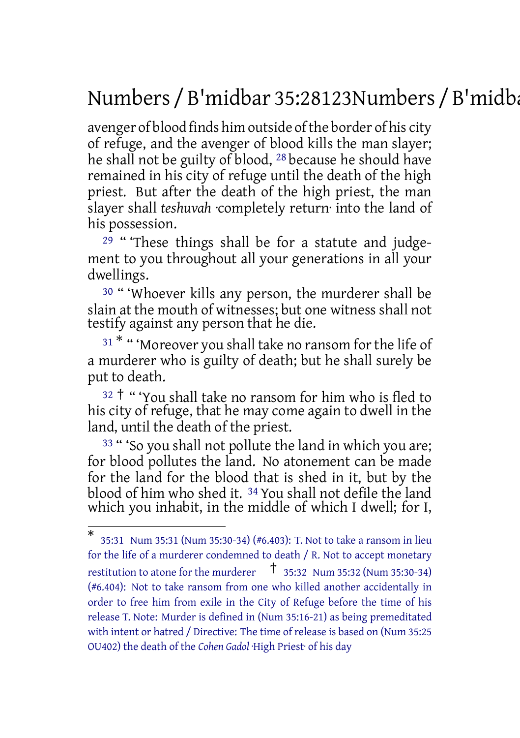avenger of blood finds him outside of the border of his city of refuge, and the avenger of blood kills the man slayer; he shall not be guilty of blood, [28] because he should have remained in his city of refuge until the death of the high priest. But after the death of the high priest, the man slayer shall *teshuvah* ·completely return· into the land of his possession.

[29] " 'These things shall be for a statute and judgement to you throughout all your generations in all your dwellings.

[30] " 'Whoever kills any person, the murderer shall be slain at the mouth of witnesses; but one witness shall not testify against any person that he die.

[31] * " 'Moreover you shall take no ransom for the life of a murderer who is guilty of death; but he shall surely be put to death.

[32] † " 'You shall take no ransom for him who is fled to his city of refuge, that he may come again to dwell in the land, until the death of the priest.

[33] " 'So you shall not pollute the land in which you are; for blood pollutes the land. No atonement can be made for the land for the blood that is shed in it, but by the blood of him who shed it. [34] You shall not defile the land which you inhabit, in the middle of which I dwell; for I,

---

\* 35:31 Num 35:31 (Num 35:30-34) (#6.403): T. Not to take a ransom in lieu for the life of a murderer condemned to death / R. Not to accept monetary restitution to atone for the murderer † 35:32 Num 35:32 (Num 35:30-34) (#6.404): Not to take ransom from one who killed another accidentally in order to free him from exile in the City of Refuge before the time of his release T. Note: Murder is defined in (Num 35:16-21) as being premeditated with intent or hatred / Directive: The time of release is based on (Num 35:25 OU402) the death of the *Cohen Gadol* ·High Priest· of his day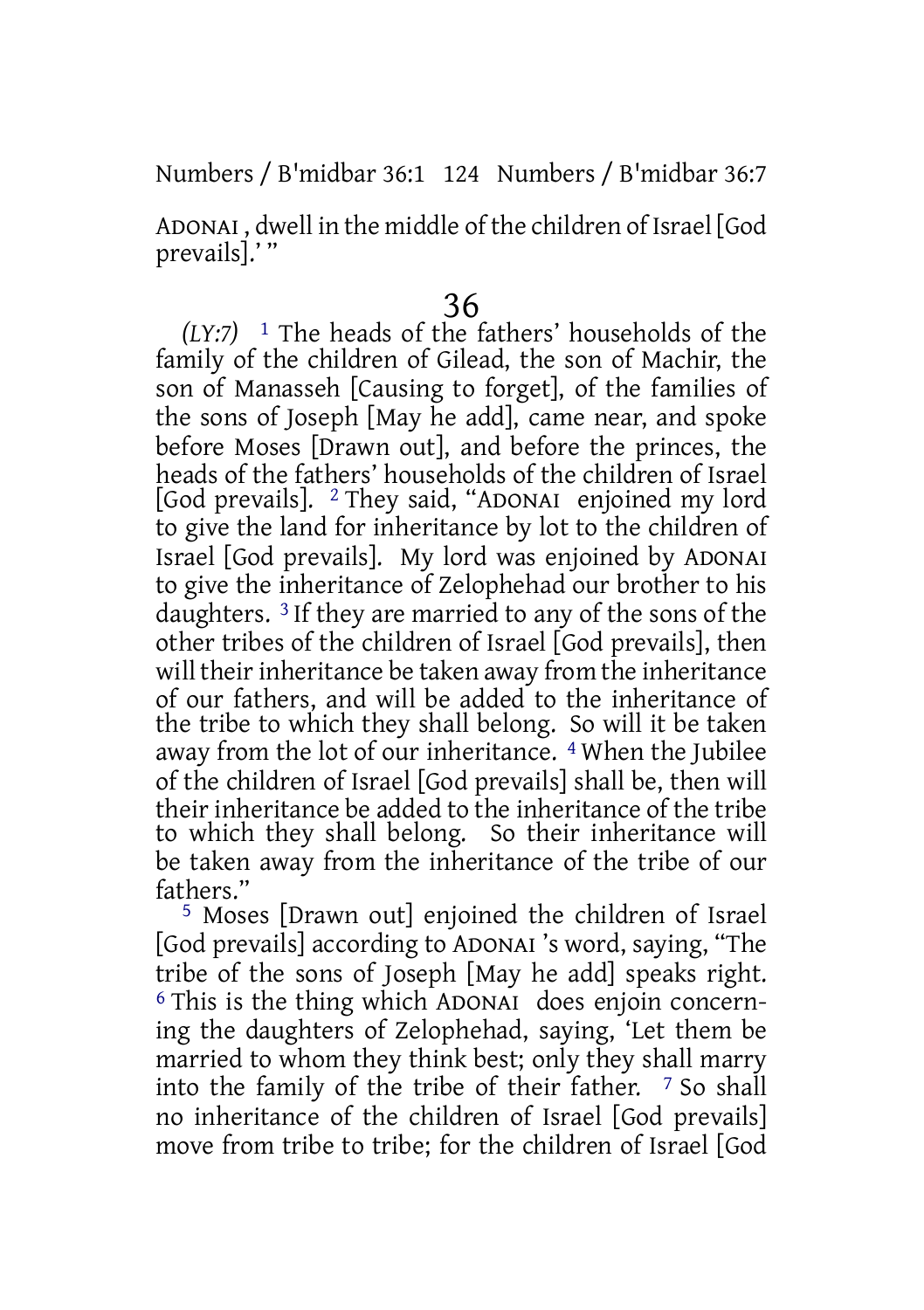ADONAI , dwell in the middle of the children of Israel [God prevails].' "

# 36

*(LY:7)* 1 The heads of the fathers' households of the family of the children of Gilead, the son of Machir, the son of Manasseh [Causing to forget], of the families of the sons of Joseph [May he add], came near, and spoke before Moses [Drawn out], and before the princes, the heads of the fathers' households of the children of Israel [God prevails]. 2 They said, "ADONAI enjoined my lord to give the land for inheritance by lot to the children of Israel [God prevails]. My lord was enjoined by ADONAI to give the inheritance of Zelophehad our brother to his daughters. 3 If they are married to any of the sons of the other tribes of the children of Israel [God prevails], then will their inheritance be taken away from the inheritance of our fathers, and will be added to the inheritance of the tribe to which they shall belong. So will it be taken away from the lot of our inheritance. 4 When the Jubilee of the children of Israel [God prevails] shall be, then will their inheritance be added to the inheritance of the tribe to which they shall belong. So their inheritance will be taken away from the inheritance of the tribe of our fathers."

5 Moses [Drawn out] enjoined the children of Israel [God prevails] according to ADONAI 's word, saying, "The tribe of the sons of Joseph [May he add] speaks right. 6 This is the thing which ADONAI does enjoin concerning the daughters of Zelophehad, saying, 'Let them be married to whom they think best; only they shall marry into the family of the tribe of their father. 7 So shall no inheritance of the children of Israel [God prevails] move from tribe to tribe; for the children of Israel [God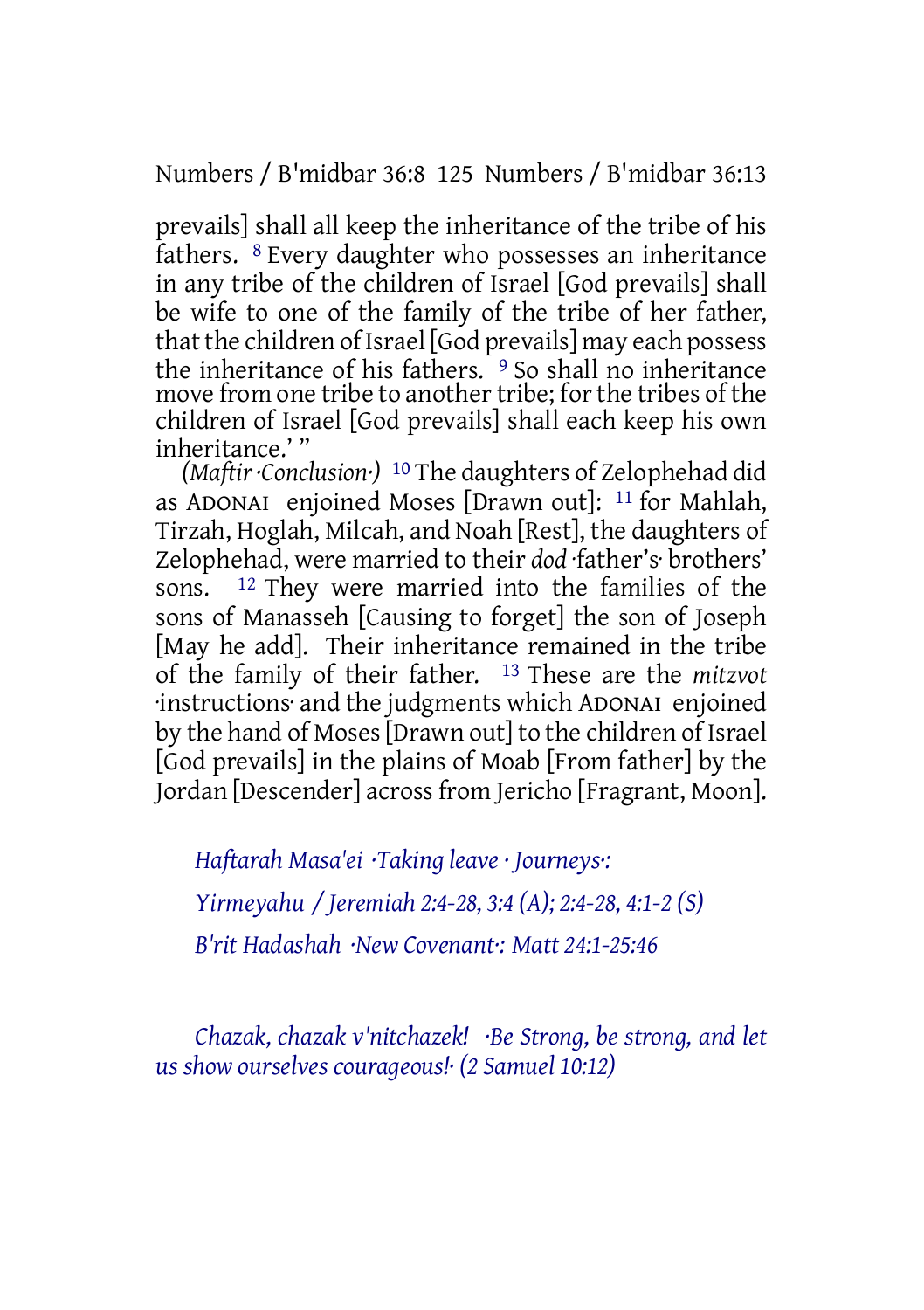prevails] shall all keep the inheritance of the tribe of his fathers. [8] Every daughter who possesses an inheritance in any tribe of the children of Israel [God prevails] shall be wife to one of the family of the tribe of her father, that the children of Israel [God prevails] may each possess the inheritance of his fathers. [9] So shall no inheritance move from one tribe to another tribe; for the tribes of the children of Israel [God prevails] shall each keep his own inheritance.' "

*(Maftir ·Conclusion·)* [10] The daughters of Zelophehad did as ADONAI enjoined Moses [Drawn out]: [11] for Mahlah, Tirzah, Hoglah, Milcah, and Noah [Rest], the daughters of Zelophehad, were married to their *dod* ·father's· brothers' sons. [12] They were married into the families of the sons of Manasseh [Causing to forget] the son of Joseph [May he add]. Their inheritance remained in the tribe of the family of their father. [13] These are the *mitzvot* ·instructions· and the judgments which ADONAI enjoined by the hand of Moses [Drawn out] to the children of Israel [God prevails] in the plains of Moab [From father] by the Jordan [Descender] across from Jericho [Fragrant, Moon].

*Haftarah Masa'ei ·Taking leave · Journeys·:*

*Yirmeyahu / Jeremiah 2:4-28, 3:4 (A); 2:4-28, 4:1-2 (S)*

*B'rit Hadashah ·New Covenant·: Matt 24:1-25:46*

*Chazak, chazak v'nitchazek! ·Be Strong, be strong, and let us show ourselves courageous!· (2 Samuel 10:12)*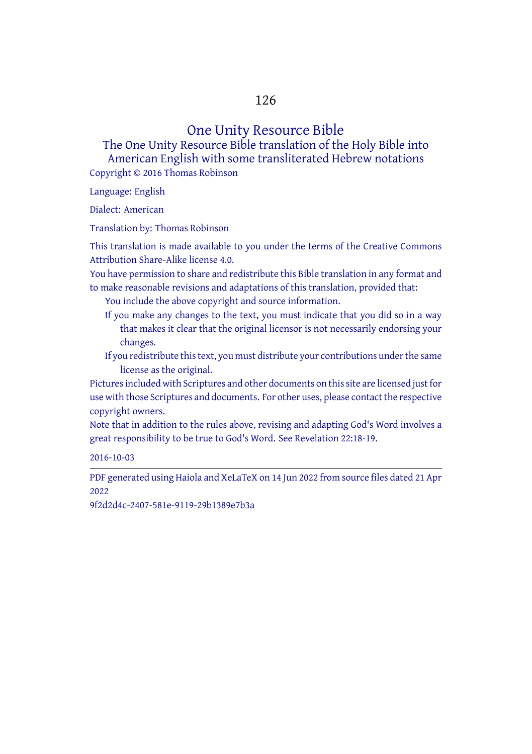# One Unity Resource Bible

## The One Unity Resource Bible translation of the Holy Bible into American English with some transliterated Hebrew notations

Copyright © 2016 Thomas Robinson

Language: English

Dialect: American

Translation by: Thomas Robinson

This translation is made available to you under the terms of the Creative Commons Attribution Share-Alike license 4.0.

You have permission to share and redistribute this Bible translation in any format and to make reasonable revisions and adaptations of this translation, provided that:

- You include the above copyright and source information.
- If you make any changes to the text, you must indicate that you did so in a way that makes it clear that the original licensor is not necessarily endorsing your changes.
- If you redistribute this text, you must distribute your contributions under the same license as the original.

Pictures included with Scriptures and other documents on this site are licensed just for use with those Scriptures and documents. For other uses, please contact the respective copyright owners.

Note that in addition to the rules above, revising and adapting God's Word involves a great responsibility to be true to God's Word. See Revelation 22:18-19.

2016-10-03

---

PDF generated using Haiola and XeLaTeX on 14 Jun 2022 from source files dated 21 Apr 2022

9f2d2d4c-2407-581e-9119-29b1389e7b3a